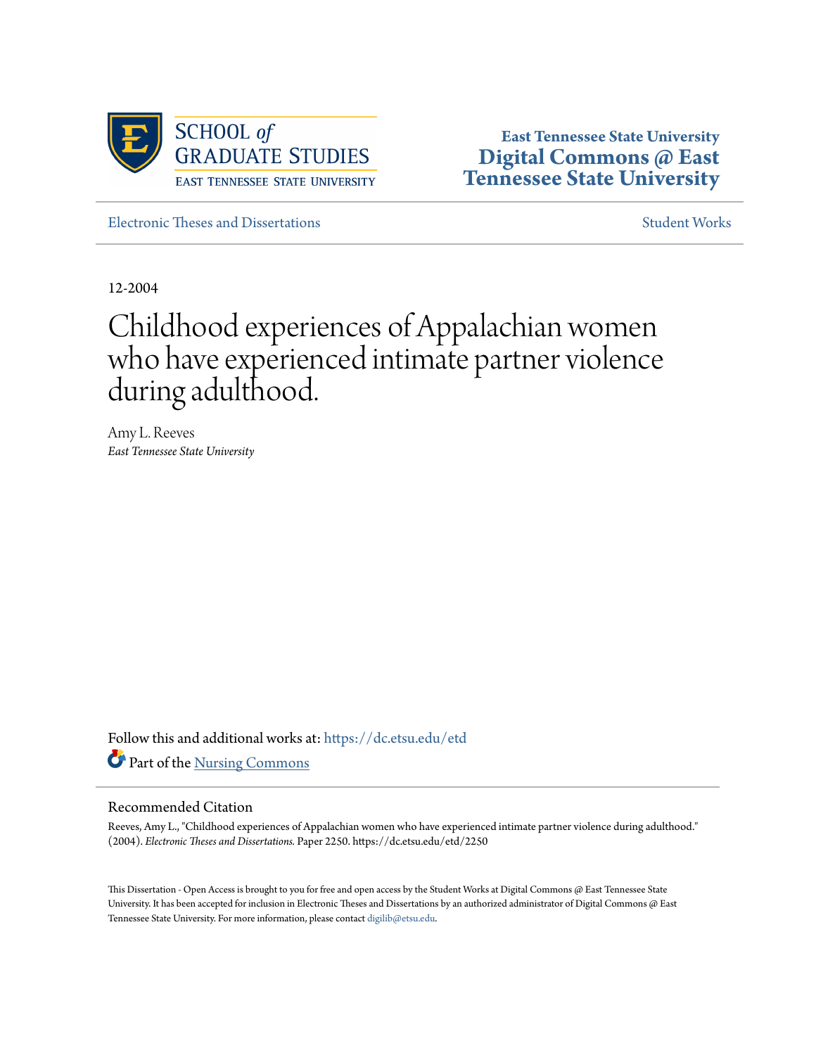SCHOOL *of* GRADUATE STUDIES
EAST TENNESSEE STATE UNIVERSITY

**East Tennessee State University**
**Digital Commons @ East Tennessee State University**

Electronic Theses and Dissertations | Student Works

12-2004

# Childhood experiences of Appalachian women who have experienced intimate partner violence during adulthood.

Amy L. Reeves
*East Tennessee State University*

Follow this and additional works at: https://dc.etsu.edu/etd

Part of the Nursing Commons

## Recommended Citation

Reeves, Amy L., "Childhood experiences of Appalachian women who have experienced intimate partner violence during adulthood." (2004). *Electronic Theses and Dissertations.* Paper 2250. https://dc.etsu.edu/etd/2250

This Dissertation - Open Access is brought to you for free and open access by the Student Works at Digital Commons @ East Tennessee State University. It has been accepted for inclusion in Electronic Theses and Dissertations by an authorized administrator of Digital Commons @ East Tennessee State University. For more information, please contact digilib@etsu.edu.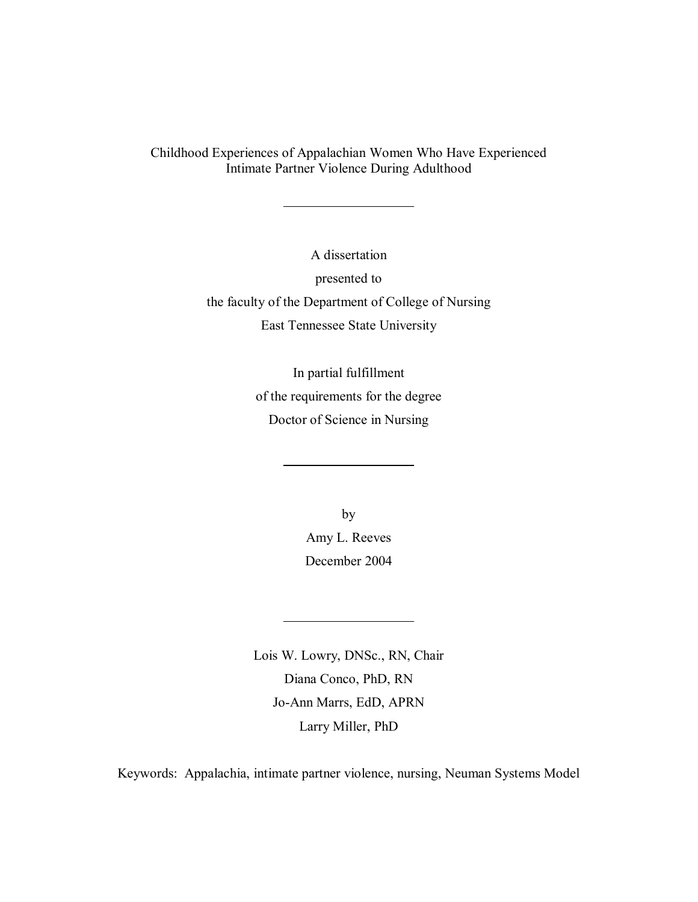# Childhood Experiences of Appalachian Women Who Have Experienced Intimate Partner Violence During Adulthood

---

A dissertation

presented to

the faculty of the Department of College of Nursing

East Tennessee State University

In partial fulfillment

of the requirements for the degree

Doctor of Science in Nursing

---

by

Amy L. Reeves

December 2004

---

Lois W. Lowry, DNSc., RN, Chair

Diana Conco, PhD, RN

Jo-Ann Marrs, EdD, APRN

Larry Miller, PhD

Keywords: Appalachia, intimate partner violence, nursing, Neuman Systems Model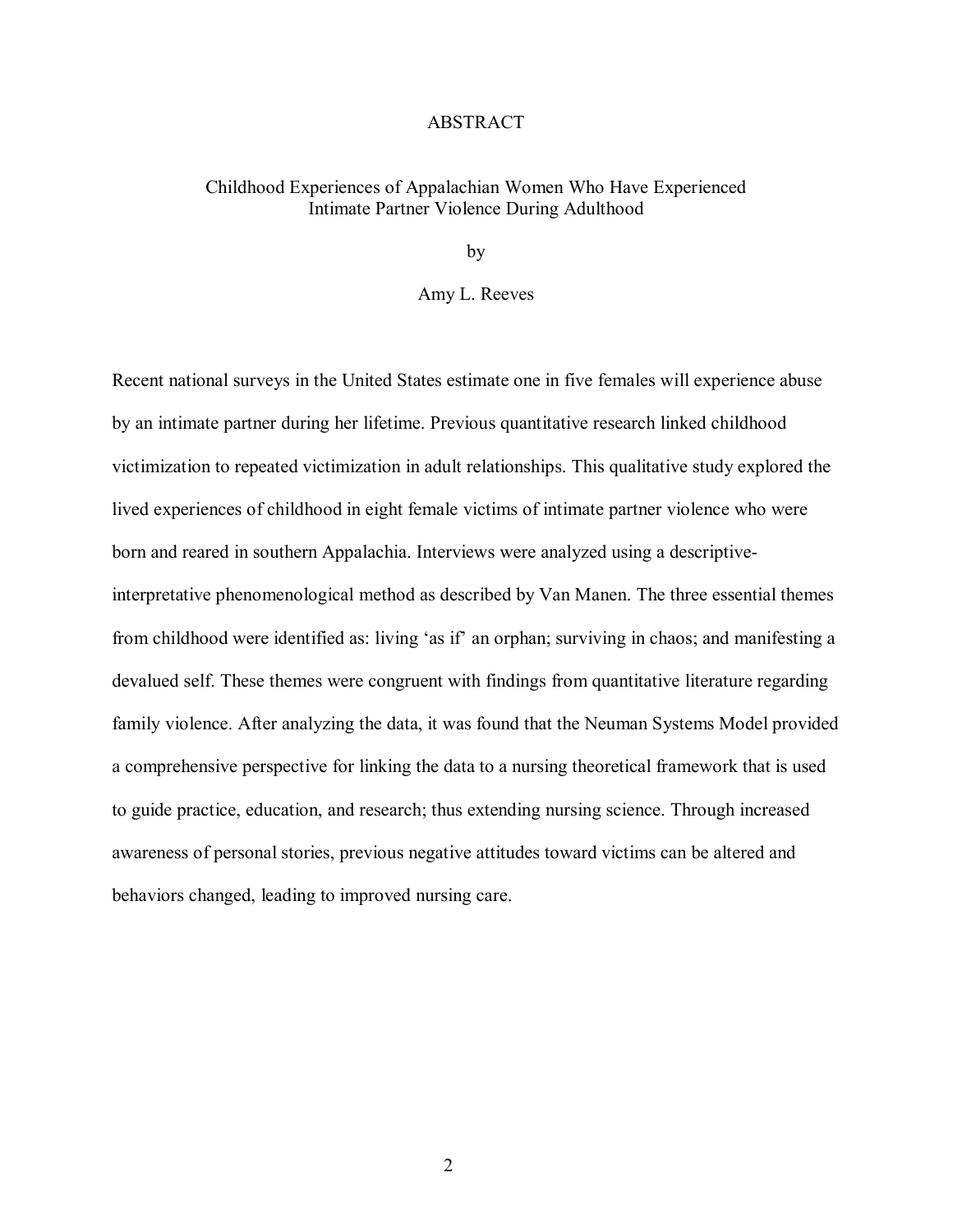# ABSTRACT

## Childhood Experiences of Appalachian Women Who Have Experienced Intimate Partner Violence During Adulthood

by

Amy L. Reeves

Recent national surveys in the United States estimate one in five females will experience abuse by an intimate partner during her lifetime. Previous quantitative research linked childhood victimization to repeated victimization in adult relationships. This qualitative study explored the lived experiences of childhood in eight female victims of intimate partner violence who were born and reared in southern Appalachia. Interviews were analyzed using a descriptive-interpretative phenomenological method as described by Van Manen. The three essential themes from childhood were identified as: living 'as if' an orphan; surviving in chaos; and manifesting a devalued self. These themes were congruent with findings from quantitative literature regarding family violence. After analyzing the data, it was found that the Neuman Systems Model provided a comprehensive perspective for linking the data to a nursing theoretical framework that is used to guide practice, education, and research; thus extending nursing science. Through increased awareness of personal stories, previous negative attitudes toward victims can be altered and behaviors changed, leading to improved nursing care.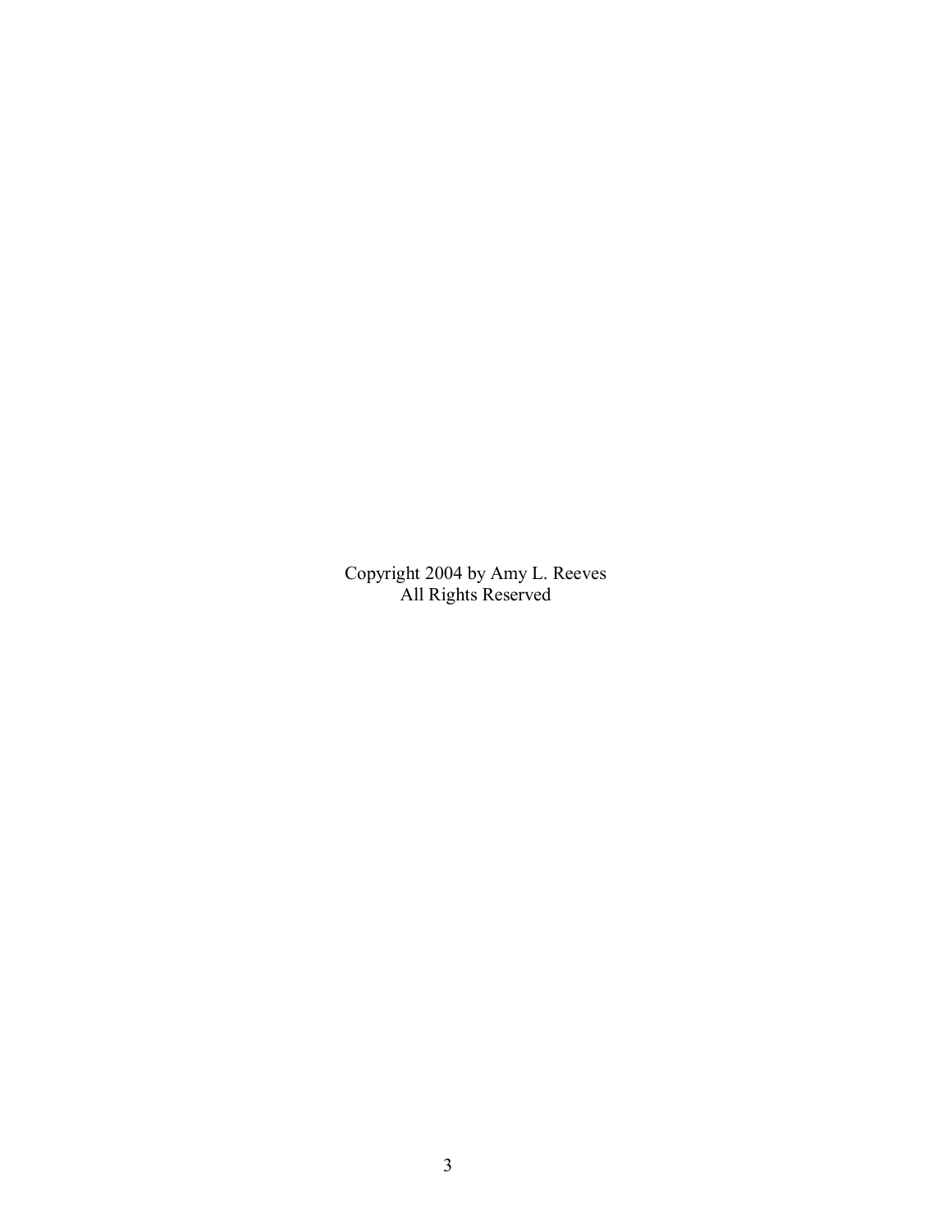Copyright 2004 by Amy L. Reeves
All Rights Reserved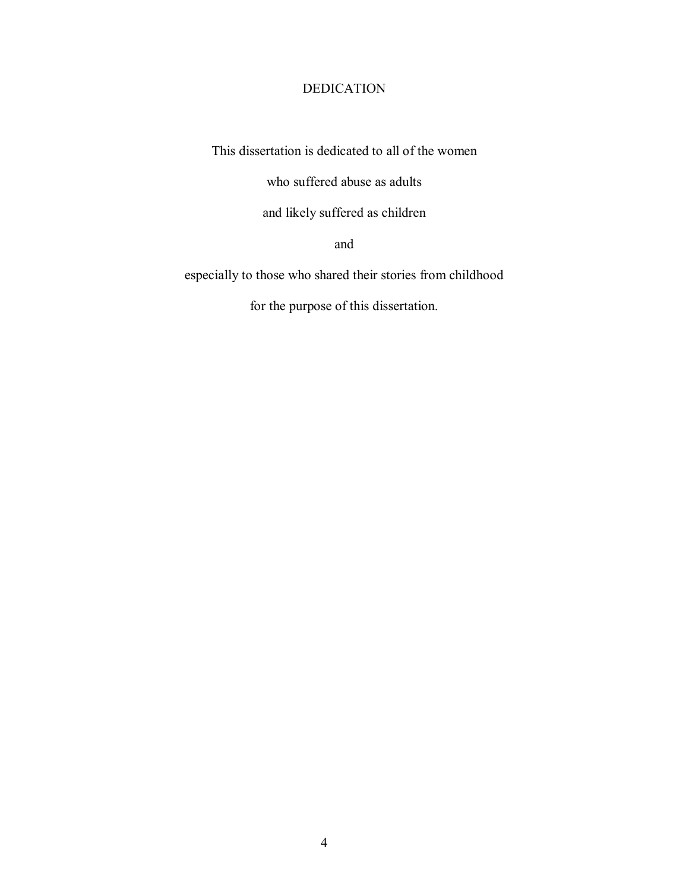# DEDICATION

This dissertation is dedicated to all of the women

who suffered abuse as adults

and likely suffered as children

and

especially to those who shared their stories from childhood

for the purpose of this dissertation.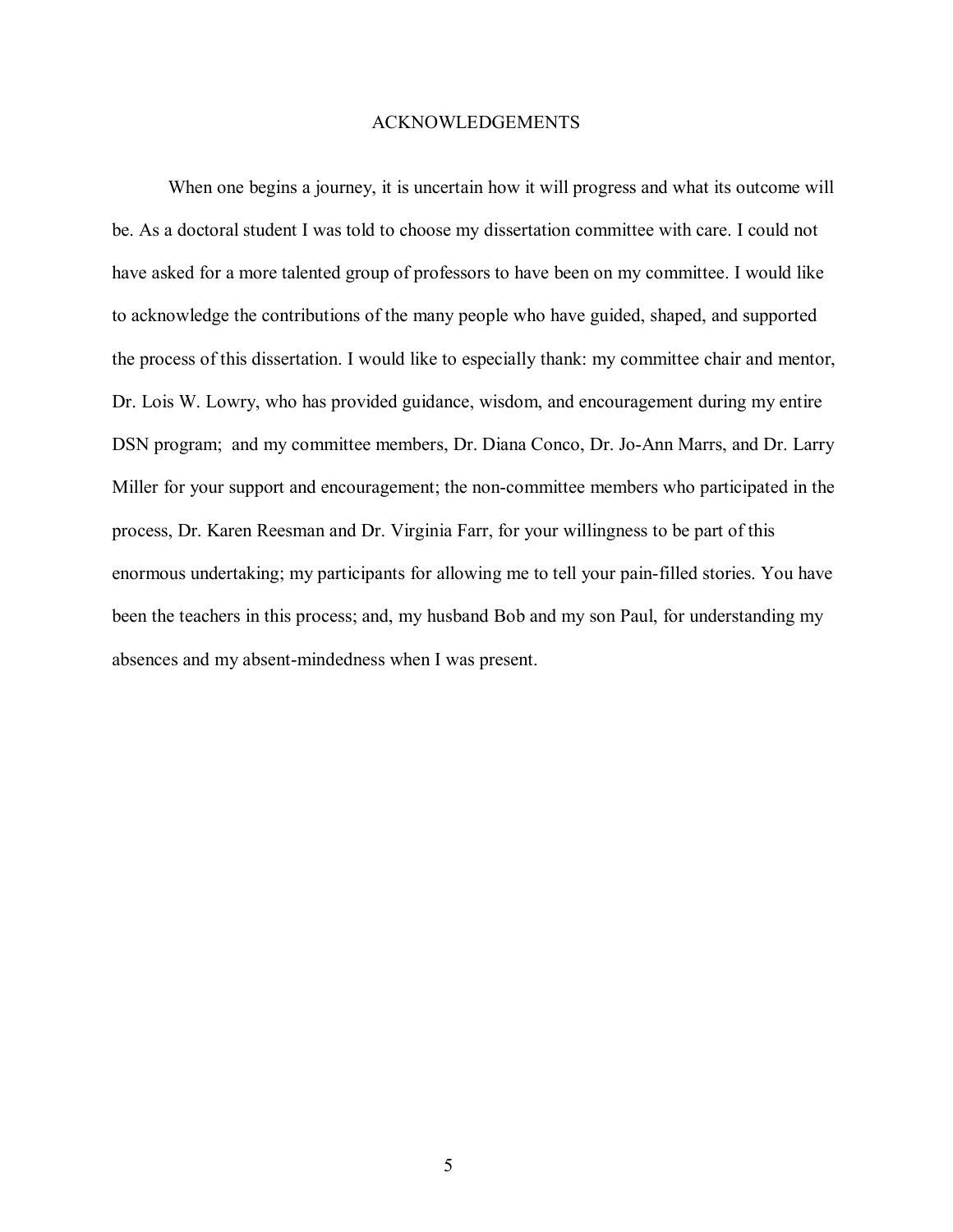# ACKNOWLEDGEMENTS

When one begins a journey, it is uncertain how it will progress and what its outcome will be. As a doctoral student I was told to choose my dissertation committee with care. I could not have asked for a more talented group of professors to have been on my committee. I would like to acknowledge the contributions of the many people who have guided, shaped, and supported the process of this dissertation. I would like to especially thank: my committee chair and mentor, Dr. Lois W. Lowry, who has provided guidance, wisdom, and encouragement during my entire DSN program; and my committee members, Dr. Diana Conco, Dr. Jo-Ann Marrs, and Dr. Larry Miller for your support and encouragement; the non-committee members who participated in the process, Dr. Karen Reesman and Dr. Virginia Farr, for your willingness to be part of this enormous undertaking; my participants for allowing me to tell your pain-filled stories. You have been the teachers in this process; and, my husband Bob and my son Paul, for understanding my absences and my absent-mindedness when I was present.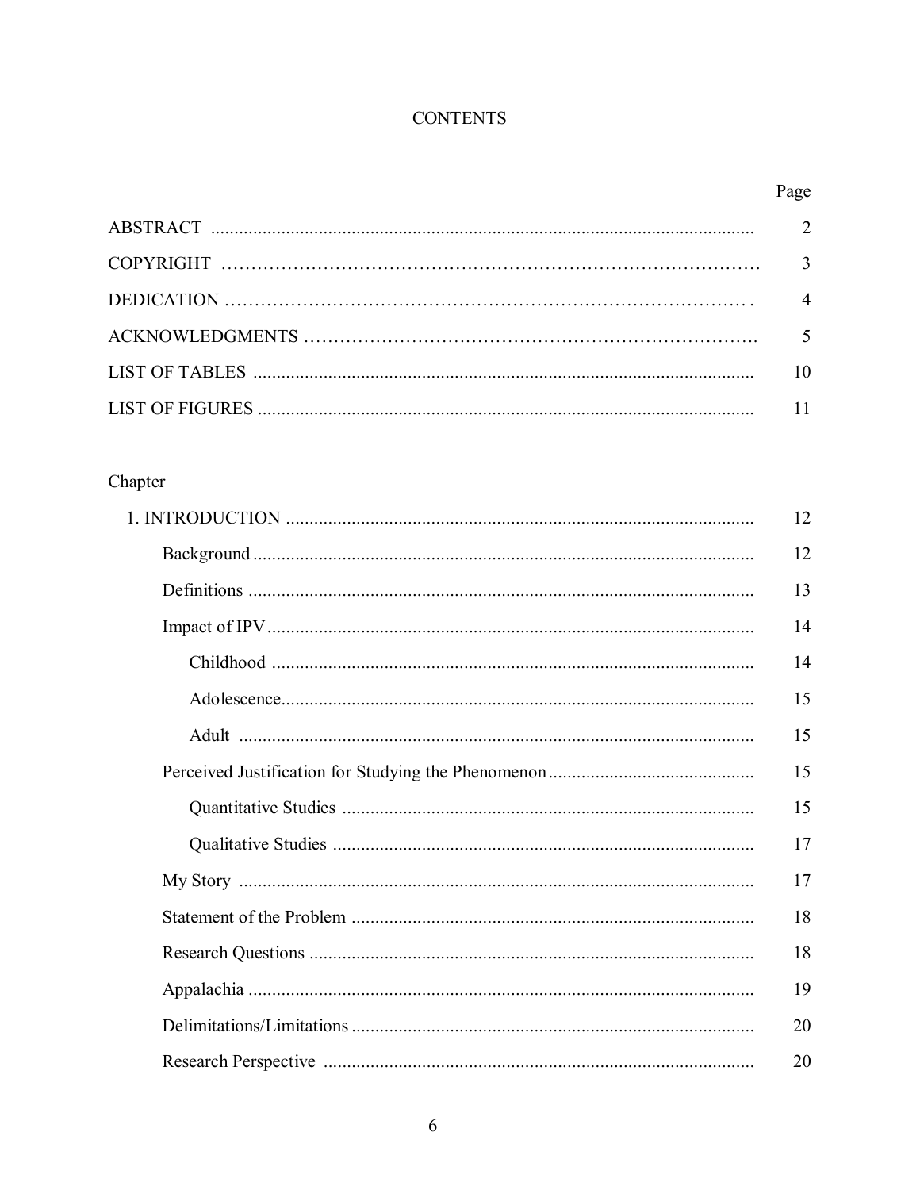# CONTENTS

| | Page |
|---|---|
| ABSTRACT | 2 |
| COPYRIGHT | 3 |
| DEDICATION | 4 |
| ACKNOWLEDGMENTS | 5 |
| LIST OF TABLES | 10 |
| LIST OF FIGURES | 11 |

Chapter

| | |
|---|---|
| 1. INTRODUCTION | 12 |
| Background | 12 |
| Definitions | 13 |
| Impact of IPV | 14 |
| Childhood | 14 |
| Adolescence | 15 |
| Adult | 15 |
| Perceived Justification for Studying the Phenomenon | 15 |
| Quantitative Studies | 15 |
| Qualitative Studies | 17 |
| My Story | 17 |
| Statement of the Problem | 18 |
| Research Questions | 18 |
| Appalachia | 19 |
| Delimitations/Limitations | 20 |
| Research Perspective | 20 |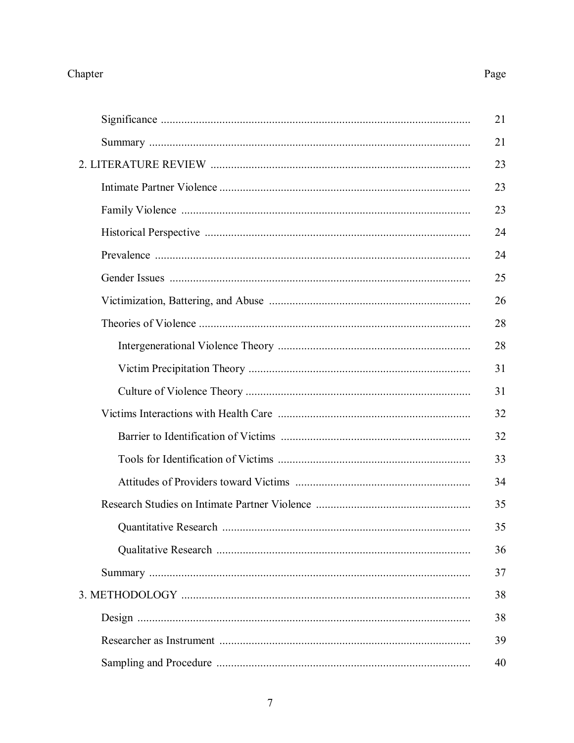| Chapter | Page |
|---|---|
| Significance | 21 |
| Summary | 21 |
| 2. LITERATURE REVIEW | 23 |
| Intimate Partner Violence | 23 |
| Family Violence | 23 |
| Historical Perspective | 24 |
| Prevalence | 24 |
| Gender Issues | 25 |
| Victimization, Battering, and Abuse | 26 |
| Theories of Violence | 28 |
| Intergenerational Violence Theory | 28 |
| Victim Precipitation Theory | 31 |
| Culture of Violence Theory | 31 |
| Victims Interactions with Health Care | 32 |
| Barrier to Identification of Victims | 32 |
| Tools for Identification of Victims | 33 |
| Attitudes of Providers toward Victims | 34 |
| Research Studies on Intimate Partner Violence | 35 |
| Quantitative Research | 35 |
| Qualitative Research | 36 |
| Summary | 37 |
| 3. METHODOLOGY | 38 |
| Design | 38 |
| Researcher as Instrument | 39 |
| Sampling and Procedure | 40 |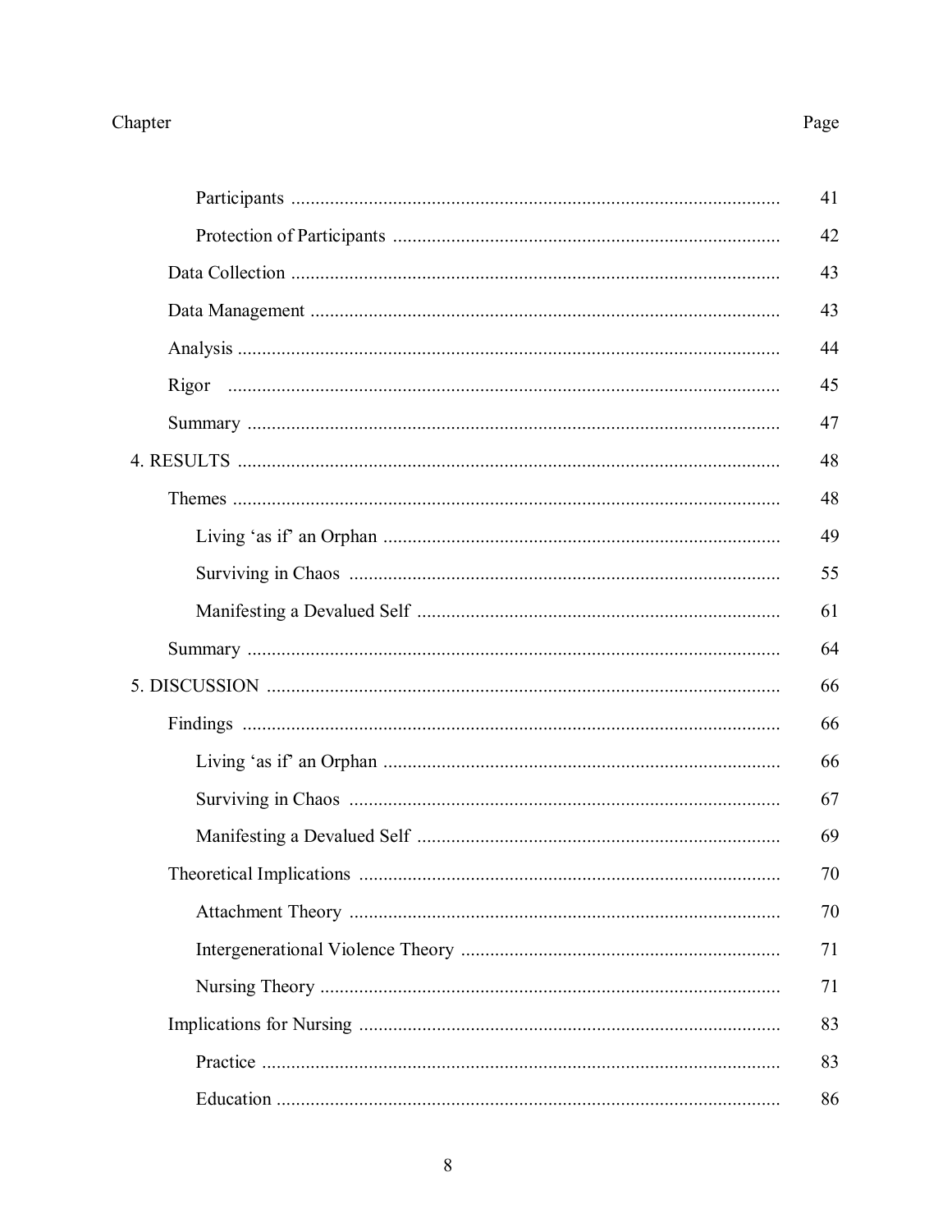| Chapter | Page |
|---|---|
| Participants | 41 |
| Protection of Participants | 42 |
| Data Collection | 43 |
| Data Management | 43 |
| Analysis | 44 |
| Rigor | 45 |
| Summary | 47 |
| 4. RESULTS | 48 |
| Themes | 48 |
| Living 'as if' an Orphan | 49 |
| Surviving in Chaos | 55 |
| Manifesting a Devalued Self | 61 |
| Summary | 64 |
| 5. DISCUSSION | 66 |
| Findings | 66 |
| Living 'as if' an Orphan | 66 |
| Surviving in Chaos | 67 |
| Manifesting a Devalued Self | 69 |
| Theoretical Implications | 70 |
| Attachment Theory | 70 |
| Intergenerational Violence Theory | 71 |
| Nursing Theory | 71 |
| Implications for Nursing | 83 |
| Practice | 83 |
| Education | 86 |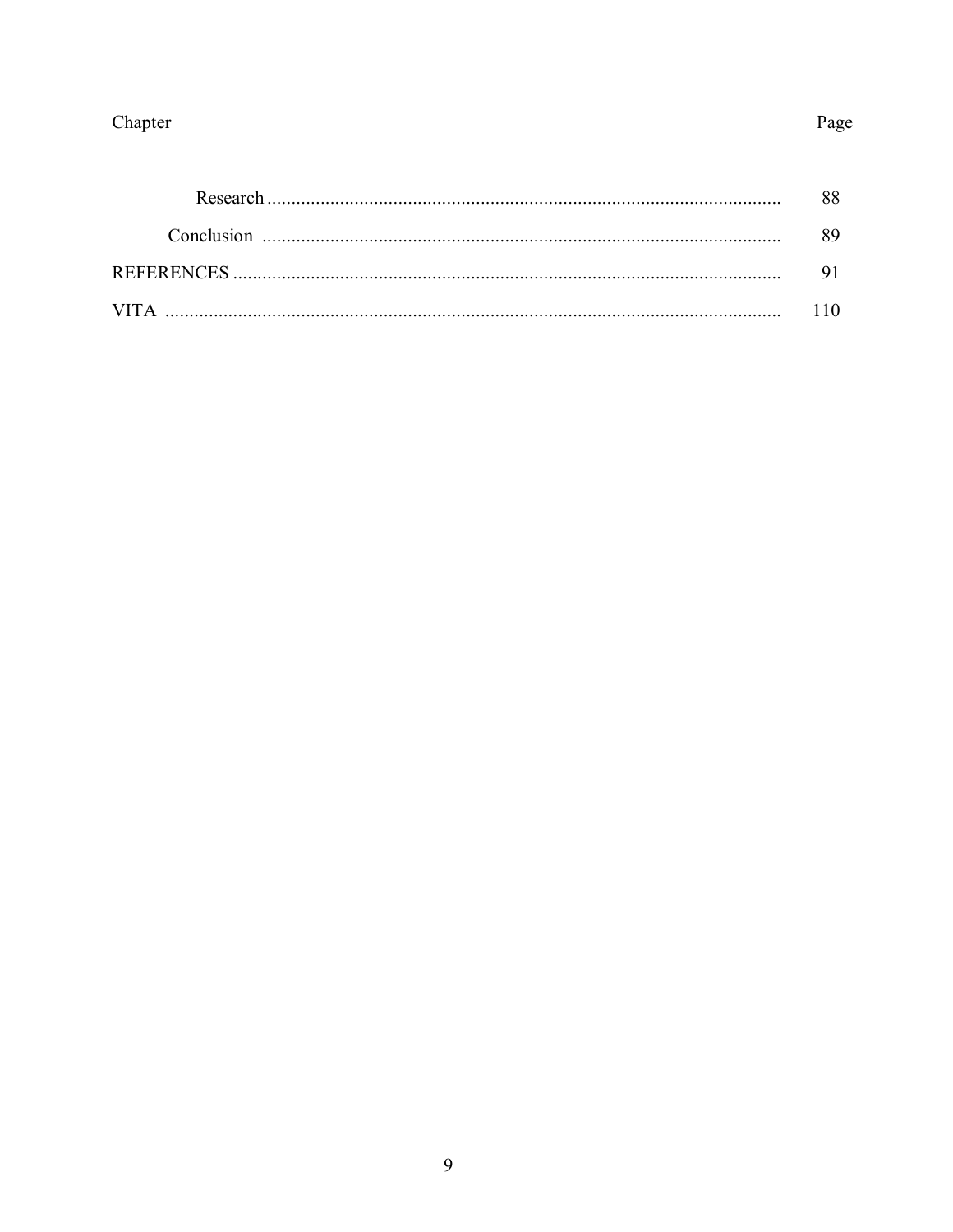| Chapter | Page |
|---|---|
| Research | 88 |
| Conclusion | 89 |
| REFERENCES | 91 |
| VITA | 110 |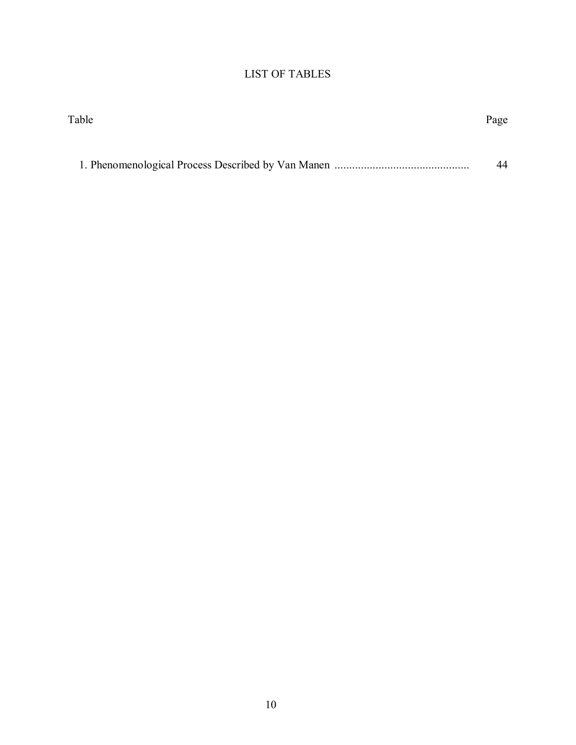# LIST OF TABLES

| Table | Page |
|---|---|
| 1. Phenomenological Process Described by Van Manen | 44 |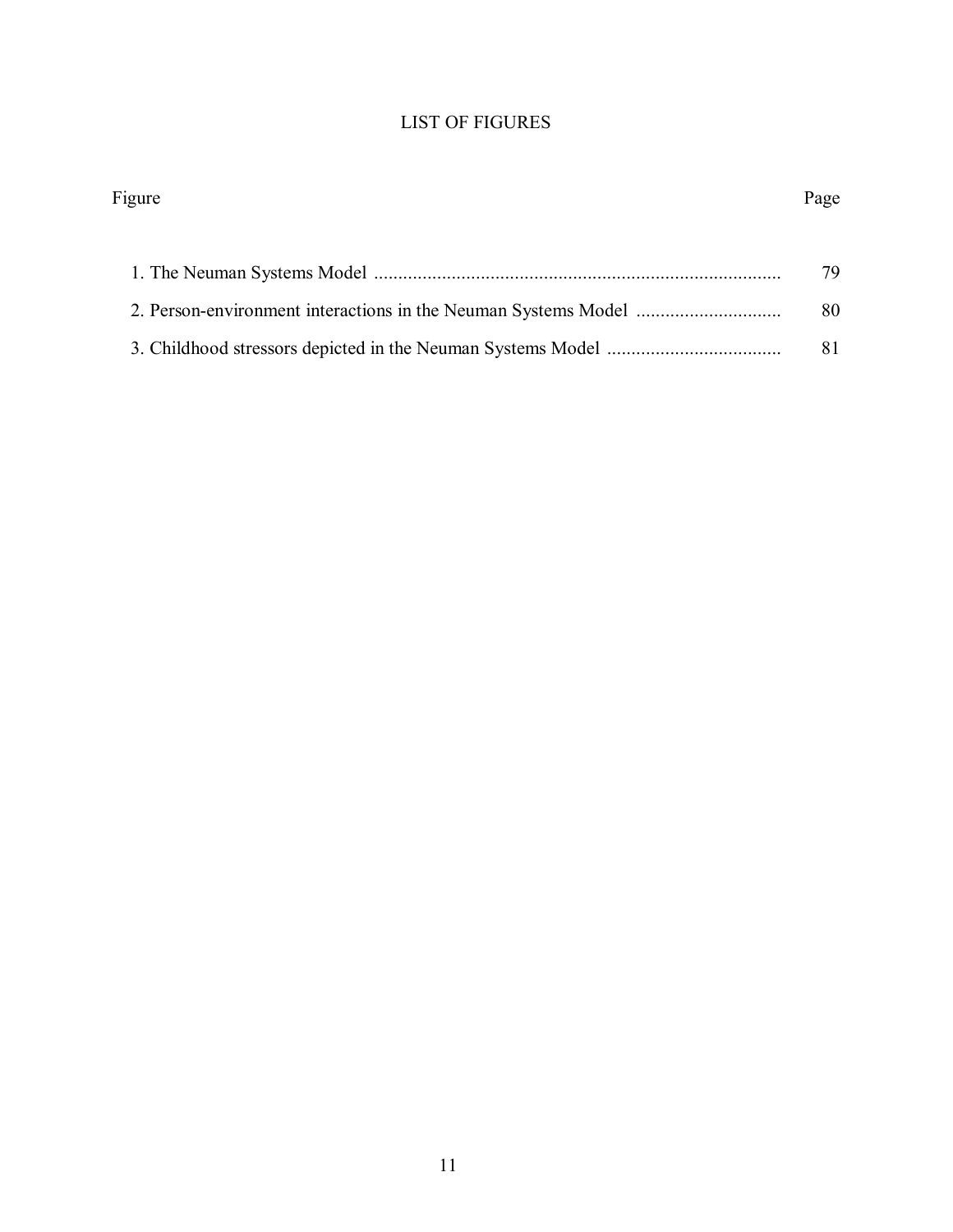# LIST OF FIGURES

| Figure | Page |
| --- | --- |
| 1. The Neuman Systems Model | 79 |
| 2. Person-environment interactions in the Neuman Systems Model | 80 |
| 3. Childhood stressors depicted in the Neuman Systems Model | 81 |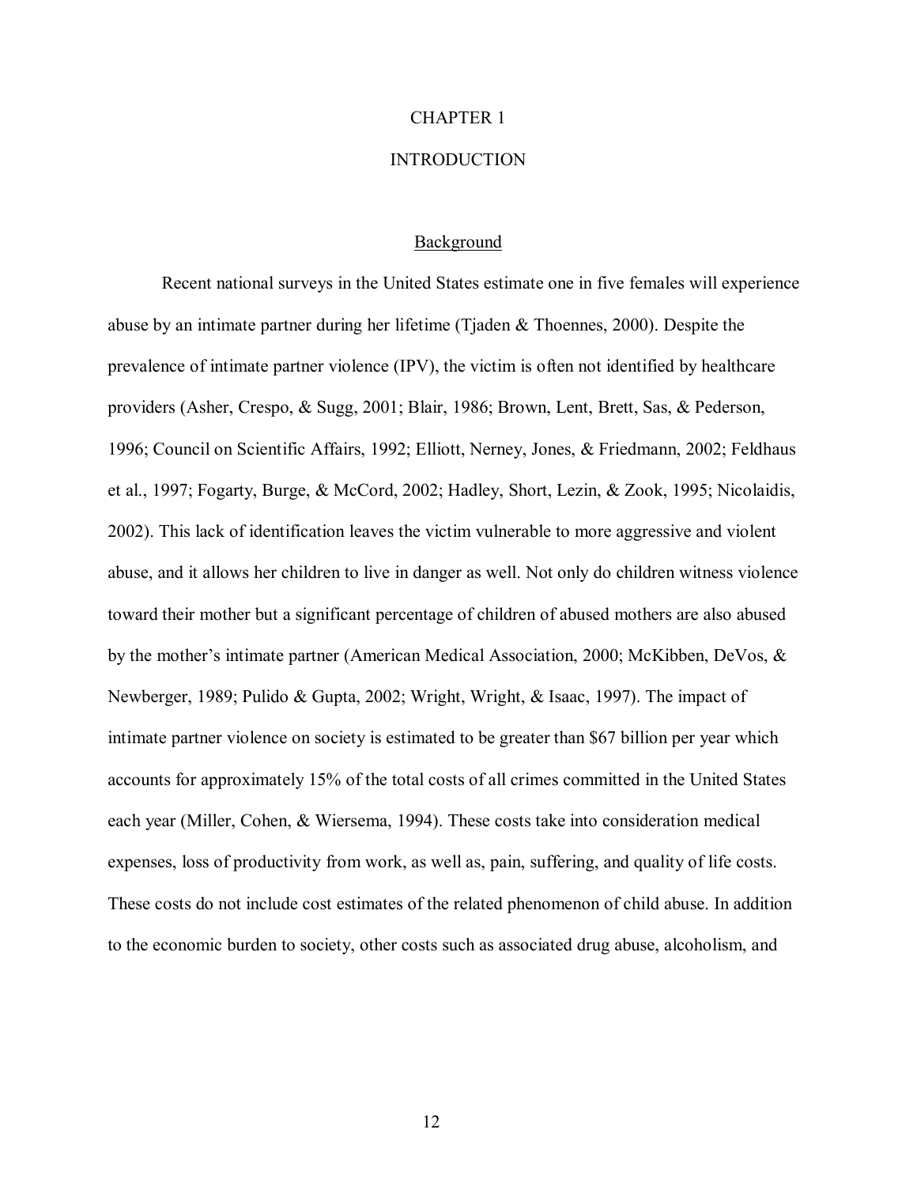# CHAPTER 1

# INTRODUCTION

## Background

Recent national surveys in the United States estimate one in five females will experience abuse by an intimate partner during her lifetime (Tjaden & Thoennes, 2000). Despite the prevalence of intimate partner violence (IPV), the victim is often not identified by healthcare providers (Asher, Crespo, & Sugg, 2001; Blair, 1986; Brown, Lent, Brett, Sas, & Pederson, 1996; Council on Scientific Affairs, 1992; Elliott, Nerney, Jones, & Friedmann, 2002; Feldhaus et al., 1997; Fogarty, Burge, & McCord, 2002; Hadley, Short, Lezin, & Zook, 1995; Nicolaidis, 2002). This lack of identification leaves the victim vulnerable to more aggressive and violent abuse, and it allows her children to live in danger as well. Not only do children witness violence toward their mother but a significant percentage of children of abused mothers are also abused by the mother's intimate partner (American Medical Association, 2000; McKibben, DeVos, & Newberger, 1989; Pulido & Gupta, 2002; Wright, Wright, & Isaac, 1997). The impact of intimate partner violence on society is estimated to be greater than $67 billion per year which accounts for approximately 15% of the total costs of all crimes committed in the United States each year (Miller, Cohen, & Wiersema, 1994). These costs take into consideration medical expenses, loss of productivity from work, as well as, pain, suffering, and quality of life costs. These costs do not include cost estimates of the related phenomenon of child abuse. In addition to the economic burden to society, other costs such as associated drug abuse, alcoholism, and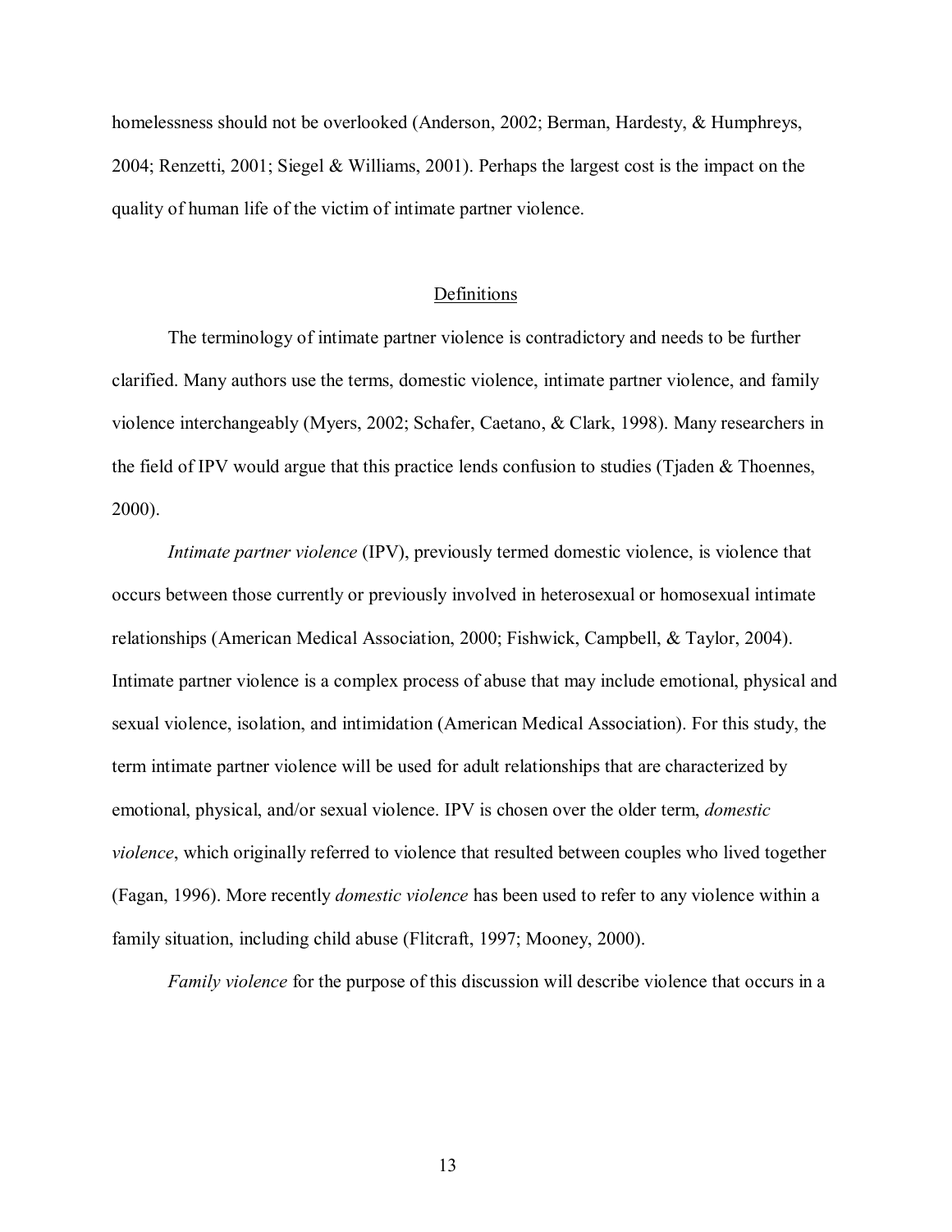homelessness should not be overlooked (Anderson, 2002; Berman, Hardesty, & Humphreys, 2004; Renzetti, 2001; Siegel & Williams, 2001). Perhaps the largest cost is the impact on the quality of human life of the victim of intimate partner violence.

## Definitions

The terminology of intimate partner violence is contradictory and needs to be further clarified. Many authors use the terms, domestic violence, intimate partner violence, and family violence interchangeably (Myers, 2002; Schafer, Caetano, & Clark, 1998). Many researchers in the field of IPV would argue that this practice lends confusion to studies (Tjaden & Thoennes, 2000).

*Intimate partner violence* (IPV), previously termed domestic violence, is violence that occurs between those currently or previously involved in heterosexual or homosexual intimate relationships (American Medical Association, 2000; Fishwick, Campbell, & Taylor, 2004). Intimate partner violence is a complex process of abuse that may include emotional, physical and sexual violence, isolation, and intimidation (American Medical Association). For this study, the term intimate partner violence will be used for adult relationships that are characterized by emotional, physical, and/or sexual violence. IPV is chosen over the older term, *domestic violence*, which originally referred to violence that resulted between couples who lived together (Fagan, 1996). More recently *domestic violence* has been used to refer to any violence within a family situation, including child abuse (Flitcraft, 1997; Mooney, 2000).

*Family violence* for the purpose of this discussion will describe violence that occurs in a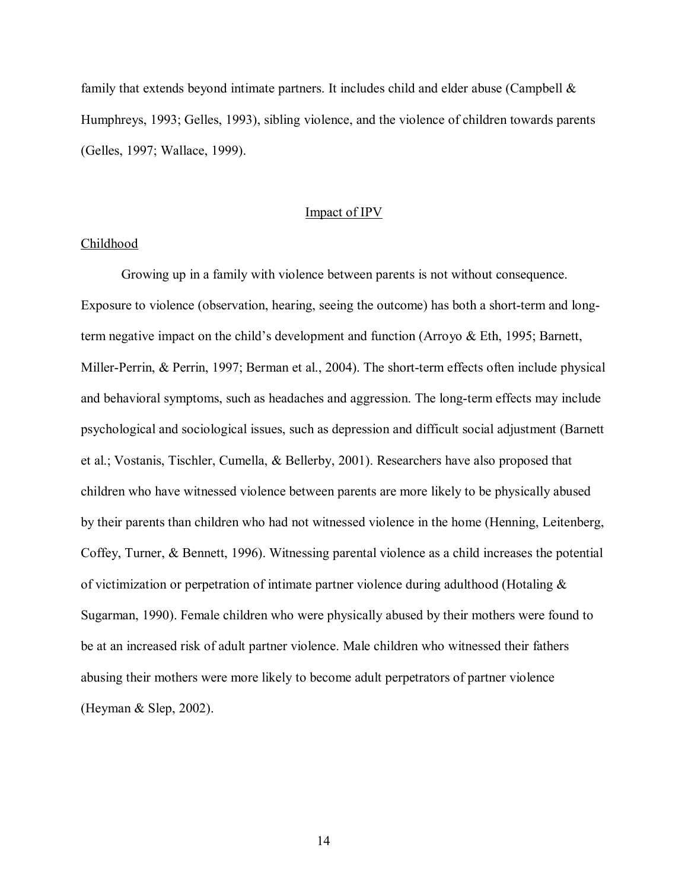family that extends beyond intimate partners. It includes child and elder abuse (Campbell & Humphreys, 1993; Gelles, 1993), sibling violence, and the violence of children towards parents (Gelles, 1997; Wallace, 1999).

## Impact of IPV

### Childhood

Growing up in a family with violence between parents is not without consequence. Exposure to violence (observation, hearing, seeing the outcome) has both a short-term and long-term negative impact on the child's development and function (Arroyo & Eth, 1995; Barnett, Miller-Perrin, & Perrin, 1997; Berman et al., 2004). The short-term effects often include physical and behavioral symptoms, such as headaches and aggression. The long-term effects may include psychological and sociological issues, such as depression and difficult social adjustment (Barnett et al.; Vostanis, Tischler, Cumella, & Bellerby, 2001). Researchers have also proposed that children who have witnessed violence between parents are more likely to be physically abused by their parents than children who had not witnessed violence in the home (Henning, Leitenberg, Coffey, Turner, & Bennett, 1996). Witnessing parental violence as a child increases the potential of victimization or perpetration of intimate partner violence during adulthood (Hotaling & Sugarman, 1990). Female children who were physically abused by their mothers were found to be at an increased risk of adult partner violence. Male children who witnessed their fathers abusing their mothers were more likely to become adult perpetrators of partner violence (Heyman & Slep, 2002).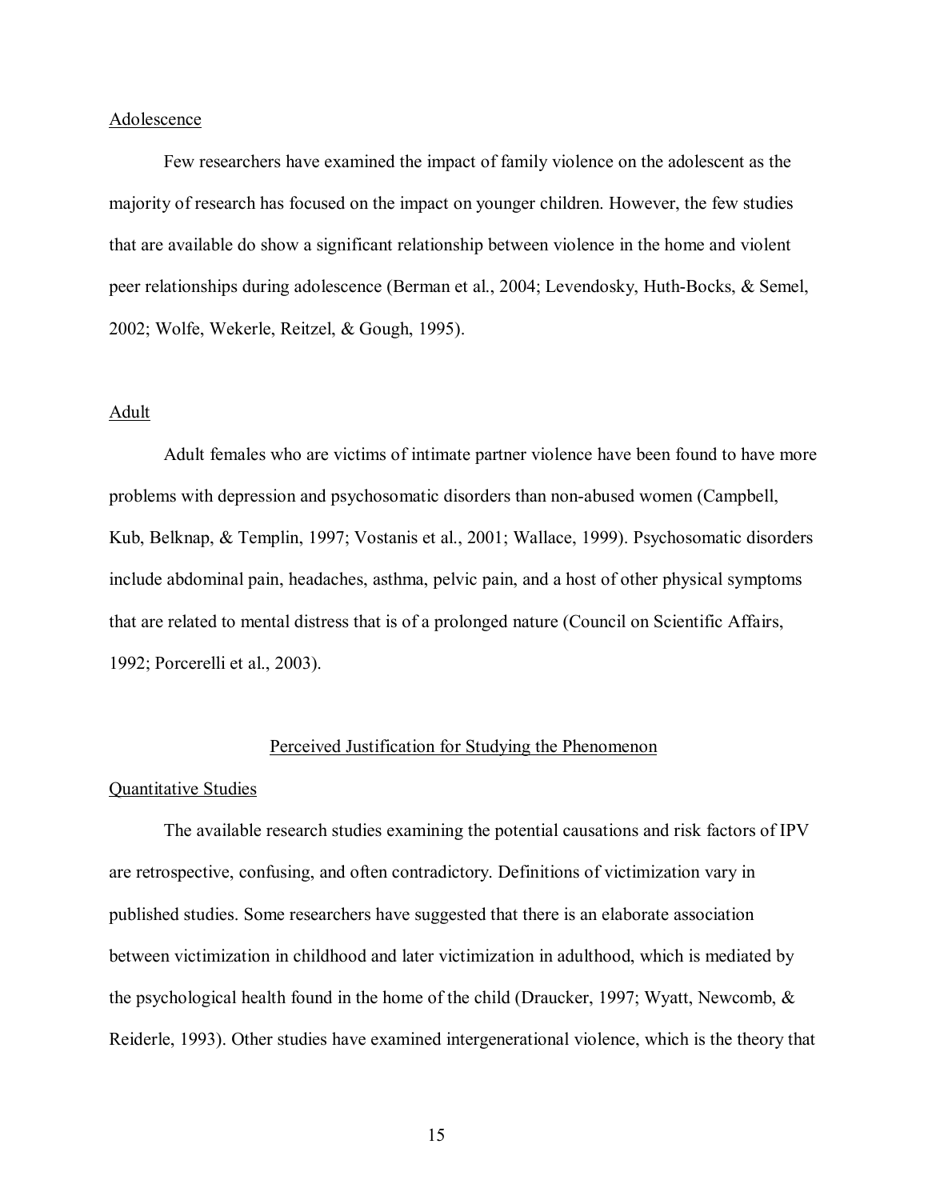### Adolescence

Few researchers have examined the impact of family violence on the adolescent as the majority of research has focused on the impact on younger children. However, the few studies that are available do show a significant relationship between violence in the home and violent peer relationships during adolescence (Berman et al., 2004; Levendosky, Huth-Bocks, & Semel, 2002; Wolfe, Wekerle, Reitzel, & Gough, 1995).

### Adult

Adult females who are victims of intimate partner violence have been found to have more problems with depression and psychosomatic disorders than non-abused women (Campbell, Kub, Belknap, & Templin, 1997; Vostanis et al., 2001; Wallace, 1999). Psychosomatic disorders include abdominal pain, headaches, asthma, pelvic pain, and a host of other physical symptoms that are related to mental distress that is of a prolonged nature (Council on Scientific Affairs, 1992; Porcerelli et al., 2003).

## Perceived Justification for Studying the Phenomenon

### Quantitative Studies

The available research studies examining the potential causations and risk factors of IPV are retrospective, confusing, and often contradictory. Definitions of victimization vary in published studies. Some researchers have suggested that there is an elaborate association between victimization in childhood and later victimization in adulthood, which is mediated by the psychological health found in the home of the child (Draucker, 1997; Wyatt, Newcomb, & Reiderle, 1993). Other studies have examined intergenerational violence, which is the theory that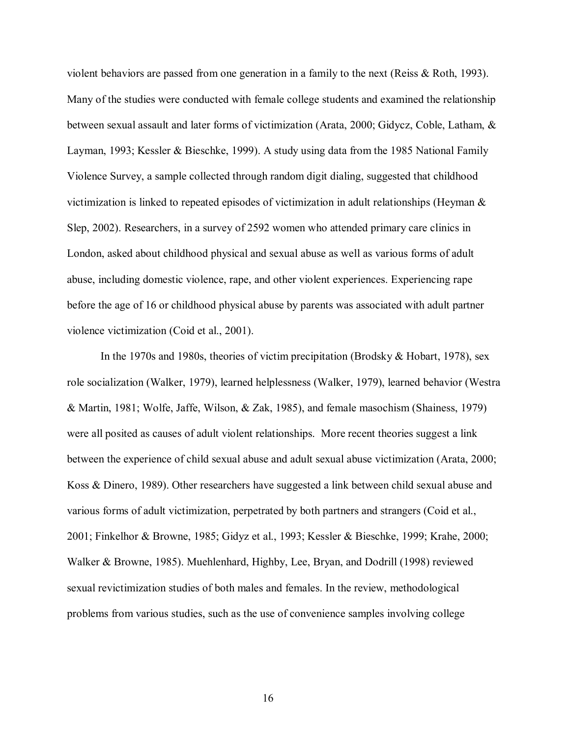violent behaviors are passed from one generation in a family to the next (Reiss & Roth, 1993). Many of the studies were conducted with female college students and examined the relationship between sexual assault and later forms of victimization (Arata, 2000; Gidycz, Coble, Latham, & Layman, 1993; Kessler & Bieschke, 1999). A study using data from the 1985 National Family Violence Survey, a sample collected through random digit dialing, suggested that childhood victimization is linked to repeated episodes of victimization in adult relationships (Heyman & Slep, 2002). Researchers, in a survey of 2592 women who attended primary care clinics in London, asked about childhood physical and sexual abuse as well as various forms of adult abuse, including domestic violence, rape, and other violent experiences. Experiencing rape before the age of 16 or childhood physical abuse by parents was associated with adult partner violence victimization (Coid et al., 2001).

In the 1970s and 1980s, theories of victim precipitation (Brodsky & Hobart, 1978), sex role socialization (Walker, 1979), learned helplessness (Walker, 1979), learned behavior (Westra & Martin, 1981; Wolfe, Jaffe, Wilson, & Zak, 1985), and female masochism (Shainess, 1979) were all posited as causes of adult violent relationships. More recent theories suggest a link between the experience of child sexual abuse and adult sexual abuse victimization (Arata, 2000; Koss & Dinero, 1989). Other researchers have suggested a link between child sexual abuse and various forms of adult victimization, perpetrated by both partners and strangers (Coid et al., 2001; Finkelhor & Browne, 1985; Gidyz et al., 1993; Kessler & Bieschke, 1999; Krahe, 2000; Walker & Browne, 1985). Muehlenhard, Highby, Lee, Bryan, and Dodrill (1998) reviewed sexual revictimization studies of both males and females. In the review, methodological problems from various studies, such as the use of convenience samples involving college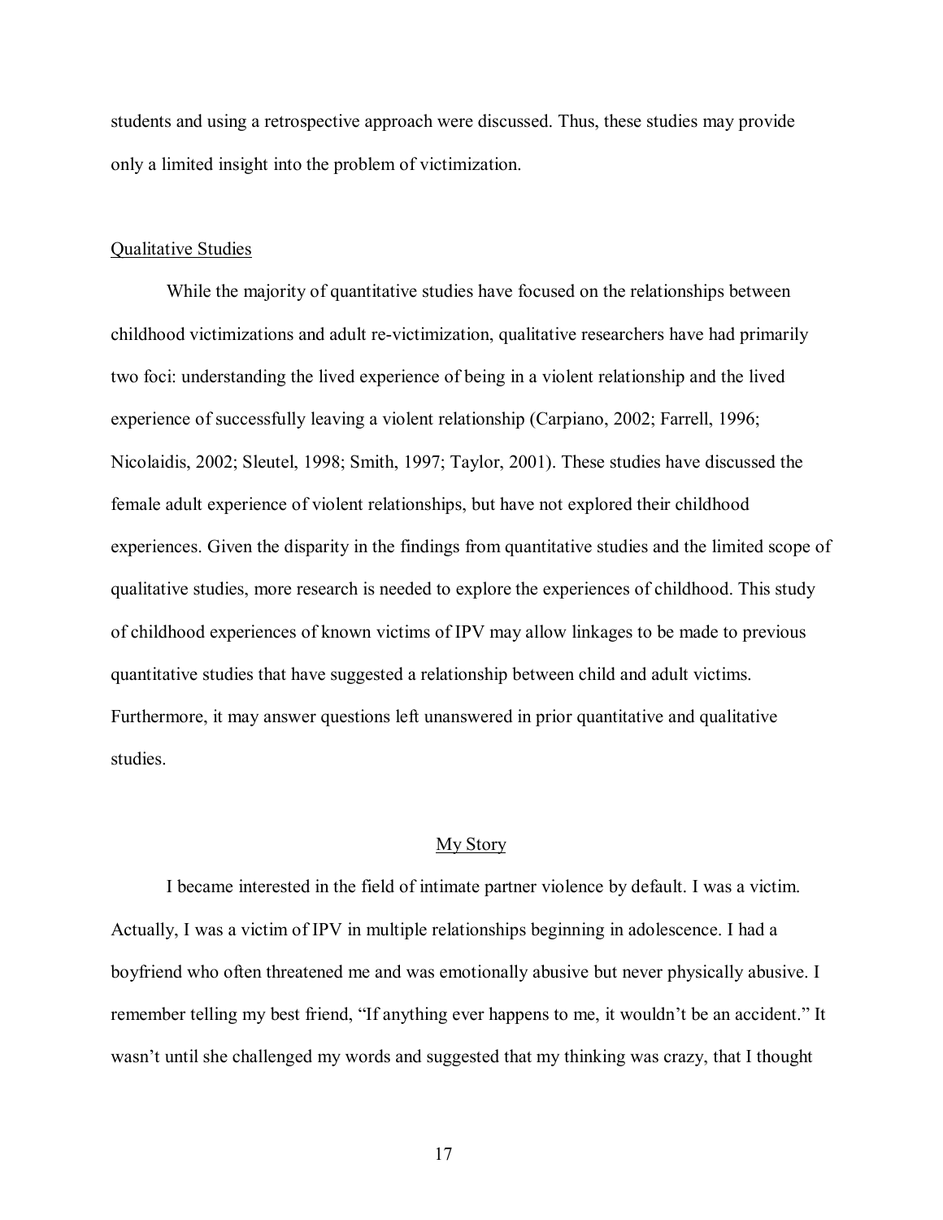students and using a retrospective approach were discussed. Thus, these studies may provide only a limited insight into the problem of victimization.

### Qualitative Studies

While the majority of quantitative studies have focused on the relationships between childhood victimizations and adult re-victimization, qualitative researchers have had primarily two foci: understanding the lived experience of being in a violent relationship and the lived experience of successfully leaving a violent relationship (Carpiano, 2002; Farrell, 1996; Nicolaidis, 2002; Sleutel, 1998; Smith, 1997; Taylor, 2001). These studies have discussed the female adult experience of violent relationships, but have not explored their childhood experiences. Given the disparity in the findings from quantitative studies and the limited scope of qualitative studies, more research is needed to explore the experiences of childhood. This study of childhood experiences of known victims of IPV may allow linkages to be made to previous quantitative studies that have suggested a relationship between child and adult victims. Furthermore, it may answer questions left unanswered in prior quantitative and qualitative studies.

## My Story

I became interested in the field of intimate partner violence by default. I was a victim. Actually, I was a victim of IPV in multiple relationships beginning in adolescence. I had a boyfriend who often threatened me and was emotionally abusive but never physically abusive. I remember telling my best friend, "If anything ever happens to me, it wouldn't be an accident." It wasn't until she challenged my words and suggested that my thinking was crazy, that I thought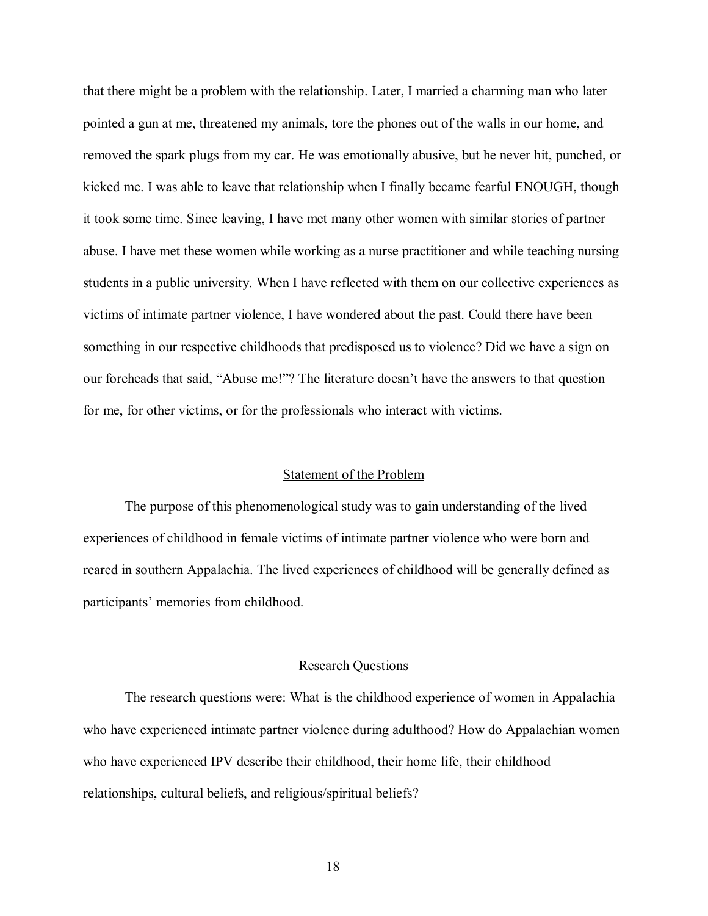that there might be a problem with the relationship. Later, I married a charming man who later pointed a gun at me, threatened my animals, tore the phones out of the walls in our home, and removed the spark plugs from my car. He was emotionally abusive, but he never hit, punched, or kicked me. I was able to leave that relationship when I finally became fearful ENOUGH, though it took some time. Since leaving, I have met many other women with similar stories of partner abuse. I have met these women while working as a nurse practitioner and while teaching nursing students in a public university. When I have reflected with them on our collective experiences as victims of intimate partner violence, I have wondered about the past. Could there have been something in our respective childhoods that predisposed us to violence? Did we have a sign on our foreheads that said, "Abuse me!"? The literature doesn't have the answers to that question for me, for other victims, or for the professionals who interact with victims.

## Statement of the Problem

The purpose of this phenomenological study was to gain understanding of the lived experiences of childhood in female victims of intimate partner violence who were born and reared in southern Appalachia. The lived experiences of childhood will be generally defined as participants' memories from childhood.

## Research Questions

The research questions were: What is the childhood experience of women in Appalachia who have experienced intimate partner violence during adulthood? How do Appalachian women who have experienced IPV describe their childhood, their home life, their childhood relationships, cultural beliefs, and religious/spiritual beliefs?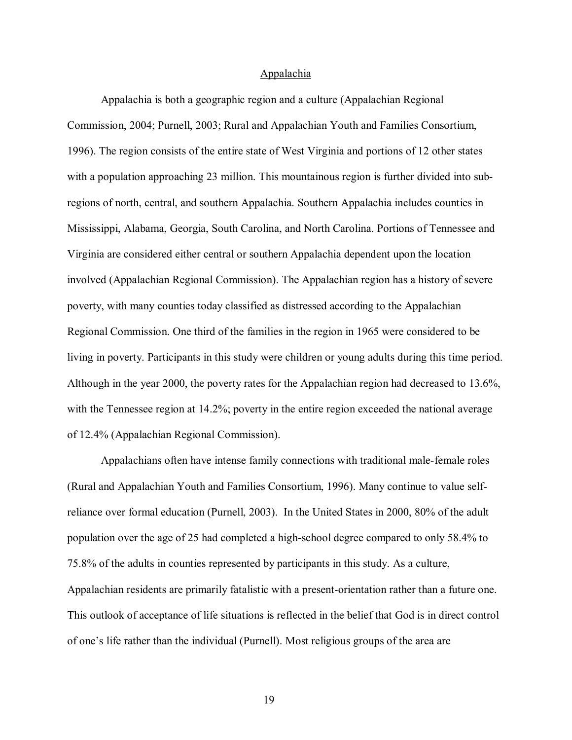## Appalachia

Appalachia is both a geographic region and a culture (Appalachian Regional Commission, 2004; Purnell, 2003; Rural and Appalachian Youth and Families Consortium, 1996). The region consists of the entire state of West Virginia and portions of 12 other states with a population approaching 23 million. This mountainous region is further divided into sub-regions of north, central, and southern Appalachia. Southern Appalachia includes counties in Mississippi, Alabama, Georgia, South Carolina, and North Carolina. Portions of Tennessee and Virginia are considered either central or southern Appalachia dependent upon the location involved (Appalachian Regional Commission). The Appalachian region has a history of severe poverty, with many counties today classified as distressed according to the Appalachian Regional Commission. One third of the families in the region in 1965 were considered to be living in poverty. Participants in this study were children or young adults during this time period. Although in the year 2000, the poverty rates for the Appalachian region had decreased to 13.6%, with the Tennessee region at 14.2%; poverty in the entire region exceeded the national average of 12.4% (Appalachian Regional Commission).

Appalachians often have intense family connections with traditional male-female roles (Rural and Appalachian Youth and Families Consortium, 1996). Many continue to value self-reliance over formal education (Purnell, 2003). In the United States in 2000, 80% of the adult population over the age of 25 had completed a high-school degree compared to only 58.4% to 75.8% of the adults in counties represented by participants in this study. As a culture, Appalachian residents are primarily fatalistic with a present-orientation rather than a future one. This outlook of acceptance of life situations is reflected in the belief that God is in direct control of one's life rather than the individual (Purnell). Most religious groups of the area are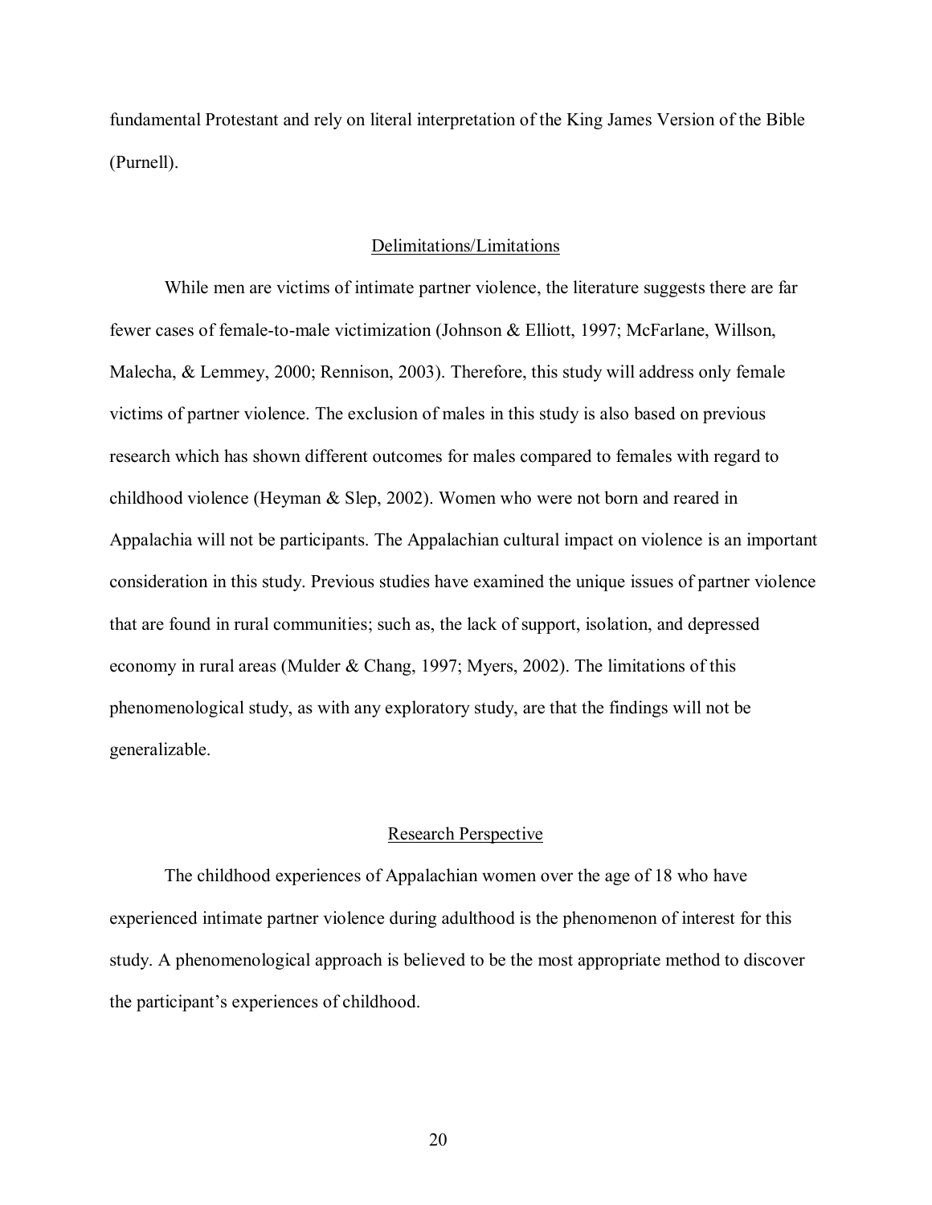fundamental Protestant and rely on literal interpretation of the King James Version of the Bible (Purnell).

## Delimitations/Limitations

While men are victims of intimate partner violence, the literature suggests there are far fewer cases of female-to-male victimization (Johnson & Elliott, 1997; McFarlane, Willson, Malecha, & Lemmey, 2000; Rennison, 2003). Therefore, this study will address only female victims of partner violence. The exclusion of males in this study is also based on previous research which has shown different outcomes for males compared to females with regard to childhood violence (Heyman & Slep, 2002). Women who were not born and reared in Appalachia will not be participants. The Appalachian cultural impact on violence is an important consideration in this study. Previous studies have examined the unique issues of partner violence that are found in rural communities; such as, the lack of support, isolation, and depressed economy in rural areas (Mulder & Chang, 1997; Myers, 2002). The limitations of this phenomenological study, as with any exploratory study, are that the findings will not be generalizable.

## Research Perspective

The childhood experiences of Appalachian women over the age of 18 who have experienced intimate partner violence during adulthood is the phenomenon of interest for this study. A phenomenological approach is believed to be the most appropriate method to discover the participant's experiences of childhood.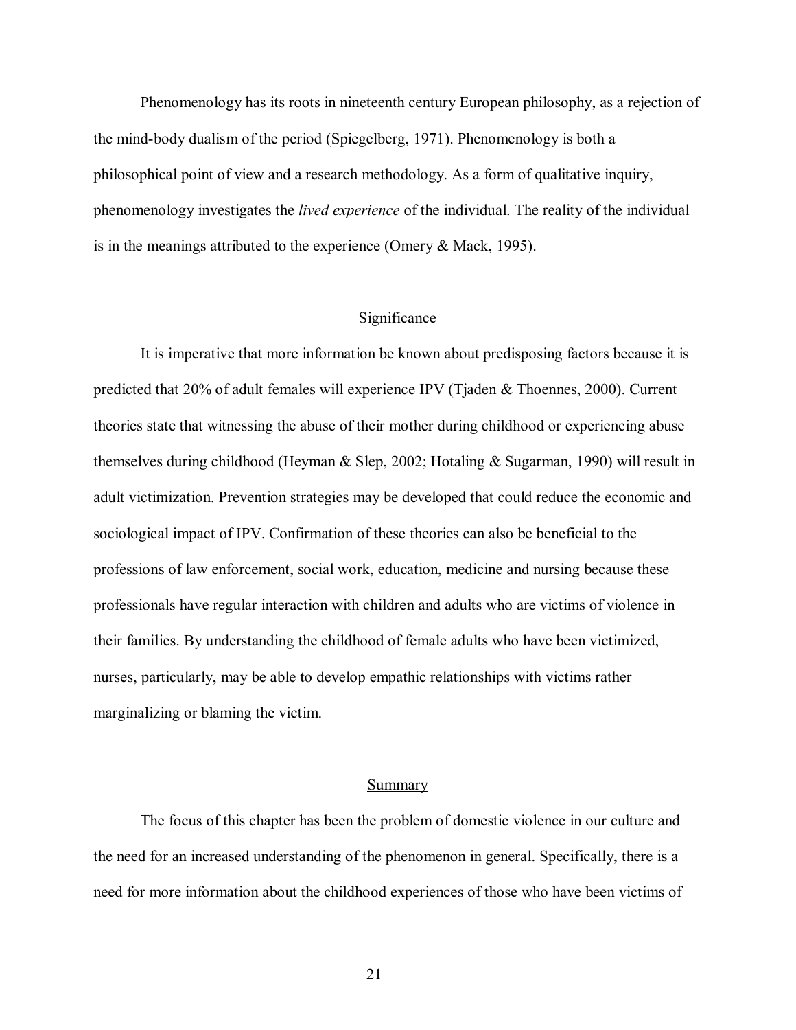Phenomenology has its roots in nineteenth century European philosophy, as a rejection of the mind-body dualism of the period (Spiegelberg, 1971). Phenomenology is both a philosophical point of view and a research methodology. As a form of qualitative inquiry, phenomenology investigates the *lived experience* of the individual. The reality of the individual is in the meanings attributed to the experience (Omery & Mack, 1995).

## Significance

It is imperative that more information be known about predisposing factors because it is predicted that 20% of adult females will experience IPV (Tjaden & Thoennes, 2000). Current theories state that witnessing the abuse of their mother during childhood or experiencing abuse themselves during childhood (Heyman & Slep, 2002; Hotaling & Sugarman, 1990) will result in adult victimization. Prevention strategies may be developed that could reduce the economic and sociological impact of IPV. Confirmation of these theories can also be beneficial to the professions of law enforcement, social work, education, medicine and nursing because these professionals have regular interaction with children and adults who are victims of violence in their families. By understanding the childhood of female adults who have been victimized, nurses, particularly, may be able to develop empathic relationships with victims rather marginalizing or blaming the victim.

## Summary

The focus of this chapter has been the problem of domestic violence in our culture and the need for an increased understanding of the phenomenon in general. Specifically, there is a need for more information about the childhood experiences of those who have been victims of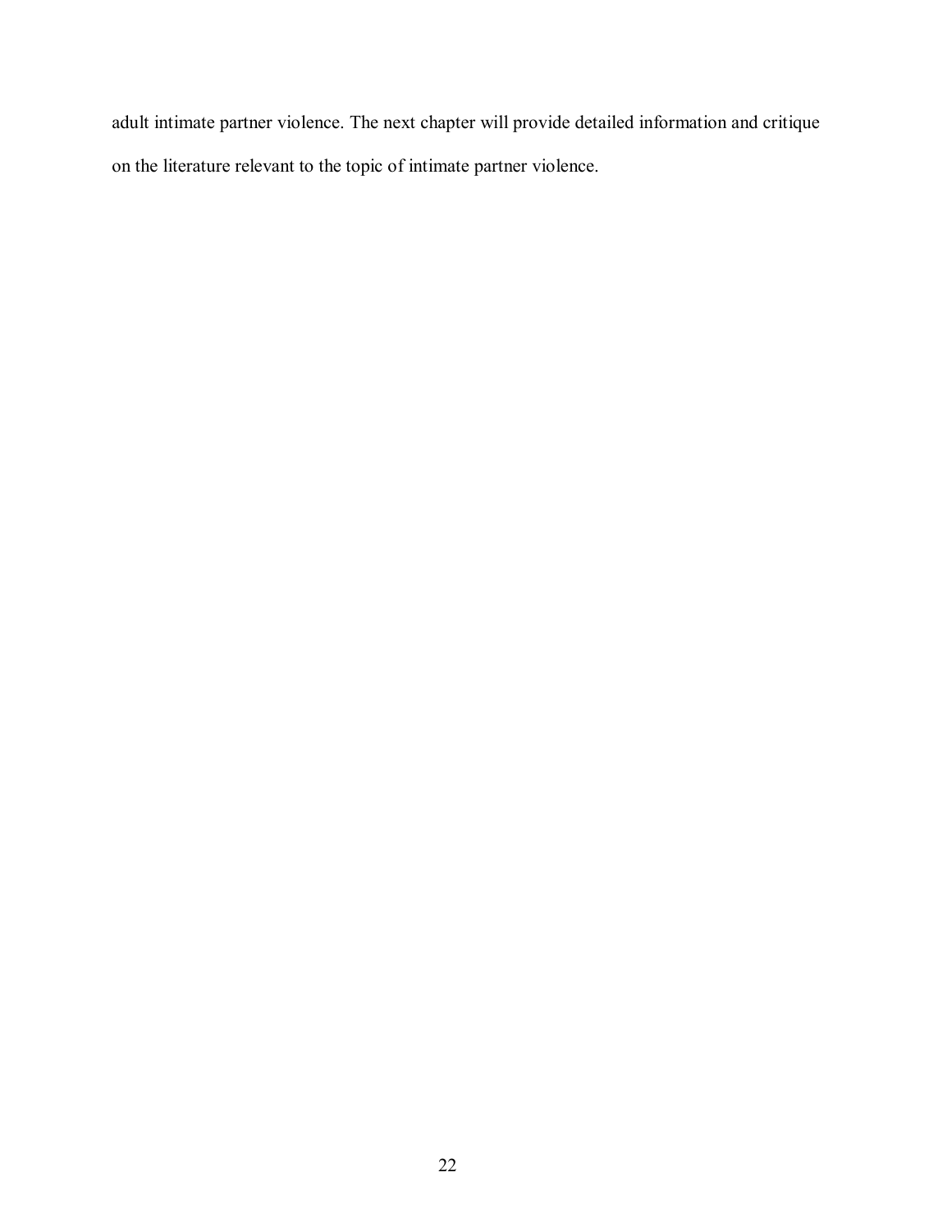adult intimate partner violence. The next chapter will provide detailed information and critique on the literature relevant to the topic of intimate partner violence.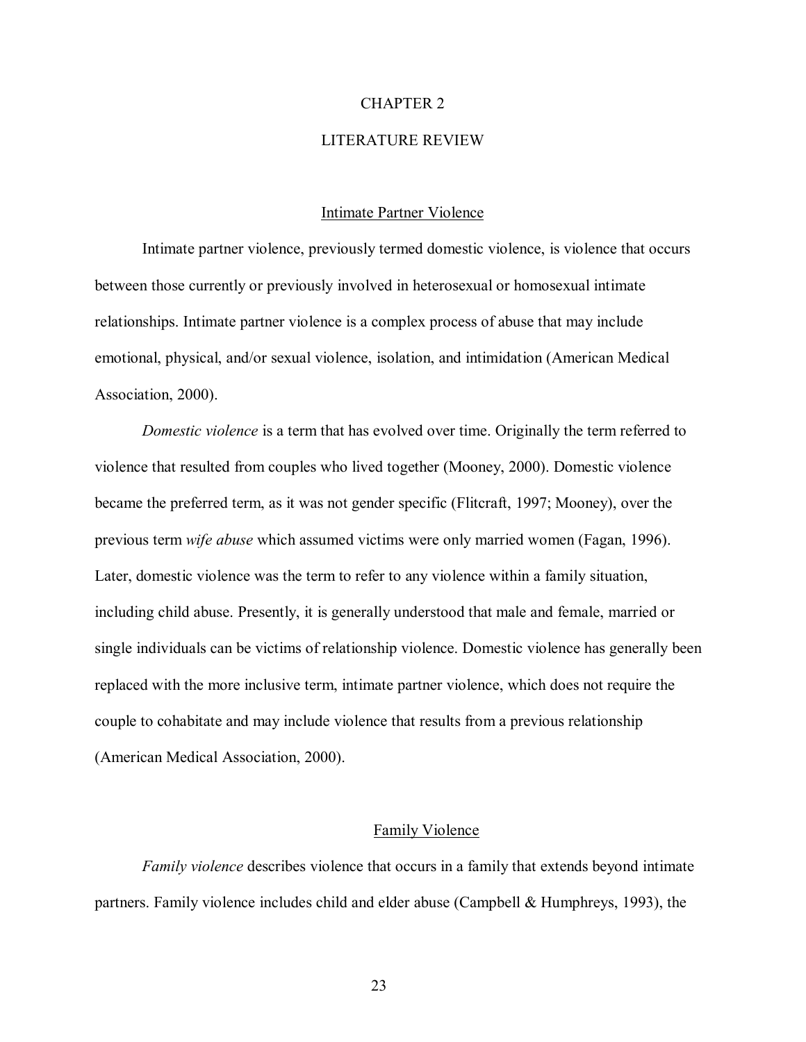# CHAPTER 2

# LITERATURE REVIEW

## Intimate Partner Violence

Intimate partner violence, previously termed domestic violence, is violence that occurs between those currently or previously involved in heterosexual or homosexual intimate relationships. Intimate partner violence is a complex process of abuse that may include emotional, physical, and/or sexual violence, isolation, and intimidation (American Medical Association, 2000).

*Domestic violence* is a term that has evolved over time. Originally the term referred to violence that resulted from couples who lived together (Mooney, 2000). Domestic violence became the preferred term, as it was not gender specific (Flitcraft, 1997; Mooney), over the previous term *wife abuse* which assumed victims were only married women (Fagan, 1996). Later, domestic violence was the term to refer to any violence within a family situation, including child abuse. Presently, it is generally understood that male and female, married or single individuals can be victims of relationship violence. Domestic violence has generally been replaced with the more inclusive term, intimate partner violence, which does not require the couple to cohabitate and may include violence that results from a previous relationship (American Medical Association, 2000).

## Family Violence

*Family violence* describes violence that occurs in a family that extends beyond intimate partners. Family violence includes child and elder abuse (Campbell & Humphreys, 1993), the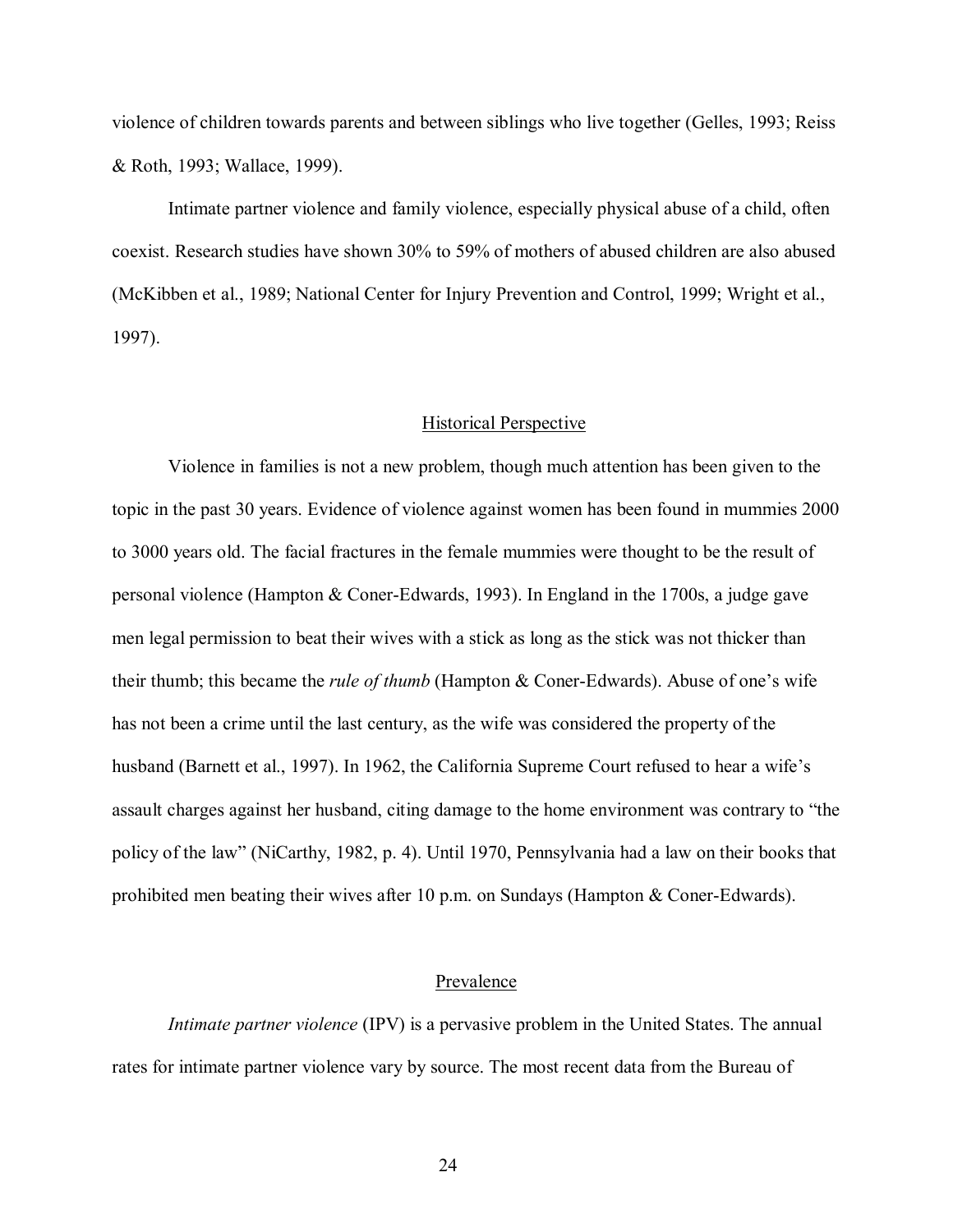violence of children towards parents and between siblings who live together (Gelles, 1993; Reiss & Roth, 1993; Wallace, 1999).

Intimate partner violence and family violence, especially physical abuse of a child, often coexist. Research studies have shown 30% to 59% of mothers of abused children are also abused (McKibben et al., 1989; National Center for Injury Prevention and Control, 1999; Wright et al., 1997).

## Historical Perspective

Violence in families is not a new problem, though much attention has been given to the topic in the past 30 years. Evidence of violence against women has been found in mummies 2000 to 3000 years old. The facial fractures in the female mummies were thought to be the result of personal violence (Hampton & Coner-Edwards, 1993). In England in the 1700s, a judge gave men legal permission to beat their wives with a stick as long as the stick was not thicker than their thumb; this became the *rule of thumb* (Hampton & Coner-Edwards). Abuse of one's wife has not been a crime until the last century, as the wife was considered the property of the husband (Barnett et al., 1997). In 1962, the California Supreme Court refused to hear a wife's assault charges against her husband, citing damage to the home environment was contrary to "the policy of the law" (NiCarthy, 1982, p. 4). Until 1970, Pennsylvania had a law on their books that prohibited men beating their wives after 10 p.m. on Sundays (Hampton & Coner-Edwards).

## Prevalence

*Intimate partner violence* (IPV) is a pervasive problem in the United States. The annual rates for intimate partner violence vary by source. The most recent data from the Bureau of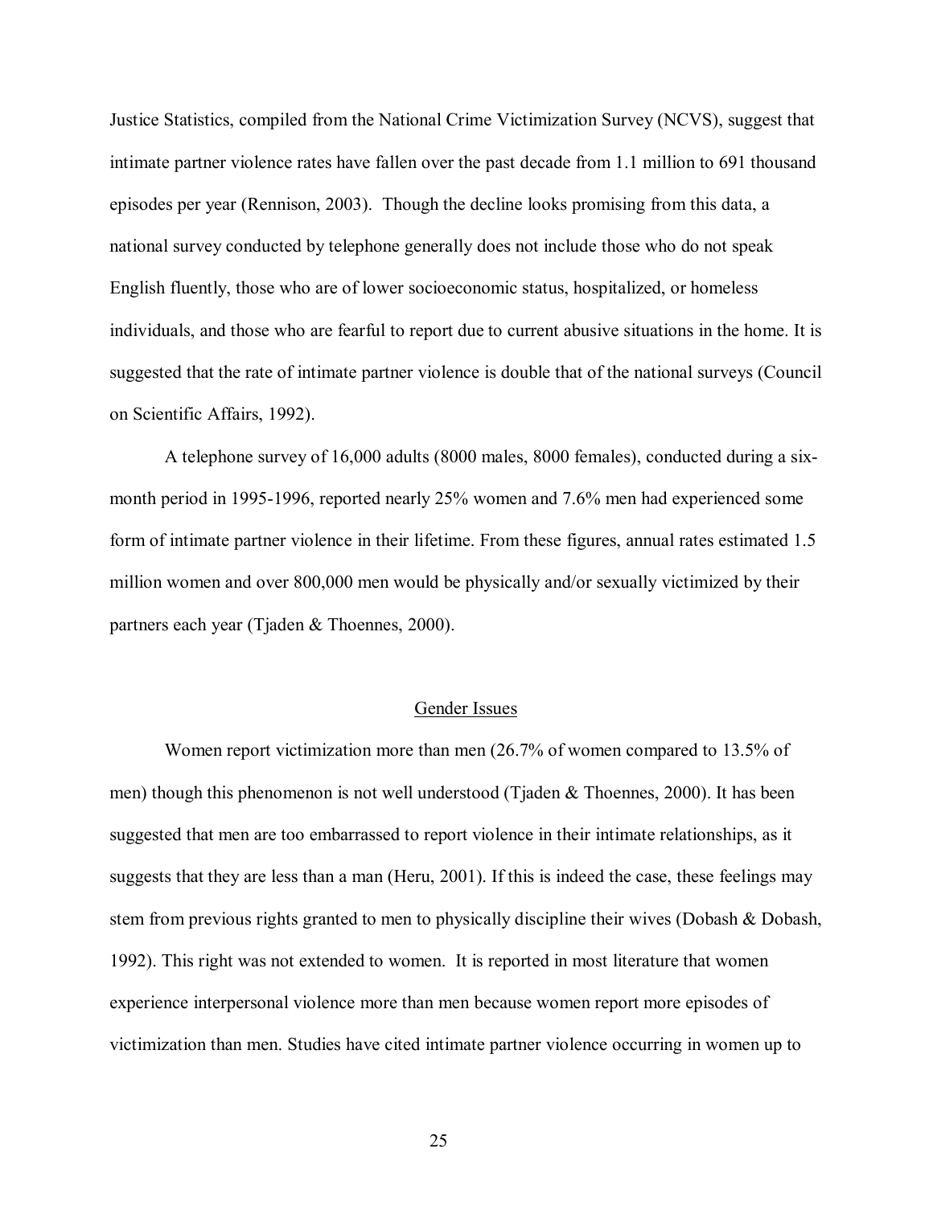Justice Statistics, compiled from the National Crime Victimization Survey (NCVS), suggest that intimate partner violence rates have fallen over the past decade from 1.1 million to 691 thousand episodes per year (Rennison, 2003). Though the decline looks promising from this data, a national survey conducted by telephone generally does not include those who do not speak English fluently, those who are of lower socioeconomic status, hospitalized, or homeless individuals, and those who are fearful to report due to current abusive situations in the home. It is suggested that the rate of intimate partner violence is double that of the national surveys (Council on Scientific Affairs, 1992).

A telephone survey of 16,000 adults (8000 males, 8000 females), conducted during a six-month period in 1995-1996, reported nearly 25% women and 7.6% men had experienced some form of intimate partner violence in their lifetime. From these figures, annual rates estimated 1.5 million women and over 800,000 men would be physically and/or sexually victimized by their partners each year (Tjaden & Thoennes, 2000).

## Gender Issues

Women report victimization more than men (26.7% of women compared to 13.5% of men) though this phenomenon is not well understood (Tjaden & Thoennes, 2000). It has been suggested that men are too embarrassed to report violence in their intimate relationships, as it suggests that they are less than a man (Heru, 2001). If this is indeed the case, these feelings may stem from previous rights granted to men to physically discipline their wives (Dobash & Dobash, 1992). This right was not extended to women. It is reported in most literature that women experience interpersonal violence more than men because women report more episodes of victimization than men. Studies have cited intimate partner violence occurring in women up to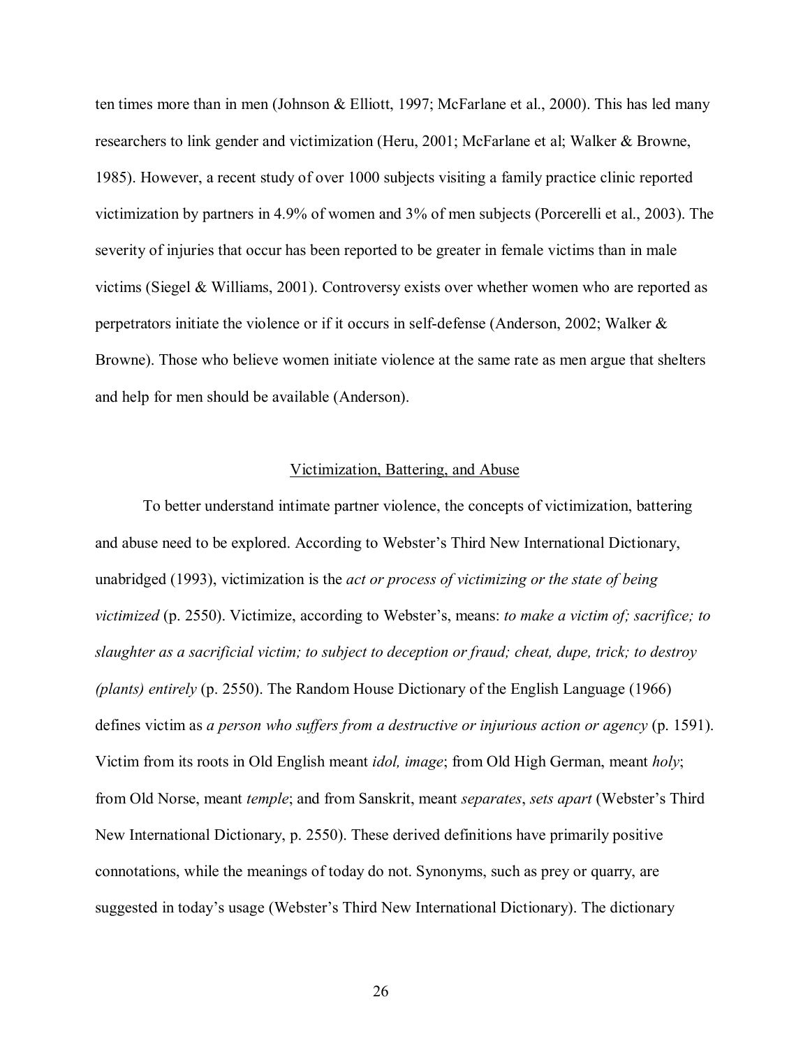ten times more than in men (Johnson & Elliott, 1997; McFarlane et al., 2000). This has led many researchers to link gender and victimization (Heru, 2001; McFarlane et al; Walker & Browne, 1985). However, a recent study of over 1000 subjects visiting a family practice clinic reported victimization by partners in 4.9% of women and 3% of men subjects (Porcerelli et al., 2003). The severity of injuries that occur has been reported to be greater in female victims than in male victims (Siegel & Williams, 2001). Controversy exists over whether women who are reported as perpetrators initiate the violence or if it occurs in self-defense (Anderson, 2002; Walker & Browne). Those who believe women initiate violence at the same rate as men argue that shelters and help for men should be available (Anderson).

## Victimization, Battering, and Abuse

To better understand intimate partner violence, the concepts of victimization, battering and abuse need to be explored. According to Webster's Third New International Dictionary, unabridged (1993), victimization is the *act or process of victimizing or the state of being victimized* (p. 2550). Victimize, according to Webster's, means: *to make a victim of; sacrifice; to slaughter as a sacrificial victim; to subject to deception or fraud; cheat, dupe, trick; to destroy (plants) entirely* (p. 2550). The Random House Dictionary of the English Language (1966) defines victim as *a person who suffers from a destructive or injurious action or agency* (p. 1591). Victim from its roots in Old English meant *idol, image*; from Old High German, meant *holy*; from Old Norse, meant *temple*; and from Sanskrit, meant *separates*, *sets apart* (Webster's Third New International Dictionary, p. 2550). These derived definitions have primarily positive connotations, while the meanings of today do not. Synonyms, such as prey or quarry, are suggested in today's usage (Webster's Third New International Dictionary). The dictionary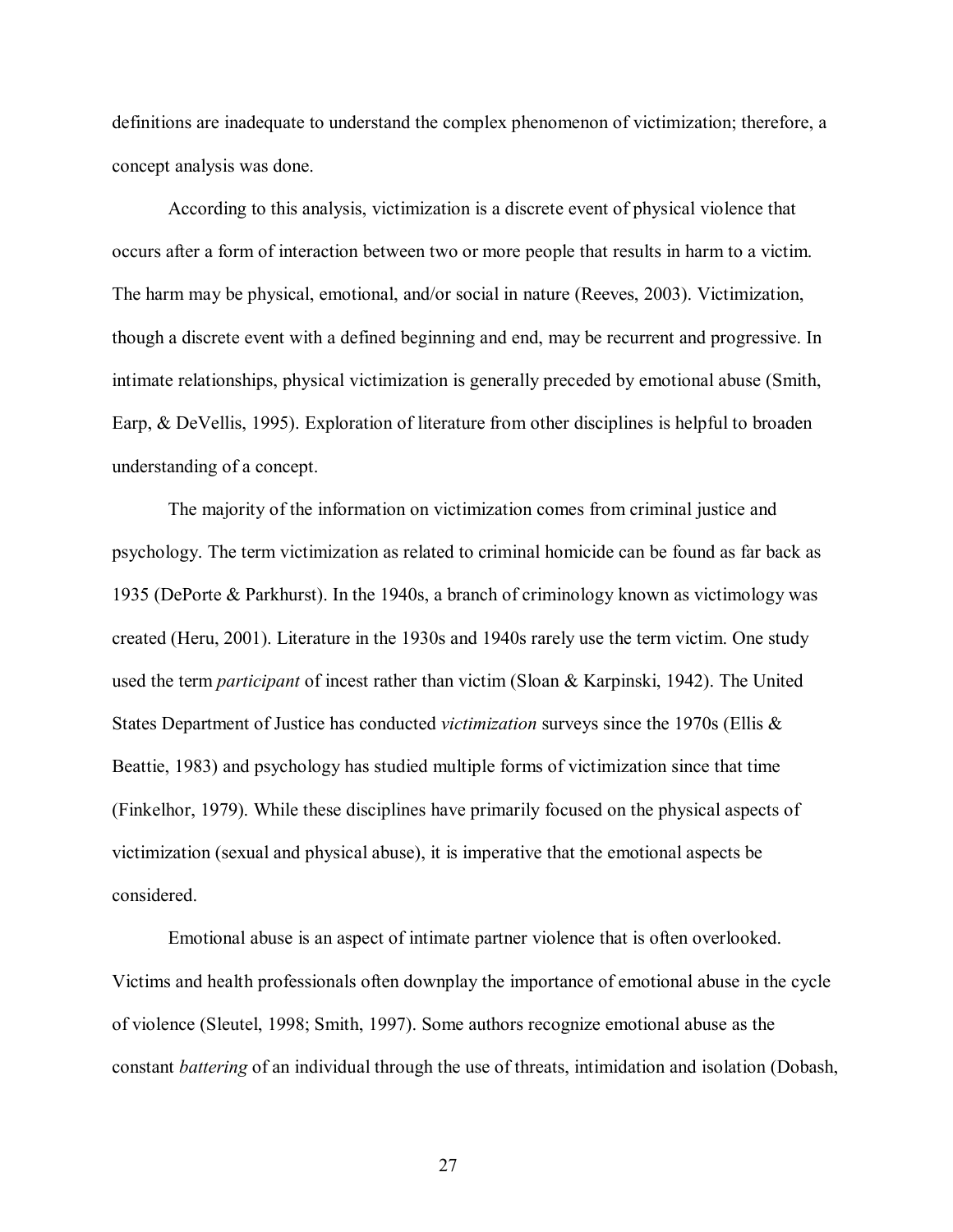definitions are inadequate to understand the complex phenomenon of victimization; therefore, a concept analysis was done.

According to this analysis, victimization is a discrete event of physical violence that occurs after a form of interaction between two or more people that results in harm to a victim. The harm may be physical, emotional, and/or social in nature (Reeves, 2003). Victimization, though a discrete event with a defined beginning and end, may be recurrent and progressive. In intimate relationships, physical victimization is generally preceded by emotional abuse (Smith, Earp, & DeVellis, 1995). Exploration of literature from other disciplines is helpful to broaden understanding of a concept.

The majority of the information on victimization comes from criminal justice and psychology. The term victimization as related to criminal homicide can be found as far back as 1935 (DePorte & Parkhurst). In the 1940s, a branch of criminology known as victimology was created (Heru, 2001). Literature in the 1930s and 1940s rarely use the term victim. One study used the term *participant* of incest rather than victim (Sloan & Karpinski, 1942). The United States Department of Justice has conducted *victimization* surveys since the 1970s (Ellis & Beattie, 1983) and psychology has studied multiple forms of victimization since that time (Finkelhor, 1979). While these disciplines have primarily focused on the physical aspects of victimization (sexual and physical abuse), it is imperative that the emotional aspects be considered.

Emotional abuse is an aspect of intimate partner violence that is often overlooked. Victims and health professionals often downplay the importance of emotional abuse in the cycle of violence (Sleutel, 1998; Smith, 1997). Some authors recognize emotional abuse as the constant *battering* of an individual through the use of threats, intimidation and isolation (Dobash,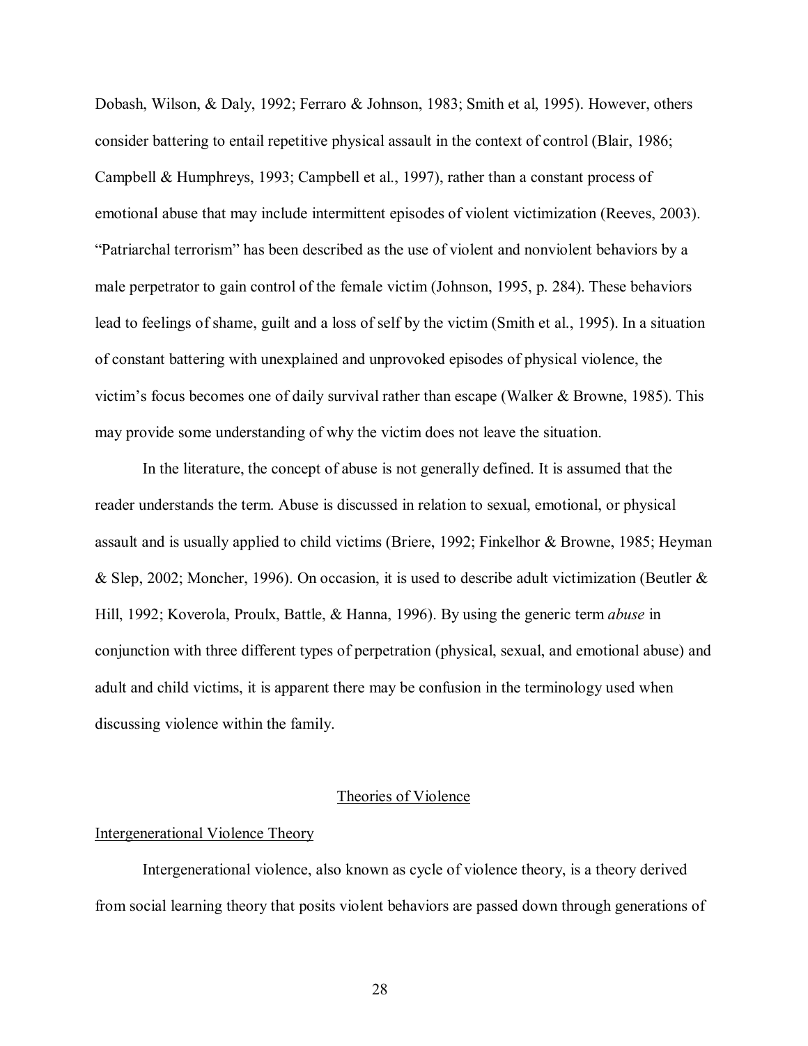Dobash, Wilson, & Daly, 1992; Ferraro & Johnson, 1983; Smith et al, 1995). However, others consider battering to entail repetitive physical assault in the context of control (Blair, 1986; Campbell & Humphreys, 1993; Campbell et al., 1997), rather than a constant process of emotional abuse that may include intermittent episodes of violent victimization (Reeves, 2003). "Patriarchal terrorism" has been described as the use of violent and nonviolent behaviors by a male perpetrator to gain control of the female victim (Johnson, 1995, p. 284). These behaviors lead to feelings of shame, guilt and a loss of self by the victim (Smith et al., 1995). In a situation of constant battering with unexplained and unprovoked episodes of physical violence, the victim's focus becomes one of daily survival rather than escape (Walker & Browne, 1985). This may provide some understanding of why the victim does not leave the situation.

In the literature, the concept of abuse is not generally defined. It is assumed that the reader understands the term. Abuse is discussed in relation to sexual, emotional, or physical assault and is usually applied to child victims (Briere, 1992; Finkelhor & Browne, 1985; Heyman & Slep, 2002; Moncher, 1996). On occasion, it is used to describe adult victimization (Beutler & Hill, 1992; Koverola, Proulx, Battle, & Hanna, 1996). By using the generic term *abuse* in conjunction with three different types of perpetration (physical, sexual, and emotional abuse) and adult and child victims, it is apparent there may be confusion in the terminology used when discussing violence within the family.

## Theories of Violence

### Intergenerational Violence Theory

Intergenerational violence, also known as cycle of violence theory, is a theory derived from social learning theory that posits violent behaviors are passed down through generations of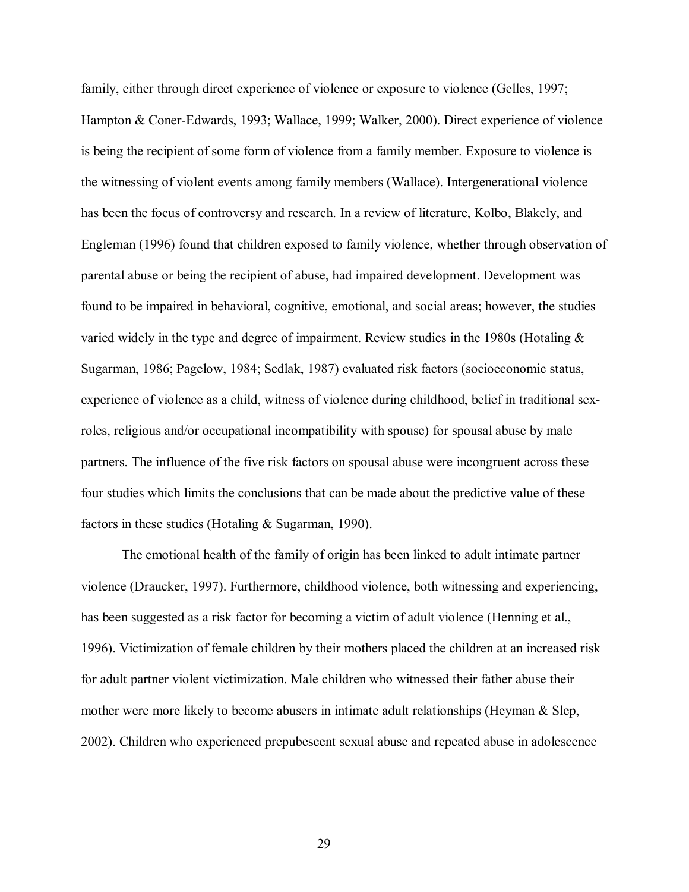family, either through direct experience of violence or exposure to violence (Gelles, 1997; Hampton & Coner-Edwards, 1993; Wallace, 1999; Walker, 2000). Direct experience of violence is being the recipient of some form of violence from a family member. Exposure to violence is the witnessing of violent events among family members (Wallace). Intergenerational violence has been the focus of controversy and research. In a review of literature, Kolbo, Blakely, and Engleman (1996) found that children exposed to family violence, whether through observation of parental abuse or being the recipient of abuse, had impaired development. Development was found to be impaired in behavioral, cognitive, emotional, and social areas; however, the studies varied widely in the type and degree of impairment. Review studies in the 1980s (Hotaling & Sugarman, 1986; Pagelow, 1984; Sedlak, 1987) evaluated risk factors (socioeconomic status, experience of violence as a child, witness of violence during childhood, belief in traditional sex-roles, religious and/or occupational incompatibility with spouse) for spousal abuse by male partners. The influence of the five risk factors on spousal abuse were incongruent across these four studies which limits the conclusions that can be made about the predictive value of these factors in these studies (Hotaling & Sugarman, 1990).

The emotional health of the family of origin has been linked to adult intimate partner violence (Draucker, 1997). Furthermore, childhood violence, both witnessing and experiencing, has been suggested as a risk factor for becoming a victim of adult violence (Henning et al., 1996). Victimization of female children by their mothers placed the children at an increased risk for adult partner violent victimization. Male children who witnessed their father abuse their mother were more likely to become abusers in intimate adult relationships (Heyman & Slep, 2002). Children who experienced prepubescent sexual abuse and repeated abuse in adolescence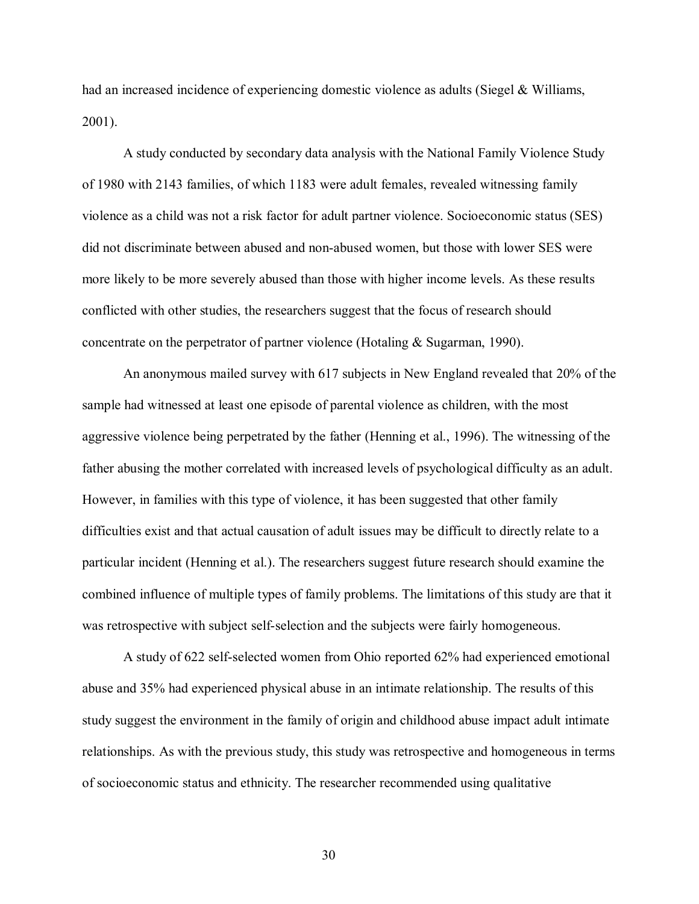had an increased incidence of experiencing domestic violence as adults (Siegel & Williams, 2001).

A study conducted by secondary data analysis with the National Family Violence Study of 1980 with 2143 families, of which 1183 were adult females, revealed witnessing family violence as a child was not a risk factor for adult partner violence. Socioeconomic status (SES) did not discriminate between abused and non-abused women, but those with lower SES were more likely to be more severely abused than those with higher income levels. As these results conflicted with other studies, the researchers suggest that the focus of research should concentrate on the perpetrator of partner violence (Hotaling & Sugarman, 1990).

An anonymous mailed survey with 617 subjects in New England revealed that 20% of the sample had witnessed at least one episode of parental violence as children, with the most aggressive violence being perpetrated by the father (Henning et al., 1996). The witnessing of the father abusing the mother correlated with increased levels of psychological difficulty as an adult. However, in families with this type of violence, it has been suggested that other family difficulties exist and that actual causation of adult issues may be difficult to directly relate to a particular incident (Henning et al.). The researchers suggest future research should examine the combined influence of multiple types of family problems. The limitations of this study are that it was retrospective with subject self-selection and the subjects were fairly homogeneous.

A study of 622 self-selected women from Ohio reported 62% had experienced emotional abuse and 35% had experienced physical abuse in an intimate relationship. The results of this study suggest the environment in the family of origin and childhood abuse impact adult intimate relationships. As with the previous study, this study was retrospective and homogeneous in terms of socioeconomic status and ethnicity. The researcher recommended using qualitative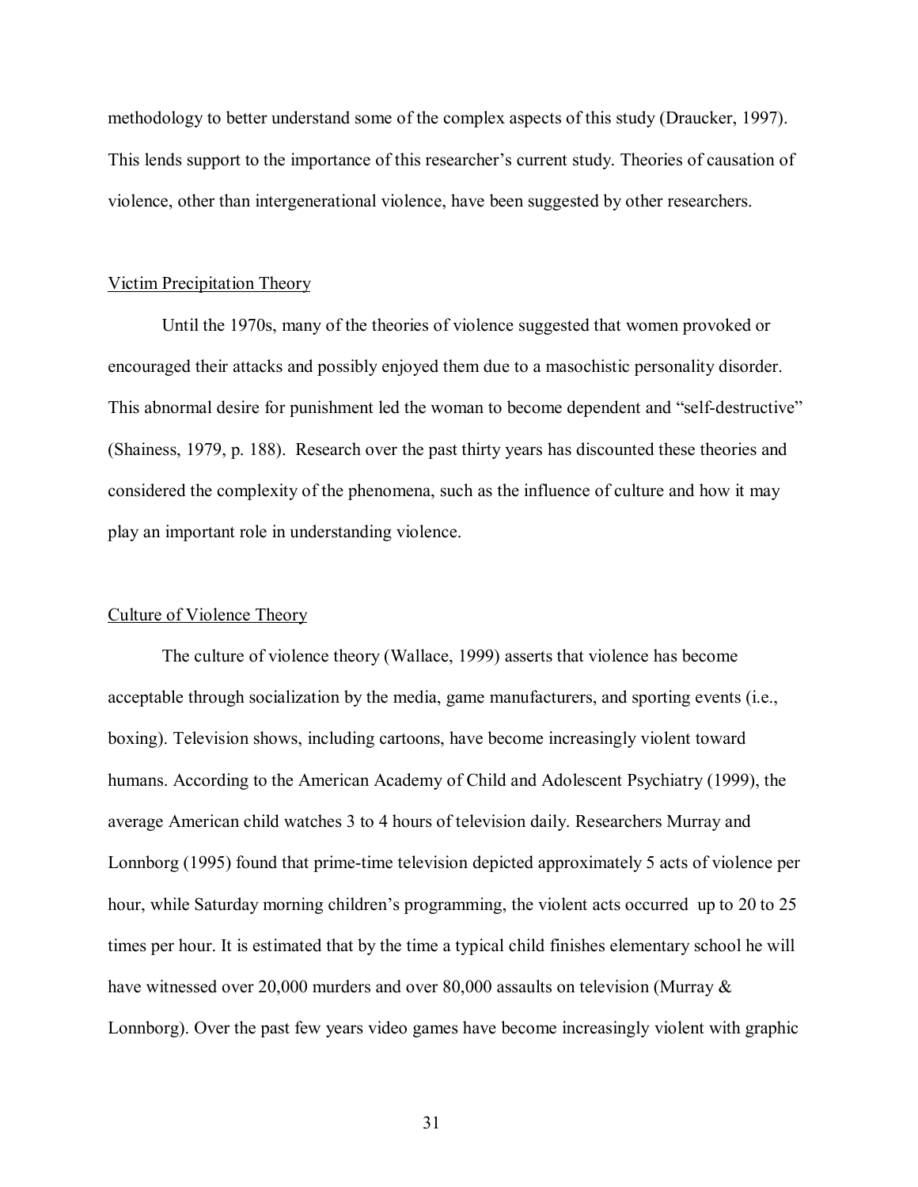methodology to better understand some of the complex aspects of this study (Draucker, 1997). This lends support to the importance of this researcher's current study. Theories of causation of violence, other than intergenerational violence, have been suggested by other researchers.

## Victim Precipitation Theory

Until the 1970s, many of the theories of violence suggested that women provoked or encouraged their attacks and possibly enjoyed them due to a masochistic personality disorder. This abnormal desire for punishment led the woman to become dependent and "self-destructive" (Shainess, 1979, p. 188). Research over the past thirty years has discounted these theories and considered the complexity of the phenomena, such as the influence of culture and how it may play an important role in understanding violence.

## Culture of Violence Theory

The culture of violence theory (Wallace, 1999) asserts that violence has become acceptable through socialization by the media, game manufacturers, and sporting events (i.e., boxing). Television shows, including cartoons, have become increasingly violent toward humans. According to the American Academy of Child and Adolescent Psychiatry (1999), the average American child watches 3 to 4 hours of television daily. Researchers Murray and Lonnborg (1995) found that prime-time television depicted approximately 5 acts of violence per hour, while Saturday morning children's programming, the violent acts occurred up to 20 to 25 times per hour. It is estimated that by the time a typical child finishes elementary school he will have witnessed over 20,000 murders and over 80,000 assaults on television (Murray & Lonnborg). Over the past few years video games have become increasingly violent with graphic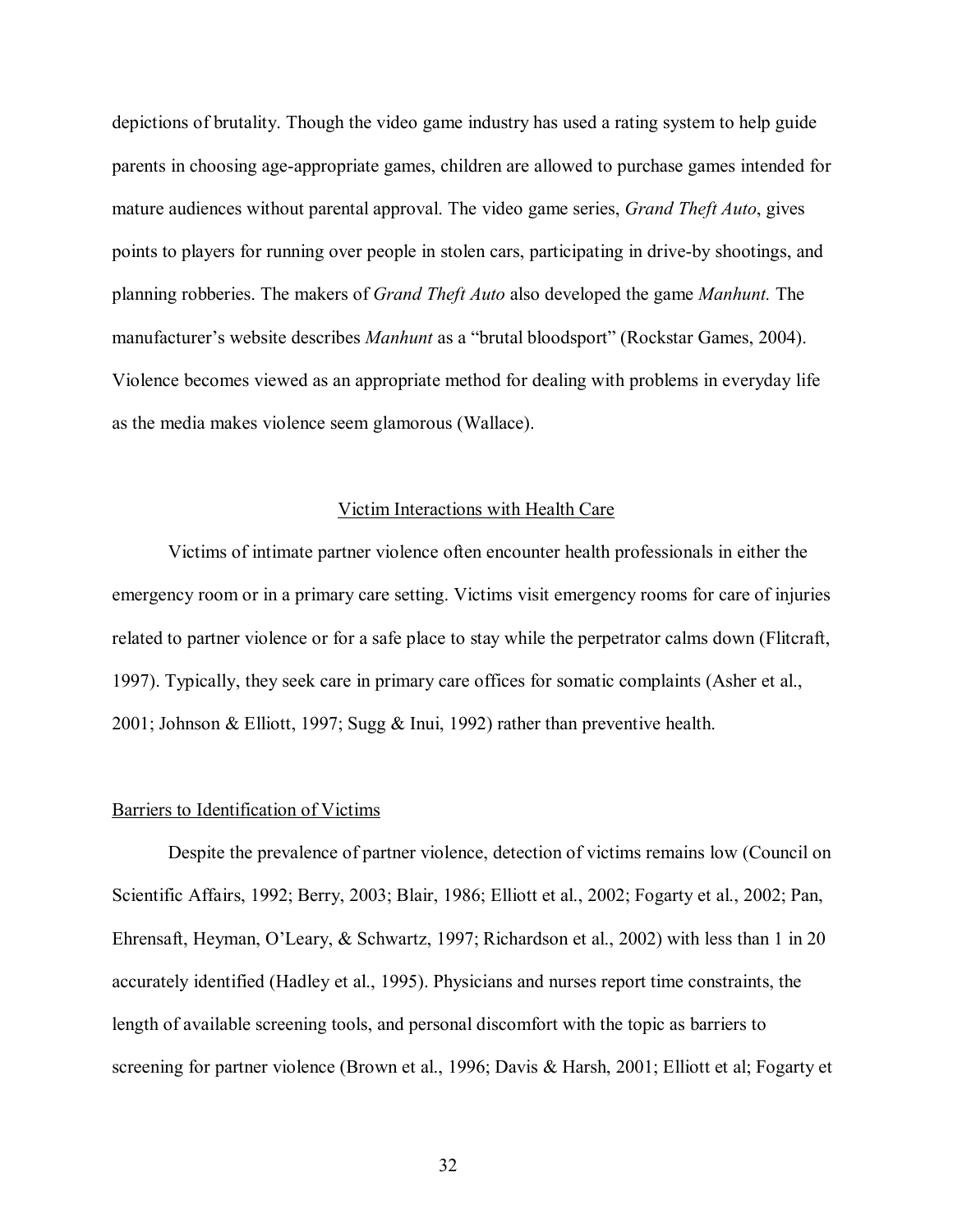depictions of brutality. Though the video game industry has used a rating system to help guide parents in choosing age-appropriate games, children are allowed to purchase games intended for mature audiences without parental approval. The video game series, *Grand Theft Auto*, gives points to players for running over people in stolen cars, participating in drive-by shootings, and planning robberies. The makers of *Grand Theft Auto* also developed the game *Manhunt.* The manufacturer's website describes *Manhunt* as a "brutal bloodsport" (Rockstar Games, 2004). Violence becomes viewed as an appropriate method for dealing with problems in everyday life as the media makes violence seem glamorous (Wallace).

## Victim Interactions with Health Care

Victims of intimate partner violence often encounter health professionals in either the emergency room or in a primary care setting. Victims visit emergency rooms for care of injuries related to partner violence or for a safe place to stay while the perpetrator calms down (Flitcraft, 1997). Typically, they seek care in primary care offices for somatic complaints (Asher et al., 2001; Johnson & Elliott, 1997; Sugg & Inui, 1992) rather than preventive health.

### Barriers to Identification of Victims

Despite the prevalence of partner violence, detection of victims remains low (Council on Scientific Affairs, 1992; Berry, 2003; Blair, 1986; Elliott et al., 2002; Fogarty et al., 2002; Pan, Ehrensaft, Heyman, O'Leary, & Schwartz, 1997; Richardson et al., 2002) with less than 1 in 20 accurately identified (Hadley et al., 1995). Physicians and nurses report time constraints, the length of available screening tools, and personal discomfort with the topic as barriers to screening for partner violence (Brown et al., 1996; Davis & Harsh, 2001; Elliott et al; Fogarty et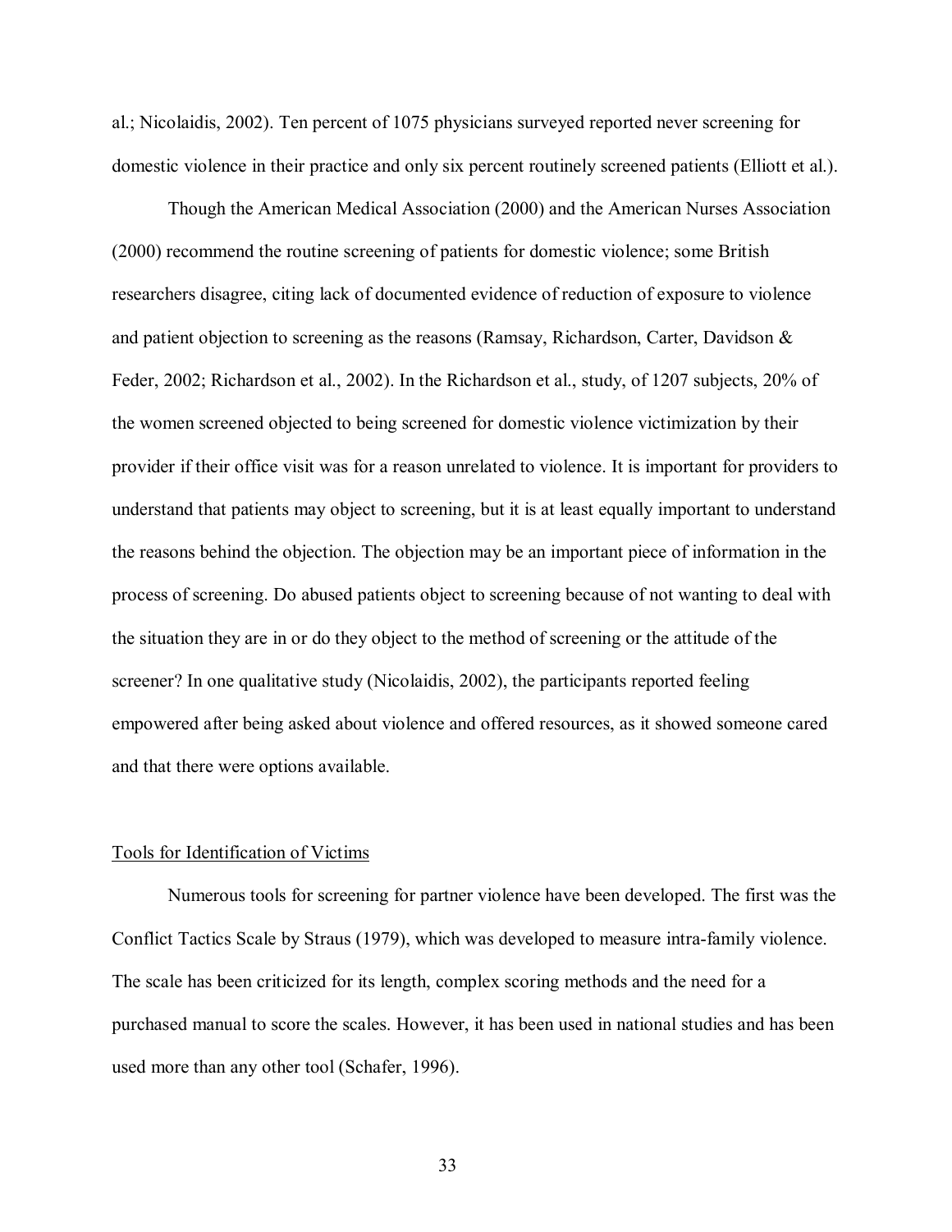al.; Nicolaidis, 2002). Ten percent of 1075 physicians surveyed reported never screening for domestic violence in their practice and only six percent routinely screened patients (Elliott et al.).

Though the American Medical Association (2000) and the American Nurses Association (2000) recommend the routine screening of patients for domestic violence; some British researchers disagree, citing lack of documented evidence of reduction of exposure to violence and patient objection to screening as the reasons (Ramsay, Richardson, Carter, Davidson & Feder, 2002; Richardson et al., 2002). In the Richardson et al., study, of 1207 subjects, 20% of the women screened objected to being screened for domestic violence victimization by their provider if their office visit was for a reason unrelated to violence. It is important for providers to understand that patients may object to screening, but it is at least equally important to understand the reasons behind the objection. The objection may be an important piece of information in the process of screening. Do abused patients object to screening because of not wanting to deal with the situation they are in or do they object to the method of screening or the attitude of the screener? In one qualitative study (Nicolaidis, 2002), the participants reported feeling empowered after being asked about violence and offered resources, as it showed someone cared and that there were options available.

## Tools for Identification of Victims

Numerous tools for screening for partner violence have been developed. The first was the Conflict Tactics Scale by Straus (1979), which was developed to measure intra-family violence. The scale has been criticized for its length, complex scoring methods and the need for a purchased manual to score the scales. However, it has been used in national studies and has been used more than any other tool (Schafer, 1996).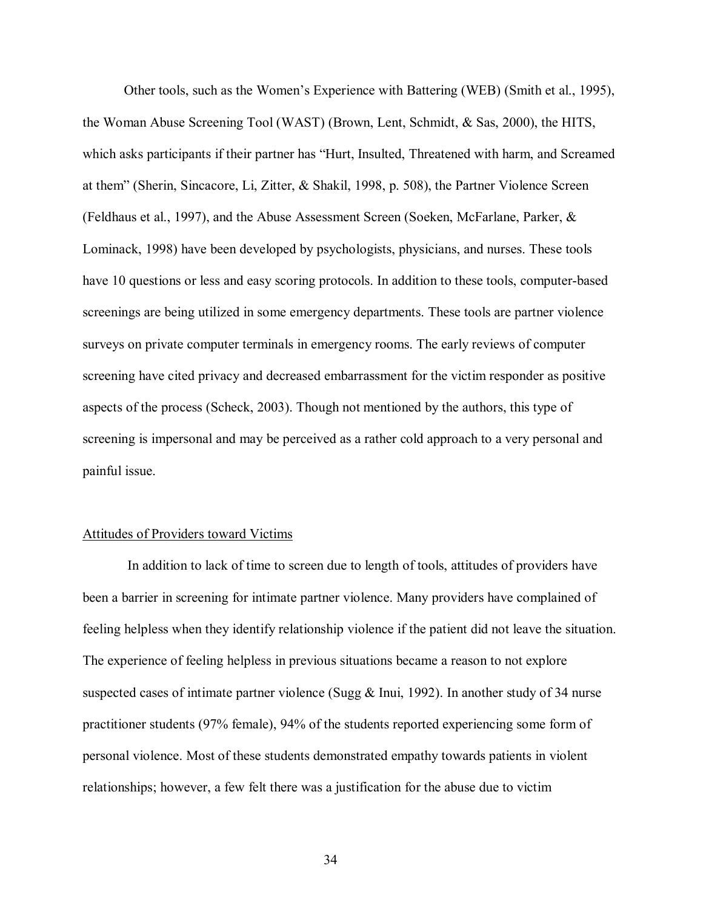Other tools, such as the Women's Experience with Battering (WEB) (Smith et al., 1995), the Woman Abuse Screening Tool (WAST) (Brown, Lent, Schmidt, & Sas, 2000), the HITS, which asks participants if their partner has "Hurt, Insulted, Threatened with harm, and Screamed at them" (Sherin, Sincacore, Li, Zitter, & Shakil, 1998, p. 508), the Partner Violence Screen (Feldhaus et al., 1997), and the Abuse Assessment Screen (Soeken, McFarlane, Parker, & Lominack, 1998) have been developed by psychologists, physicians, and nurses. These tools have 10 questions or less and easy scoring protocols. In addition to these tools, computer-based screenings are being utilized in some emergency departments. These tools are partner violence surveys on private computer terminals in emergency rooms. The early reviews of computer screening have cited privacy and decreased embarrassment for the victim responder as positive aspects of the process (Scheck, 2003). Though not mentioned by the authors, this type of screening is impersonal and may be perceived as a rather cold approach to a very personal and painful issue.

## Attitudes of Providers toward Victims

In addition to lack of time to screen due to length of tools, attitudes of providers have been a barrier in screening for intimate partner violence. Many providers have complained of feeling helpless when they identify relationship violence if the patient did not leave the situation. The experience of feeling helpless in previous situations became a reason to not explore suspected cases of intimate partner violence (Sugg & Inui, 1992). In another study of 34 nurse practitioner students (97% female), 94% of the students reported experiencing some form of personal violence. Most of these students demonstrated empathy towards patients in violent relationships; however, a few felt there was a justification for the abuse due to victim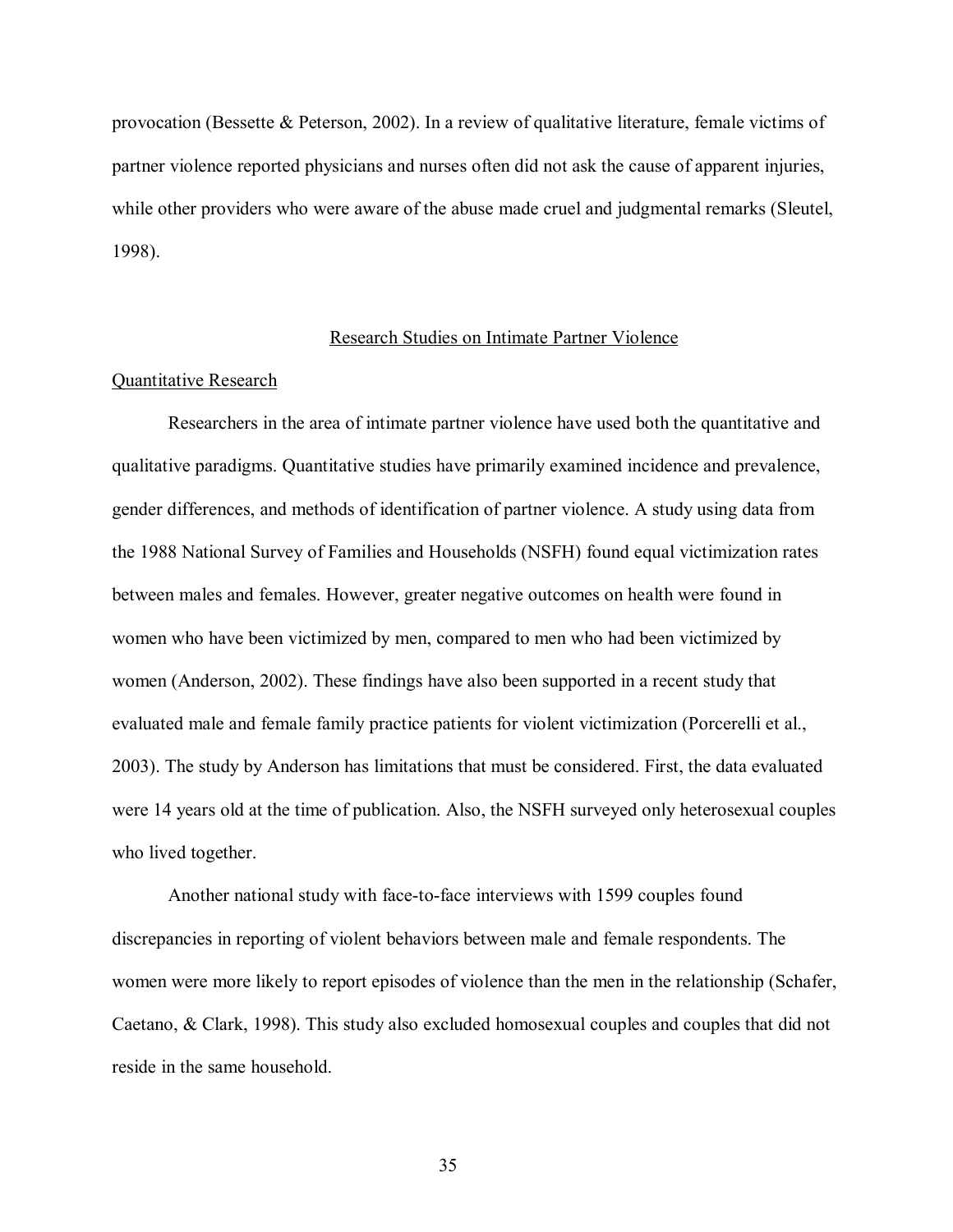provocation (Bessette & Peterson, 2002). In a review of qualitative literature, female victims of partner violence reported physicians and nurses often did not ask the cause of apparent injuries, while other providers who were aware of the abuse made cruel and judgmental remarks (Sleutel, 1998).

## Research Studies on Intimate Partner Violence

### Quantitative Research

Researchers in the area of intimate partner violence have used both the quantitative and qualitative paradigms. Quantitative studies have primarily examined incidence and prevalence, gender differences, and methods of identification of partner violence. A study using data from the 1988 National Survey of Families and Households (NSFH) found equal victimization rates between males and females. However, greater negative outcomes on health were found in women who have been victimized by men, compared to men who had been victimized by women (Anderson, 2002). These findings have also been supported in a recent study that evaluated male and female family practice patients for violent victimization (Porcerelli et al., 2003). The study by Anderson has limitations that must be considered. First, the data evaluated were 14 years old at the time of publication. Also, the NSFH surveyed only heterosexual couples who lived together.

Another national study with face-to-face interviews with 1599 couples found discrepancies in reporting of violent behaviors between male and female respondents. The women were more likely to report episodes of violence than the men in the relationship (Schafer, Caetano, & Clark, 1998). This study also excluded homosexual couples and couples that did not reside in the same household.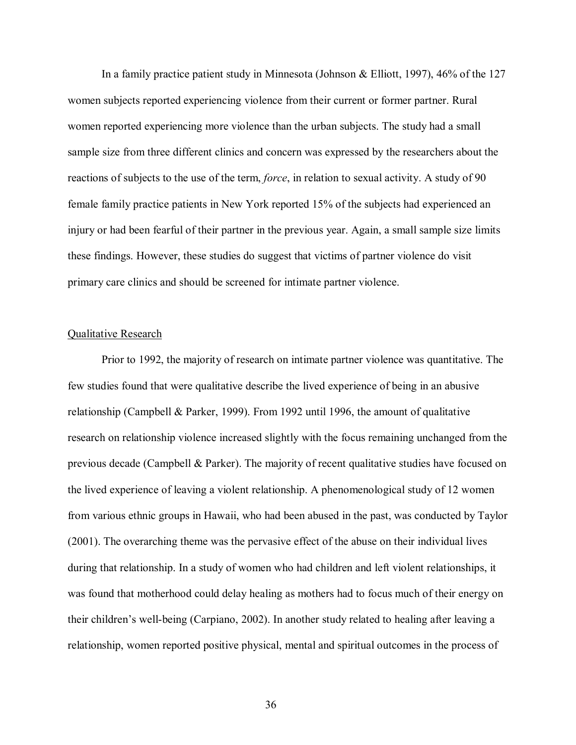In a family practice patient study in Minnesota (Johnson & Elliott, 1997), 46% of the 127 women subjects reported experiencing violence from their current or former partner. Rural women reported experiencing more violence than the urban subjects. The study had a small sample size from three different clinics and concern was expressed by the researchers about the reactions of subjects to the use of the term, *force*, in relation to sexual activity. A study of 90 female family practice patients in New York reported 15% of the subjects had experienced an injury or had been fearful of their partner in the previous year. Again, a small sample size limits these findings. However, these studies do suggest that victims of partner violence do visit primary care clinics and should be screened for intimate partner violence.

## Qualitative Research

Prior to 1992, the majority of research on intimate partner violence was quantitative. The few studies found that were qualitative describe the lived experience of being in an abusive relationship (Campbell & Parker, 1999). From 1992 until 1996, the amount of qualitative research on relationship violence increased slightly with the focus remaining unchanged from the previous decade (Campbell & Parker). The majority of recent qualitative studies have focused on the lived experience of leaving a violent relationship. A phenomenological study of 12 women from various ethnic groups in Hawaii, who had been abused in the past, was conducted by Taylor (2001). The overarching theme was the pervasive effect of the abuse on their individual lives during that relationship. In a study of women who had children and left violent relationships, it was found that motherhood could delay healing as mothers had to focus much of their energy on their children's well-being (Carpiano, 2002). In another study related to healing after leaving a relationship, women reported positive physical, mental and spiritual outcomes in the process of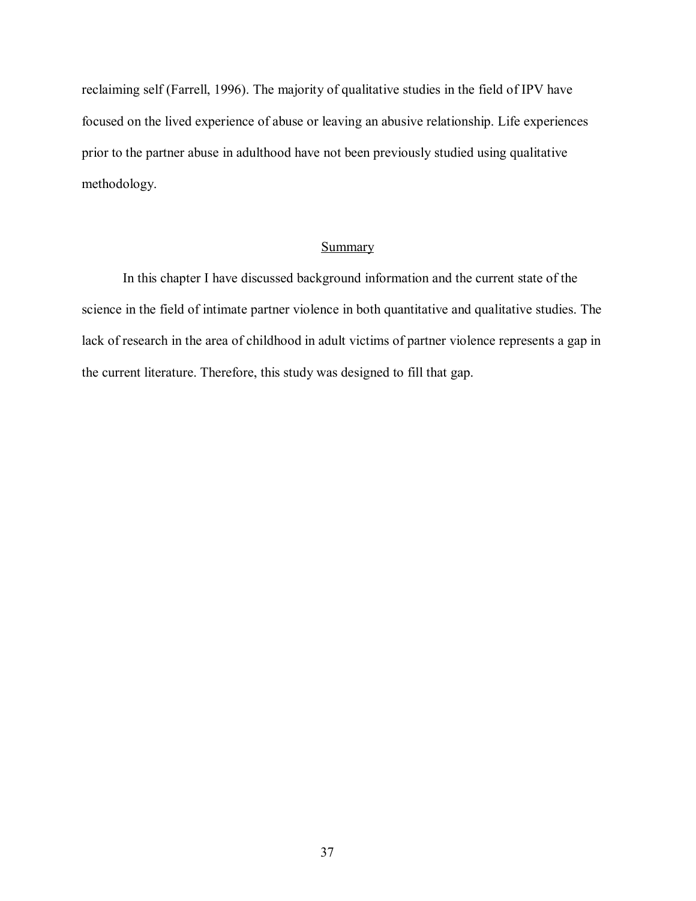reclaiming self (Farrell, 1996). The majority of qualitative studies in the field of IPV have focused on the lived experience of abuse or leaving an abusive relationship. Life experiences prior to the partner abuse in adulthood have not been previously studied using qualitative methodology.

## Summary

In this chapter I have discussed background information and the current state of the science in the field of intimate partner violence in both quantitative and qualitative studies. The lack of research in the area of childhood in adult victims of partner violence represents a gap in the current literature. Therefore, this study was designed to fill that gap.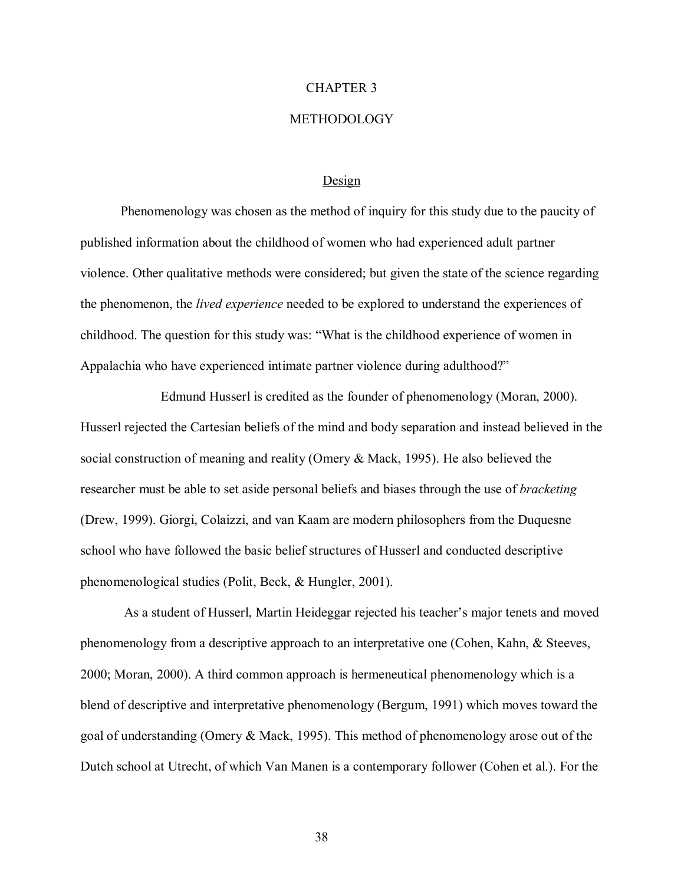# CHAPTER 3

# METHODOLOGY

## Design

Phenomenology was chosen as the method of inquiry for this study due to the paucity of published information about the childhood of women who had experienced adult partner violence. Other qualitative methods were considered; but given the state of the science regarding the phenomenon, the *lived experience* needed to be explored to understand the experiences of childhood. The question for this study was: "What is the childhood experience of women in Appalachia who have experienced intimate partner violence during adulthood?"

Edmund Husserl is credited as the founder of phenomenology (Moran, 2000). Husserl rejected the Cartesian beliefs of the mind and body separation and instead believed in the social construction of meaning and reality (Omery & Mack, 1995). He also believed the researcher must be able to set aside personal beliefs and biases through the use of *bracketing* (Drew, 1999). Giorgi, Colaizzi, and van Kaam are modern philosophers from the Duquesne school who have followed the basic belief structures of Husserl and conducted descriptive phenomenological studies (Polit, Beck, & Hungler, 2001).

As a student of Husserl, Martin Heideggar rejected his teacher's major tenets and moved phenomenology from a descriptive approach to an interpretative one (Cohen, Kahn, & Steeves, 2000; Moran, 2000). A third common approach is hermeneutical phenomenology which is a blend of descriptive and interpretative phenomenology (Bergum, 1991) which moves toward the goal of understanding (Omery & Mack, 1995). This method of phenomenology arose out of the Dutch school at Utrecht, of which Van Manen is a contemporary follower (Cohen et al.). For the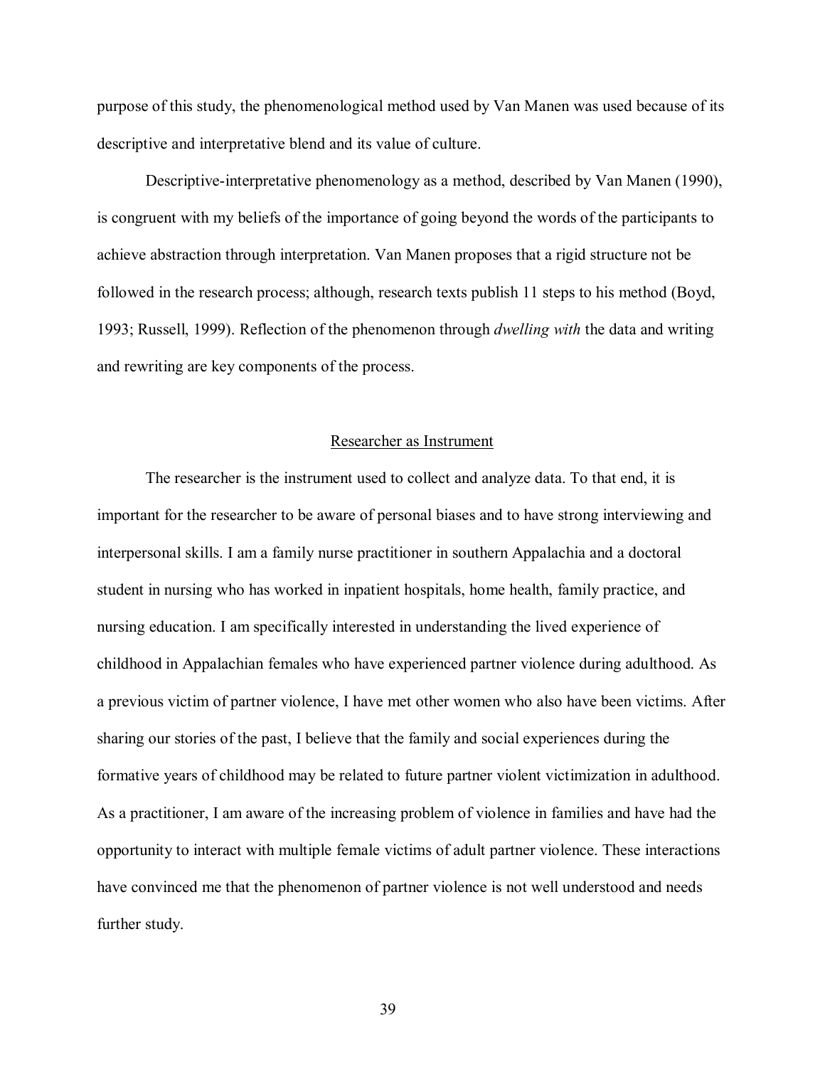purpose of this study, the phenomenological method used by Van Manen was used because of its descriptive and interpretative blend and its value of culture.

Descriptive-interpretative phenomenology as a method, described by Van Manen (1990), is congruent with my beliefs of the importance of going beyond the words of the participants to achieve abstraction through interpretation. Van Manen proposes that a rigid structure not be followed in the research process; although, research texts publish 11 steps to his method (Boyd, 1993; Russell, 1999). Reflection of the phenomenon through *dwelling with* the data and writing and rewriting are key components of the process.

## Researcher as Instrument

The researcher is the instrument used to collect and analyze data. To that end, it is important for the researcher to be aware of personal biases and to have strong interviewing and interpersonal skills. I am a family nurse practitioner in southern Appalachia and a doctoral student in nursing who has worked in inpatient hospitals, home health, family practice, and nursing education. I am specifically interested in understanding the lived experience of childhood in Appalachian females who have experienced partner violence during adulthood. As a previous victim of partner violence, I have met other women who also have been victims. After sharing our stories of the past, I believe that the family and social experiences during the formative years of childhood may be related to future partner violent victimization in adulthood. As a practitioner, I am aware of the increasing problem of violence in families and have had the opportunity to interact with multiple female victims of adult partner violence. These interactions have convinced me that the phenomenon of partner violence is not well understood and needs further study.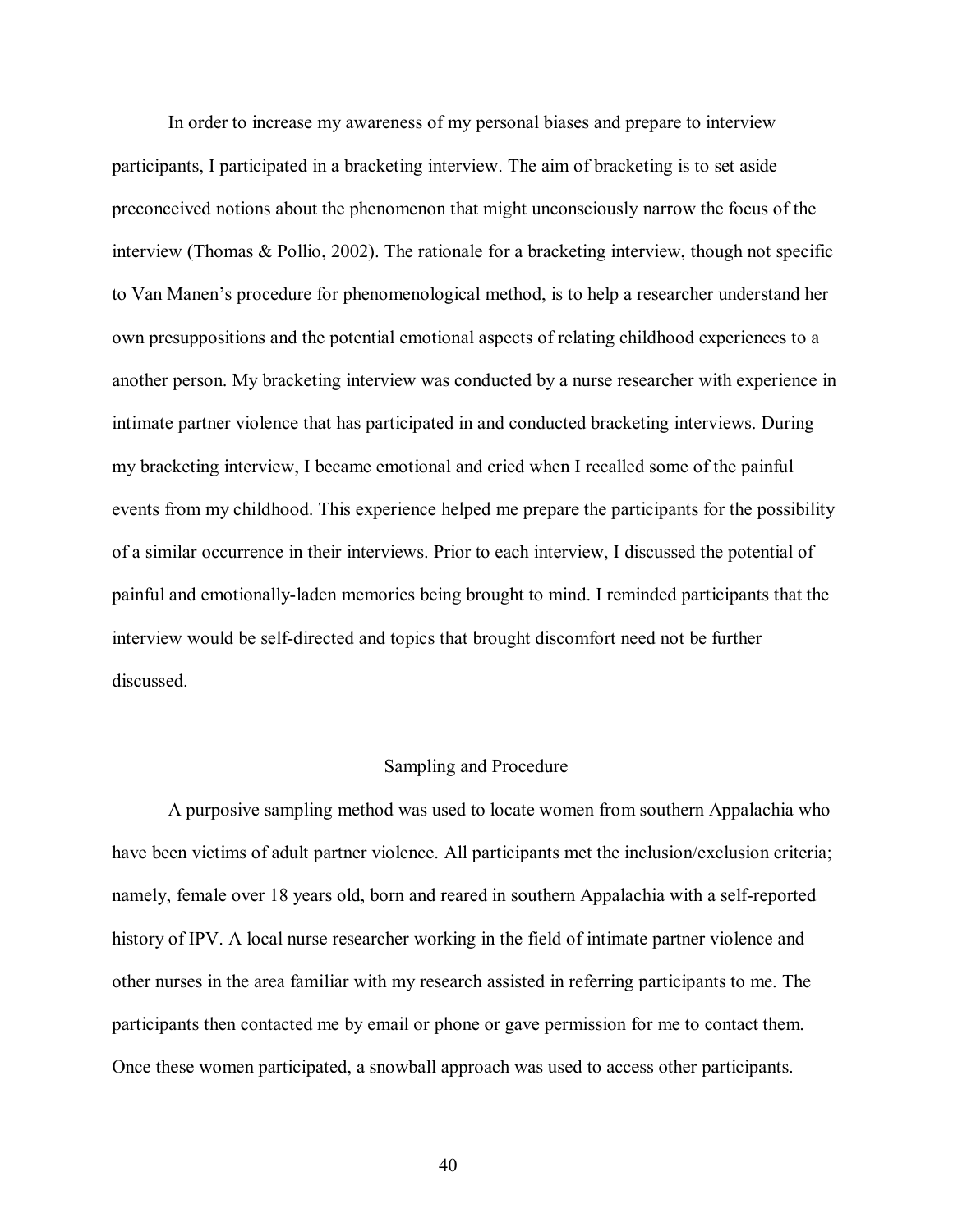In order to increase my awareness of my personal biases and prepare to interview participants, I participated in a bracketing interview. The aim of bracketing is to set aside preconceived notions about the phenomenon that might unconsciously narrow the focus of the interview (Thomas & Pollio, 2002). The rationale for a bracketing interview, though not specific to Van Manen's procedure for phenomenological method, is to help a researcher understand her own presuppositions and the potential emotional aspects of relating childhood experiences to a another person. My bracketing interview was conducted by a nurse researcher with experience in intimate partner violence that has participated in and conducted bracketing interviews. During my bracketing interview, I became emotional and cried when I recalled some of the painful events from my childhood. This experience helped me prepare the participants for the possibility of a similar occurrence in their interviews. Prior to each interview, I discussed the potential of painful and emotionally-laden memories being brought to mind. I reminded participants that the interview would be self-directed and topics that brought discomfort need not be further discussed.

## Sampling and Procedure

A purposive sampling method was used to locate women from southern Appalachia who have been victims of adult partner violence. All participants met the inclusion/exclusion criteria; namely, female over 18 years old, born and reared in southern Appalachia with a self-reported history of IPV. A local nurse researcher working in the field of intimate partner violence and other nurses in the area familiar with my research assisted in referring participants to me. The participants then contacted me by email or phone or gave permission for me to contact them. Once these women participated, a snowball approach was used to access other participants.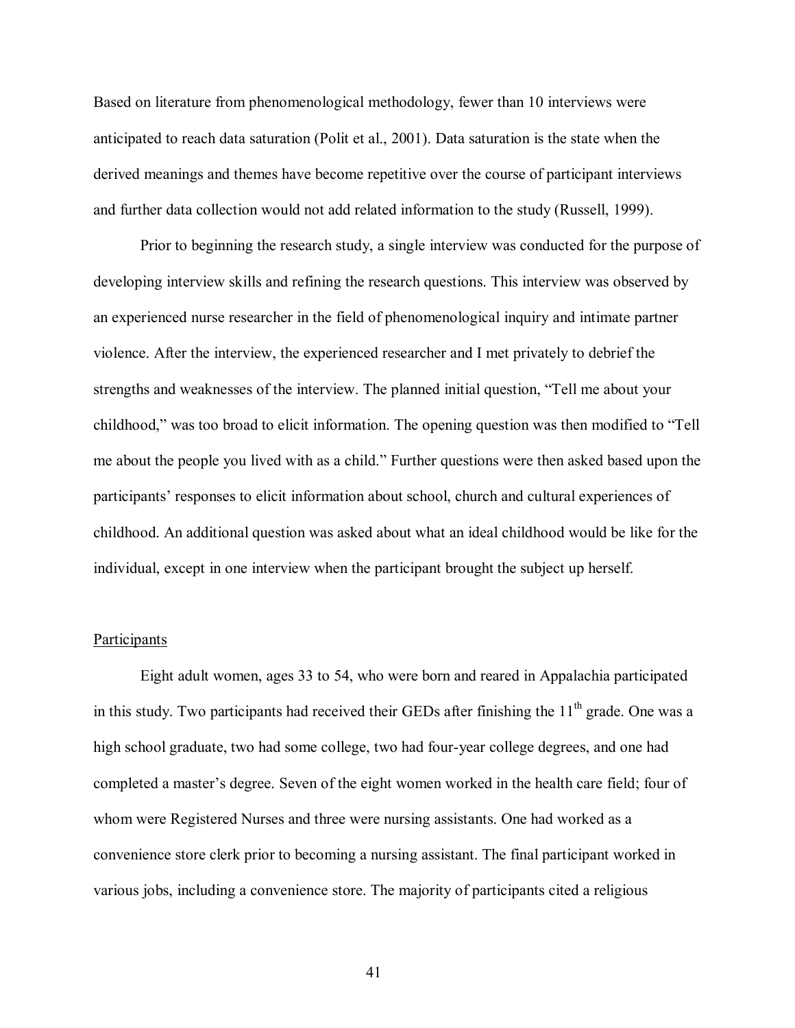Based on literature from phenomenological methodology, fewer than 10 interviews were anticipated to reach data saturation (Polit et al., 2001). Data saturation is the state when the derived meanings and themes have become repetitive over the course of participant interviews and further data collection would not add related information to the study (Russell, 1999).

Prior to beginning the research study, a single interview was conducted for the purpose of developing interview skills and refining the research questions. This interview was observed by an experienced nurse researcher in the field of phenomenological inquiry and intimate partner violence. After the interview, the experienced researcher and I met privately to debrief the strengths and weaknesses of the interview. The planned initial question, "Tell me about your childhood," was too broad to elicit information. The opening question was then modified to "Tell me about the people you lived with as a child." Further questions were then asked based upon the participants' responses to elicit information about school, church and cultural experiences of childhood. An additional question was asked about what an ideal childhood would be like for the individual, except in one interview when the participant brought the subject up herself.

## Participants

Eight adult women, ages 33 to 54, who were born and reared in Appalachia participated in this study. Two participants had received their GEDs after finishing the 11th grade. One was a high school graduate, two had some college, two had four-year college degrees, and one had completed a master's degree. Seven of the eight women worked in the health care field; four of whom were Registered Nurses and three were nursing assistants. One had worked as a convenience store clerk prior to becoming a nursing assistant. The final participant worked in various jobs, including a convenience store. The majority of participants cited a religious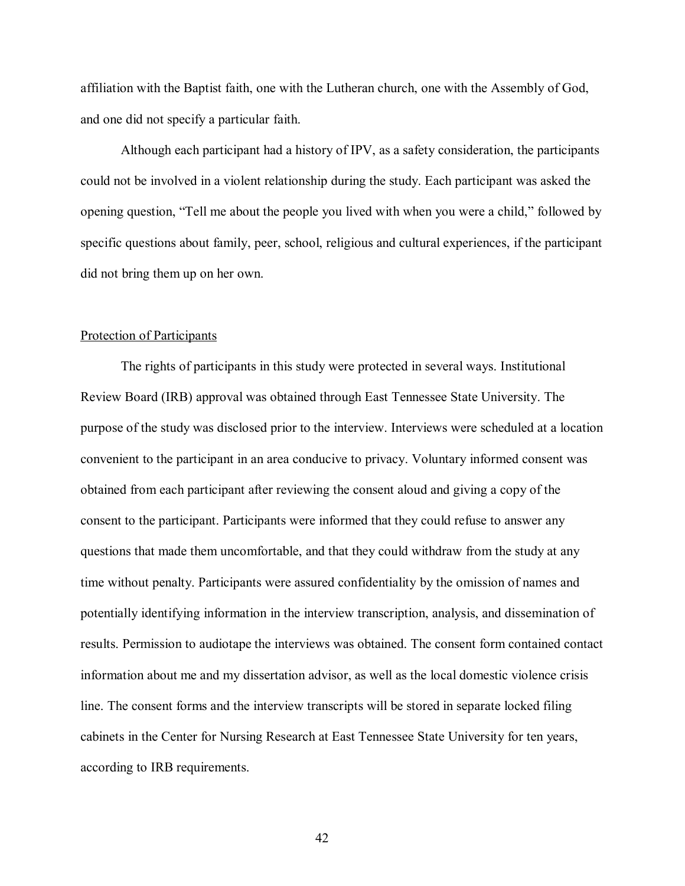affiliation with the Baptist faith, one with the Lutheran church, one with the Assembly of God, and one did not specify a particular faith.

Although each participant had a history of IPV, as a safety consideration, the participants could not be involved in a violent relationship during the study. Each participant was asked the opening question, "Tell me about the people you lived with when you were a child," followed by specific questions about family, peer, school, religious and cultural experiences, if the participant did not bring them up on her own.

### Protection of Participants

The rights of participants in this study were protected in several ways. Institutional Review Board (IRB) approval was obtained through East Tennessee State University. The purpose of the study was disclosed prior to the interview. Interviews were scheduled at a location convenient to the participant in an area conducive to privacy. Voluntary informed consent was obtained from each participant after reviewing the consent aloud and giving a copy of the consent to the participant. Participants were informed that they could refuse to answer any questions that made them uncomfortable, and that they could withdraw from the study at any time without penalty. Participants were assured confidentiality by the omission of names and potentially identifying information in the interview transcription, analysis, and dissemination of results. Permission to audiotape the interviews was obtained. The consent form contained contact information about me and my dissertation advisor, as well as the local domestic violence crisis line. The consent forms and the interview transcripts will be stored in separate locked filing cabinets in the Center for Nursing Research at East Tennessee State University for ten years, according to IRB requirements.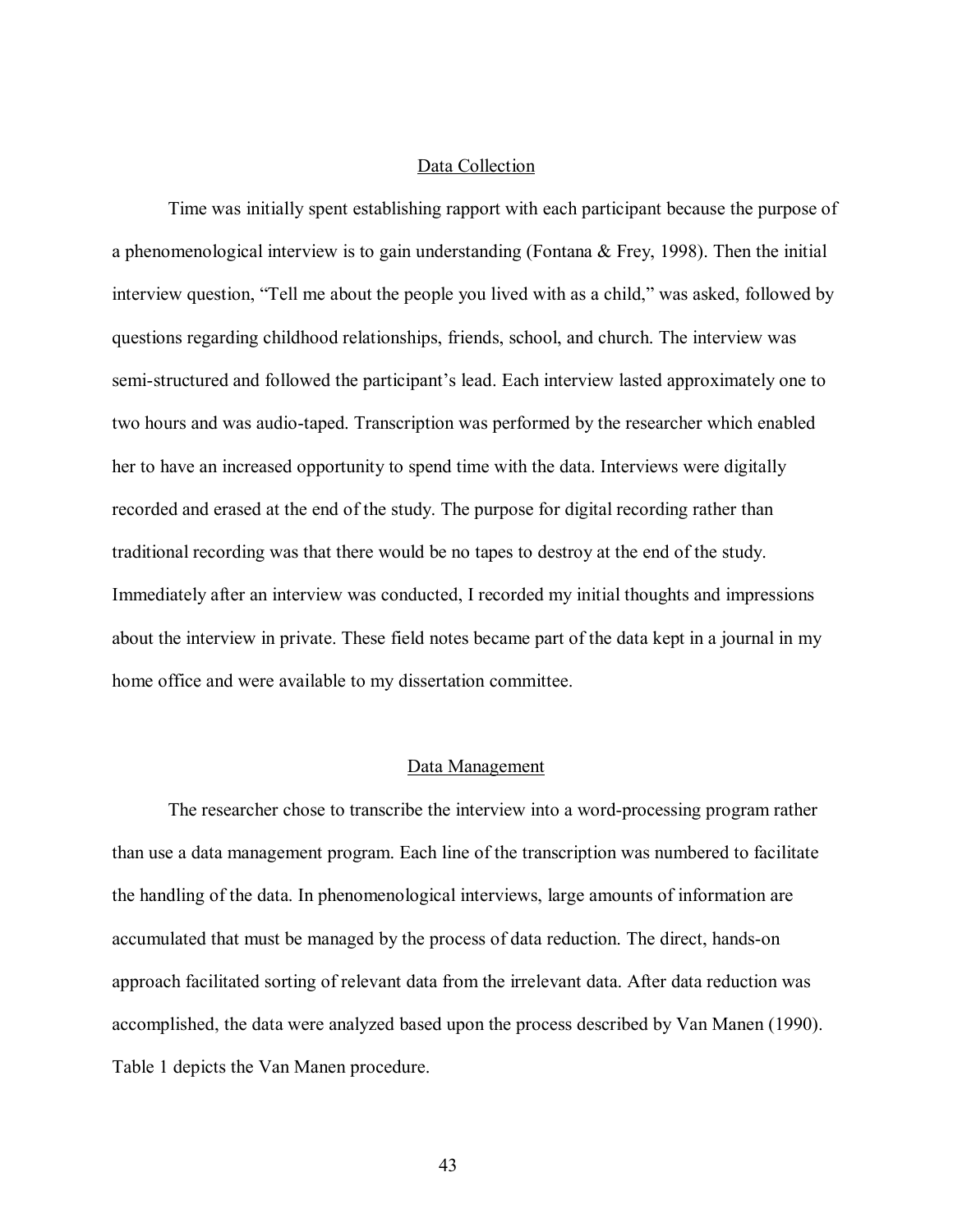## Data Collection

Time was initially spent establishing rapport with each participant because the purpose of a phenomenological interview is to gain understanding (Fontana & Frey, 1998). Then the initial interview question, “Tell me about the people you lived with as a child,” was asked, followed by questions regarding childhood relationships, friends, school, and church. The interview was semi-structured and followed the participant’s lead. Each interview lasted approximately one to two hours and was audio-taped. Transcription was performed by the researcher which enabled her to have an increased opportunity to spend time with the data. Interviews were digitally recorded and erased at the end of the study. The purpose for digital recording rather than traditional recording was that there would be no tapes to destroy at the end of the study. Immediately after an interview was conducted, I recorded my initial thoughts and impressions about the interview in private. These field notes became part of the data kept in a journal in my home office and were available to my dissertation committee.

## Data Management

The researcher chose to transcribe the interview into a word-processing program rather than use a data management program. Each line of the transcription was numbered to facilitate the handling of the data. In phenomenological interviews, large amounts of information are accumulated that must be managed by the process of data reduction. The direct, hands-on approach facilitated sorting of relevant data from the irrelevant data. After data reduction was accomplished, the data were analyzed based upon the process described by Van Manen (1990). Table 1 depicts the Van Manen procedure.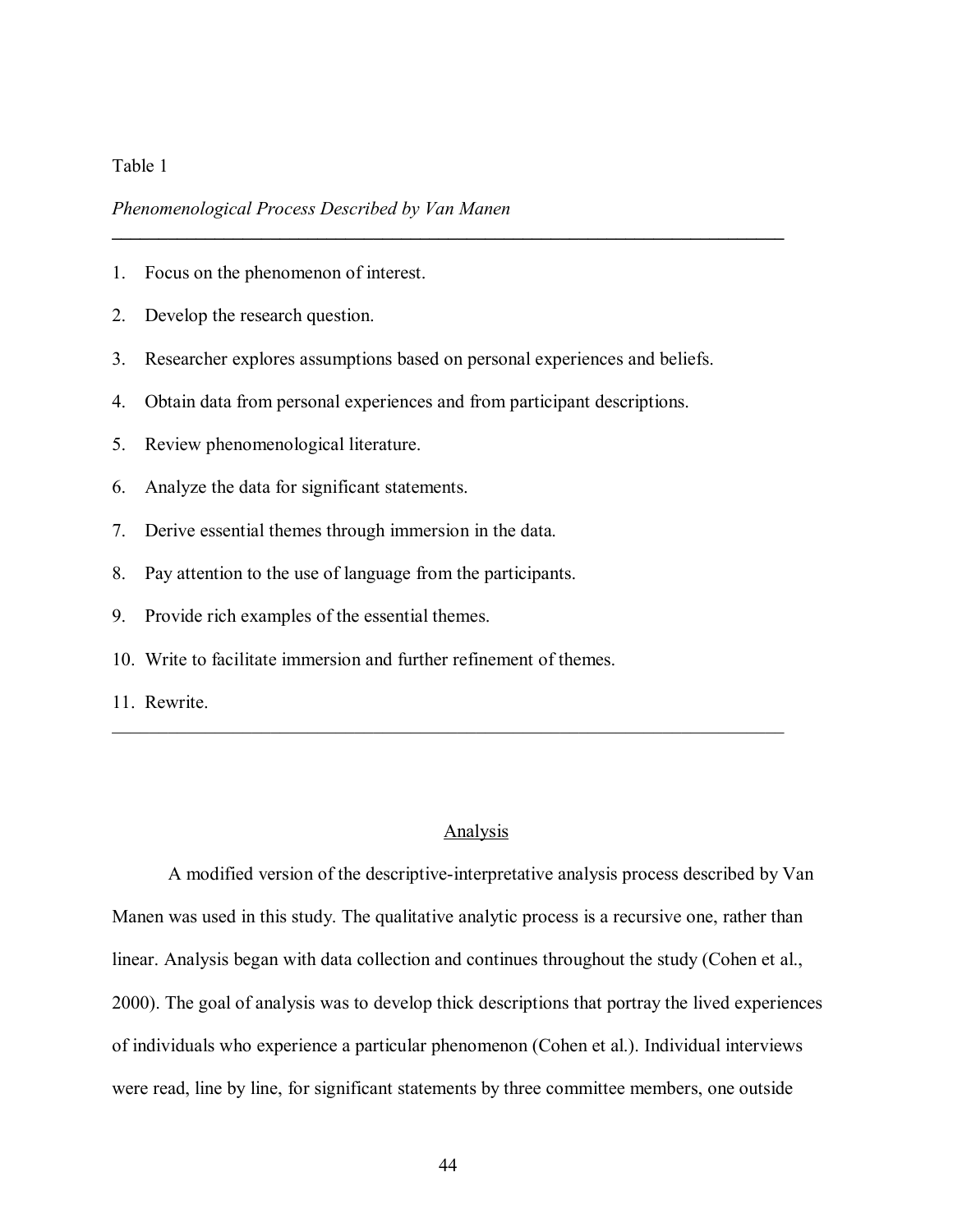Table 1

*Phenomenological Process Described by Van Manen*

1. Focus on the phenomenon of interest.
2. Develop the research question.
3. Researcher explores assumptions based on personal experiences and beliefs.
4. Obtain data from personal experiences and from participant descriptions.
5. Review phenomenological literature.
6. Analyze the data for significant statements.
7. Derive essential themes through immersion in the data.
8. Pay attention to the use of language from the participants.
9. Provide rich examples of the essential themes.
10. Write to facilitate immersion and further refinement of themes.
11. Rewrite.

## Analysis

A modified version of the descriptive-interpretative analysis process described by Van Manen was used in this study. The qualitative analytic process is a recursive one, rather than linear. Analysis began with data collection and continues throughout the study (Cohen et al., 2000). The goal of analysis was to develop thick descriptions that portray the lived experiences of individuals who experience a particular phenomenon (Cohen et al.). Individual interviews were read, line by line, for significant statements by three committee members, one outside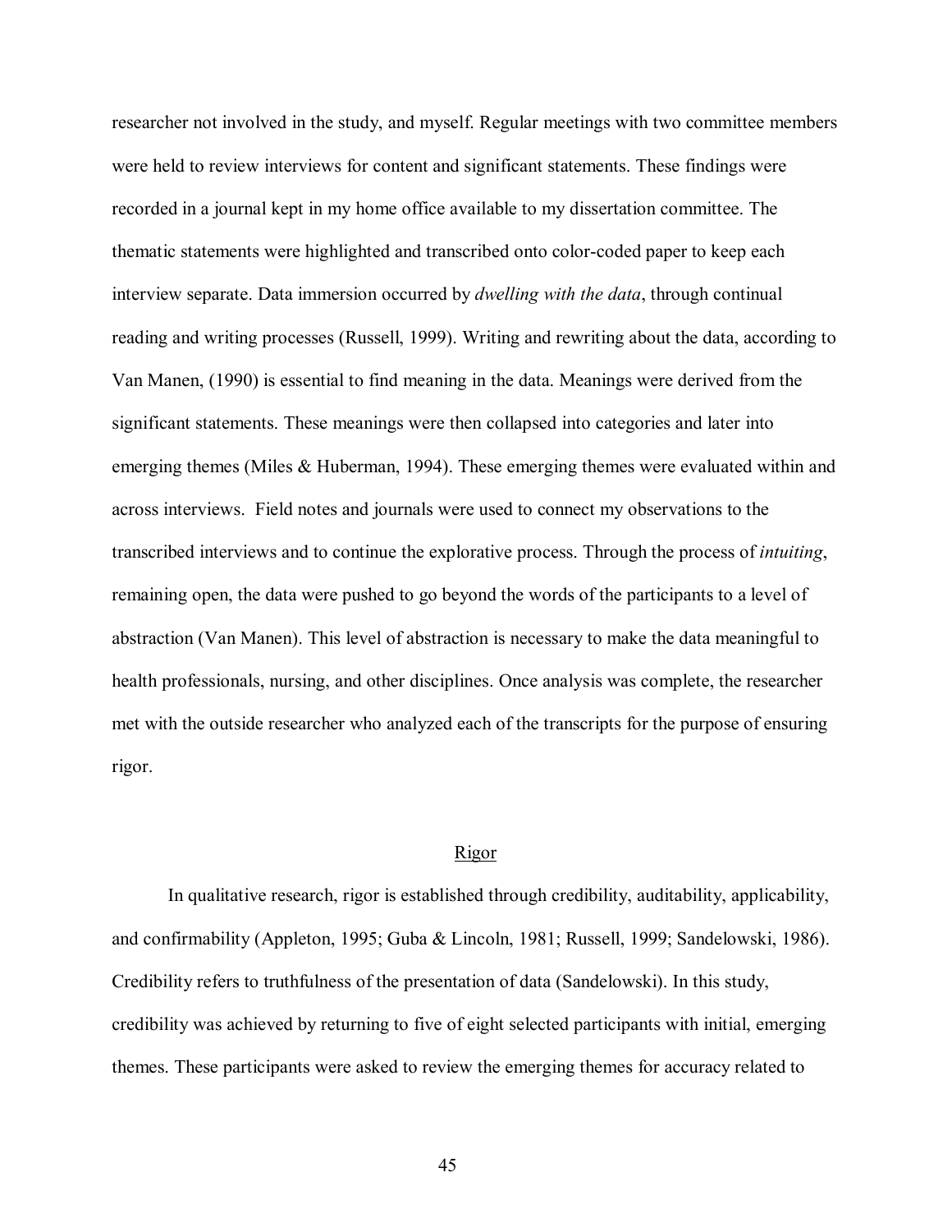researcher not involved in the study, and myself. Regular meetings with two committee members were held to review interviews for content and significant statements. These findings were recorded in a journal kept in my home office available to my dissertation committee. The thematic statements were highlighted and transcribed onto color-coded paper to keep each interview separate. Data immersion occurred by *dwelling with the data*, through continual reading and writing processes (Russell, 1999). Writing and rewriting about the data, according to Van Manen, (1990) is essential to find meaning in the data. Meanings were derived from the significant statements. These meanings were then collapsed into categories and later into emerging themes (Miles & Huberman, 1994). These emerging themes were evaluated within and across interviews. Field notes and journals were used to connect my observations to the transcribed interviews and to continue the explorative process. Through the process of *intuiting*, remaining open, the data were pushed to go beyond the words of the participants to a level of abstraction (Van Manen). This level of abstraction is necessary to make the data meaningful to health professionals, nursing, and other disciplines. Once analysis was complete, the researcher met with the outside researcher who analyzed each of the transcripts for the purpose of ensuring rigor.

## Rigor

In qualitative research, rigor is established through credibility, auditability, applicability, and confirmability (Appleton, 1995; Guba & Lincoln, 1981; Russell, 1999; Sandelowski, 1986). Credibility refers to truthfulness of the presentation of data (Sandelowski). In this study, credibility was achieved by returning to five of eight selected participants with initial, emerging themes. These participants were asked to review the emerging themes for accuracy related to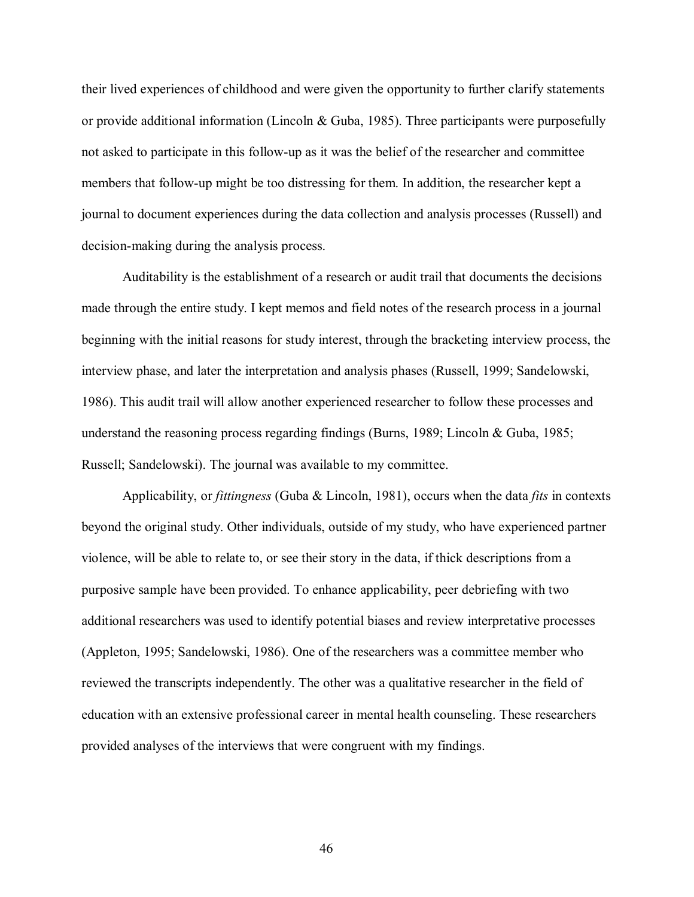their lived experiences of childhood and were given the opportunity to further clarify statements or provide additional information (Lincoln & Guba, 1985). Three participants were purposefully not asked to participate in this follow-up as it was the belief of the researcher and committee members that follow-up might be too distressing for them. In addition, the researcher kept a journal to document experiences during the data collection and analysis processes (Russell) and decision-making during the analysis process.

Auditability is the establishment of a research or audit trail that documents the decisions made through the entire study. I kept memos and field notes of the research process in a journal beginning with the initial reasons for study interest, through the bracketing interview process, the interview phase, and later the interpretation and analysis phases (Russell, 1999; Sandelowski, 1986). This audit trail will allow another experienced researcher to follow these processes and understand the reasoning process regarding findings (Burns, 1989; Lincoln & Guba, 1985; Russell; Sandelowski). The journal was available to my committee.

Applicability, or *fittingness* (Guba & Lincoln, 1981), occurs when the data *fits* in contexts beyond the original study. Other individuals, outside of my study, who have experienced partner violence, will be able to relate to, or see their story in the data, if thick descriptions from a purposive sample have been provided. To enhance applicability, peer debriefing with two additional researchers was used to identify potential biases and review interpretative processes (Appleton, 1995; Sandelowski, 1986). One of the researchers was a committee member who reviewed the transcripts independently. The other was a qualitative researcher in the field of education with an extensive professional career in mental health counseling. These researchers provided analyses of the interviews that were congruent with my findings.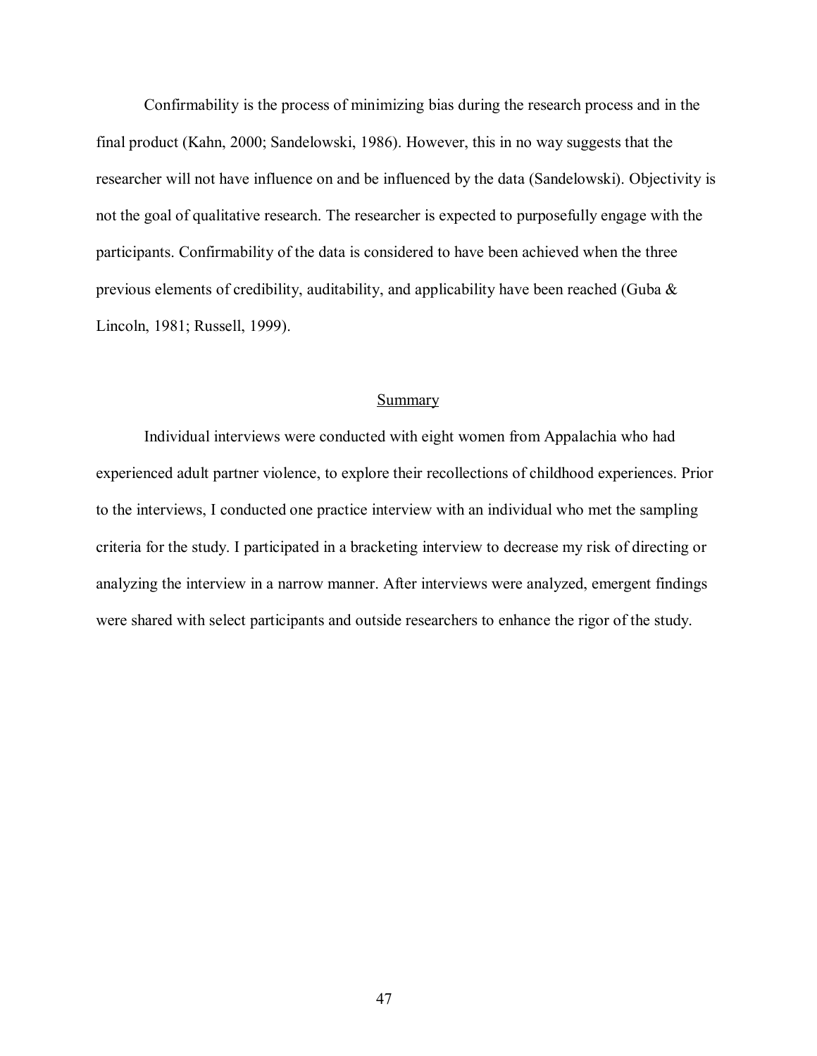Confirmability is the process of minimizing bias during the research process and in the final product (Kahn, 2000; Sandelowski, 1986). However, this in no way suggests that the researcher will not have influence on and be influenced by the data (Sandelowski). Objectivity is not the goal of qualitative research. The researcher is expected to purposefully engage with the participants. Confirmability of the data is considered to have been achieved when the three previous elements of credibility, auditability, and applicability have been reached (Guba & Lincoln, 1981; Russell, 1999).

## Summary

Individual interviews were conducted with eight women from Appalachia who had experienced adult partner violence, to explore their recollections of childhood experiences. Prior to the interviews, I conducted one practice interview with an individual who met the sampling criteria for the study. I participated in a bracketing interview to decrease my risk of directing or analyzing the interview in a narrow manner. After interviews were analyzed, emergent findings were shared with select participants and outside researchers to enhance the rigor of the study.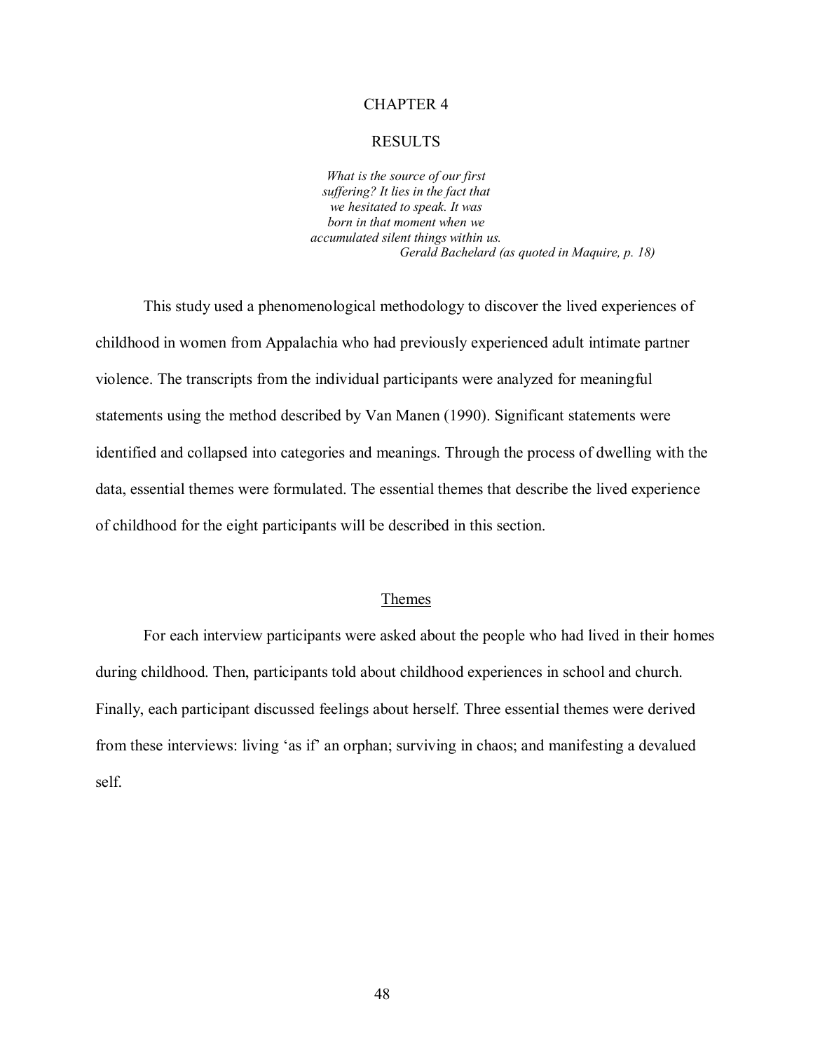# CHAPTER 4

# RESULTS

*What is the source of our first*
*suffering? It lies in the fact that*
*we hesitated to speak. It was*
*born in that moment when we*
*accumulated silent things within us.*
*Gerald Bachelard (as quoted in Maquire, p. 18)*

This study used a phenomenological methodology to discover the lived experiences of childhood in women from Appalachia who had previously experienced adult intimate partner violence. The transcripts from the individual participants were analyzed for meaningful statements using the method described by Van Manen (1990). Significant statements were identified and collapsed into categories and meanings. Through the process of dwelling with the data, essential themes were formulated. The essential themes that describe the lived experience of childhood for the eight participants will be described in this section.

## Themes

For each interview participants were asked about the people who had lived in their homes during childhood. Then, participants told about childhood experiences in school and church. Finally, each participant discussed feelings about herself. Three essential themes were derived from these interviews: living 'as if' an orphan; surviving in chaos; and manifesting a devalued self.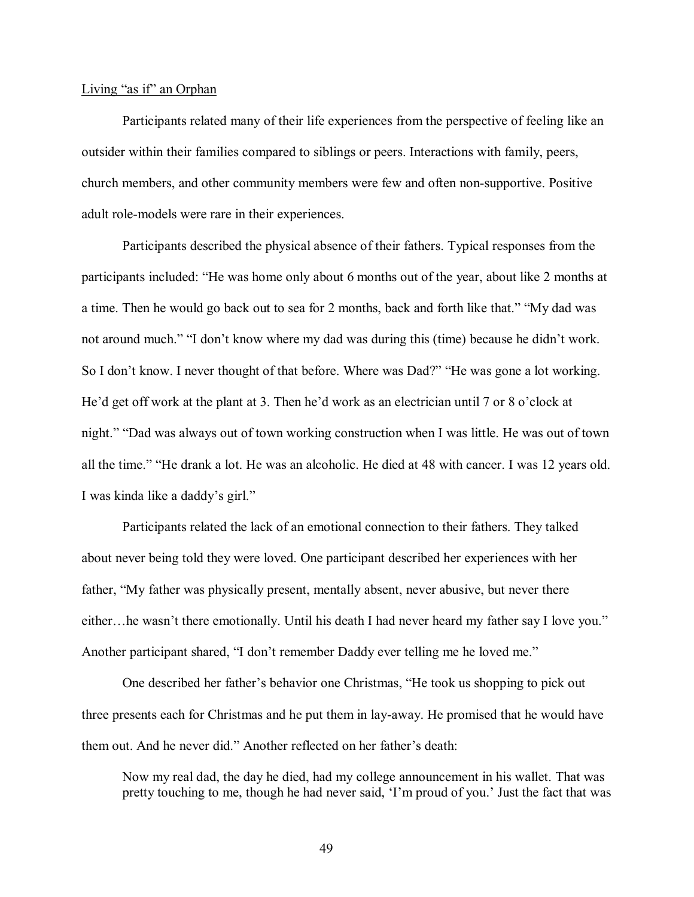Living "as if" an Orphan

Participants related many of their life experiences from the perspective of feeling like an outsider within their families compared to siblings or peers. Interactions with family, peers, church members, and other community members were few and often non-supportive. Positive adult role-models were rare in their experiences.

Participants described the physical absence of their fathers. Typical responses from the participants included: "He was home only about 6 months out of the year, about like 2 months at a time. Then he would go back out to sea for 2 months, back and forth like that." "My dad was not around much." "I don't know where my dad was during this (time) because he didn't work. So I don't know. I never thought of that before. Where was Dad?" "He was gone a lot working. He'd get off work at the plant at 3. Then he'd work as an electrician until 7 or 8 o'clock at night." "Dad was always out of town working construction when I was little. He was out of town all the time." "He drank a lot. He was an alcoholic. He died at 48 with cancer. I was 12 years old. I was kinda like a daddy's girl."

Participants related the lack of an emotional connection to their fathers. They talked about never being told they were loved. One participant described her experiences with her father, "My father was physically present, mentally absent, never abusive, but never there either…he wasn't there emotionally. Until his death I had never heard my father say I love you." Another participant shared, "I don't remember Daddy ever telling me he loved me."

One described her father's behavior one Christmas, "He took us shopping to pick out three presents each for Christmas and he put them in lay-away. He promised that he would have them out. And he never did." Another reflected on her father's death:

> Now my real dad, the day he died, had my college announcement in his wallet. That was pretty touching to me, though he had never said, 'I'm proud of you.' Just the fact that was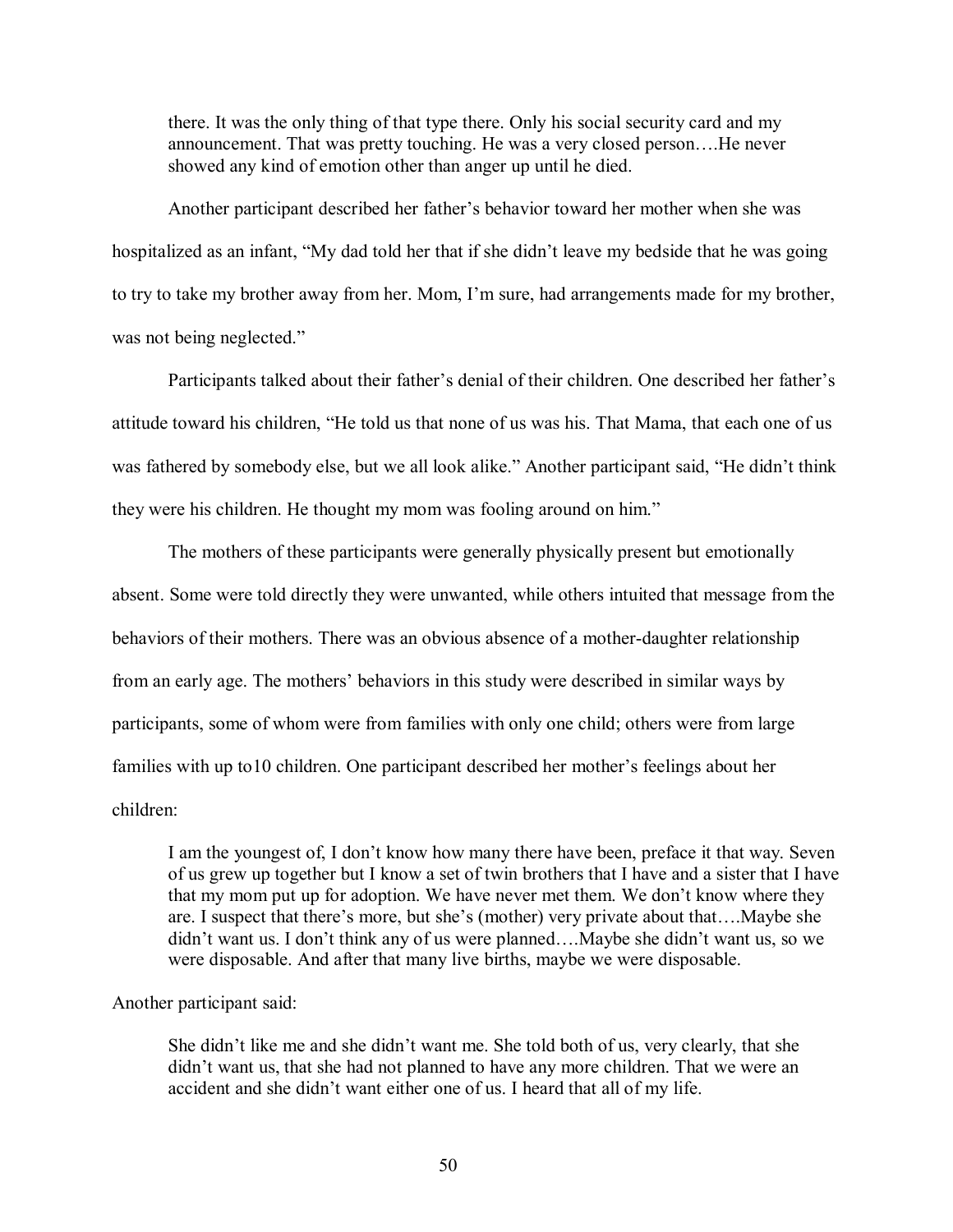> there. It was the only thing of that type there. Only his social security card and my announcement. That was pretty touching. He was a very closed person….He never showed any kind of emotion other than anger up until he died.

Another participant described her father's behavior toward her mother when she was hospitalized as an infant, "My dad told her that if she didn't leave my bedside that he was going to try to take my brother away from her. Mom, I'm sure, had arrangements made for my brother, was not being neglected."

Participants talked about their father's denial of their children. One described her father's attitude toward his children, "He told us that none of us was his. That Mama, that each one of us was fathered by somebody else, but we all look alike." Another participant said, "He didn't think they were his children. He thought my mom was fooling around on him."

The mothers of these participants were generally physically present but emotionally absent. Some were told directly they were unwanted, while others intuited that message from the behaviors of their mothers. There was an obvious absence of a mother-daughter relationship from an early age. The mothers' behaviors in this study were described in similar ways by participants, some of whom were from families with only one child; others were from large families with up to10 children. One participant described her mother's feelings about her children:

> I am the youngest of, I don't know how many there have been, preface it that way. Seven of us grew up together but I know a set of twin brothers that I have and a sister that I have that my mom put up for adoption. We have never met them. We don't know where they are. I suspect that there's more, but she's (mother) very private about that….Maybe she didn't want us. I don't think any of us were planned….Maybe she didn't want us, so we were disposable. And after that many live births, maybe we were disposable.

Another participant said:

> She didn't like me and she didn't want me. She told both of us, very clearly, that she didn't want us, that she had not planned to have any more children. That we were an accident and she didn't want either one of us. I heard that all of my life.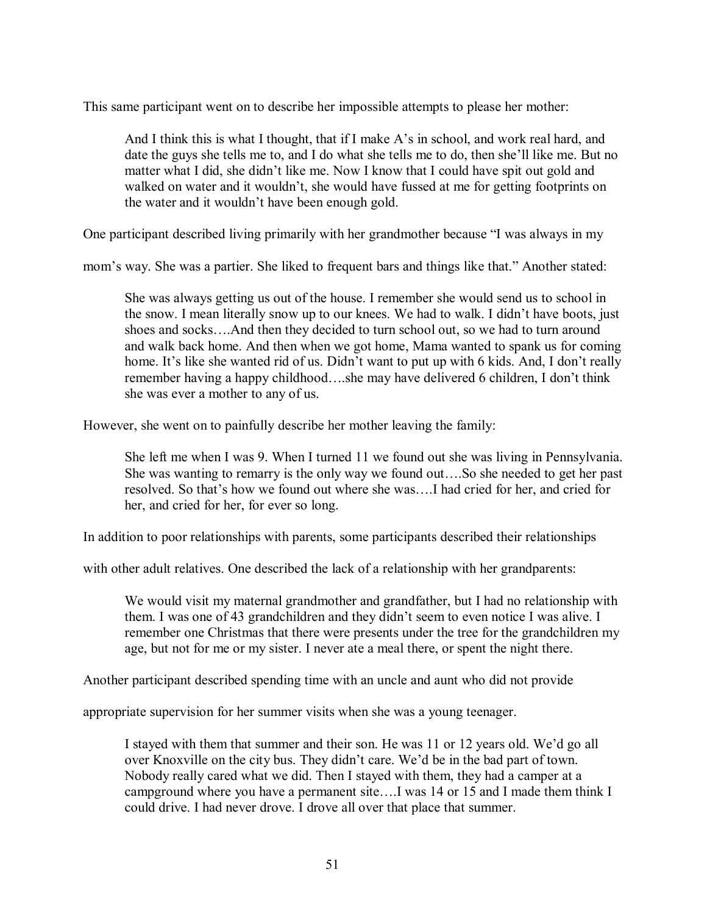This same participant went on to describe her impossible attempts to please her mother:

> And I think this is what I thought, that if I make A's in school, and work real hard, and date the guys she tells me to, and I do what she tells me to do, then she'll like me. But no matter what I did, she didn't like me. Now I know that I could have spit out gold and walked on water and it wouldn't, she would have fussed at me for getting footprints on the water and it wouldn't have been enough gold.

One participant described living primarily with her grandmother because "I was always in my mom's way. She was a partier. She liked to frequent bars and things like that." Another stated:

> She was always getting us out of the house. I remember she would send us to school in the snow. I mean literally snow up to our knees. We had to walk. I didn't have boots, just shoes and socks….And then they decided to turn school out, so we had to turn around and walk back home. And then when we got home, Mama wanted to spank us for coming home. It's like she wanted rid of us. Didn't want to put up with 6 kids. And, I don't really remember having a happy childhood….she may have delivered 6 children, I don't think she was ever a mother to any of us.

However, she went on to painfully describe her mother leaving the family:

> She left me when I was 9. When I turned 11 we found out she was living in Pennsylvania. She was wanting to remarry is the only way we found out….So she needed to get her past resolved. So that's how we found out where she was….I had cried for her, and cried for her, and cried for her, for ever so long.

In addition to poor relationships with parents, some participants described their relationships with other adult relatives. One described the lack of a relationship with her grandparents:

> We would visit my maternal grandmother and grandfather, but I had no relationship with them. I was one of 43 grandchildren and they didn't seem to even notice I was alive. I remember one Christmas that there were presents under the tree for the grandchildren my age, but not for me or my sister. I never ate a meal there, or spent the night there.

Another participant described spending time with an uncle and aunt who did not provide appropriate supervision for her summer visits when she was a young teenager.

> I stayed with them that summer and their son. He was 11 or 12 years old. We'd go all over Knoxville on the city bus. They didn't care. We'd be in the bad part of town. Nobody really cared what we did. Then I stayed with them, they had a camper at a campground where you have a permanent site….I was 14 or 15 and I made them think I could drive. I had never drove. I drove all over that place that summer.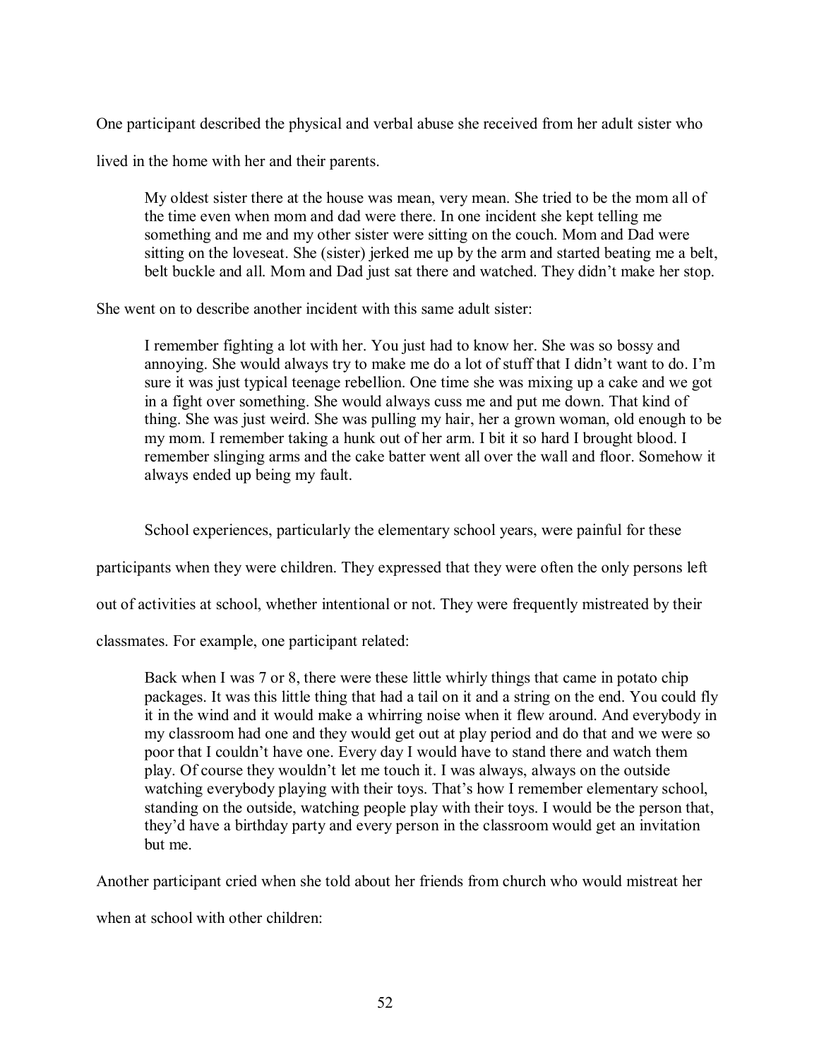One participant described the physical and verbal abuse she received from her adult sister who lived in the home with her and their parents.

> My oldest sister there at the house was mean, very mean. She tried to be the mom all of the time even when mom and dad were there. In one incident she kept telling me something and me and my other sister were sitting on the couch. Mom and Dad were sitting on the loveseat. She (sister) jerked me up by the arm and started beating me a belt, belt buckle and all. Mom and Dad just sat there and watched. They didn't make her stop.

She went on to describe another incident with this same adult sister:

> I remember fighting a lot with her. You just had to know her. She was so bossy and annoying. She would always try to make me do a lot of stuff that I didn't want to do. I'm sure it was just typical teenage rebellion. One time she was mixing up a cake and we got in a fight over something. She would always cuss me and put me down. That kind of thing. She was just weird. She was pulling my hair, her a grown woman, old enough to be my mom. I remember taking a hunk out of her arm. I bit it so hard I brought blood. I remember slinging arms and the cake batter went all over the wall and floor. Somehow it always ended up being my fault.

School experiences, particularly the elementary school years, were painful for these participants when they were children. They expressed that they were often the only persons left out of activities at school, whether intentional or not. They were frequently mistreated by their classmates. For example, one participant related:

> Back when I was 7 or 8, there were these little whirly things that came in potato chip packages. It was this little thing that had a tail on it and a string on the end. You could fly it in the wind and it would make a whirring noise when it flew around. And everybody in my classroom had one and they would get out at play period and do that and we were so poor that I couldn't have one. Every day I would have to stand there and watch them play. Of course they wouldn't let me touch it. I was always, always on the outside watching everybody playing with their toys. That's how I remember elementary school, standing on the outside, watching people play with their toys. I would be the person that, they'd have a birthday party and every person in the classroom would get an invitation but me.

Another participant cried when she told about her friends from church who would mistreat her when at school with other children: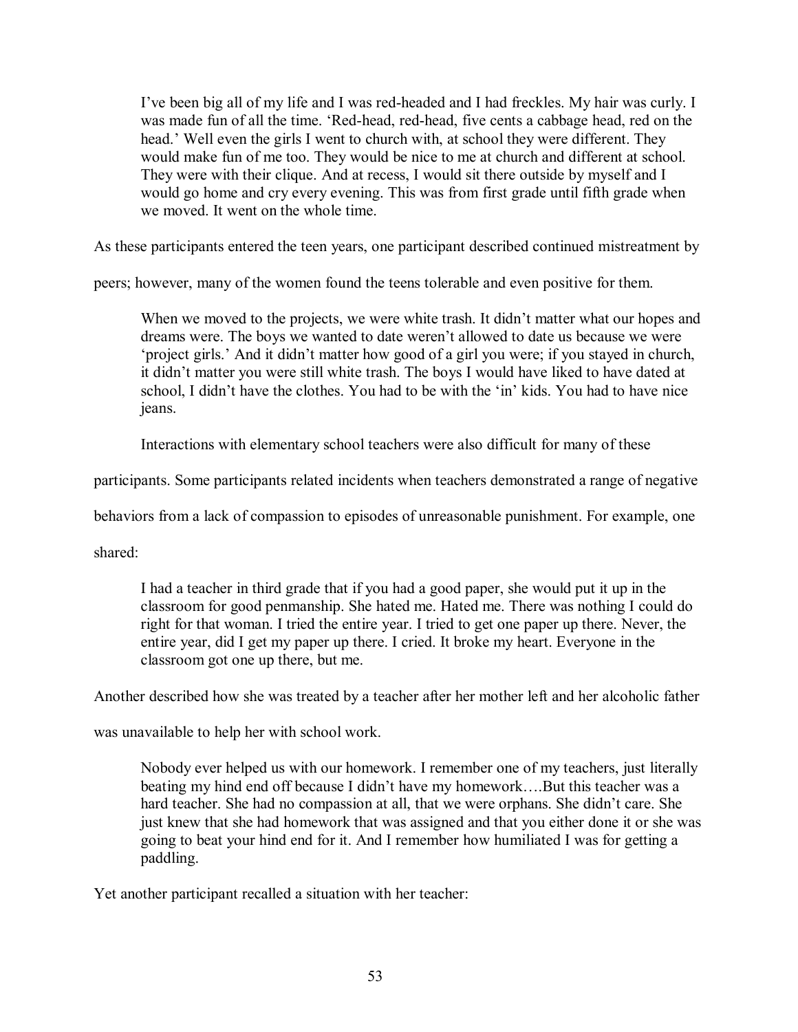> I've been big all of my life and I was red-headed and I had freckles. My hair was curly. I was made fun of all the time. 'Red-head, red-head, five cents a cabbage head, red on the head.' Well even the girls I went to church with, at school they were different. They would make fun of me too. They would be nice to me at church and different at school. They were with their clique. And at recess, I would sit there outside by myself and I would go home and cry every evening. This was from first grade until fifth grade when we moved. It went on the whole time.

As these participants entered the teen years, one participant described continued mistreatment by peers; however, many of the women found the teens tolerable and even positive for them.

> When we moved to the projects, we were white trash. It didn't matter what our hopes and dreams were. The boys we wanted to date weren't allowed to date us because we were 'project girls.' And it didn't matter how good of a girl you were; if you stayed in church, it didn't matter you were still white trash. The boys I would have liked to have dated at school, I didn't have the clothes. You had to be with the 'in' kids. You had to have nice jeans.

Interactions with elementary school teachers were also difficult for many of these participants. Some participants related incidents when teachers demonstrated a range of negative behaviors from a lack of compassion to episodes of unreasonable punishment. For example, one shared:

> I had a teacher in third grade that if you had a good paper, she would put it up in the classroom for good penmanship. She hated me. Hated me. There was nothing I could do right for that woman. I tried the entire year. I tried to get one paper up there. Never, the entire year, did I get my paper up there. I cried. It broke my heart. Everyone in the classroom got one up there, but me.

Another described how she was treated by a teacher after her mother left and her alcoholic father was unavailable to help her with school work.

> Nobody ever helped us with our homework. I remember one of my teachers, just literally beating my hind end off because I didn't have my homework….But this teacher was a hard teacher. She had no compassion at all, that we were orphans. She didn't care. She just knew that she had homework that was assigned and that you either done it or she was going to beat your hind end for it. And I remember how humiliated I was for getting a paddling.

Yet another participant recalled a situation with her teacher: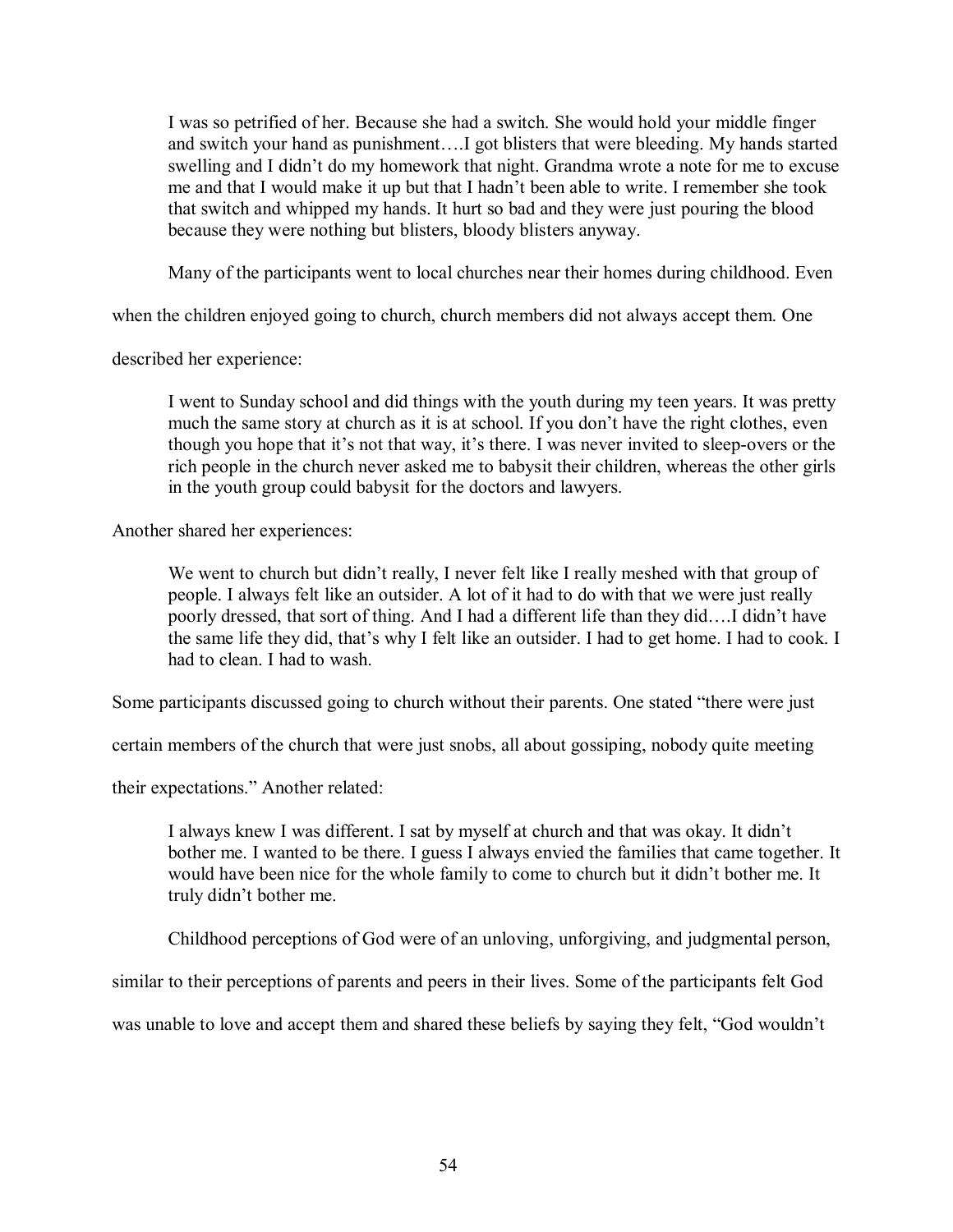> I was so petrified of her. Because she had a switch. She would hold your middle finger and switch your hand as punishment….I got blisters that were bleeding. My hands started swelling and I didn't do my homework that night. Grandma wrote a note for me to excuse me and that I would make it up but that I hadn't been able to write. I remember she took that switch and whipped my hands. It hurt so bad and they were just pouring the blood because they were nothing but blisters, bloody blisters anyway.

Many of the participants went to local churches near their homes during childhood. Even when the children enjoyed going to church, church members did not always accept them. One described her experience:

> I went to Sunday school and did things with the youth during my teen years. It was pretty much the same story at church as it is at school. If you don't have the right clothes, even though you hope that it's not that way, it's there. I was never invited to sleep-overs or the rich people in the church never asked me to babysit their children, whereas the other girls in the youth group could babysit for the doctors and lawyers.

Another shared her experiences:

> We went to church but didn't really, I never felt like I really meshed with that group of people. I always felt like an outsider. A lot of it had to do with that we were just really poorly dressed, that sort of thing. And I had a different life than they did….I didn't have the same life they did, that's why I felt like an outsider. I had to get home. I had to cook. I had to clean. I had to wash.

Some participants discussed going to church without their parents. One stated "there were just certain members of the church that were just snobs, all about gossiping, nobody quite meeting their expectations." Another related:

> I always knew I was different. I sat by myself at church and that was okay. It didn't bother me. I wanted to be there. I guess I always envied the families that came together. It would have been nice for the whole family to come to church but it didn't bother me. It truly didn't bother me.

Childhood perceptions of God were of an unloving, unforgiving, and judgmental person, similar to their perceptions of parents and peers in their lives. Some of the participants felt God was unable to love and accept them and shared these beliefs by saying they felt, "God wouldn't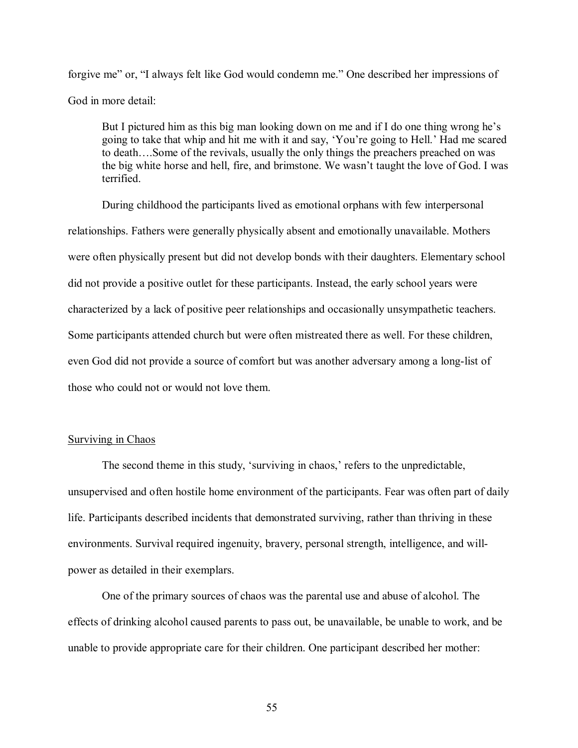forgive me" or, "I always felt like God would condemn me." One described her impressions of God in more detail:

> But I pictured him as this big man looking down on me and if I do one thing wrong he's going to take that whip and hit me with it and say, 'You're going to Hell.' Had me scared to death….Some of the revivals, usually the only things the preachers preached on was the big white horse and hell, fire, and brimstone. We wasn't taught the love of God. I was terrified.

During childhood the participants lived as emotional orphans with few interpersonal relationships. Fathers were generally physically absent and emotionally unavailable. Mothers were often physically present but did not develop bonds with their daughters. Elementary school did not provide a positive outlet for these participants. Instead, the early school years were characterized by a lack of positive peer relationships and occasionally unsympathetic teachers. Some participants attended church but were often mistreated there as well. For these children, even God did not provide a source of comfort but was another adversary among a long-list of those who could not or would not love them.

## Surviving in Chaos

The second theme in this study, 'surviving in chaos,' refers to the unpredictable, unsupervised and often hostile home environment of the participants. Fear was often part of daily life. Participants described incidents that demonstrated surviving, rather than thriving in these environments. Survival required ingenuity, bravery, personal strength, intelligence, and will-power as detailed in their exemplars.

One of the primary sources of chaos was the parental use and abuse of alcohol. The effects of drinking alcohol caused parents to pass out, be unavailable, be unable to work, and be unable to provide appropriate care for their children. One participant described her mother: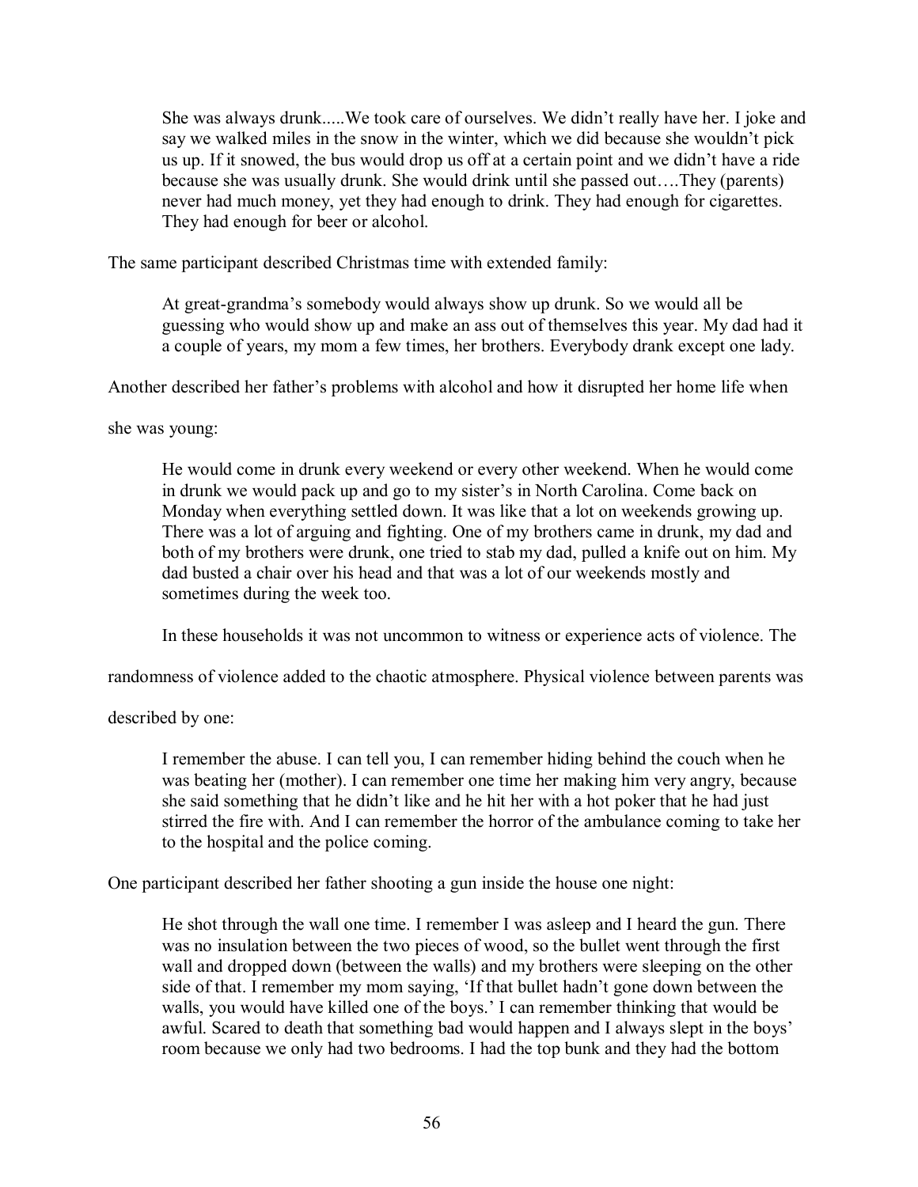> She was always drunk.....We took care of ourselves. We didn't really have her. I joke and say we walked miles in the snow in the winter, which we did because she wouldn't pick us up. If it snowed, the bus would drop us off at a certain point and we didn't have a ride because she was usually drunk. She would drink until she passed out….They (parents) never had much money, yet they had enough to drink. They had enough for cigarettes. They had enough for beer or alcohol.

The same participant described Christmas time with extended family:

> At great-grandma's somebody would always show up drunk. So we would all be guessing who would show up and make an ass out of themselves this year. My dad had it a couple of years, my mom a few times, her brothers. Everybody drank except one lady.

Another described her father's problems with alcohol and how it disrupted her home life when she was young:

> He would come in drunk every weekend or every other weekend. When he would come in drunk we would pack up and go to my sister's in North Carolina. Come back on Monday when everything settled down. It was like that a lot on weekends growing up. There was a lot of arguing and fighting. One of my brothers came in drunk, my dad and both of my brothers were drunk, one tried to stab my dad, pulled a knife out on him. My dad busted a chair over his head and that was a lot of our weekends mostly and sometimes during the week too.

In these households it was not uncommon to witness or experience acts of violence. The randomness of violence added to the chaotic atmosphere. Physical violence between parents was described by one:

> I remember the abuse. I can tell you, I can remember hiding behind the couch when he was beating her (mother). I can remember one time her making him very angry, because she said something that he didn't like and he hit her with a hot poker that he had just stirred the fire with. And I can remember the horror of the ambulance coming to take her to the hospital and the police coming.

One participant described her father shooting a gun inside the house one night:

> He shot through the wall one time. I remember I was asleep and I heard the gun. There was no insulation between the two pieces of wood, so the bullet went through the first wall and dropped down (between the walls) and my brothers were sleeping on the other side of that. I remember my mom saying, 'If that bullet hadn't gone down between the walls, you would have killed one of the boys.' I can remember thinking that would be awful. Scared to death that something bad would happen and I always slept in the boys' room because we only had two bedrooms. I had the top bunk and they had the bottom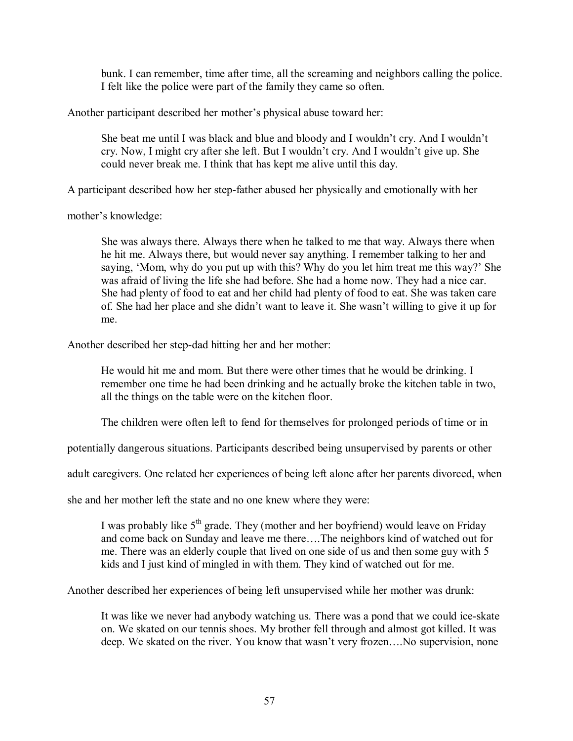> bunk. I can remember, time after time, all the screaming and neighbors calling the police. I felt like the police were part of the family they came so often.

Another participant described her mother's physical abuse toward her:

> She beat me until I was black and blue and bloody and I wouldn't cry. And I wouldn't cry. Now, I might cry after she left. But I wouldn't cry. And I wouldn't give up. She could never break me. I think that has kept me alive until this day.

A participant described how her step-father abused her physically and emotionally with her mother's knowledge:

> She was always there. Always there when he talked to me that way. Always there when he hit me. Always there, but would never say anything. I remember talking to her and saying, 'Mom, why do you put up with this? Why do you let him treat me this way?' She was afraid of living the life she had before. She had a home now. They had a nice car. She had plenty of food to eat and her child had plenty of food to eat. She was taken care of. She had her place and she didn't want to leave it. She wasn't willing to give it up for me.

Another described her step-dad hitting her and her mother:

> He would hit me and mom. But there were other times that he would be drinking. I remember one time he had been drinking and he actually broke the kitchen table in two, all the things on the table were on the kitchen floor.

The children were often left to fend for themselves for prolonged periods of time or in potentially dangerous situations. Participants described being unsupervised by parents or other adult caregivers. One related her experiences of being left alone after her parents divorced, when she and her mother left the state and no one knew where they were:

> I was probably like 5th grade. They (mother and her boyfriend) would leave on Friday and come back on Sunday and leave me there….The neighbors kind of watched out for me. There was an elderly couple that lived on one side of us and then some guy with 5 kids and I just kind of mingled in with them. They kind of watched out for me.

Another described her experiences of being left unsupervised while her mother was drunk:

> It was like we never had anybody watching us. There was a pond that we could ice-skate on. We skated on our tennis shoes. My brother fell through and almost got killed. It was deep. We skated on the river. You know that wasn't very frozen….No supervision, none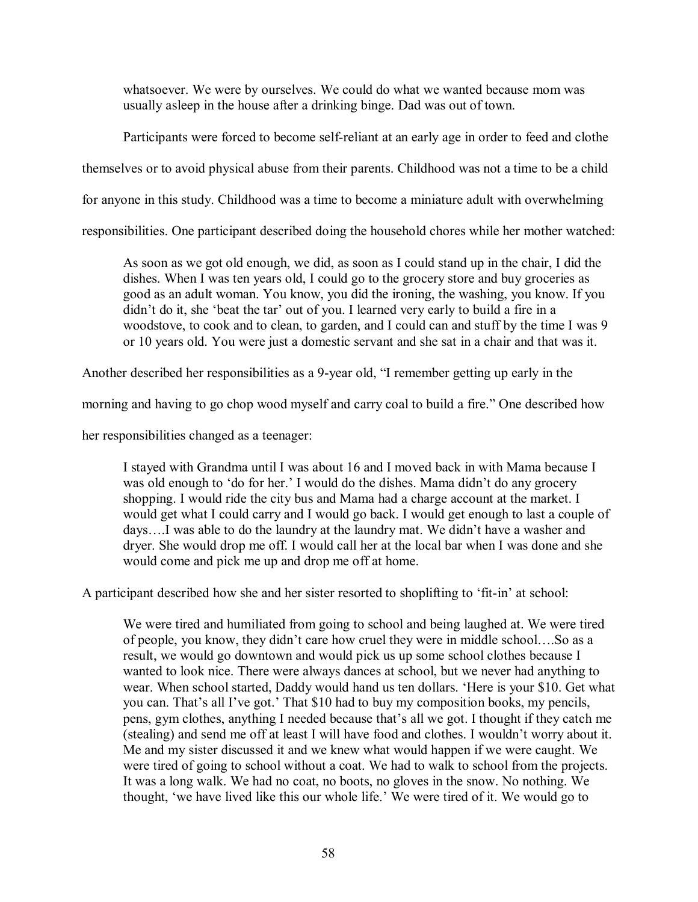> whatsoever. We were by ourselves. We could do what we wanted because mom was usually asleep in the house after a drinking binge. Dad was out of town.

Participants were forced to become self-reliant at an early age in order to feed and clothe themselves or to avoid physical abuse from their parents. Childhood was not a time to be a child for anyone in this study. Childhood was a time to become a miniature adult with overwhelming responsibilities. One participant described doing the household chores while her mother watched:

> As soon as we got old enough, we did, as soon as I could stand up in the chair, I did the dishes. When I was ten years old, I could go to the grocery store and buy groceries as good as an adult woman. You know, you did the ironing, the washing, you know. If you didn't do it, she 'beat the tar' out of you. I learned very early to build a fire in a woodstove, to cook and to clean, to garden, and I could can and stuff by the time I was 9 or 10 years old. You were just a domestic servant and she sat in a chair and that was it.

Another described her responsibilities as a 9-year old, "I remember getting up early in the morning and having to go chop wood myself and carry coal to build a fire." One described how her responsibilities changed as a teenager:

> I stayed with Grandma until I was about 16 and I moved back in with Mama because I was old enough to 'do for her.' I would do the dishes. Mama didn't do any grocery shopping. I would ride the city bus and Mama had a charge account at the market. I would get what I could carry and I would go back. I would get enough to last a couple of days….I was able to do the laundry at the laundry mat. We didn't have a washer and dryer. She would drop me off. I would call her at the local bar when I was done and she would come and pick me up and drop me off at home.

A participant described how she and her sister resorted to shoplifting to 'fit-in' at school:

> We were tired and humiliated from going to school and being laughed at. We were tired of people, you know, they didn't care how cruel they were in middle school….So as a result, we would go downtown and would pick us up some school clothes because I wanted to look nice. There were always dances at school, but we never had anything to wear. When school started, Daddy would hand us ten dollars. 'Here is your $10. Get what you can. That's all I've got.' That $10 had to buy my composition books, my pencils, pens, gym clothes, anything I needed because that's all we got. I thought if they catch me (stealing) and send me off at least I will have food and clothes. I wouldn't worry about it. Me and my sister discussed it and we knew what would happen if we were caught. We were tired of going to school without a coat. We had to walk to school from the projects. It was a long walk. We had no coat, no boots, no gloves in the snow. No nothing. We thought, 'we have lived like this our whole life.' We were tired of it. We would go to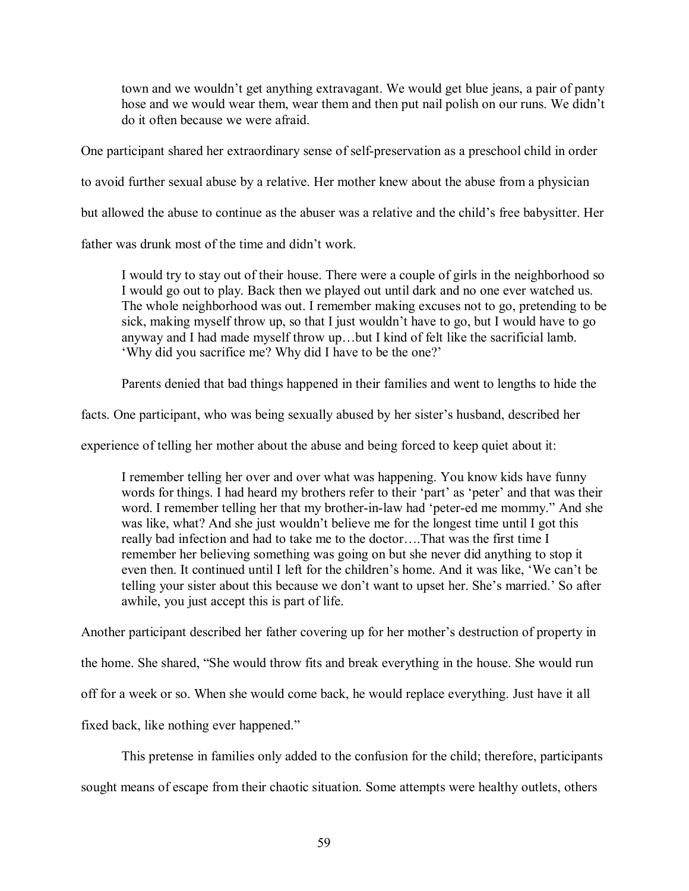> town and we wouldn't get anything extravagant. We would get blue jeans, a pair of panty hose and we would wear them, wear them and then put nail polish on our runs. We didn't do it often because we were afraid.

One participant shared her extraordinary sense of self-preservation as a preschool child in order to avoid further sexual abuse by a relative. Her mother knew about the abuse from a physician but allowed the abuse to continue as the abuser was a relative and the child's free babysitter. Her father was drunk most of the time and didn't work.

> I would try to stay out of their house. There were a couple of girls in the neighborhood so I would go out to play. Back then we played out until dark and no one ever watched us. The whole neighborhood was out. I remember making excuses not to go, pretending to be sick, making myself throw up, so that I just wouldn't have to go, but I would have to go anyway and I had made myself throw up…but I kind of felt like the sacrificial lamb. 'Why did you sacrifice me? Why did I have to be the one?'

Parents denied that bad things happened in their families and went to lengths to hide the facts. One participant, who was being sexually abused by her sister's husband, described her experience of telling her mother about the abuse and being forced to keep quiet about it:

> I remember telling her over and over what was happening. You know kids have funny words for things. I had heard my brothers refer to their 'part' as 'peter' and that was their word. I remember telling her that my brother-in-law had 'peter-ed me mommy." And she was like, what? And she just wouldn't believe me for the longest time until I got this really bad infection and had to take me to the doctor….That was the first time I remember her believing something was going on but she never did anything to stop it even then. It continued until I left for the children's home. And it was like, 'We can't be telling your sister about this because we don't want to upset her. She's married.' So after awhile, you just accept this is part of life.

Another participant described her father covering up for her mother's destruction of property in the home. She shared, "She would throw fits and break everything in the house. She would run off for a week or so. When she would come back, he would replace everything. Just have it all fixed back, like nothing ever happened."

This pretense in families only added to the confusion for the child; therefore, participants sought means of escape from their chaotic situation. Some attempts were healthy outlets, others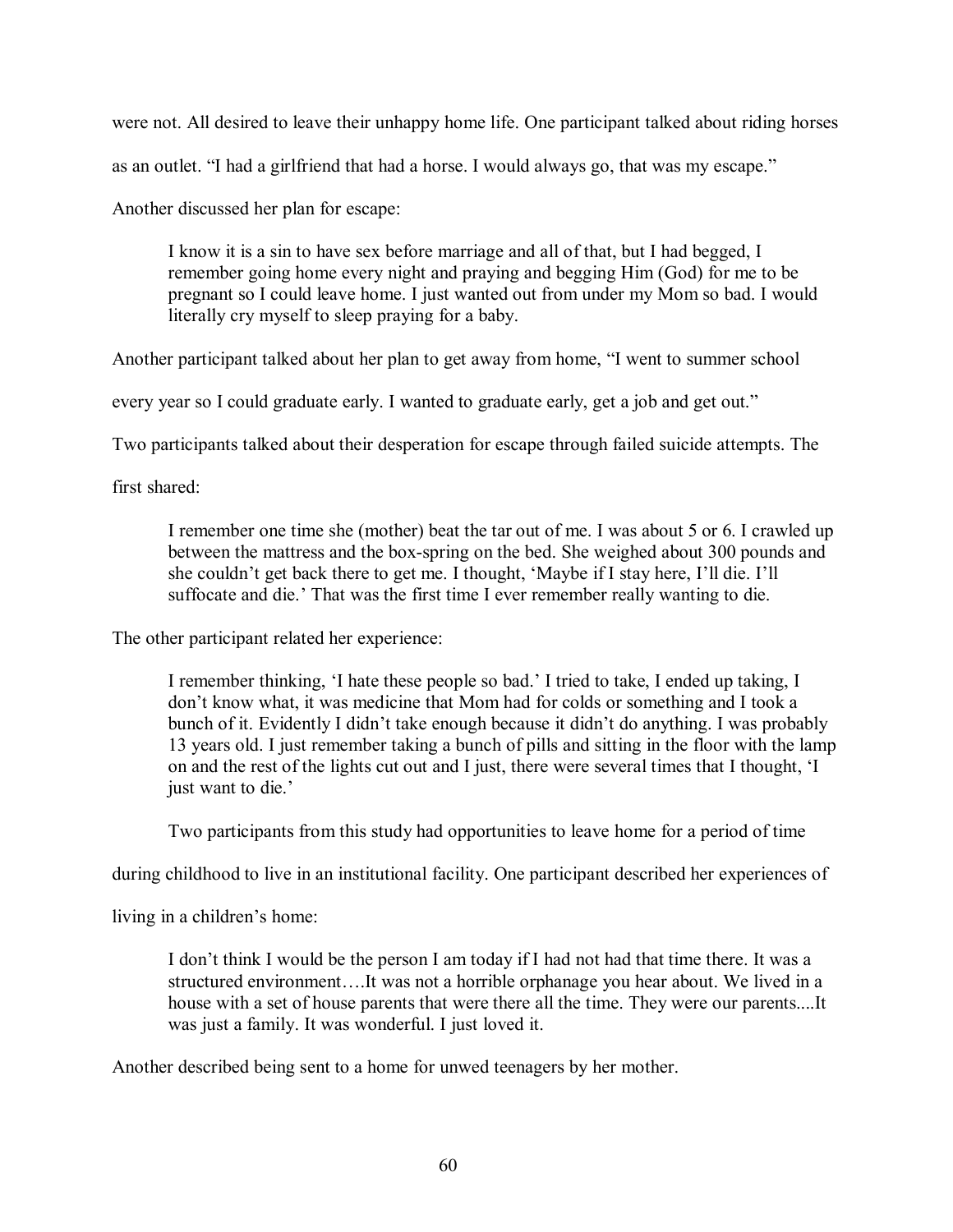were not. All desired to leave their unhappy home life. One participant talked about riding horses as an outlet. “I had a girlfriend that had a horse. I would always go, that was my escape.”

Another discussed her plan for escape:

> I know it is a sin to have sex before marriage and all of that, but I had begged, I remember going home every night and praying and begging Him (God) for me to be pregnant so I could leave home. I just wanted out from under my Mom so bad. I would literally cry myself to sleep praying for a baby.

Another participant talked about her plan to get away from home, “I went to summer school every year so I could graduate early. I wanted to graduate early, get a job and get out.”

Two participants talked about their desperation for escape through failed suicide attempts. The first shared:

> I remember one time she (mother) beat the tar out of me. I was about 5 or 6. I crawled up between the mattress and the box-spring on the bed. She weighed about 300 pounds and she couldn’t get back there to get me. I thought, ‘Maybe if I stay here, I’ll die. I’ll suffocate and die.’ That was the first time I ever remember really wanting to die.

The other participant related her experience:

> I remember thinking, ‘I hate these people so bad.’ I tried to take, I ended up taking, I don’t know what, it was medicine that Mom had for colds or something and I took a bunch of it. Evidently I didn’t take enough because it didn’t do anything. I was probably 13 years old. I just remember taking a bunch of pills and sitting in the floor with the lamp on and the rest of the lights cut out and I just, there were several times that I thought, ‘I just want to die.’

Two participants from this study had opportunities to leave home for a period of time during childhood to live in an institutional facility. One participant described her experiences of living in a children’s home:

> I don’t think I would be the person I am today if I had not had that time there. It was a structured environment….It was not a horrible orphanage you hear about. We lived in a house with a set of house parents that were there all the time. They were our parents....It was just a family. It was wonderful. I just loved it.

Another described being sent to a home for unwed teenagers by her mother.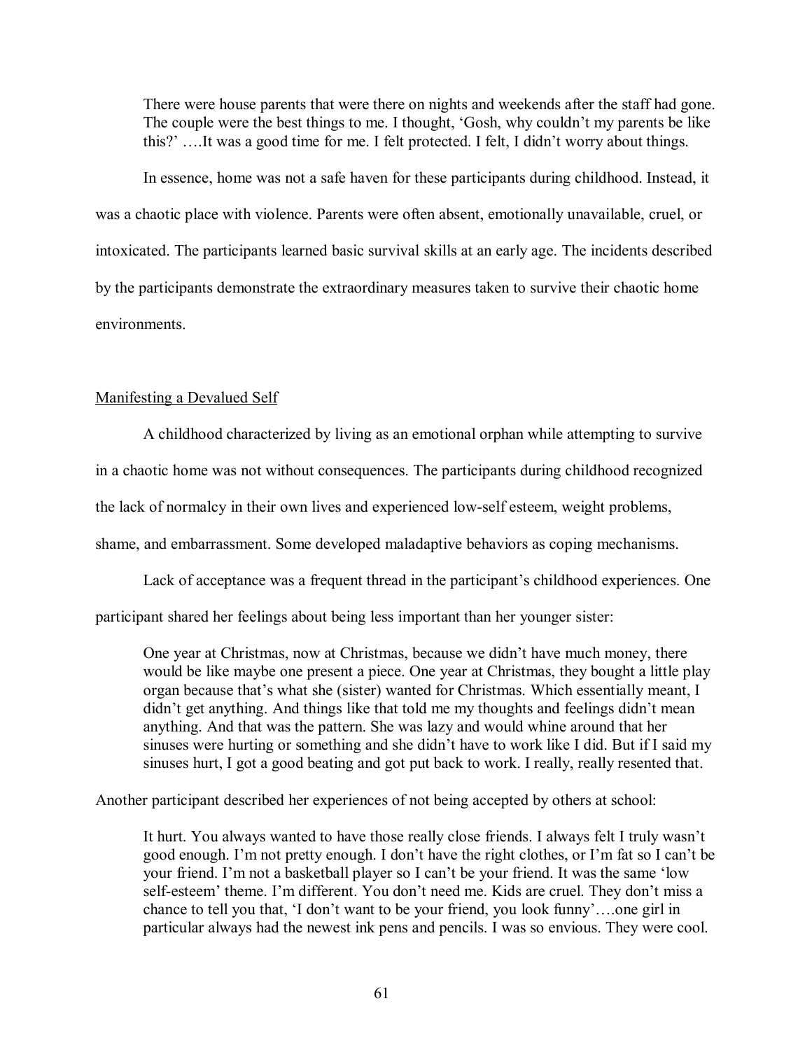> There were house parents that were there on nights and weekends after the staff had gone. The couple were the best things to me. I thought, 'Gosh, why couldn't my parents be like this?' ….It was a good time for me. I felt protected. I felt, I didn't worry about things.

In essence, home was not a safe haven for these participants during childhood. Instead, it was a chaotic place with violence. Parents were often absent, emotionally unavailable, cruel, or intoxicated. The participants learned basic survival skills at an early age. The incidents described by the participants demonstrate the extraordinary measures taken to survive their chaotic home environments.

<u>Manifesting a Devalued Self</u>

A childhood characterized by living as an emotional orphan while attempting to survive in a chaotic home was not without consequences. The participants during childhood recognized the lack of normalcy in their own lives and experienced low-self esteem, weight problems, shame, and embarrassment. Some developed maladaptive behaviors as coping mechanisms.

Lack of acceptance was a frequent thread in the participant's childhood experiences. One participant shared her feelings about being less important than her younger sister:

> One year at Christmas, now at Christmas, because we didn't have much money, there would be like maybe one present a piece. One year at Christmas, they bought a little play organ because that's what she (sister) wanted for Christmas. Which essentially meant, I didn't get anything. And things like that told me my thoughts and feelings didn't mean anything. And that was the pattern. She was lazy and would whine around that her sinuses were hurting or something and she didn't have to work like I did. But if I said my sinuses hurt, I got a good beating and got put back to work. I really, really resented that.

Another participant described her experiences of not being accepted by others at school:

> It hurt. You always wanted to have those really close friends. I always felt I truly wasn't good enough. I'm not pretty enough. I don't have the right clothes, or I'm fat so I can't be your friend. I'm not a basketball player so I can't be your friend. It was the same 'low self-esteem' theme. I'm different. You don't need me. Kids are cruel. They don't miss a chance to tell you that, 'I don't want to be your friend, you look funny'….one girl in particular always had the newest ink pens and pencils. I was so envious. They were cool.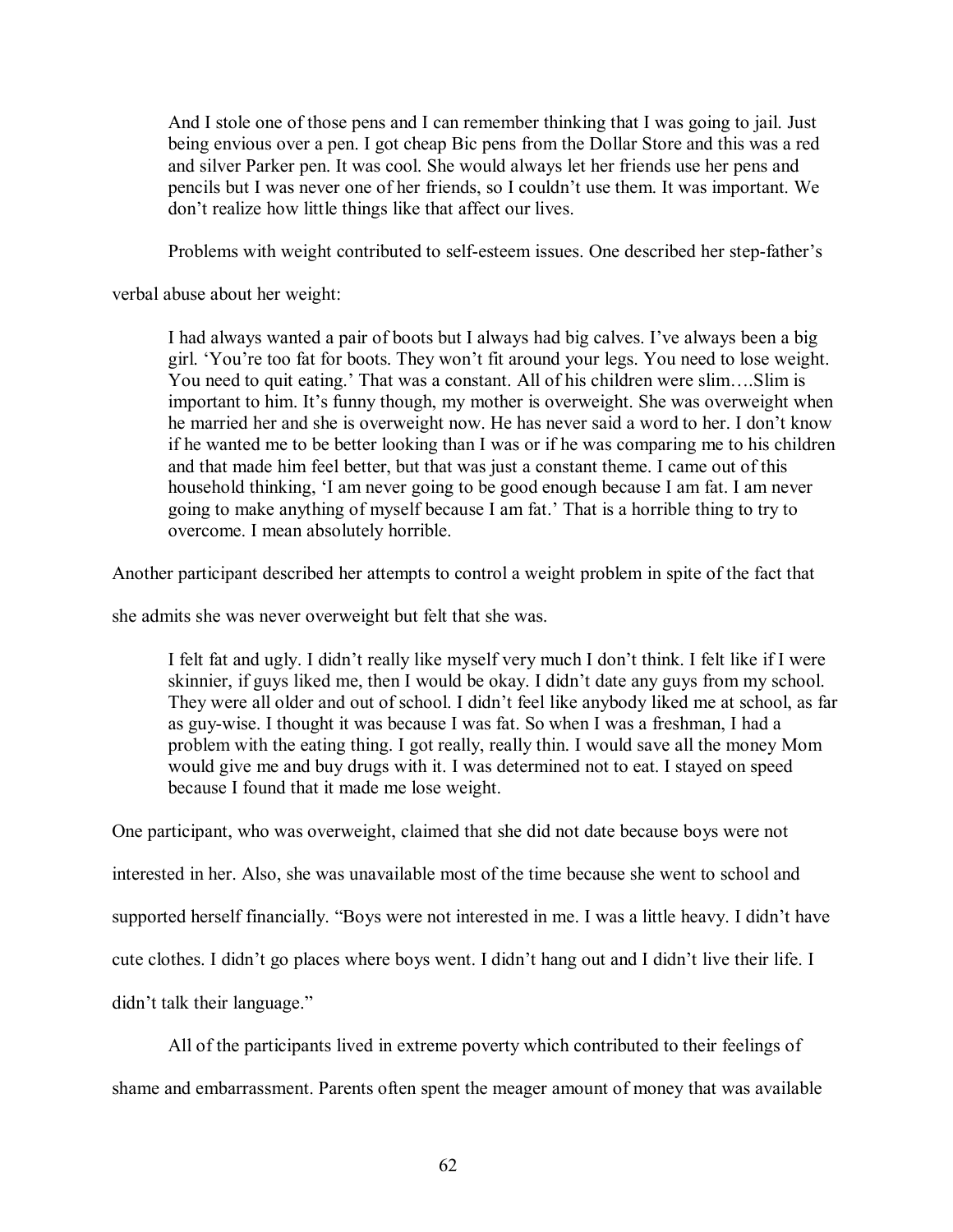> And I stole one of those pens and I can remember thinking that I was going to jail. Just being envious over a pen. I got cheap Bic pens from the Dollar Store and this was a red and silver Parker pen. It was cool. She would always let her friends use her pens and pencils but I was never one of her friends, so I couldn't use them. It was important. We don't realize how little things like that affect our lives.

Problems with weight contributed to self-esteem issues. One described her step-father's verbal abuse about her weight:

> I had always wanted a pair of boots but I always had big calves. I've always been a big girl. 'You're too fat for boots. They won't fit around your legs. You need to lose weight. You need to quit eating.' That was a constant. All of his children were slim….Slim is important to him. It's funny though, my mother is overweight. She was overweight when he married her and she is overweight now. He has never said a word to her. I don't know if he wanted me to be better looking than I was or if he was comparing me to his children and that made him feel better, but that was just a constant theme. I came out of this household thinking, 'I am never going to be good enough because I am fat. I am never going to make anything of myself because I am fat.' That is a horrible thing to try to overcome. I mean absolutely horrible.

Another participant described her attempts to control a weight problem in spite of the fact that she admits she was never overweight but felt that she was.

> I felt fat and ugly. I didn't really like myself very much I don't think. I felt like if I were skinnier, if guys liked me, then I would be okay. I didn't date any guys from my school. They were all older and out of school. I didn't feel like anybody liked me at school, as far as guy-wise. I thought it was because I was fat. So when I was a freshman, I had a problem with the eating thing. I got really, really thin. I would save all the money Mom would give me and buy drugs with it. I was determined not to eat. I stayed on speed because I found that it made me lose weight.

One participant, who was overweight, claimed that she did not date because boys were not interested in her. Also, she was unavailable most of the time because she went to school and supported herself financially. "Boys were not interested in me. I was a little heavy. I didn't have cute clothes. I didn't go places where boys went. I didn't hang out and I didn't live their life. I didn't talk their language."

All of the participants lived in extreme poverty which contributed to their feelings of shame and embarrassment. Parents often spent the meager amount of money that was available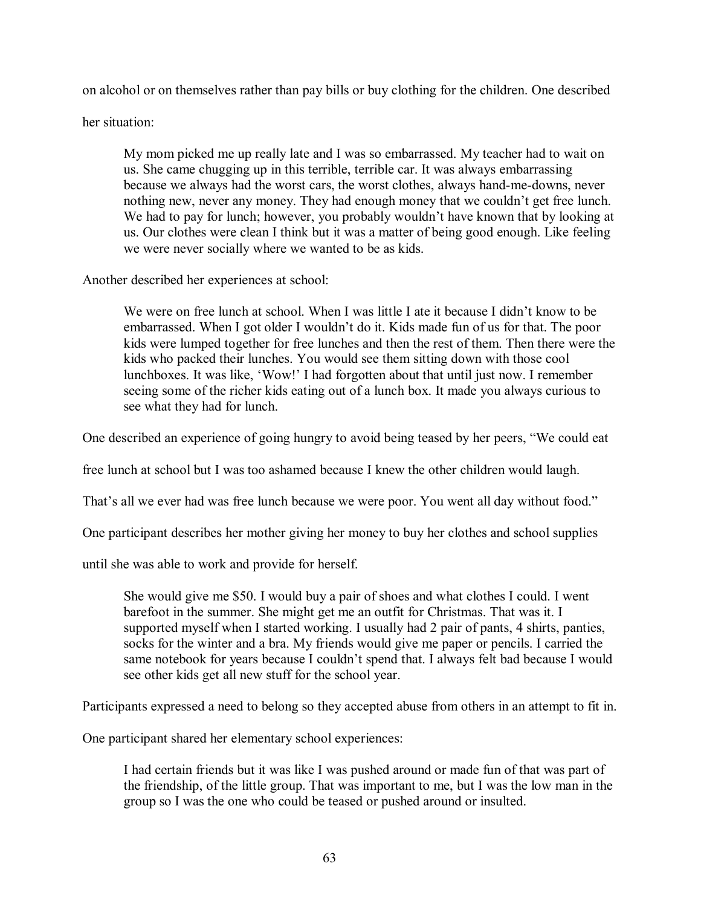on alcohol or on themselves rather than pay bills or buy clothing for the children. One described her situation:

> My mom picked me up really late and I was so embarrassed. My teacher had to wait on us. She came chugging up in this terrible, terrible car. It was always embarrassing because we always had the worst cars, the worst clothes, always hand-me-downs, never nothing new, never any money. They had enough money that we couldn't get free lunch. We had to pay for lunch; however, you probably wouldn't have known that by looking at us. Our clothes were clean I think but it was a matter of being good enough. Like feeling we were never socially where we wanted to be as kids.

Another described her experiences at school:

> We were on free lunch at school. When I was little I ate it because I didn't know to be embarrassed. When I got older I wouldn't do it. Kids made fun of us for that. The poor kids were lumped together for free lunches and then the rest of them. Then there were the kids who packed their lunches. You would see them sitting down with those cool lunchboxes. It was like, 'Wow!' I had forgotten about that until just now. I remember seeing some of the richer kids eating out of a lunch box. It made you always curious to see what they had for lunch.

One described an experience of going hungry to avoid being teased by her peers, "We could eat free lunch at school but I was too ashamed because I knew the other children would laugh. That's all we ever had was free lunch because we were poor. You went all day without food." One participant describes her mother giving her money to buy her clothes and school supplies until she was able to work and provide for herself.

> She would give me $50. I would buy a pair of shoes and what clothes I could. I went barefoot in the summer. She might get me an outfit for Christmas. That was it. I supported myself when I started working. I usually had 2 pair of pants, 4 shirts, panties, socks for the winter and a bra. My friends would give me paper or pencils. I carried the same notebook for years because I couldn't spend that. I always felt bad because I would see other kids get all new stuff for the school year.

Participants expressed a need to belong so they accepted abuse from others in an attempt to fit in. One participant shared her elementary school experiences:

> I had certain friends but it was like I was pushed around or made fun of that was part of the friendship, of the little group. That was important to me, but I was the low man in the group so I was the one who could be teased or pushed around or insulted.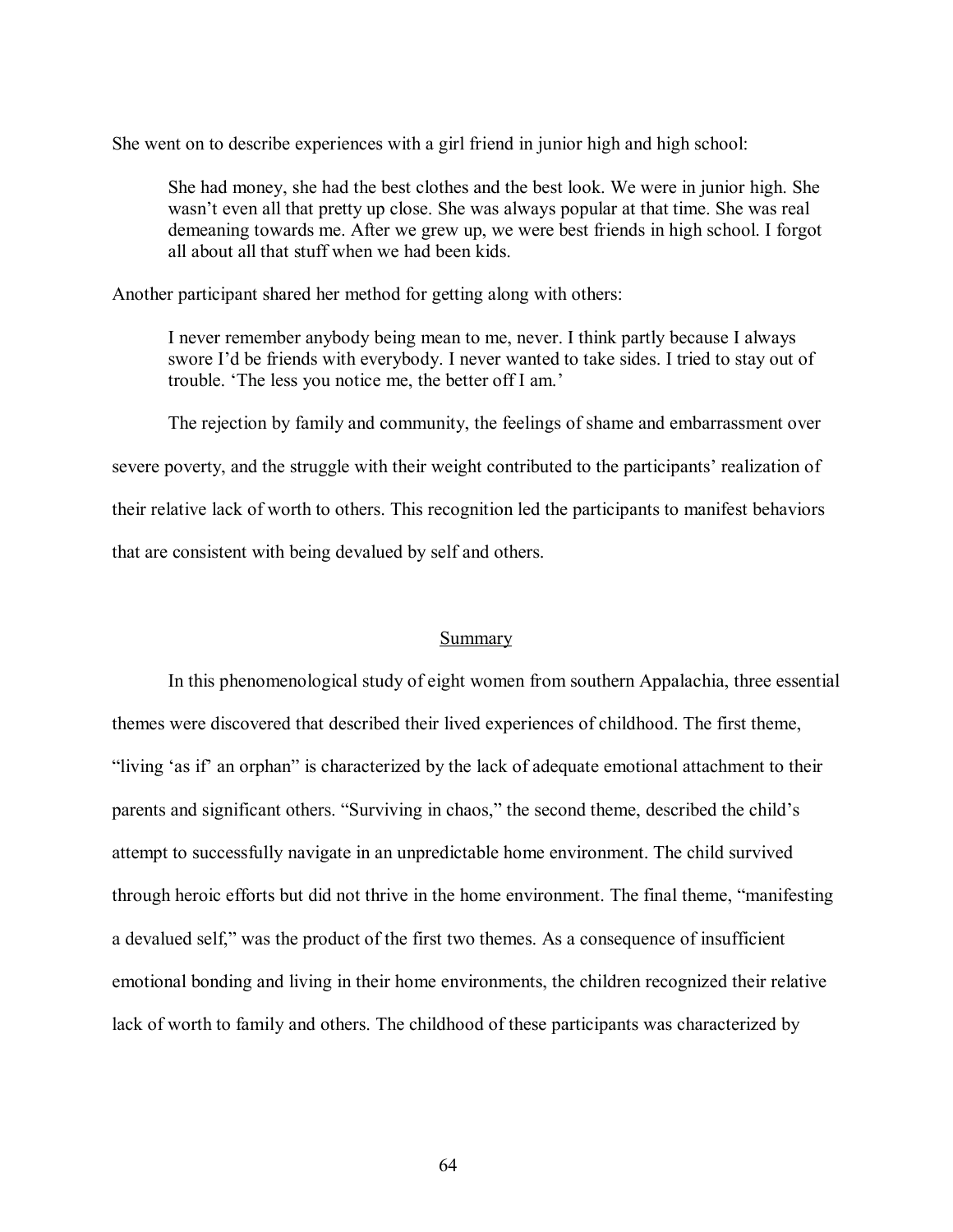She went on to describe experiences with a girl friend in junior high and high school:

> She had money, she had the best clothes and the best look. We were in junior high. She wasn't even all that pretty up close. She was always popular at that time. She was real demeaning towards me. After we grew up, we were best friends in high school. I forgot all about all that stuff when we had been kids.

Another participant shared her method for getting along with others:

> I never remember anybody being mean to me, never. I think partly because I always swore I'd be friends with everybody. I never wanted to take sides. I tried to stay out of trouble. 'The less you notice me, the better off I am.'

The rejection by family and community, the feelings of shame and embarrassment over severe poverty, and the struggle with their weight contributed to the participants' realization of their relative lack of worth to others. This recognition led the participants to manifest behaviors that are consistent with being devalued by self and others.

## Summary

In this phenomenological study of eight women from southern Appalachia, three essential themes were discovered that described their lived experiences of childhood. The first theme, "living 'as if' an orphan" is characterized by the lack of adequate emotional attachment to their parents and significant others. "Surviving in chaos," the second theme, described the child's attempt to successfully navigate in an unpredictable home environment. The child survived through heroic efforts but did not thrive in the home environment. The final theme, "manifesting a devalued self," was the product of the first two themes. As a consequence of insufficient emotional bonding and living in their home environments, the children recognized their relative lack of worth to family and others. The childhood of these participants was characterized by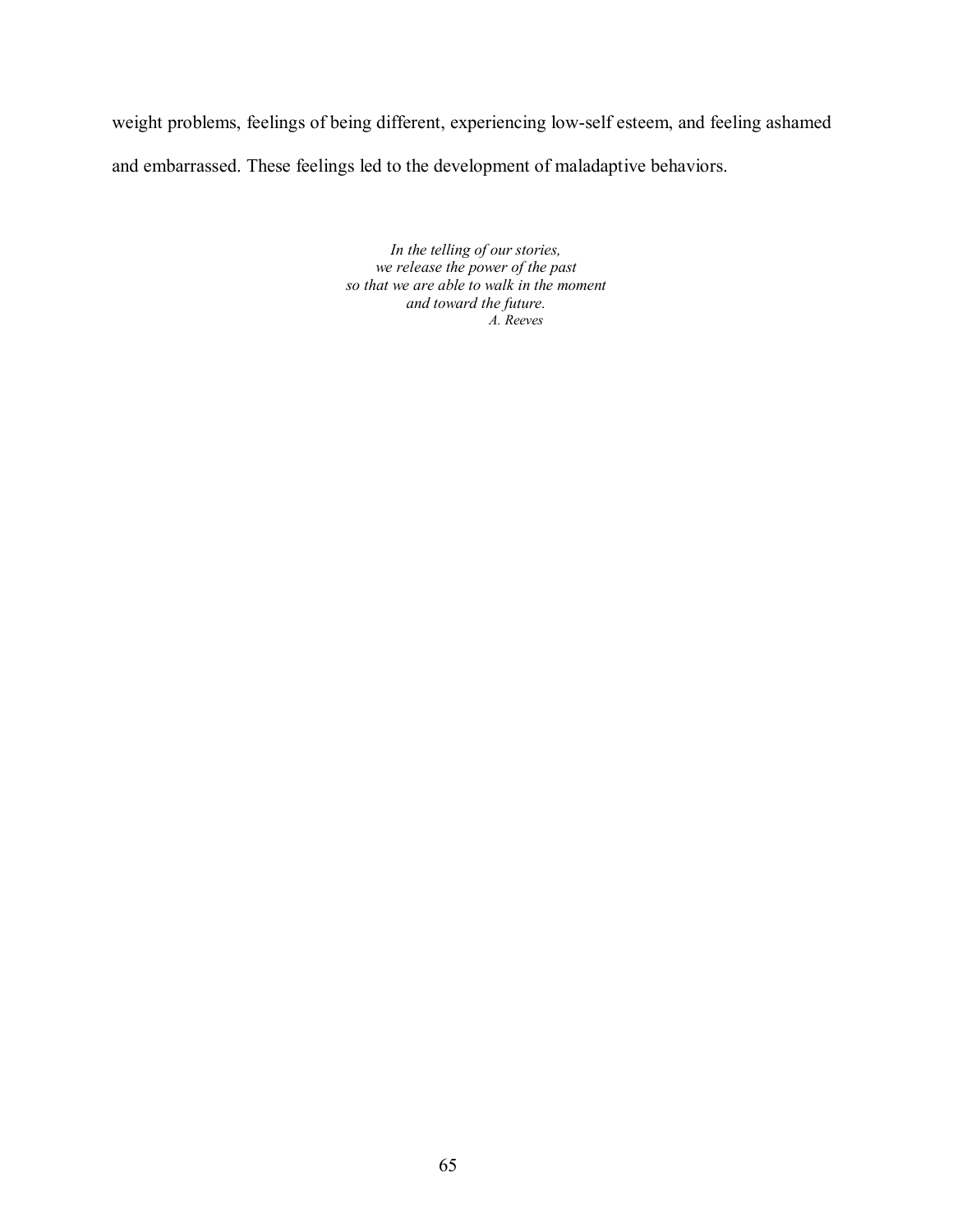weight problems, feelings of being different, experiencing low-self esteem, and feeling ashamed and embarrassed. These feelings led to the development of maladaptive behaviors.

*In the telling of our stories,*
*we release the power of the past*
*so that we are able to walk in the moment*
*and toward the future.*
*A. Reeves*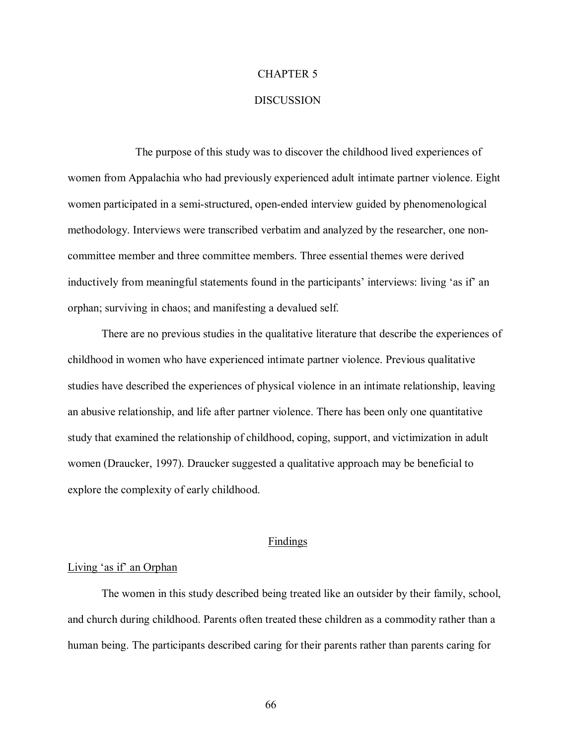# CHAPTER 5

# DISCUSSION

The purpose of this study was to discover the childhood lived experiences of women from Appalachia who had previously experienced adult intimate partner violence. Eight women participated in a semi-structured, open-ended interview guided by phenomenological methodology. Interviews were transcribed verbatim and analyzed by the researcher, one non-committee member and three committee members. Three essential themes were derived inductively from meaningful statements found in the participants' interviews: living 'as if' an orphan; surviving in chaos; and manifesting a devalued self.

There are no previous studies in the qualitative literature that describe the experiences of childhood in women who have experienced intimate partner violence. Previous qualitative studies have described the experiences of physical violence in an intimate relationship, leaving an abusive relationship, and life after partner violence. There has been only one quantitative study that examined the relationship of childhood, coping, support, and victimization in adult women (Draucker, 1997). Draucker suggested a qualitative approach may be beneficial to explore the complexity of early childhood.

## Findings

### Living 'as if' an Orphan

The women in this study described being treated like an outsider by their family, school, and church during childhood. Parents often treated these children as a commodity rather than a human being. The participants described caring for their parents rather than parents caring for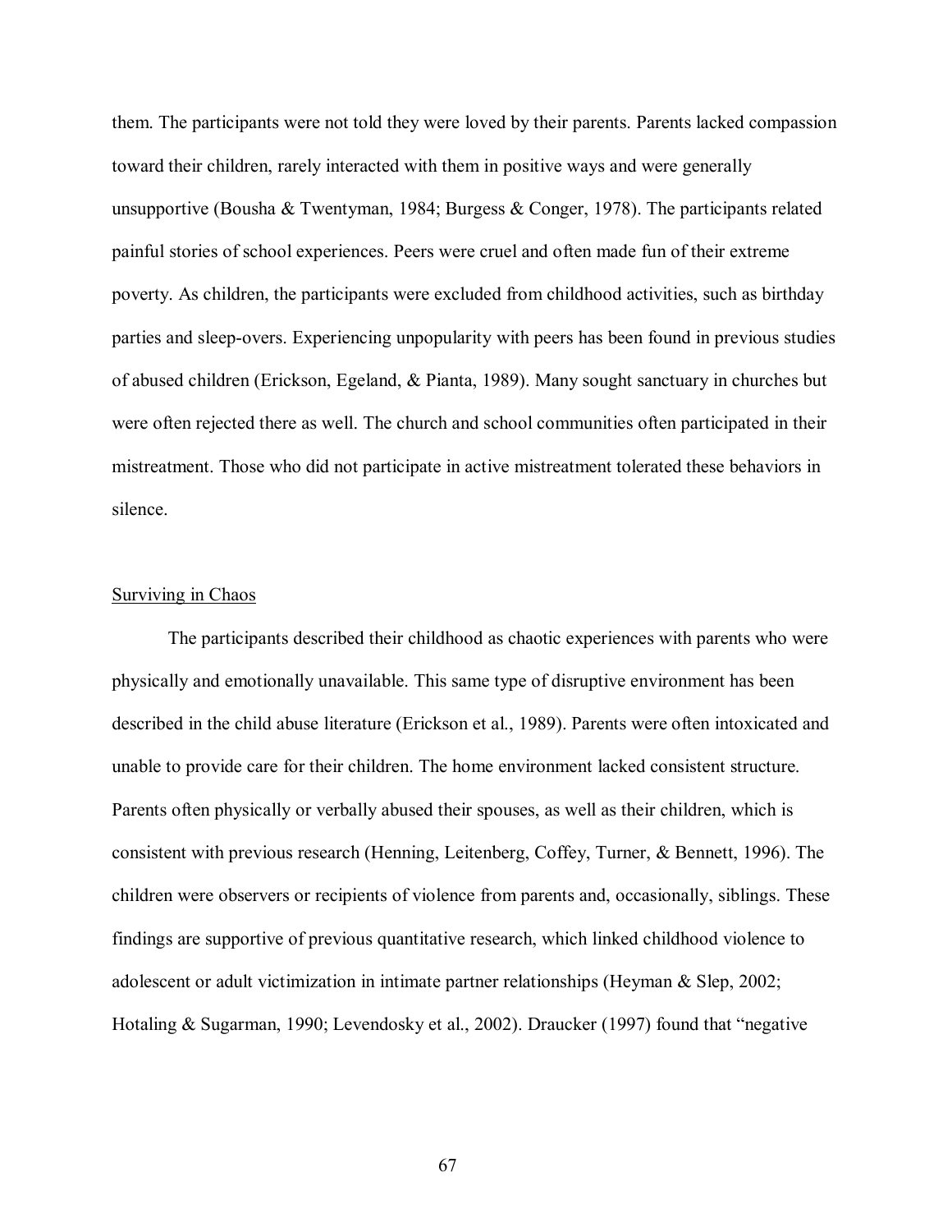them. The participants were not told they were loved by their parents. Parents lacked compassion toward their children, rarely interacted with them in positive ways and were generally unsupportive (Bousha & Twentyman, 1984; Burgess & Conger, 1978). The participants related painful stories of school experiences. Peers were cruel and often made fun of their extreme poverty. As children, the participants were excluded from childhood activities, such as birthday parties and sleep-overs. Experiencing unpopularity with peers has been found in previous studies of abused children (Erickson, Egeland, & Pianta, 1989). Many sought sanctuary in churches but were often rejected there as well. The church and school communities often participated in their mistreatment. Those who did not participate in active mistreatment tolerated these behaviors in silence.

## Surviving in Chaos

The participants described their childhood as chaotic experiences with parents who were physically and emotionally unavailable. This same type of disruptive environment has been described in the child abuse literature (Erickson et al., 1989). Parents were often intoxicated and unable to provide care for their children. The home environment lacked consistent structure. Parents often physically or verbally abused their spouses, as well as their children, which is consistent with previous research (Henning, Leitenberg, Coffey, Turner, & Bennett, 1996). The children were observers or recipients of violence from parents and, occasionally, siblings. These findings are supportive of previous quantitative research, which linked childhood violence to adolescent or adult victimization in intimate partner relationships (Heyman & Slep, 2002; Hotaling & Sugarman, 1990; Levendosky et al., 2002). Draucker (1997) found that "negative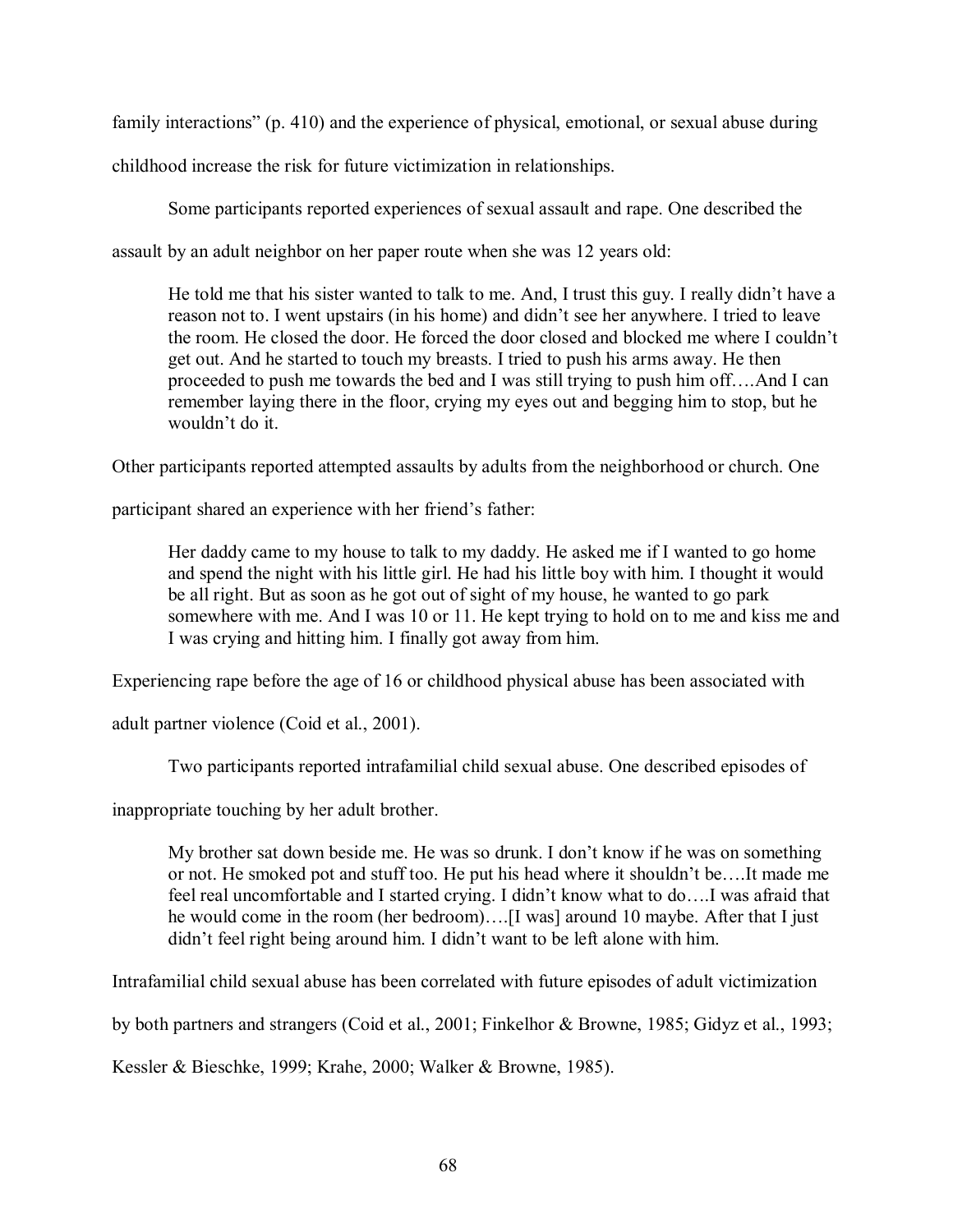family interactions" (p. 410) and the experience of physical, emotional, or sexual abuse during childhood increase the risk for future victimization in relationships.

Some participants reported experiences of sexual assault and rape. One described the assault by an adult neighbor on her paper route when she was 12 years old:

> He told me that his sister wanted to talk to me. And, I trust this guy. I really didn't have a reason not to. I went upstairs (in his home) and didn't see her anywhere. I tried to leave the room. He closed the door. He forced the door closed and blocked me where I couldn't get out. And he started to touch my breasts. I tried to push his arms away. He then proceeded to push me towards the bed and I was still trying to push him off….And I can remember laying there in the floor, crying my eyes out and begging him to stop, but he wouldn't do it.

Other participants reported attempted assaults by adults from the neighborhood or church. One participant shared an experience with her friend's father:

> Her daddy came to my house to talk to my daddy. He asked me if I wanted to go home and spend the night with his little girl. He had his little boy with him. I thought it would be all right. But as soon as he got out of sight of my house, he wanted to go park somewhere with me. And I was 10 or 11. He kept trying to hold on to me and kiss me and I was crying and hitting him. I finally got away from him.

Experiencing rape before the age of 16 or childhood physical abuse has been associated with adult partner violence (Coid et al., 2001).

Two participants reported intrafamilial child sexual abuse. One described episodes of inappropriate touching by her adult brother.

> My brother sat down beside me. He was so drunk. I don't know if he was on something or not. He smoked pot and stuff too. He put his head where it shouldn't be….It made me feel real uncomfortable and I started crying. I didn't know what to do….I was afraid that he would come in the room (her bedroom)….[I was] around 10 maybe. After that I just didn't feel right being around him. I didn't want to be left alone with him.

Intrafamilial child sexual abuse has been correlated with future episodes of adult victimization by both partners and strangers (Coid et al., 2001; Finkelhor & Browne, 1985; Gidyz et al., 1993; Kessler & Bieschke, 1999; Krahe, 2000; Walker & Browne, 1985).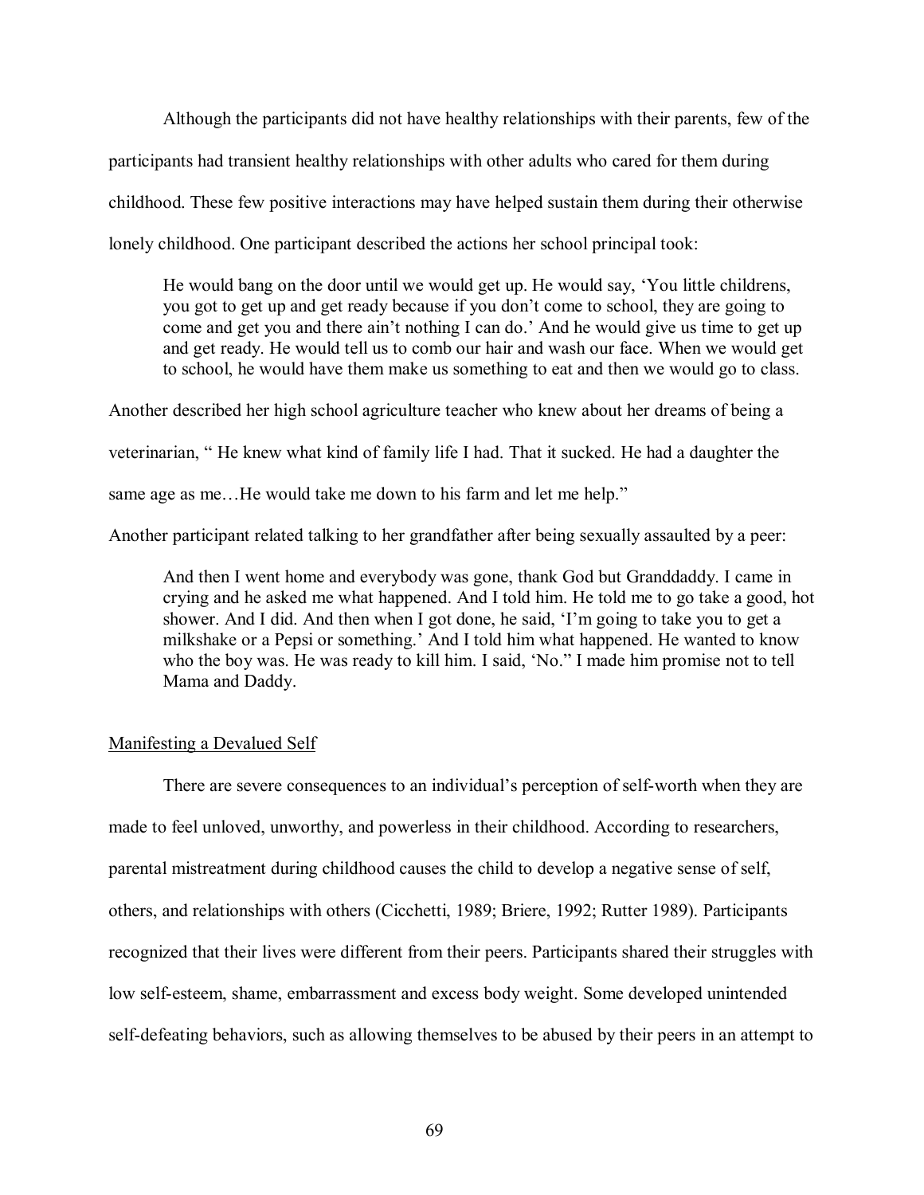Although the participants did not have healthy relationships with their parents, few of the participants had transient healthy relationships with other adults who cared for them during childhood. These few positive interactions may have helped sustain them during their otherwise lonely childhood. One participant described the actions her school principal took:

> He would bang on the door until we would get up. He would say, 'You little childrens, you got to get up and get ready because if you don't come to school, they are going to come and get you and there ain't nothing I can do.' And he would give us time to get up and get ready. He would tell us to comb our hair and wash our face. When we would get to school, he would have them make us something to eat and then we would go to class.

Another described her high school agriculture teacher who knew about her dreams of being a veterinarian, " He knew what kind of family life I had. That it sucked. He had a daughter the same age as me…He would take me down to his farm and let me help."

Another participant related talking to her grandfather after being sexually assaulted by a peer:

> And then I went home and everybody was gone, thank God but Granddaddy. I came in crying and he asked me what happened. And I told him. He told me to go take a good, hot shower. And I did. And then when I got done, he said, 'I'm going to take you to get a milkshake or a Pepsi or something.' And I told him what happened. He wanted to know who the boy was. He was ready to kill him. I said, 'No." I made him promise not to tell Mama and Daddy.

<u>Manifesting a Devalued Self</u>

There are severe consequences to an individual's perception of self-worth when they are made to feel unloved, unworthy, and powerless in their childhood. According to researchers, parental mistreatment during childhood causes the child to develop a negative sense of self, others, and relationships with others (Cicchetti, 1989; Briere, 1992; Rutter 1989). Participants recognized that their lives were different from their peers. Participants shared their struggles with low self-esteem, shame, embarrassment and excess body weight. Some developed unintended self-defeating behaviors, such as allowing themselves to be abused by their peers in an attempt to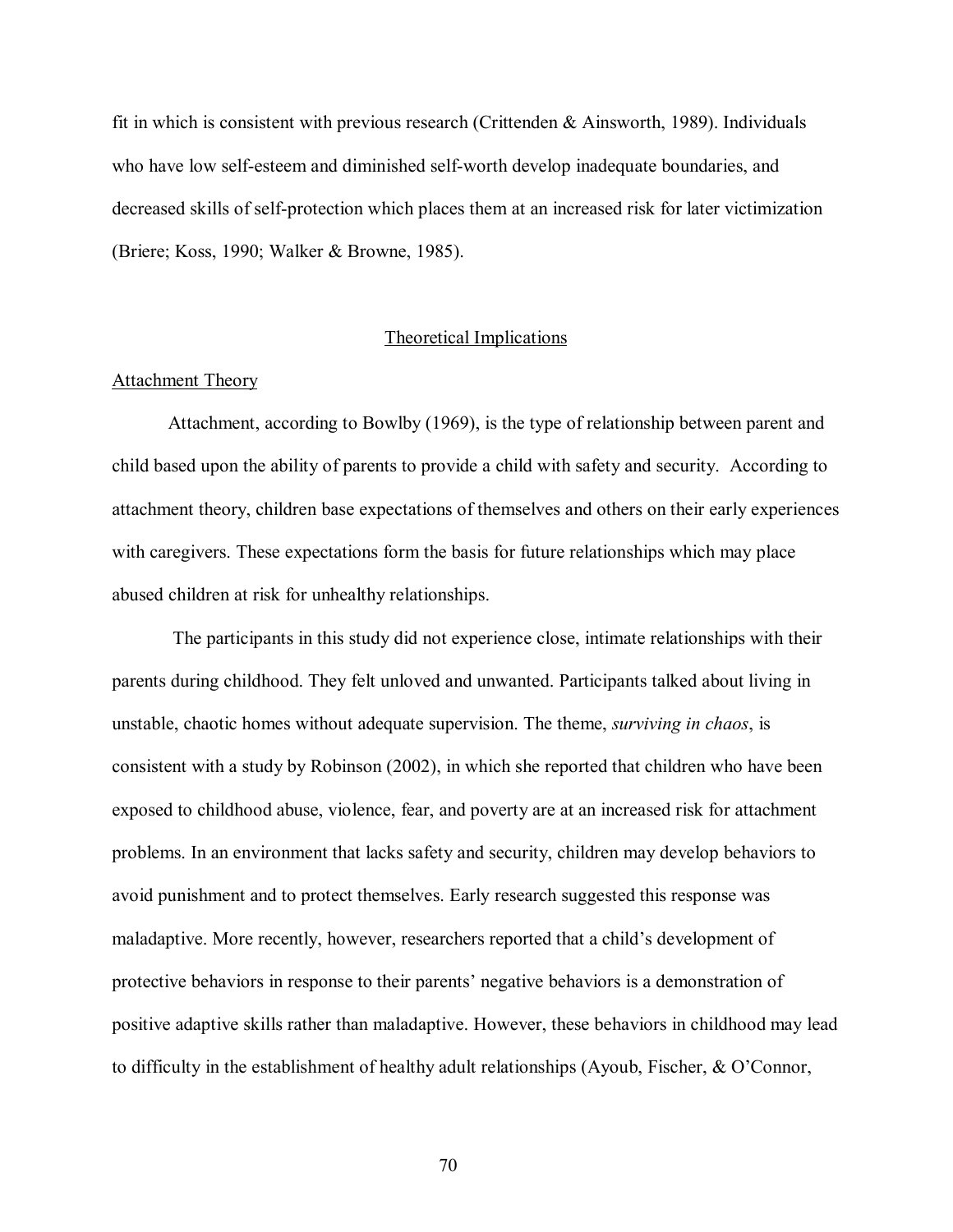fit in which is consistent with previous research (Crittenden & Ainsworth, 1989). Individuals who have low self-esteem and diminished self-worth develop inadequate boundaries, and decreased skills of self-protection which places them at an increased risk for later victimization (Briere; Koss, 1990; Walker & Browne, 1985).

## Theoretical Implications

### Attachment Theory

Attachment, according to Bowlby (1969), is the type of relationship between parent and child based upon the ability of parents to provide a child with safety and security. According to attachment theory, children base expectations of themselves and others on their early experiences with caregivers. These expectations form the basis for future relationships which may place abused children at risk for unhealthy relationships.

The participants in this study did not experience close, intimate relationships with their parents during childhood. They felt unloved and unwanted. Participants talked about living in unstable, chaotic homes without adequate supervision. The theme, *surviving in chaos*, is consistent with a study by Robinson (2002), in which she reported that children who have been exposed to childhood abuse, violence, fear, and poverty are at an increased risk for attachment problems. In an environment that lacks safety and security, children may develop behaviors to avoid punishment and to protect themselves. Early research suggested this response was maladaptive. More recently, however, researchers reported that a child's development of protective behaviors in response to their parents' negative behaviors is a demonstration of positive adaptive skills rather than maladaptive. However, these behaviors in childhood may lead to difficulty in the establishment of healthy adult relationships (Ayoub, Fischer, & O'Connor,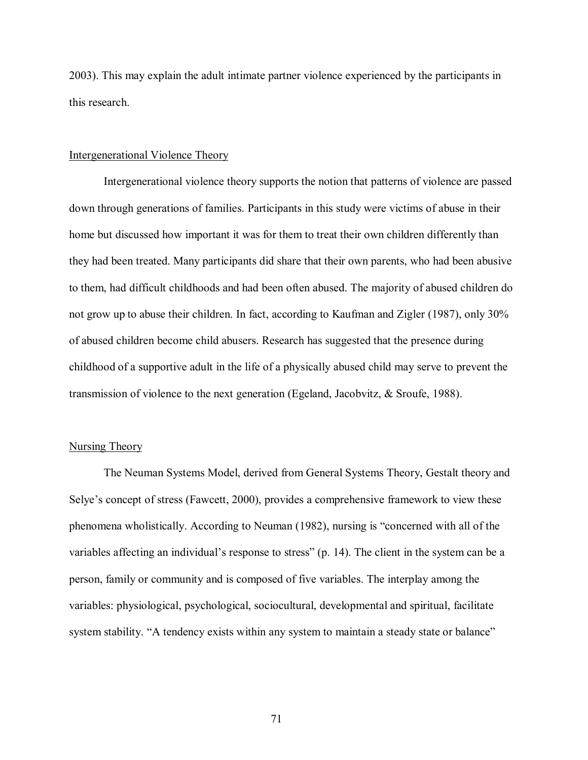2003). This may explain the adult intimate partner violence experienced by the participants in this research.

## Intergenerational Violence Theory

Intergenerational violence theory supports the notion that patterns of violence are passed down through generations of families. Participants in this study were victims of abuse in their home but discussed how important it was for them to treat their own children differently than they had been treated. Many participants did share that their own parents, who had been abusive to them, had difficult childhoods and had been often abused. The majority of abused children do not grow up to abuse their children. In fact, according to Kaufman and Zigler (1987), only 30% of abused children become child abusers. Research has suggested that the presence during childhood of a supportive adult in the life of a physically abused child may serve to prevent the transmission of violence to the next generation (Egeland, Jacobvitz, & Sroufe, 1988).

## Nursing Theory

The Neuman Systems Model, derived from General Systems Theory, Gestalt theory and Selye's concept of stress (Fawcett, 2000), provides a comprehensive framework to view these phenomena wholistically. According to Neuman (1982), nursing is "concerned with all of the variables affecting an individual's response to stress" (p. 14). The client in the system can be a person, family or community and is composed of five variables. The interplay among the variables: physiological, psychological, sociocultural, developmental and spiritual, facilitate system stability. "A tendency exists within any system to maintain a steady state or balance"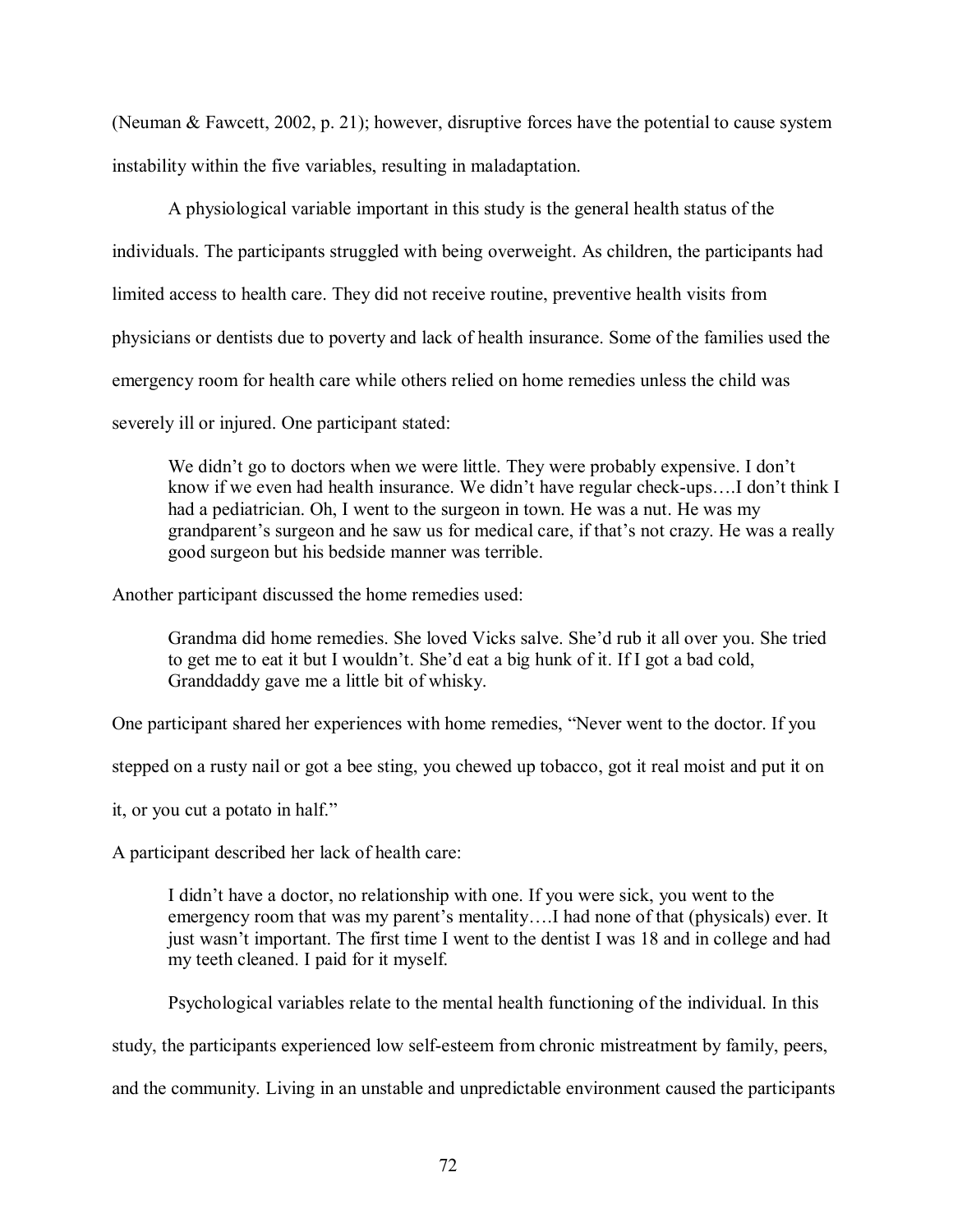(Neuman & Fawcett, 2002, p. 21); however, disruptive forces have the potential to cause system instability within the five variables, resulting in maladaptation.

A physiological variable important in this study is the general health status of the individuals. The participants struggled with being overweight. As children, the participants had limited access to health care. They did not receive routine, preventive health visits from physicians or dentists due to poverty and lack of health insurance. Some of the families used the emergency room for health care while others relied on home remedies unless the child was severely ill or injured. One participant stated:

> We didn't go to doctors when we were little. They were probably expensive. I don't know if we even had health insurance. We didn't have regular check-ups….I don't think I had a pediatrician. Oh, I went to the surgeon in town. He was a nut. He was my grandparent's surgeon and he saw us for medical care, if that's not crazy. He was a really good surgeon but his bedside manner was terrible.

Another participant discussed the home remedies used:

> Grandma did home remedies. She loved Vicks salve. She'd rub it all over you. She tried to get me to eat it but I wouldn't. She'd eat a big hunk of it. If I got a bad cold, Granddaddy gave me a little bit of whisky.

One participant shared her experiences with home remedies, "Never went to the doctor. If you stepped on a rusty nail or got a bee sting, you chewed up tobacco, got it real moist and put it on it, or you cut a potato in half."

A participant described her lack of health care:

> I didn't have a doctor, no relationship with one. If you were sick, you went to the emergency room that was my parent's mentality….I had none of that (physicals) ever. It just wasn't important. The first time I went to the dentist I was 18 and in college and had my teeth cleaned. I paid for it myself.

Psychological variables relate to the mental health functioning of the individual. In this study, the participants experienced low self-esteem from chronic mistreatment by family, peers, and the community. Living in an unstable and unpredictable environment caused the participants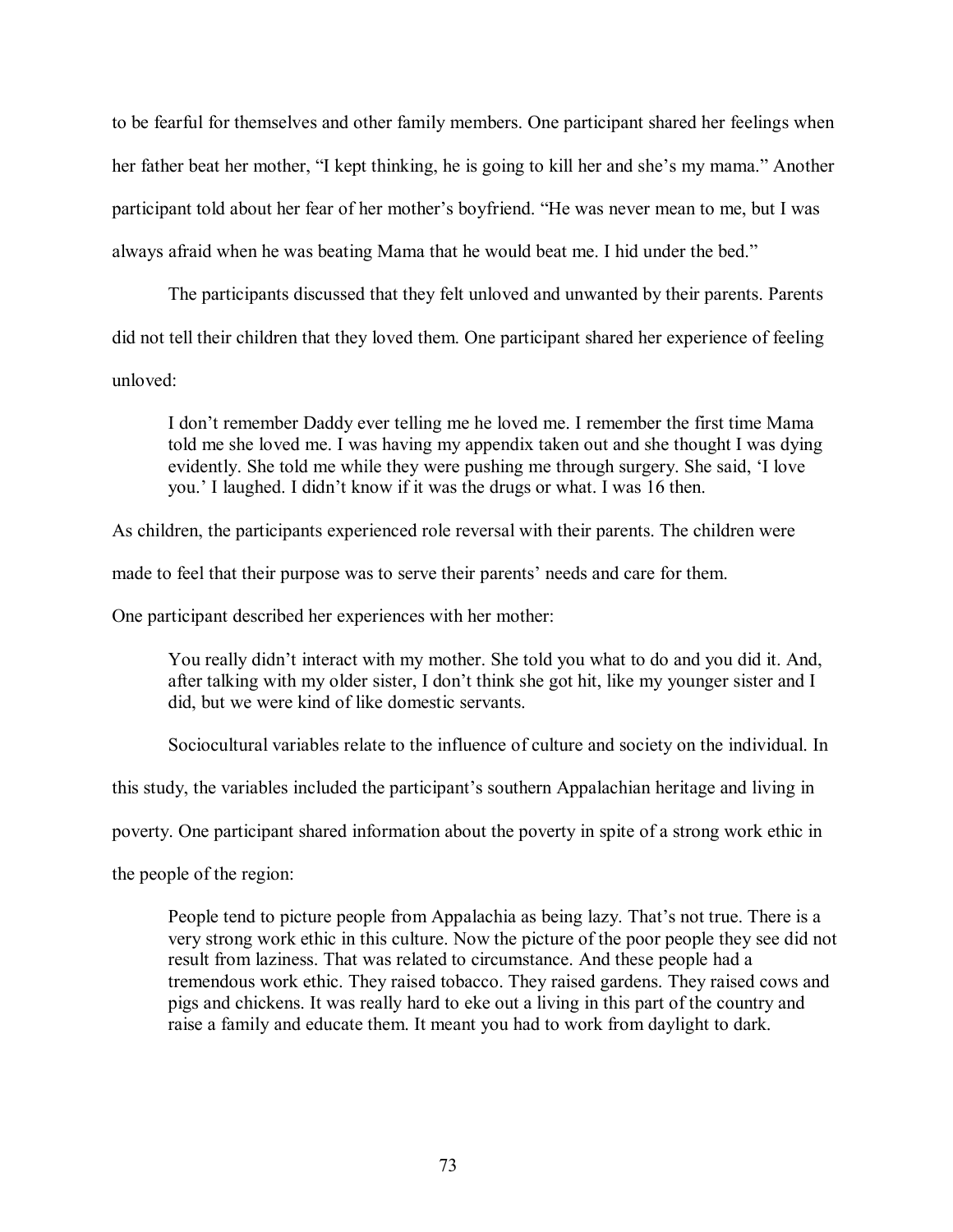to be fearful for themselves and other family members. One participant shared her feelings when her father beat her mother, “I kept thinking, he is going to kill her and she’s my mama.” Another participant told about her fear of her mother’s boyfriend. “He was never mean to me, but I was always afraid when he was beating Mama that he would beat me. I hid under the bed.”

The participants discussed that they felt unloved and unwanted by their parents. Parents did not tell their children that they loved them. One participant shared her experience of feeling unloved:

> I don’t remember Daddy ever telling me he loved me. I remember the first time Mama told me she loved me. I was having my appendix taken out and she thought I was dying evidently. She told me while they were pushing me through surgery. She said, ‘I love you.’ I laughed. I didn’t know if it was the drugs or what. I was 16 then.

As children, the participants experienced role reversal with their parents. The children were made to feel that their purpose was to serve their parents’ needs and care for them.

One participant described her experiences with her mother:

> You really didn’t interact with my mother. She told you what to do and you did it. And, after talking with my older sister, I don’t think she got hit, like my younger sister and I did, but we were kind of like domestic servants.

Sociocultural variables relate to the influence of culture and society on the individual. In this study, the variables included the participant’s southern Appalachian heritage and living in poverty. One participant shared information about the poverty in spite of a strong work ethic in the people of the region:

> People tend to picture people from Appalachia as being lazy. That’s not true. There is a very strong work ethic in this culture. Now the picture of the poor people they see did not result from laziness. That was related to circumstance. And these people had a tremendous work ethic. They raised tobacco. They raised gardens. They raised cows and pigs and chickens. It was really hard to eke out a living in this part of the country and raise a family and educate them. It meant you had to work from daylight to dark.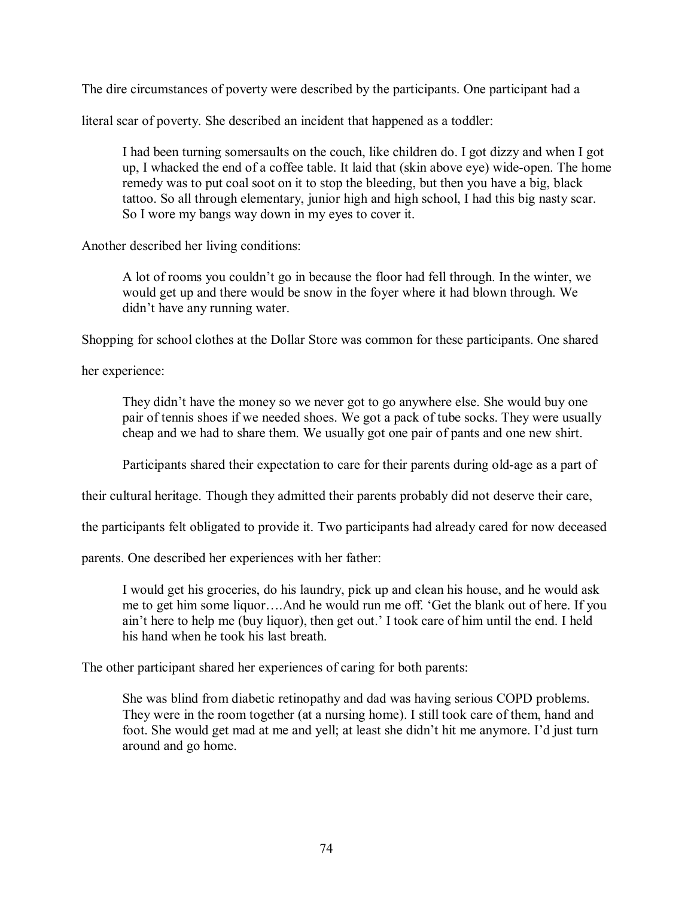The dire circumstances of poverty were described by the participants. One participant had a literal scar of poverty. She described an incident that happened as a toddler:

> I had been turning somersaults on the couch, like children do. I got dizzy and when I got up, I whacked the end of a coffee table. It laid that (skin above eye) wide-open. The home remedy was to put coal soot on it to stop the bleeding, but then you have a big, black tattoo. So all through elementary, junior high and high school, I had this big nasty scar. So I wore my bangs way down in my eyes to cover it.

Another described her living conditions:

> A lot of rooms you couldn't go in because the floor had fell through. In the winter, we would get up and there would be snow in the foyer where it had blown through. We didn't have any running water.

Shopping for school clothes at the Dollar Store was common for these participants. One shared her experience:

> They didn't have the money so we never got to go anywhere else. She would buy one pair of tennis shoes if we needed shoes. We got a pack of tube socks. They were usually cheap and we had to share them. We usually got one pair of pants and one new shirt.

Participants shared their expectation to care for their parents during old-age as a part of their cultural heritage. Though they admitted their parents probably did not deserve their care, the participants felt obligated to provide it. Two participants had already cared for now deceased parents. One described her experiences with her father:

> I would get his groceries, do his laundry, pick up and clean his house, and he would ask me to get him some liquor….And he would run me off. 'Get the blank out of here. If you ain't here to help me (buy liquor), then get out.' I took care of him until the end. I held his hand when he took his last breath.

The other participant shared her experiences of caring for both parents:

> She was blind from diabetic retinopathy and dad was having serious COPD problems. They were in the room together (at a nursing home). I still took care of them, hand and foot. She would get mad at me and yell; at least she didn't hit me anymore. I'd just turn around and go home.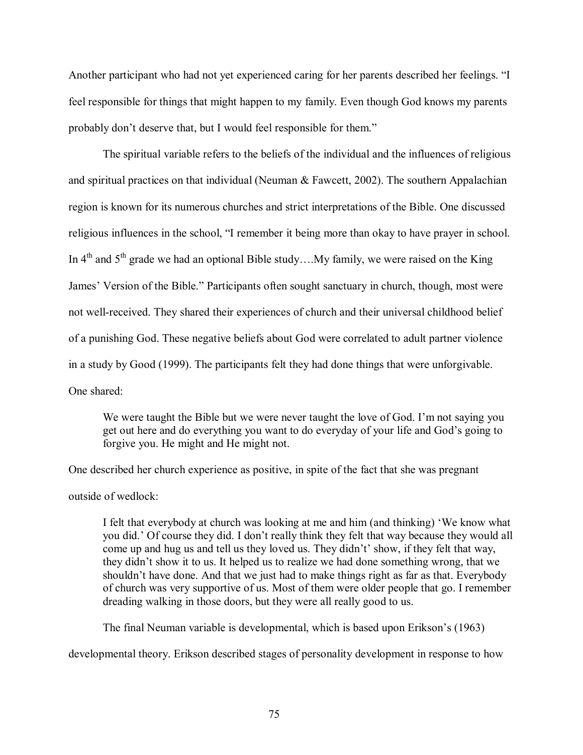Another participant who had not yet experienced caring for her parents described her feelings. "I feel responsible for things that might happen to my family. Even though God knows my parents probably don't deserve that, but I would feel responsible for them."

The spiritual variable refers to the beliefs of the individual and the influences of religious and spiritual practices on that individual (Neuman & Fawcett, 2002). The southern Appalachian region is known for its numerous churches and strict interpretations of the Bible. One discussed religious influences in the school, "I remember it being more than okay to have prayer in school. In 4th and 5th grade we had an optional Bible study….My family, we were raised on the King James' Version of the Bible." Participants often sought sanctuary in church, though, most were not well-received. They shared their experiences of church and their universal childhood belief of a punishing God. These negative beliefs about God were correlated to adult partner violence in a study by Good (1999). The participants felt they had done things that were unforgivable. One shared:

> We were taught the Bible but we were never taught the love of God. I'm not saying you get out here and do everything you want to do everyday of your life and God's going to forgive you. He might and He might not.

One described her church experience as positive, in spite of the fact that she was pregnant outside of wedlock:

> I felt that everybody at church was looking at me and him (and thinking) 'We know what you did.' Of course they did. I don't really think they felt that way because they would all come up and hug us and tell us they loved us. They didn't' show, if they felt that way, they didn't show it to us. It helped us to realize we had done something wrong, that we shouldn't have done. And that we just had to make things right as far as that. Everybody of church was very supportive of us. Most of them were older people that go. I remember dreading walking in those doors, but they were all really good to us.

The final Neuman variable is developmental, which is based upon Erikson's (1963) developmental theory. Erikson described stages of personality development in response to how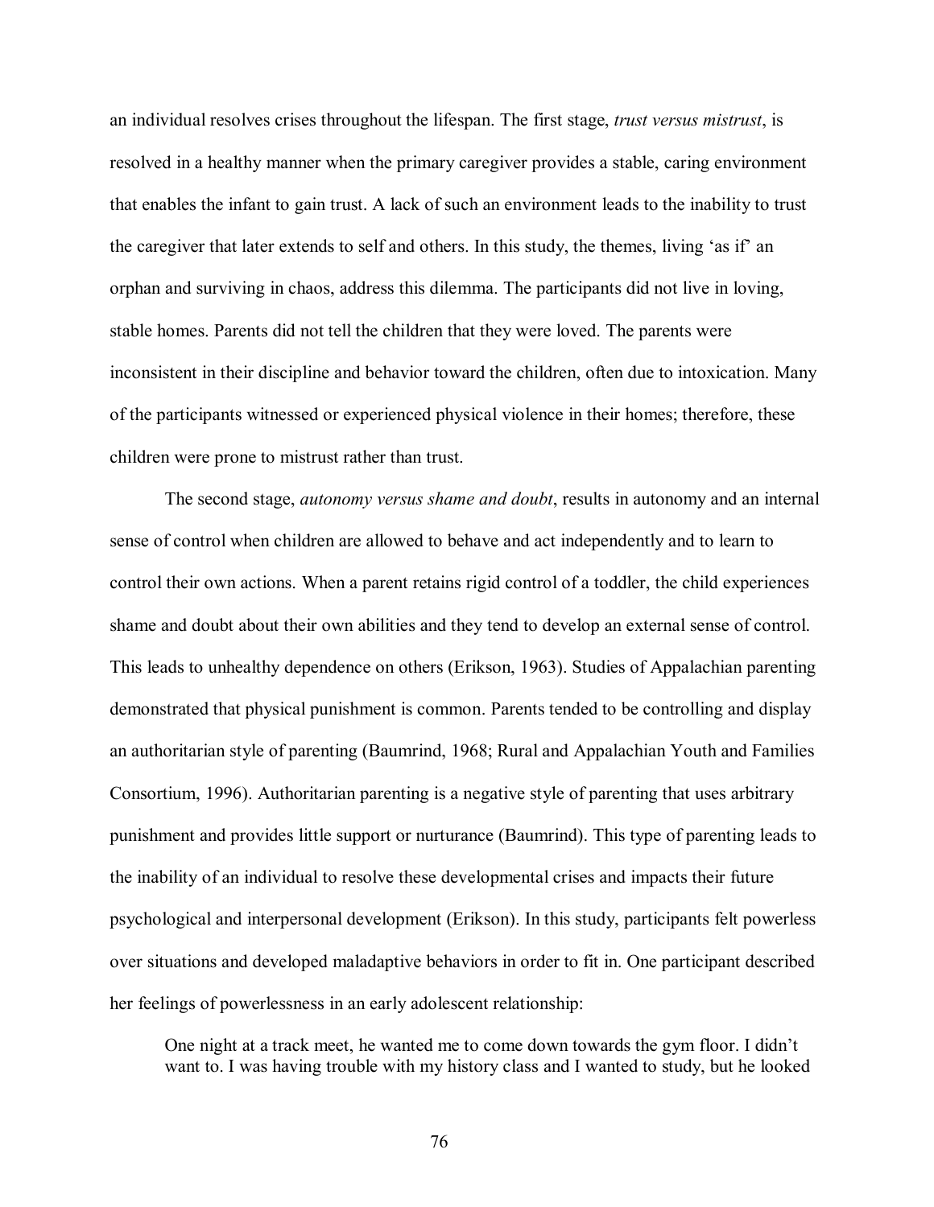an individual resolves crises throughout the lifespan. The first stage, *trust versus mistrust*, is resolved in a healthy manner when the primary caregiver provides a stable, caring environment that enables the infant to gain trust. A lack of such an environment leads to the inability to trust the caregiver that later extends to self and others. In this study, the themes, living 'as if' an orphan and surviving in chaos, address this dilemma. The participants did not live in loving, stable homes. Parents did not tell the children that they were loved. The parents were inconsistent in their discipline and behavior toward the children, often due to intoxication. Many of the participants witnessed or experienced physical violence in their homes; therefore, these children were prone to mistrust rather than trust.

The second stage, *autonomy versus shame and doubt*, results in autonomy and an internal sense of control when children are allowed to behave and act independently and to learn to control their own actions. When a parent retains rigid control of a toddler, the child experiences shame and doubt about their own abilities and they tend to develop an external sense of control. This leads to unhealthy dependence on others (Erikson, 1963). Studies of Appalachian parenting demonstrated that physical punishment is common. Parents tended to be controlling and display an authoritarian style of parenting (Baumrind, 1968; Rural and Appalachian Youth and Families Consortium, 1996). Authoritarian parenting is a negative style of parenting that uses arbitrary punishment and provides little support or nurturance (Baumrind). This type of parenting leads to the inability of an individual to resolve these developmental crises and impacts their future psychological and interpersonal development (Erikson). In this study, participants felt powerless over situations and developed maladaptive behaviors in order to fit in. One participant described her feelings of powerlessness in an early adolescent relationship:

> One night at a track meet, he wanted me to come down towards the gym floor. I didn't want to. I was having trouble with my history class and I wanted to study, but he looked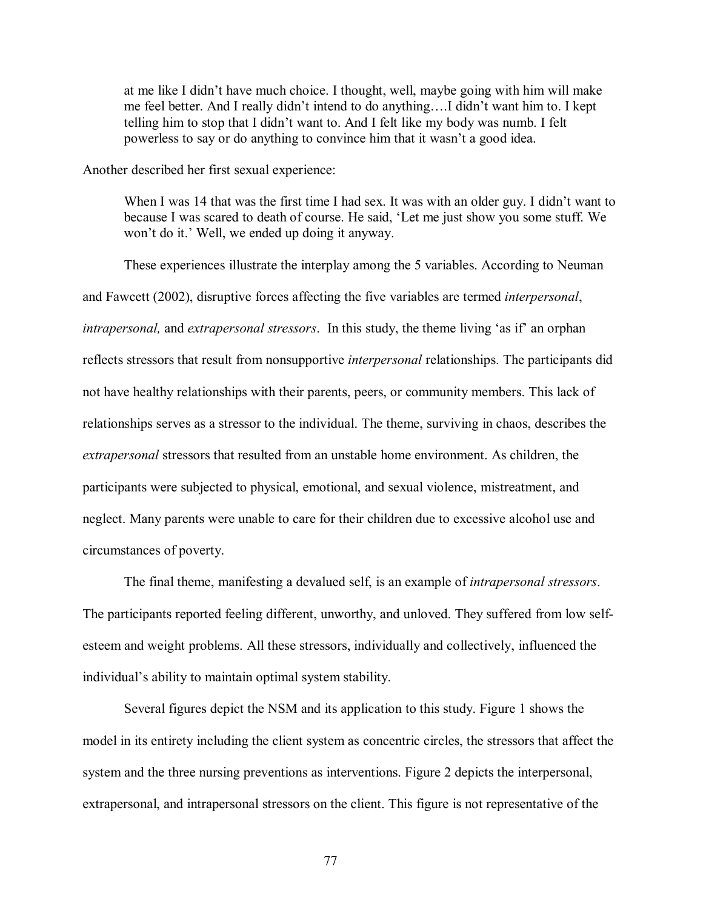> at me like I didn't have much choice. I thought, well, maybe going with him will make me feel better. And I really didn't intend to do anything….I didn't want him to. I kept telling him to stop that I didn't want to. And I felt like my body was numb. I felt powerless to say or do anything to convince him that it wasn't a good idea.

Another described her first sexual experience:

> When I was 14 that was the first time I had sex. It was with an older guy. I didn't want to because I was scared to death of course. He said, 'Let me just show you some stuff. We won't do it.' Well, we ended up doing it anyway.

These experiences illustrate the interplay among the 5 variables. According to Neuman and Fawcett (2002), disruptive forces affecting the five variables are termed *interpersonal*, *intrapersonal,* and *extrapersonal stressors*. In this study, the theme living 'as if' an orphan reflects stressors that result from nonsupportive *interpersonal* relationships. The participants did not have healthy relationships with their parents, peers, or community members. This lack of relationships serves as a stressor to the individual. The theme, surviving in chaos, describes the *extrapersonal* stressors that resulted from an unstable home environment. As children, the participants were subjected to physical, emotional, and sexual violence, mistreatment, and neglect. Many parents were unable to care for their children due to excessive alcohol use and circumstances of poverty.

The final theme, manifesting a devalued self, is an example of *intrapersonal stressors*. The participants reported feeling different, unworthy, and unloved. They suffered from low self-esteem and weight problems. All these stressors, individually and collectively, influenced the individual's ability to maintain optimal system stability.

Several figures depict the NSM and its application to this study. Figure 1 shows the model in its entirety including the client system as concentric circles, the stressors that affect the system and the three nursing preventions as interventions. Figure 2 depicts the interpersonal, extrapersonal, and intrapersonal stressors on the client. This figure is not representative of the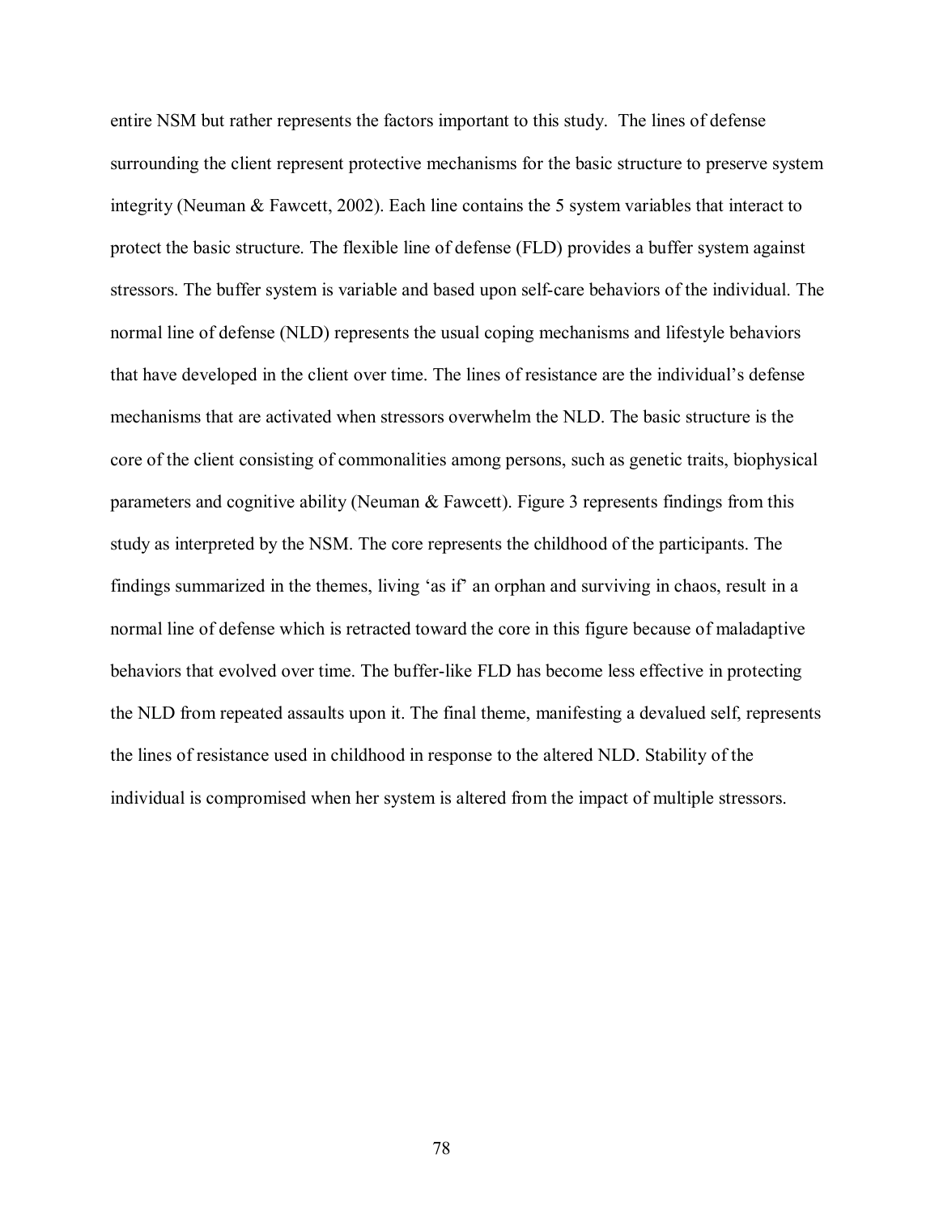entire NSM but rather represents the factors important to this study. The lines of defense surrounding the client represent protective mechanisms for the basic structure to preserve system integrity (Neuman & Fawcett, 2002). Each line contains the 5 system variables that interact to protect the basic structure. The flexible line of defense (FLD) provides a buffer system against stressors. The buffer system is variable and based upon self-care behaviors of the individual. The normal line of defense (NLD) represents the usual coping mechanisms and lifestyle behaviors that have developed in the client over time. The lines of resistance are the individual's defense mechanisms that are activated when stressors overwhelm the NLD. The basic structure is the core of the client consisting of commonalities among persons, such as genetic traits, biophysical parameters and cognitive ability (Neuman & Fawcett). Figure 3 represents findings from this study as interpreted by the NSM. The core represents the childhood of the participants. The findings summarized in the themes, living 'as if' an orphan and surviving in chaos, result in a normal line of defense which is retracted toward the core in this figure because of maladaptive behaviors that evolved over time. The buffer-like FLD has become less effective in protecting the NLD from repeated assaults upon it. The final theme, manifesting a devalued self, represents the lines of resistance used in childhood in response to the altered NLD. Stability of the individual is compromised when her system is altered from the impact of multiple stressors.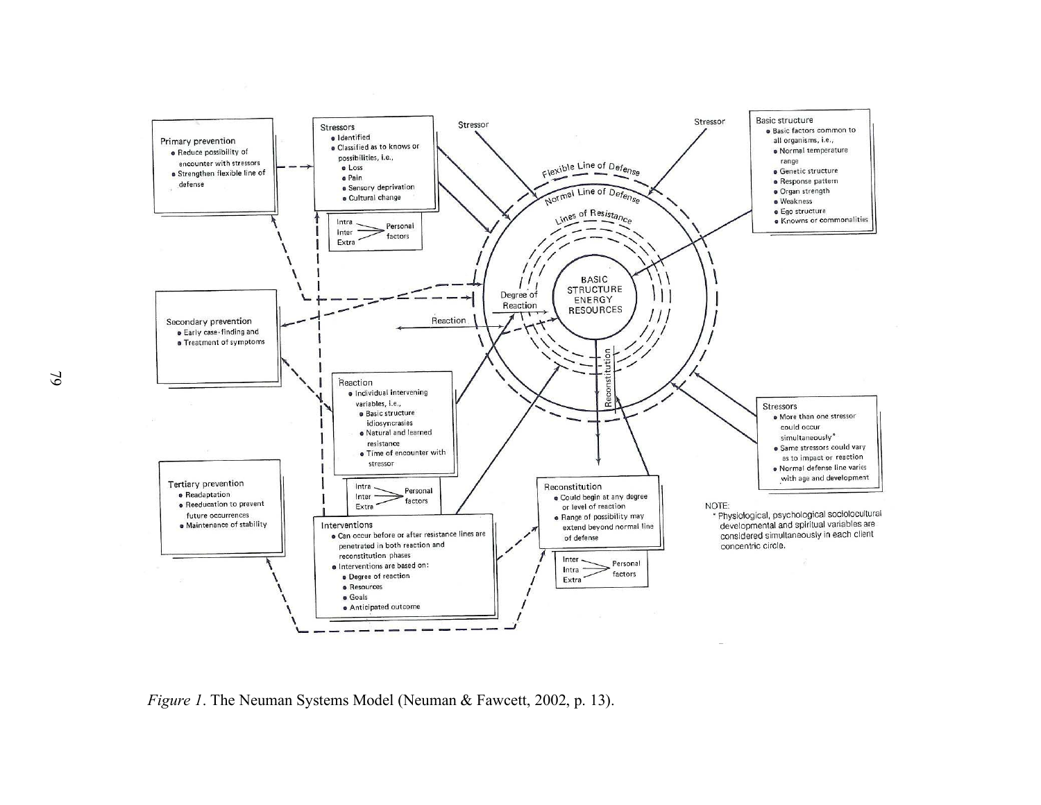Primary prevention
- Reduce possibility of encounter with stressors
- Strengthen flexible line of defense

Stressors
- Identified
- Classified as to knows or possibilities, i.e.,
  - Loss
  - Pain
  - Sensory deprivation
  - Cultural change

Intra, Inter, Extra — Personal factors

Stressor

Stressor

Basic structure
- Basic factors common to all organisms, i.e.,
  - Normal temperature range
  - Genetic structure
  - Response pattern
  - Organ strength
  - Weakness
  - Ego structure
  - Knowns or commonalities

Flexible Line of Defense

Normal Line of Defense

Lines of Resistance

BASIC STRUCTURE ENERGY RESOURCES

Degree of Reaction

Reaction

Reconstitution

Secondary prevention
- Early case-finding and
- Treatment of symptoms

Reaction
- Individual intervening variables, i.e.,
  - Basic structure idiosyncrasies
  - Natural and learned resistance
  - Time of encounter with stressor

Intra, Inter, Extra — Personal factors

Stressors
- More than one stressor could occur simultaneously*
- Same stressors could vary as to impact or reaction
- Normal defense line varies with age and development

Tertiary prevention
- Readaptation
- Reeducation to prevent future occurrences
- Maintenance of stability

Interventions
- Can occur before or after resistance lines are penetrated in both reaction and reconstitution phases
- Interventions are based on:
  - Degree of reaction
  - Resources
  - Goals
  - Anticipated outcome

Reconstitution
- Could begin at any degree or level of reaction
- Range of possibility may extend beyond normal line of defense

Inter, Intra, Extra — Personal factors

NOTE:
\* Physiological, psychological sociolocultural developmental and spiritual variables are considered simultaneously in each client concentric circle.

*Figure 1*. The Neuman Systems Model (Neuman & Fawcett, 2002, p. 13).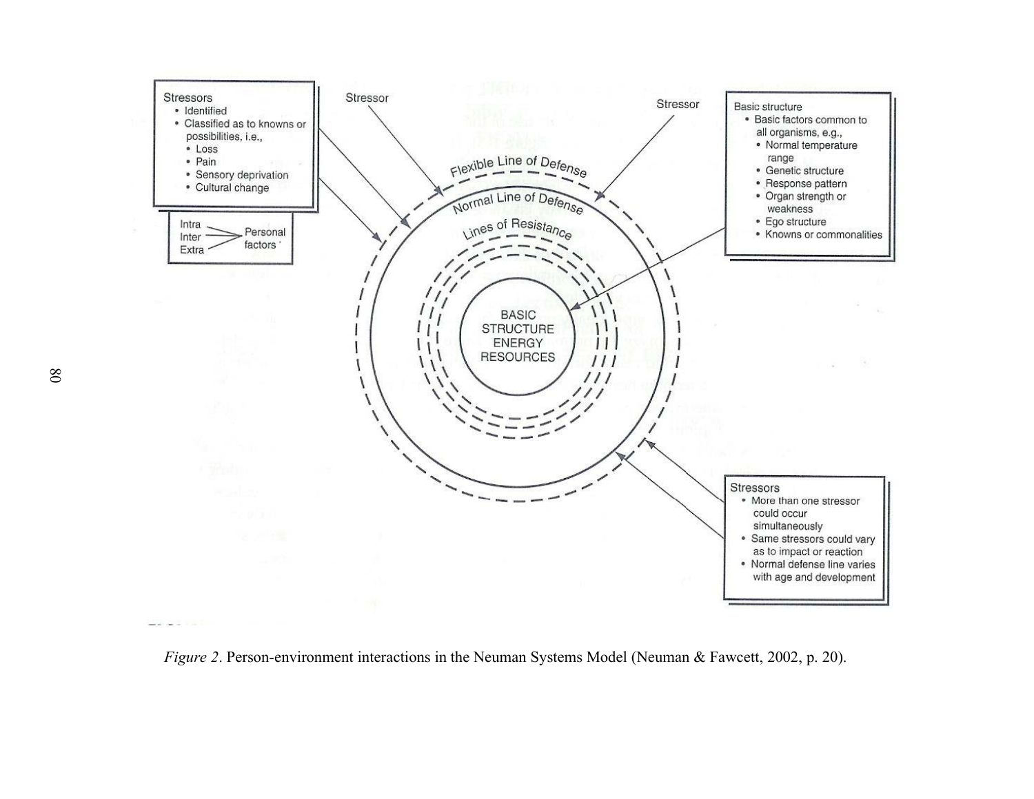Stressors
- Identified
- Classified as to knowns or possibilities, i.e.,
  - Loss
  - Pain
  - Sensory deprivation
  - Cultural change

Intra, Inter, Extra — Personal factors

Stressor

Stressor

Basic structure
- Basic factors common to all organisms, e.g.,
  - Normal temperature range
  - Genetic structure
  - Response pattern
  - Organ strength or weakness
  - Ego structure
  - Knowns or commonalities

Flexible Line of Defense

Normal Line of Defense

Lines of Resistance

BASIC STRUCTURE ENERGY RESOURCES

Stressors
- More than one stressor could occur simultaneously
- Same stressors could vary as to impact or reaction
- Normal defense line varies with age and development

*Figure 2*. Person-environment interactions in the Neuman Systems Model (Neuman & Fawcett, 2002, p. 20).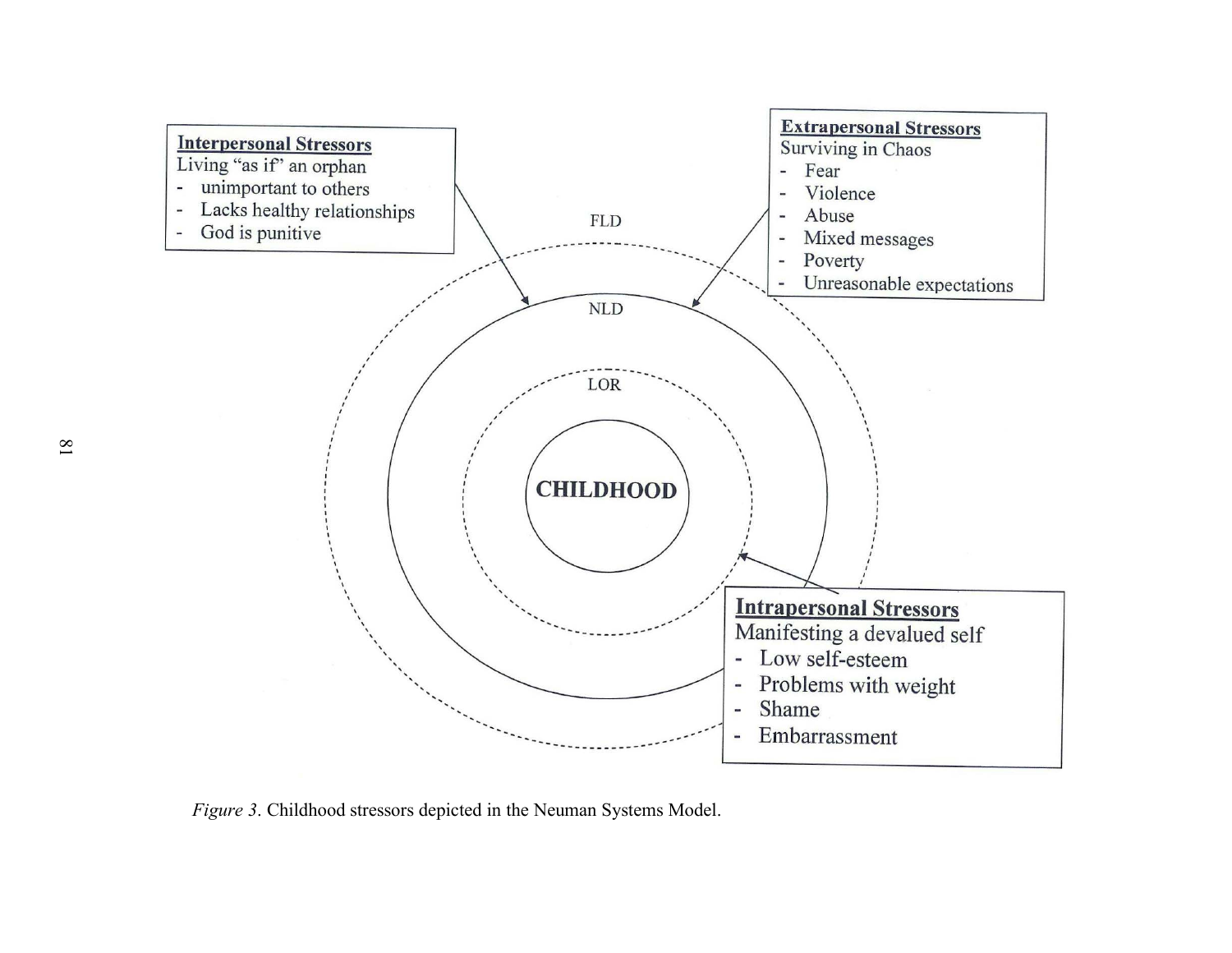**Interpersonal Stressors**
Living "as if" an orphan
- unimportant to others
- Lacks healthy relationships
- God is punitive

**Extrapersonal Stressors**
Surviving in Chaos
- Fear
- Violence
- Abuse
- Mixed messages
- Poverty
- Unreasonable expectations

FLD

NLD

LOR

**CHILDHOOD**

**Intrapersonal Stressors**
Manifesting a devalued self
- Low self-esteem
- Problems with weight
- Shame
- Embarrassment

*Figure 3*. Childhood stressors depicted in the Neuman Systems Model.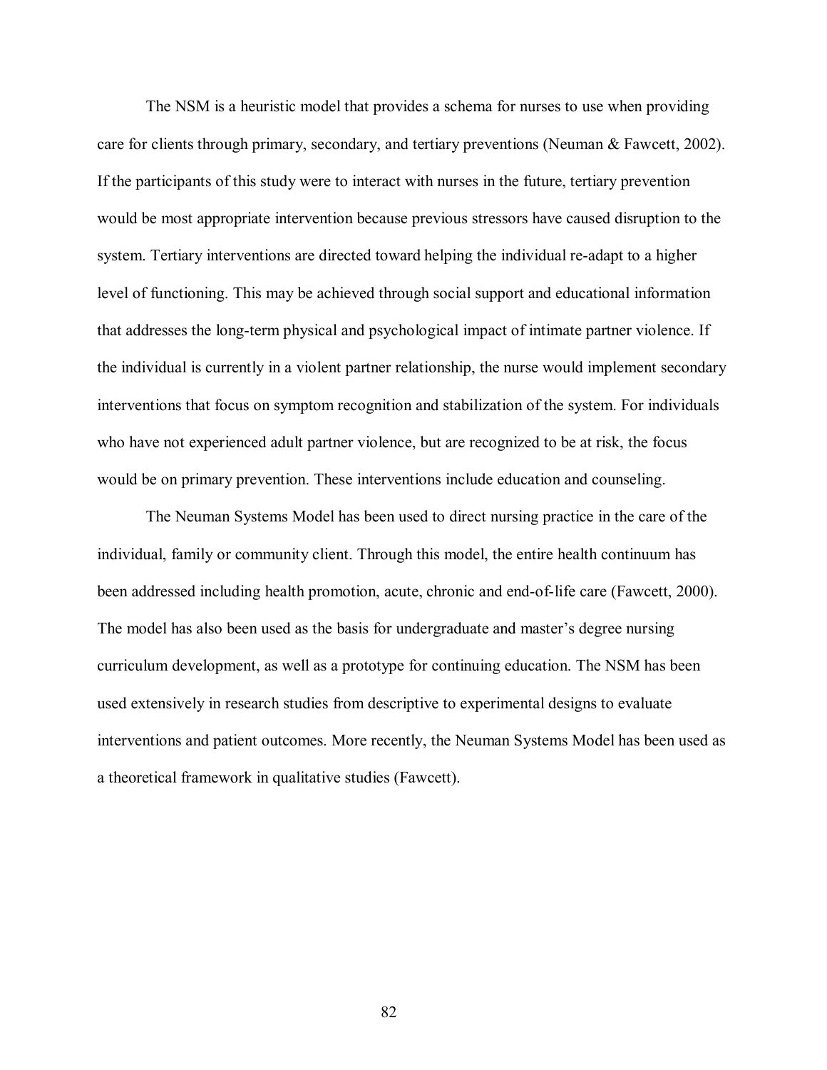The NSM is a heuristic model that provides a schema for nurses to use when providing care for clients through primary, secondary, and tertiary preventions (Neuman & Fawcett, 2002). If the participants of this study were to interact with nurses in the future, tertiary prevention would be most appropriate intervention because previous stressors have caused disruption to the system. Tertiary interventions are directed toward helping the individual re-adapt to a higher level of functioning. This may be achieved through social support and educational information that addresses the long-term physical and psychological impact of intimate partner violence. If the individual is currently in a violent partner relationship, the nurse would implement secondary interventions that focus on symptom recognition and stabilization of the system. For individuals who have not experienced adult partner violence, but are recognized to be at risk, the focus would be on primary prevention. These interventions include education and counseling.

The Neuman Systems Model has been used to direct nursing practice in the care of the individual, family or community client. Through this model, the entire health continuum has been addressed including health promotion, acute, chronic and end-of-life care (Fawcett, 2000). The model has also been used as the basis for undergraduate and master's degree nursing curriculum development, as well as a prototype for continuing education. The NSM has been used extensively in research studies from descriptive to experimental designs to evaluate interventions and patient outcomes. More recently, the Neuman Systems Model has been used as a theoretical framework in qualitative studies (Fawcett).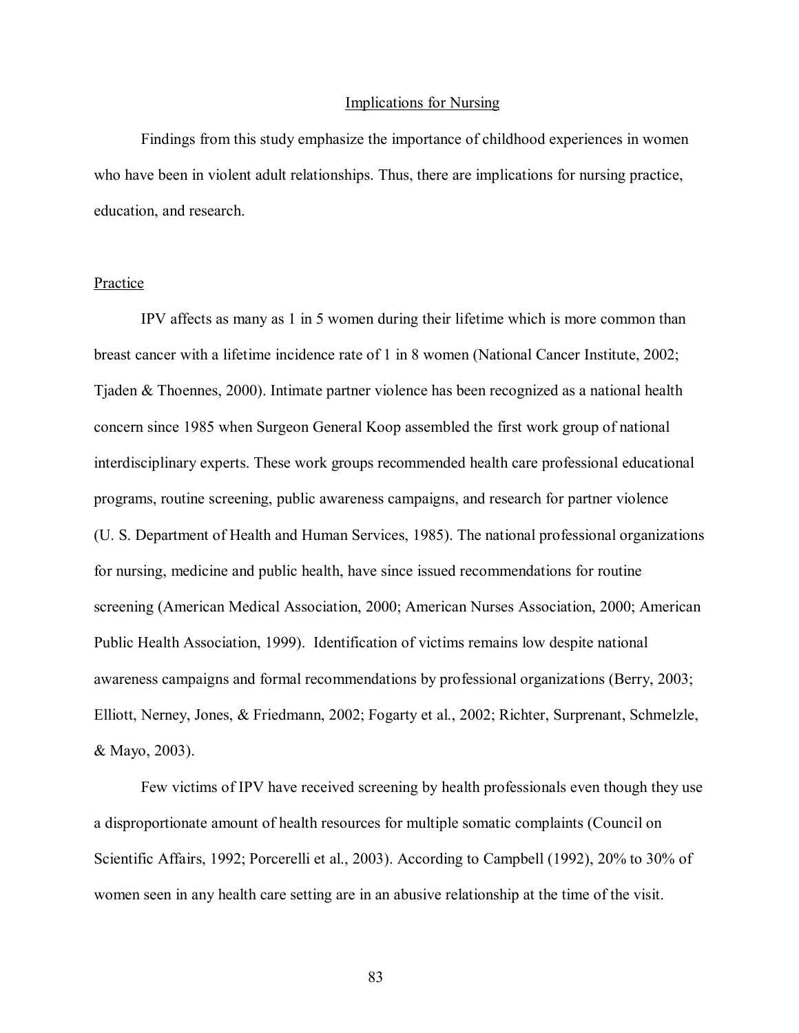## Implications for Nursing

Findings from this study emphasize the importance of childhood experiences in women who have been in violent adult relationships. Thus, there are implications for nursing practice, education, and research.

### Practice

IPV affects as many as 1 in 5 women during their lifetime which is more common than breast cancer with a lifetime incidence rate of 1 in 8 women (National Cancer Institute, 2002; Tjaden & Thoennes, 2000). Intimate partner violence has been recognized as a national health concern since 1985 when Surgeon General Koop assembled the first work group of national interdisciplinary experts. These work groups recommended health care professional educational programs, routine screening, public awareness campaigns, and research for partner violence (U. S. Department of Health and Human Services, 1985). The national professional organizations for nursing, medicine and public health, have since issued recommendations for routine screening (American Medical Association, 2000; American Nurses Association, 2000; American Public Health Association, 1999). Identification of victims remains low despite national awareness campaigns and formal recommendations by professional organizations (Berry, 2003; Elliott, Nerney, Jones, & Friedmann, 2002; Fogarty et al., 2002; Richter, Surprenant, Schmelzle, & Mayo, 2003).

Few victims of IPV have received screening by health professionals even though they use a disproportionate amount of health resources for multiple somatic complaints (Council on Scientific Affairs, 1992; Porcerelli et al., 2003). According to Campbell (1992), 20% to 30% of women seen in any health care setting are in an abusive relationship at the time of the visit.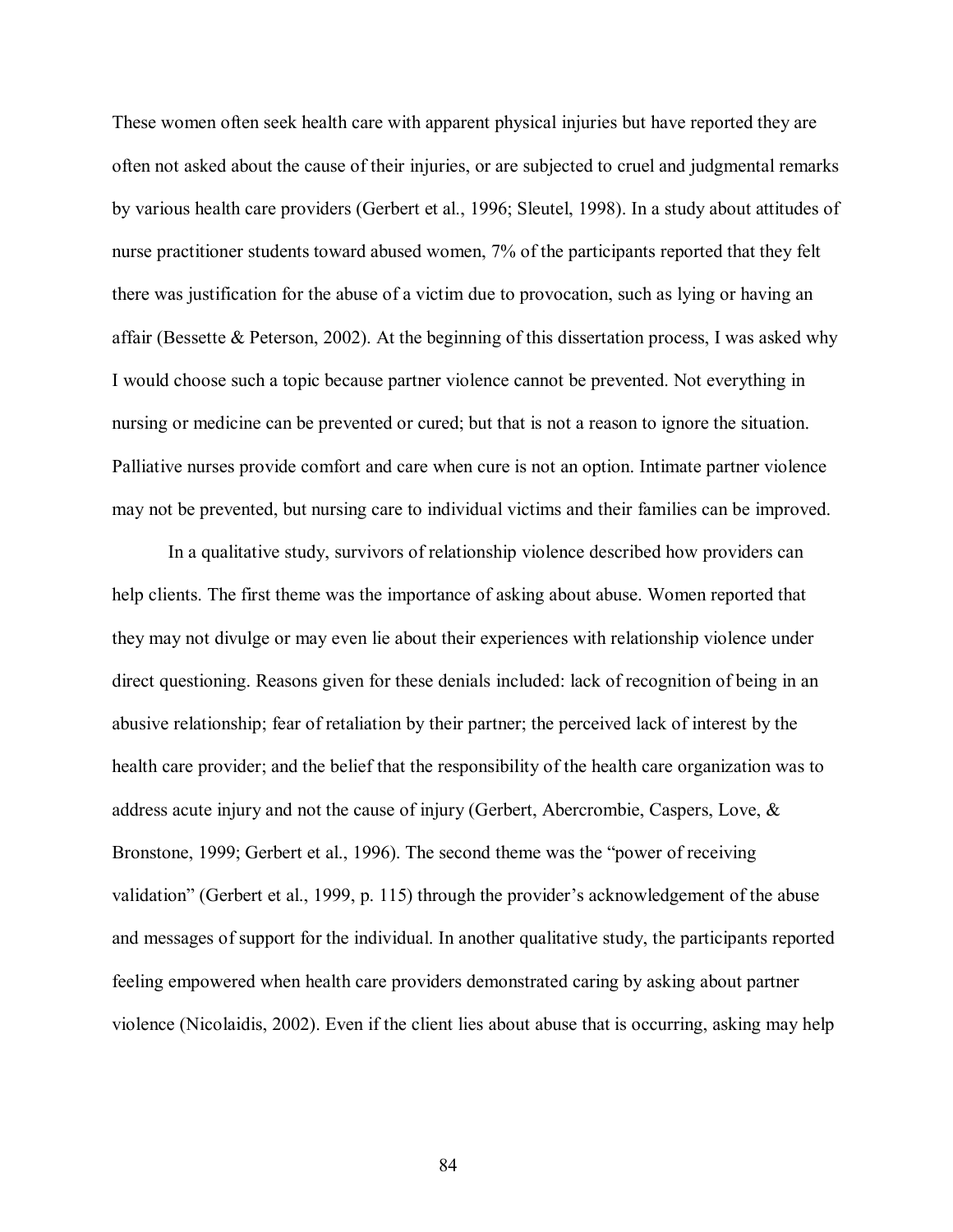These women often seek health care with apparent physical injuries but have reported they are often not asked about the cause of their injuries, or are subjected to cruel and judgmental remarks by various health care providers (Gerbert et al., 1996; Sleutel, 1998). In a study about attitudes of nurse practitioner students toward abused women, 7% of the participants reported that they felt there was justification for the abuse of a victim due to provocation, such as lying or having an affair (Bessette & Peterson, 2002). At the beginning of this dissertation process, I was asked why I would choose such a topic because partner violence cannot be prevented. Not everything in nursing or medicine can be prevented or cured; but that is not a reason to ignore the situation. Palliative nurses provide comfort and care when cure is not an option. Intimate partner violence may not be prevented, but nursing care to individual victims and their families can be improved.

In a qualitative study, survivors of relationship violence described how providers can help clients. The first theme was the importance of asking about abuse. Women reported that they may not divulge or may even lie about their experiences with relationship violence under direct questioning. Reasons given for these denials included: lack of recognition of being in an abusive relationship; fear of retaliation by their partner; the perceived lack of interest by the health care provider; and the belief that the responsibility of the health care organization was to address acute injury and not the cause of injury (Gerbert, Abercrombie, Caspers, Love, & Bronstone, 1999; Gerbert et al., 1996). The second theme was the "power of receiving validation" (Gerbert et al., 1999, p. 115) through the provider's acknowledgement of the abuse and messages of support for the individual. In another qualitative study, the participants reported feeling empowered when health care providers demonstrated caring by asking about partner violence (Nicolaidis, 2002). Even if the client lies about abuse that is occurring, asking may help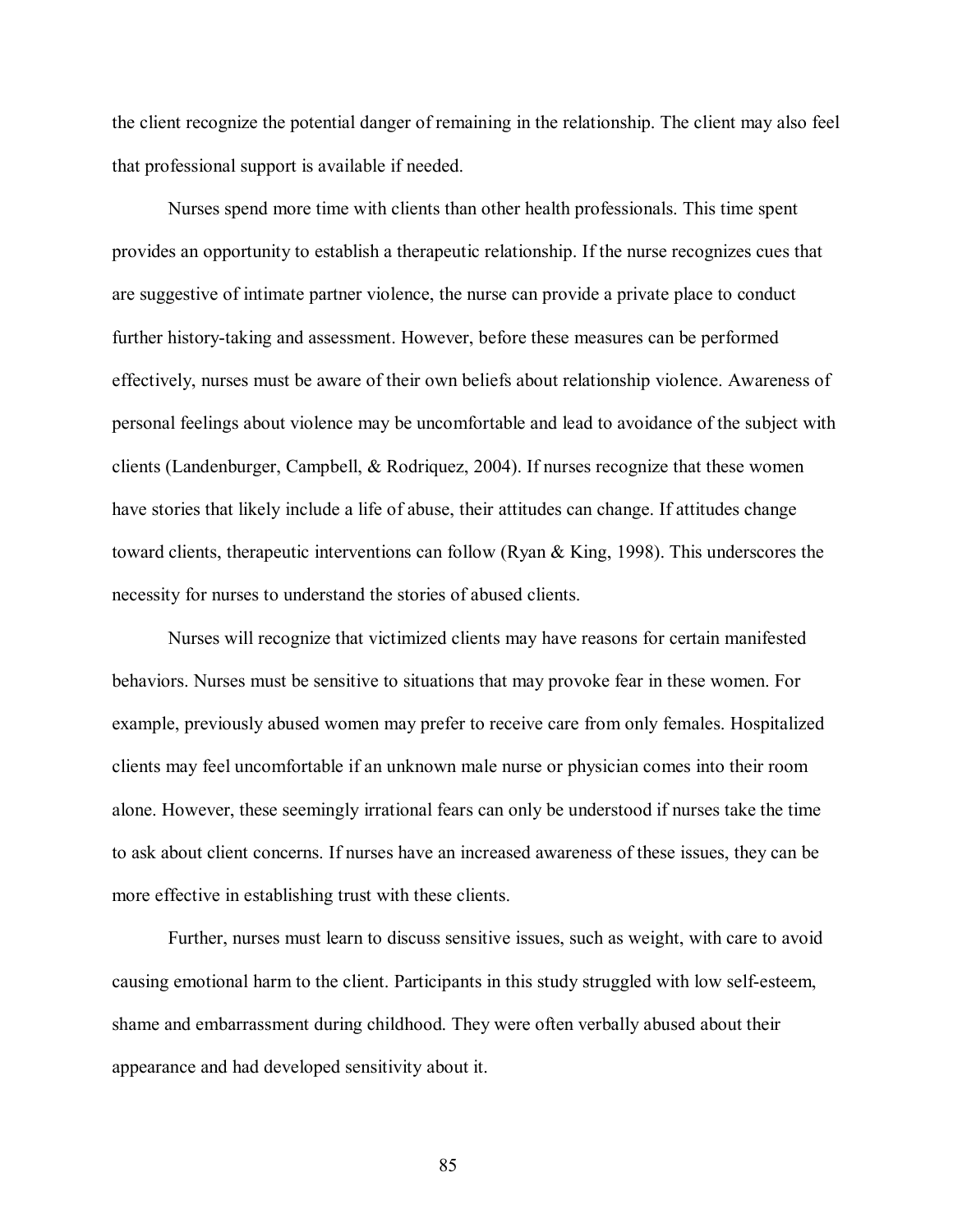the client recognize the potential danger of remaining in the relationship. The client may also feel that professional support is available if needed.

Nurses spend more time with clients than other health professionals. This time spent provides an opportunity to establish a therapeutic relationship. If the nurse recognizes cues that are suggestive of intimate partner violence, the nurse can provide a private place to conduct further history-taking and assessment. However, before these measures can be performed effectively, nurses must be aware of their own beliefs about relationship violence. Awareness of personal feelings about violence may be uncomfortable and lead to avoidance of the subject with clients (Landenburger, Campbell, & Rodriquez, 2004). If nurses recognize that these women have stories that likely include a life of abuse, their attitudes can change. If attitudes change toward clients, therapeutic interventions can follow (Ryan & King, 1998). This underscores the necessity for nurses to understand the stories of abused clients.

Nurses will recognize that victimized clients may have reasons for certain manifested behaviors. Nurses must be sensitive to situations that may provoke fear in these women. For example, previously abused women may prefer to receive care from only females. Hospitalized clients may feel uncomfortable if an unknown male nurse or physician comes into their room alone. However, these seemingly irrational fears can only be understood if nurses take the time to ask about client concerns. If nurses have an increased awareness of these issues, they can be more effective in establishing trust with these clients.

Further, nurses must learn to discuss sensitive issues, such as weight, with care to avoid causing emotional harm to the client. Participants in this study struggled with low self-esteem, shame and embarrassment during childhood. They were often verbally abused about their appearance and had developed sensitivity about it.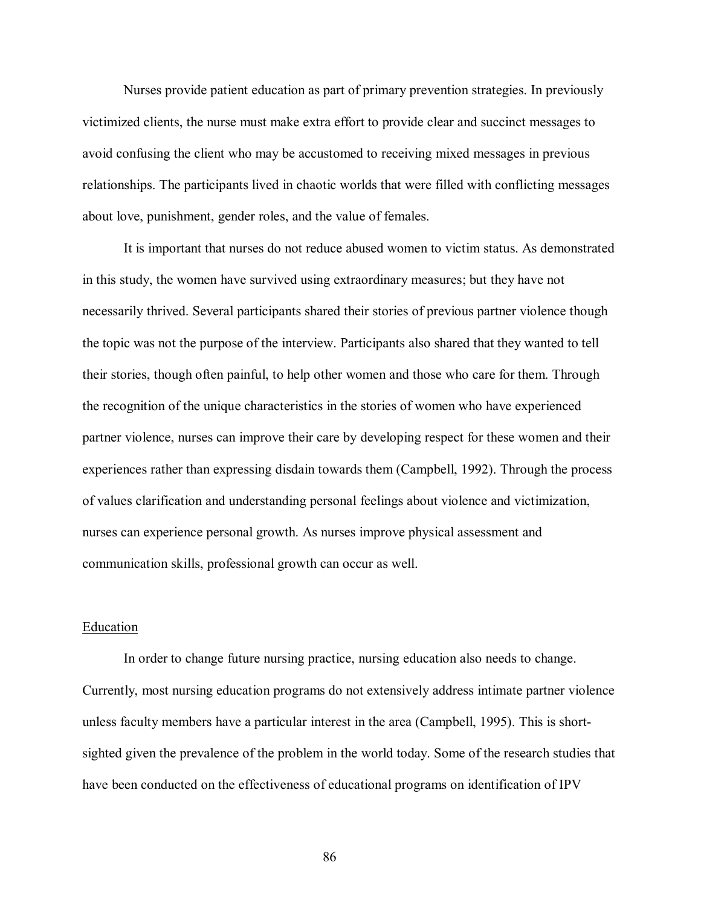Nurses provide patient education as part of primary prevention strategies. In previously victimized clients, the nurse must make extra effort to provide clear and succinct messages to avoid confusing the client who may be accustomed to receiving mixed messages in previous relationships. The participants lived in chaotic worlds that were filled with conflicting messages about love, punishment, gender roles, and the value of females.

It is important that nurses do not reduce abused women to victim status. As demonstrated in this study, the women have survived using extraordinary measures; but they have not necessarily thrived. Several participants shared their stories of previous partner violence though the topic was not the purpose of the interview. Participants also shared that they wanted to tell their stories, though often painful, to help other women and those who care for them. Through the recognition of the unique characteristics in the stories of women who have experienced partner violence, nurses can improve their care by developing respect for these women and their experiences rather than expressing disdain towards them (Campbell, 1992). Through the process of values clarification and understanding personal feelings about violence and victimization, nurses can experience personal growth. As nurses improve physical assessment and communication skills, professional growth can occur as well.

<u>Education</u>

In order to change future nursing practice, nursing education also needs to change. Currently, most nursing education programs do not extensively address intimate partner violence unless faculty members have a particular interest in the area (Campbell, 1995). This is short-sighted given the prevalence of the problem in the world today. Some of the research studies that have been conducted on the effectiveness of educational programs on identification of IPV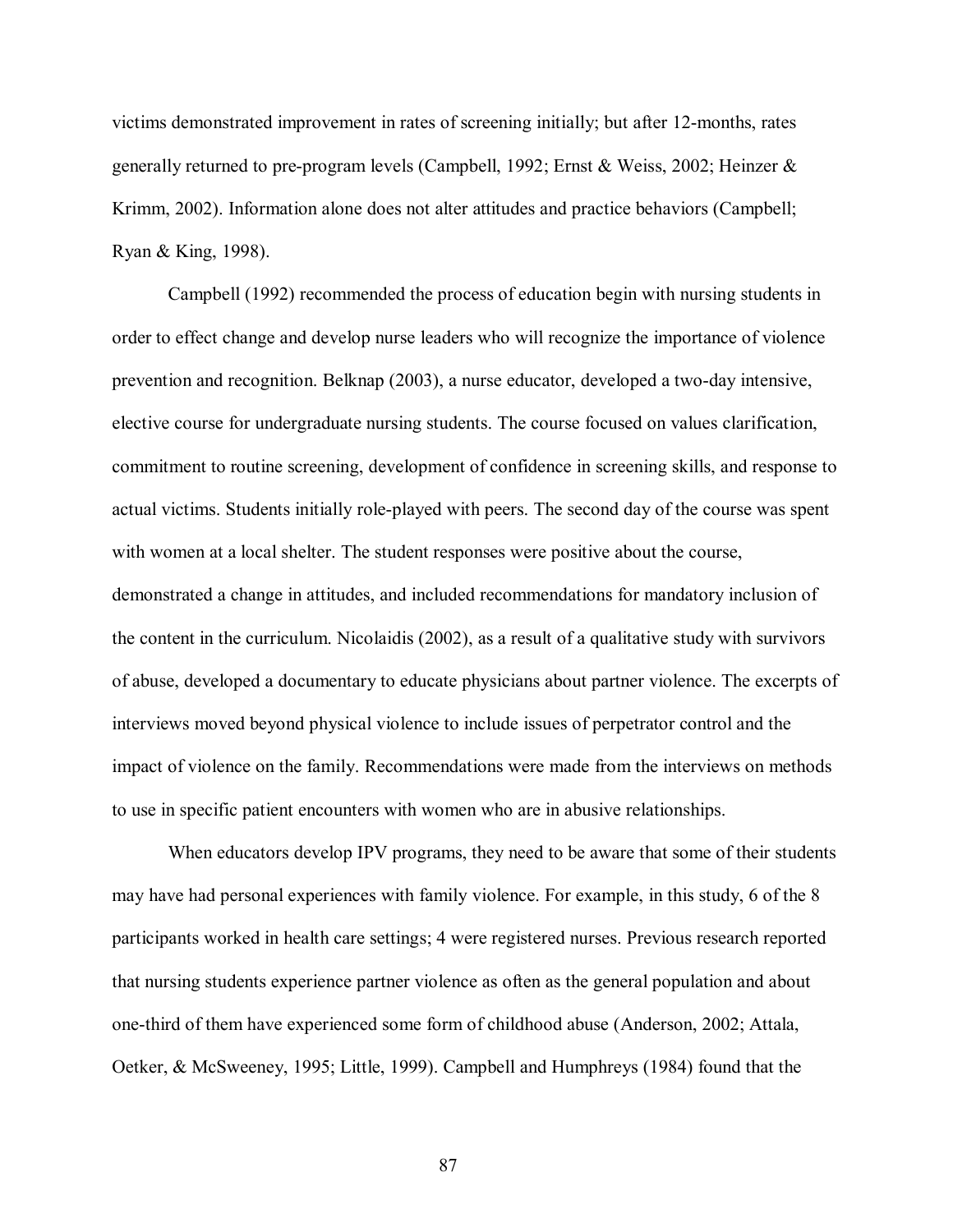victims demonstrated improvement in rates of screening initially; but after 12-months, rates generally returned to pre-program levels (Campbell, 1992; Ernst & Weiss, 2002; Heinzer & Krimm, 2002). Information alone does not alter attitudes and practice behaviors (Campbell; Ryan & King, 1998).

Campbell (1992) recommended the process of education begin with nursing students in order to effect change and develop nurse leaders who will recognize the importance of violence prevention and recognition. Belknap (2003), a nurse educator, developed a two-day intensive, elective course for undergraduate nursing students. The course focused on values clarification, commitment to routine screening, development of confidence in screening skills, and response to actual victims. Students initially role-played with peers. The second day of the course was spent with women at a local shelter. The student responses were positive about the course, demonstrated a change in attitudes, and included recommendations for mandatory inclusion of the content in the curriculum. Nicolaidis (2002), as a result of a qualitative study with survivors of abuse, developed a documentary to educate physicians about partner violence. The excerpts of interviews moved beyond physical violence to include issues of perpetrator control and the impact of violence on the family. Recommendations were made from the interviews on methods to use in specific patient encounters with women who are in abusive relationships.

When educators develop IPV programs, they need to be aware that some of their students may have had personal experiences with family violence. For example, in this study, 6 of the 8 participants worked in health care settings; 4 were registered nurses. Previous research reported that nursing students experience partner violence as often as the general population and about one-third of them have experienced some form of childhood abuse (Anderson, 2002; Attala, Oetker, & McSweeney, 1995; Little, 1999). Campbell and Humphreys (1984) found that the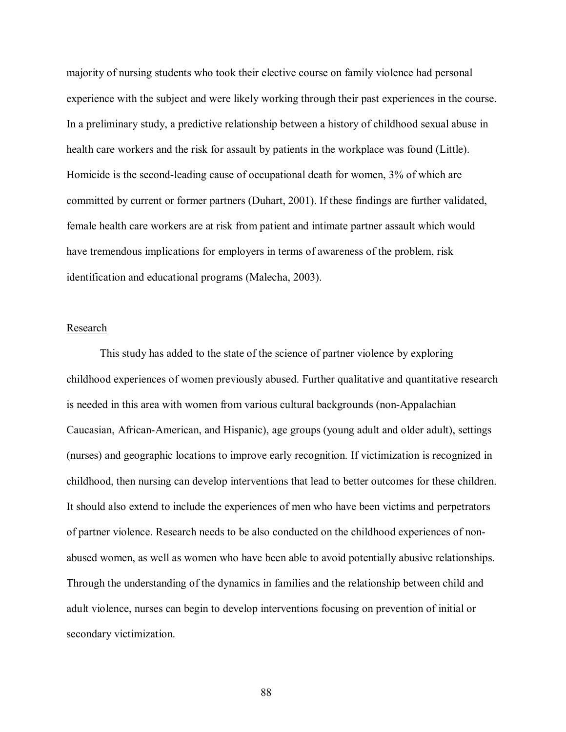majority of nursing students who took their elective course on family violence had personal experience with the subject and were likely working through their past experiences in the course. In a preliminary study, a predictive relationship between a history of childhood sexual abuse in health care workers and the risk for assault by patients in the workplace was found (Little). Homicide is the second-leading cause of occupational death for women, 3% of which are committed by current or former partners (Duhart, 2001). If these findings are further validated, female health care workers are at risk from patient and intimate partner assault which would have tremendous implications for employers in terms of awareness of the problem, risk identification and educational programs (Malecha, 2003).

<u>Research</u>

This study has added to the state of the science of partner violence by exploring childhood experiences of women previously abused. Further qualitative and quantitative research is needed in this area with women from various cultural backgrounds (non-Appalachian Caucasian, African-American, and Hispanic), age groups (young adult and older adult), settings (nurses) and geographic locations to improve early recognition. If victimization is recognized in childhood, then nursing can develop interventions that lead to better outcomes for these children. It should also extend to include the experiences of men who have been victims and perpetrators of partner violence. Research needs to be also conducted on the childhood experiences of non-abused women, as well as women who have been able to avoid potentially abusive relationships. Through the understanding of the dynamics in families and the relationship between child and adult violence, nurses can begin to develop interventions focusing on prevention of initial or secondary victimization.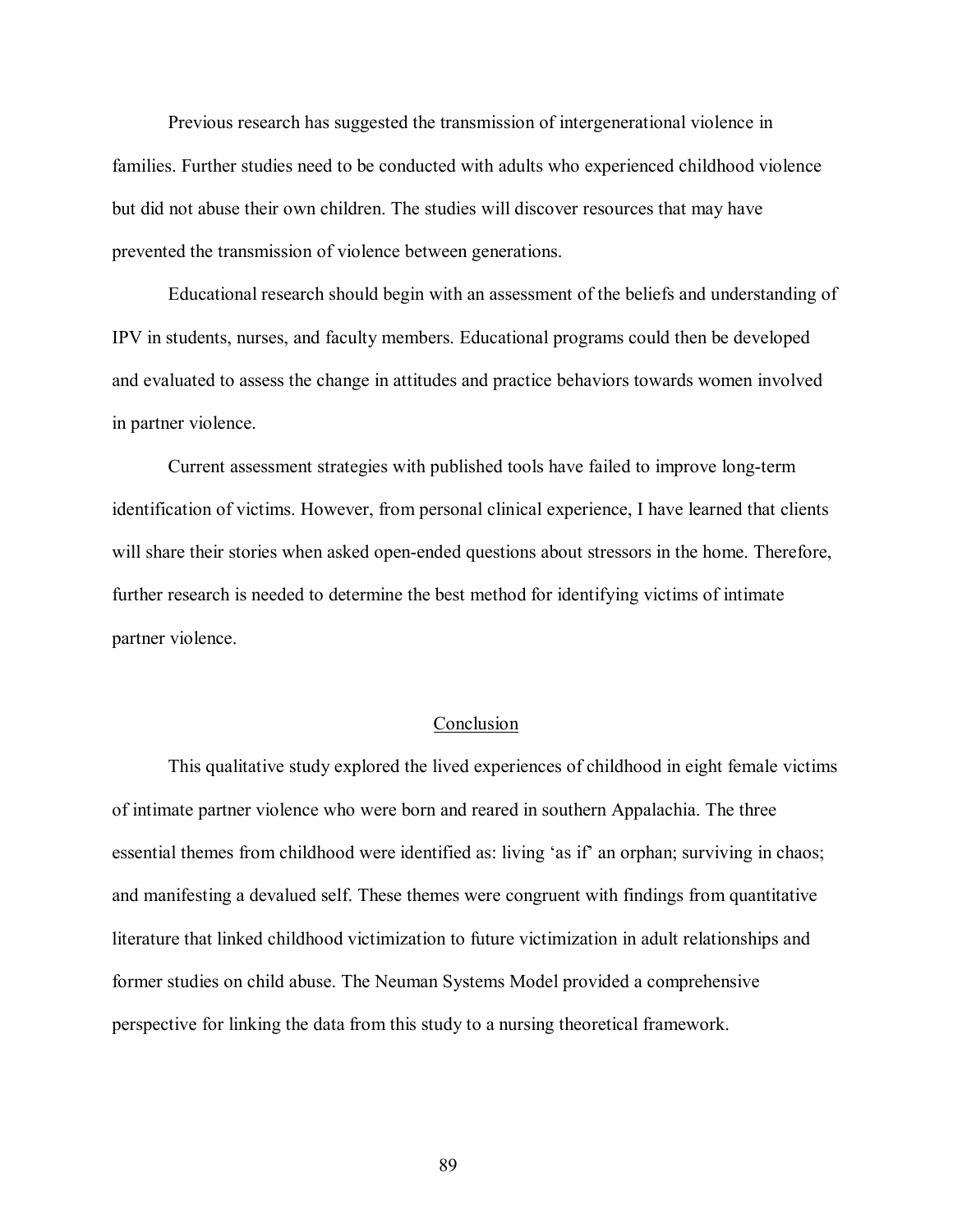Previous research has suggested the transmission of intergenerational violence in families. Further studies need to be conducted with adults who experienced childhood violence but did not abuse their own children. The studies will discover resources that may have prevented the transmission of violence between generations.

Educational research should begin with an assessment of the beliefs and understanding of IPV in students, nurses, and faculty members. Educational programs could then be developed and evaluated to assess the change in attitudes and practice behaviors towards women involved in partner violence.

Current assessment strategies with published tools have failed to improve long-term identification of victims. However, from personal clinical experience, I have learned that clients will share their stories when asked open-ended questions about stressors in the home. Therefore, further research is needed to determine the best method for identifying victims of intimate partner violence.

## Conclusion

This qualitative study explored the lived experiences of childhood in eight female victims of intimate partner violence who were born and reared in southern Appalachia. The three essential themes from childhood were identified as: living 'as if' an orphan; surviving in chaos; and manifesting a devalued self. These themes were congruent with findings from quantitative literature that linked childhood victimization to future victimization in adult relationships and former studies on child abuse. The Neuman Systems Model provided a comprehensive perspective for linking the data from this study to a nursing theoretical framework.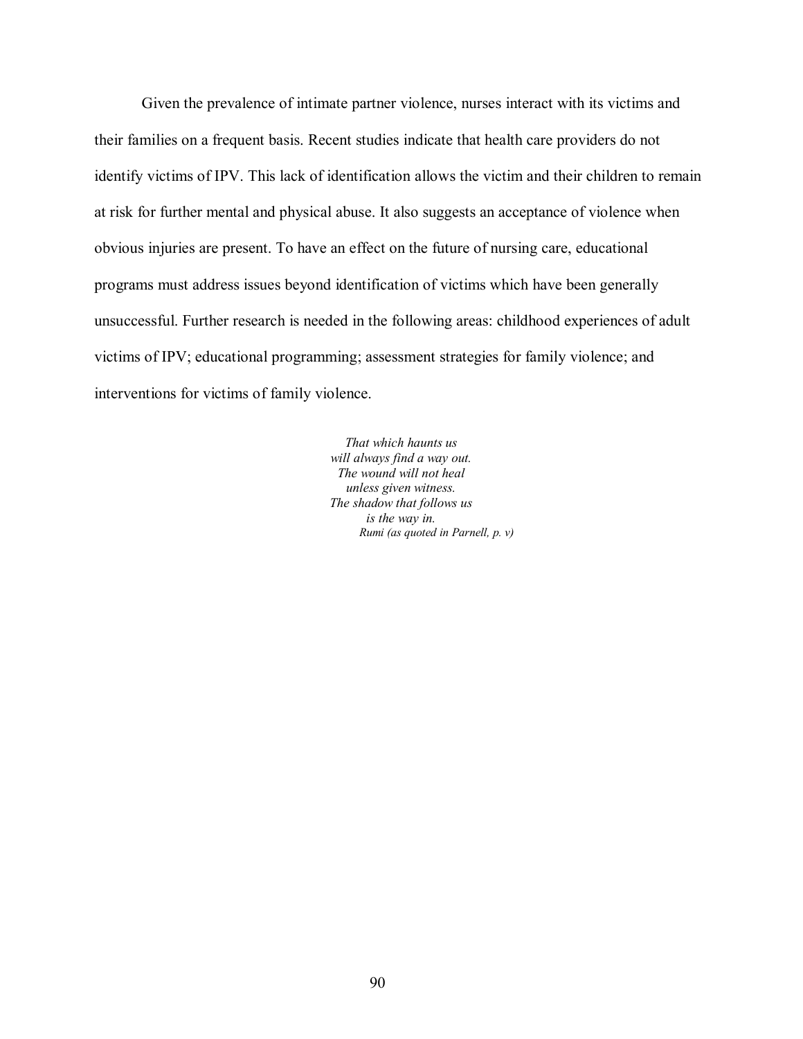Given the prevalence of intimate partner violence, nurses interact with its victims and their families on a frequent basis. Recent studies indicate that health care providers do not identify victims of IPV. This lack of identification allows the victim and their children to remain at risk for further mental and physical abuse. It also suggests an acceptance of violence when obvious injuries are present. To have an effect on the future of nursing care, educational programs must address issues beyond identification of victims which have been generally unsuccessful. Further research is needed in the following areas: childhood experiences of adult victims of IPV; educational programming; assessment strategies for family violence; and interventions for victims of family violence.

*That which haunts us*  
*will always find a way out.*  
*The wound will not heal*  
*unless given witness.*  
*The shadow that follows us*  
*is the way in.*  
*Rumi (as quoted in Parnell, p. v)*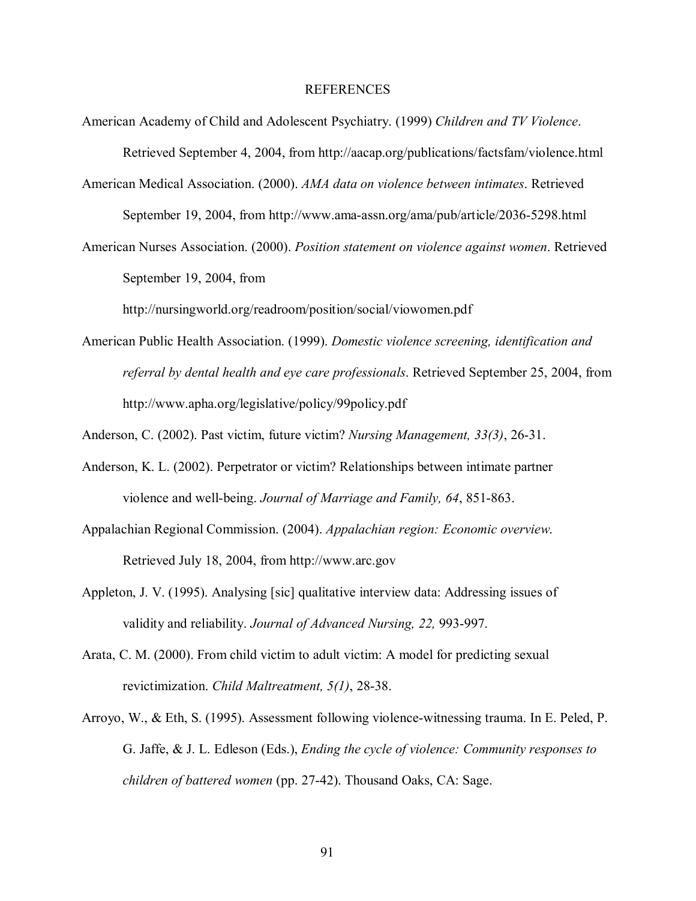# REFERENCES

American Academy of Child and Adolescent Psychiatry. (1999) *Children and TV Violence*. Retrieved September 4, 2004, from http://aacap.org/publications/factsfam/violence.html

American Medical Association. (2000). *AMA data on violence between intimates*. Retrieved September 19, 2004, from http://www.ama-assn.org/ama/pub/article/2036-5298.html

American Nurses Association. (2000). *Position statement on violence against women*. Retrieved September 19, 2004, from http://nursingworld.org/readroom/position/social/viowomen.pdf

American Public Health Association. (1999). *Domestic violence screening, identification and referral by dental health and eye care professionals*. Retrieved September 25, 2004, from http://www.apha.org/legislative/policy/99policy.pdf

Anderson, C. (2002). Past victim, future victim? *Nursing Management, 33(3)*, 26-31.

Anderson, K. L. (2002). Perpetrator or victim? Relationships between intimate partner violence and well-being. *Journal of Marriage and Family, 64*, 851-863.

Appalachian Regional Commission. (2004). *Appalachian region: Economic overview*. Retrieved July 18, 2004, from http://www.arc.gov

Appleton, J. V. (1995). Analysing [sic] qualitative interview data: Addressing issues of validity and reliability. *Journal of Advanced Nursing, 22,* 993-997.

Arata, C. M. (2000). From child victim to adult victim: A model for predicting sexual revictimization. *Child Maltreatment, 5(1)*, 28-38.

Arroyo, W., & Eth, S. (1995). Assessment following violence-witnessing trauma. In E. Peled, P. G. Jaffe, & J. L. Edleson (Eds.), *Ending the cycle of violence: Community responses to children of battered women* (pp. 27-42). Thousand Oaks, CA: Sage.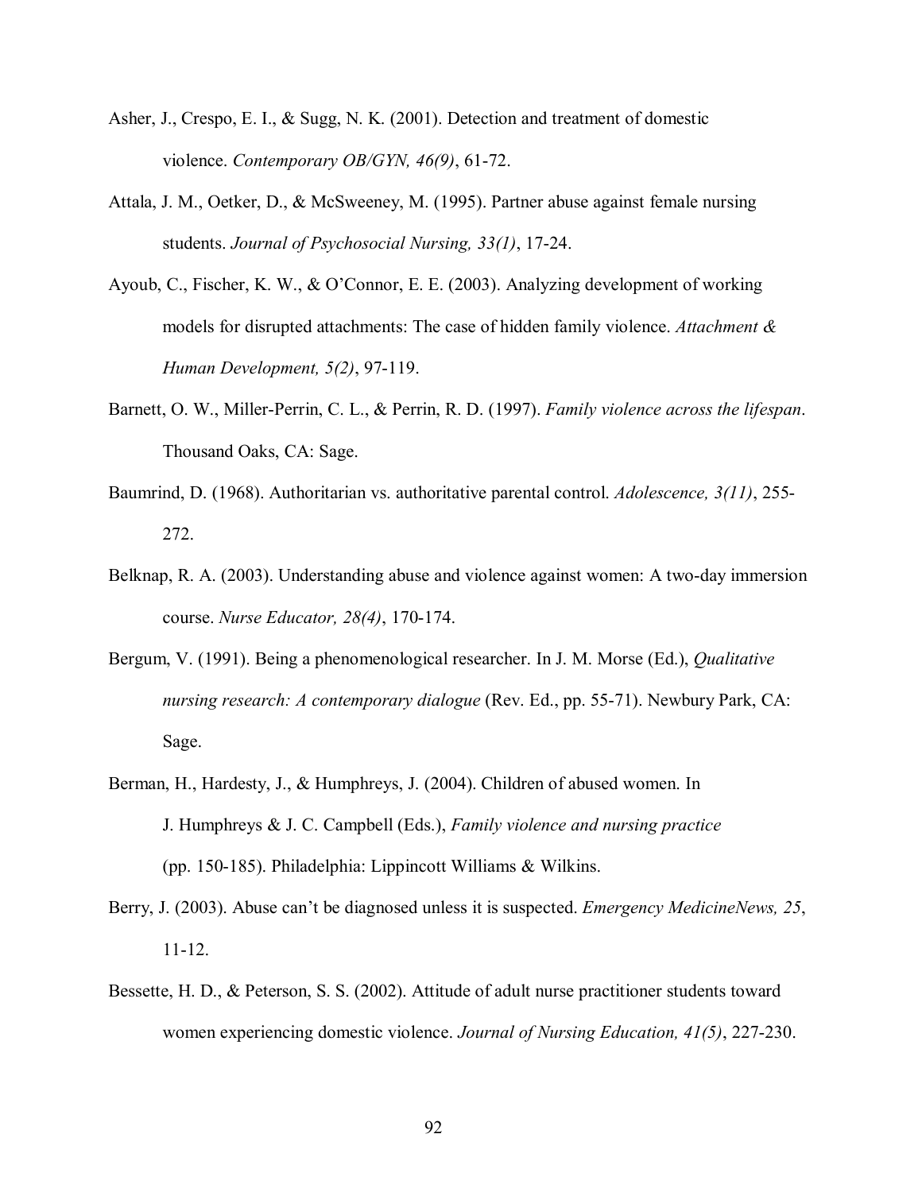Asher, J., Crespo, E. I., & Sugg, N. K. (2001). Detection and treatment of domestic violence. *Contemporary OB/GYN, 46(9)*, 61-72.

Attala, J. M., Oetker, D., & McSweeney, M. (1995). Partner abuse against female nursing students. *Journal of Psychosocial Nursing, 33(1)*, 17-24.

Ayoub, C., Fischer, K. W., & O'Connor, E. E. (2003). Analyzing development of working models for disrupted attachments: The case of hidden family violence. *Attachment & Human Development, 5(2)*, 97-119.

Barnett, O. W., Miller-Perrin, C. L., & Perrin, R. D. (1997). *Family violence across the lifespan*. Thousand Oaks, CA: Sage.

Baumrind, D. (1968). Authoritarian vs. authoritative parental control. *Adolescence, 3(11)*, 255-272.

Belknap, R. A. (2003). Understanding abuse and violence against women: A two-day immersion course. *Nurse Educator, 28(4)*, 170-174.

Bergum, V. (1991). Being a phenomenological researcher. In J. M. Morse (Ed.), *Qualitative nursing research: A contemporary dialogue* (Rev. Ed., pp. 55-71). Newbury Park, CA: Sage.

Berman, H., Hardesty, J., & Humphreys, J. (2004). Children of abused women. In J. Humphreys & J. C. Campbell (Eds.), *Family violence and nursing practice* (pp. 150-185). Philadelphia: Lippincott Williams & Wilkins.

Berry, J. (2003). Abuse can't be diagnosed unless it is suspected. *Emergency MedicineNews, 25*, 11-12.

Bessette, H. D., & Peterson, S. S. (2002). Attitude of adult nurse practitioner students toward women experiencing domestic violence. *Journal of Nursing Education, 41(5)*, 227-230.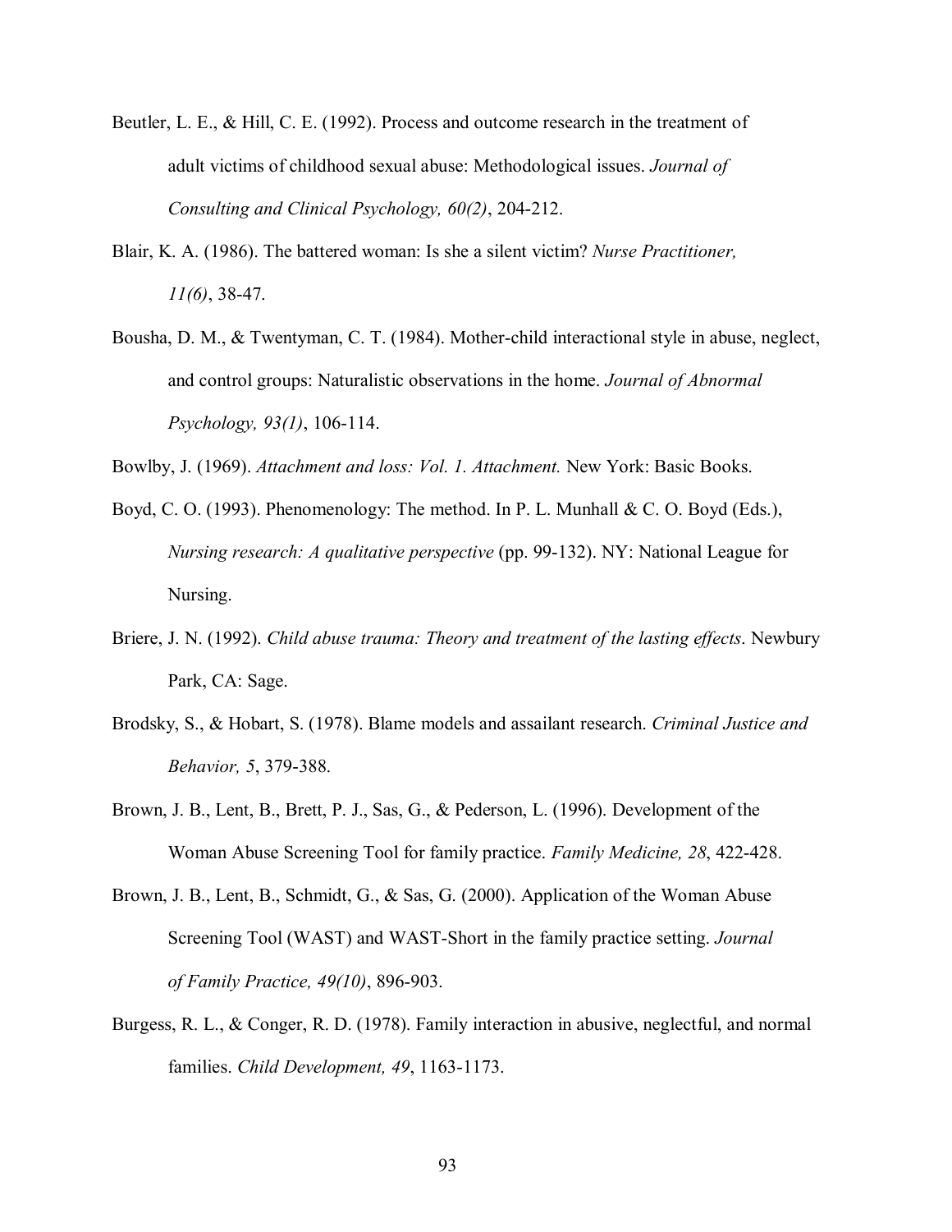Beutler, L. E., & Hill, C. E. (1992). Process and outcome research in the treatment of adult victims of childhood sexual abuse: Methodological issues. *Journal of Consulting and Clinical Psychology, 60(2)*, 204-212.

Blair, K. A. (1986). The battered woman: Is she a silent victim? *Nurse Practitioner, 11(6)*, 38-47.

Bousha, D. M., & Twentyman, C. T. (1984). Mother-child interactional style in abuse, neglect, and control groups: Naturalistic observations in the home. *Journal of Abnormal Psychology, 93(1)*, 106-114.

Bowlby, J. (1969). *Attachment and loss: Vol. 1. Attachment.* New York: Basic Books.

Boyd, C. O. (1993). Phenomenology: The method. In P. L. Munhall & C. O. Boyd (Eds.), *Nursing research: A qualitative perspective* (pp. 99-132). NY: National League for Nursing.

Briere, J. N. (1992). *Child abuse trauma: Theory and treatment of the lasting effects*. Newbury Park, CA: Sage.

Brodsky, S., & Hobart, S. (1978). Blame models and assailant research. *Criminal Justice and Behavior, 5*, 379-388.

Brown, J. B., Lent, B., Brett, P. J., Sas, G., & Pederson, L. (1996). Development of the Woman Abuse Screening Tool for family practice. *Family Medicine, 28*, 422-428.

Brown, J. B., Lent, B., Schmidt, G., & Sas, G. (2000). Application of the Woman Abuse Screening Tool (WAST) and WAST-Short in the family practice setting. *Journal of Family Practice, 49(10)*, 896-903.

Burgess, R. L., & Conger, R. D. (1978). Family interaction in abusive, neglectful, and normal families. *Child Development, 49*, 1163-1173.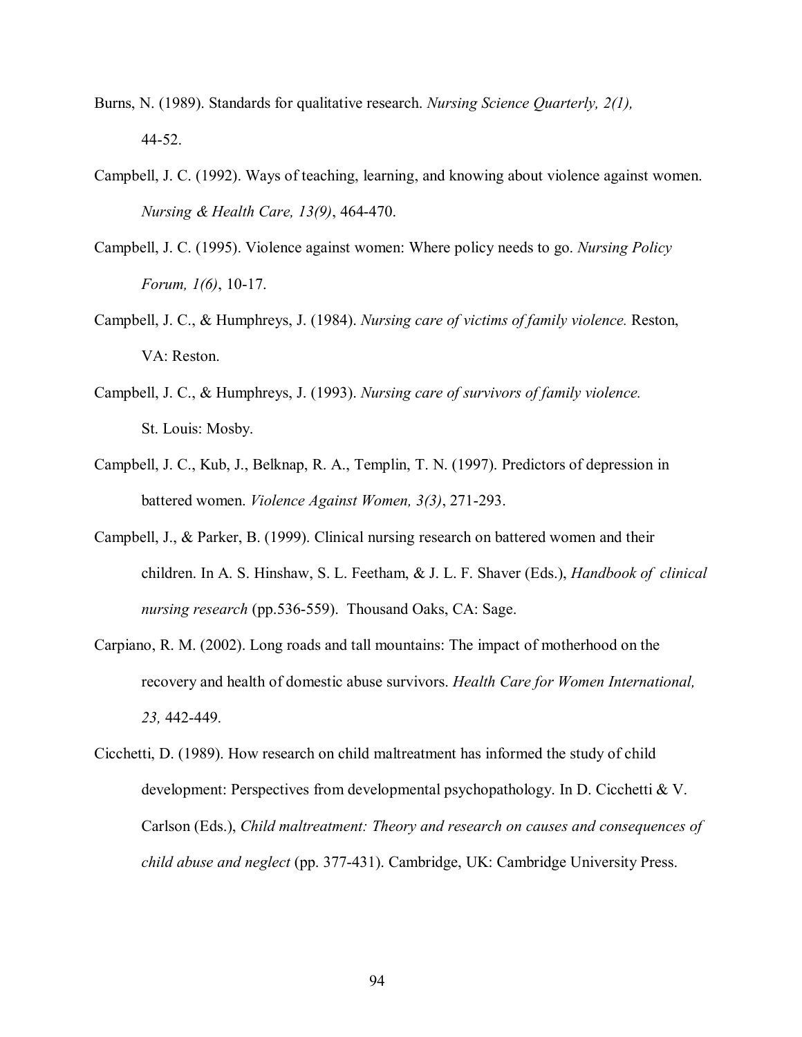Burns, N. (1989). Standards for qualitative research. *Nursing Science Quarterly, 2(1),* 44-52.

Campbell, J. C. (1992). Ways of teaching, learning, and knowing about violence against women. *Nursing & Health Care, 13(9)*, 464-470.

Campbell, J. C. (1995). Violence against women: Where policy needs to go. *Nursing Policy Forum, 1(6)*, 10-17.

Campbell, J. C., & Humphreys, J. (1984). *Nursing care of victims of family violence.* Reston, VA: Reston.

Campbell, J. C., & Humphreys, J. (1993). *Nursing care of survivors of family violence.* St. Louis: Mosby.

Campbell, J. C., Kub, J., Belknap, R. A., Templin, T. N. (1997). Predictors of depression in battered women. *Violence Against Women, 3(3)*, 271-293.

Campbell, J., & Parker, B. (1999). Clinical nursing research on battered women and their children. In A. S. Hinshaw, S. L. Feetham, & J. L. F. Shaver (Eds.), *Handbook of clinical nursing research* (pp.536-559). Thousand Oaks, CA: Sage.

Carpiano, R. M. (2002). Long roads and tall mountains: The impact of motherhood on the recovery and health of domestic abuse survivors. *Health Care for Women International, 23,* 442-449.

Cicchetti, D. (1989). How research on child maltreatment has informed the study of child development: Perspectives from developmental psychopathology. In D. Cicchetti & V. Carlson (Eds.), *Child maltreatment: Theory and research on causes and consequences of child abuse and neglect* (pp. 377-431). Cambridge, UK: Cambridge University Press.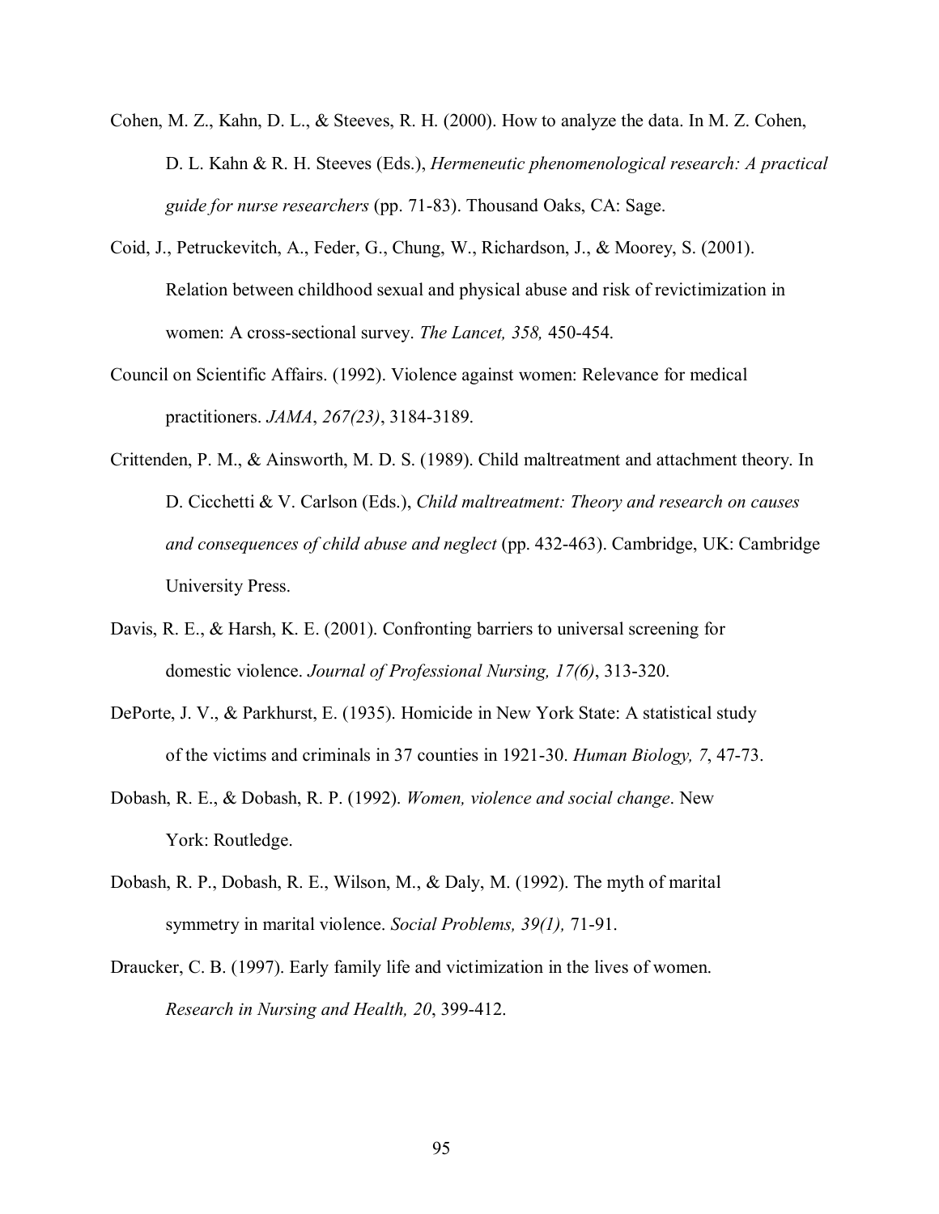Cohen, M. Z., Kahn, D. L., & Steeves, R. H. (2000). How to analyze the data. In M. Z. Cohen, D. L. Kahn & R. H. Steeves (Eds.), *Hermeneutic phenomenological research: A practical guide for nurse researchers* (pp. 71-83). Thousand Oaks, CA: Sage.

Coid, J., Petruckevitch, A., Feder, G., Chung, W., Richardson, J., & Moorey, S. (2001). Relation between childhood sexual and physical abuse and risk of revictimization in women: A cross-sectional survey. *The Lancet, 358,* 450-454.

Council on Scientific Affairs. (1992). Violence against women: Relevance for medical practitioners. *JAMA*, *267(23)*, 3184-3189.

Crittenden, P. M., & Ainsworth, M. D. S. (1989). Child maltreatment and attachment theory. In D. Cicchetti & V. Carlson (Eds.), *Child maltreatment: Theory and research on causes and consequences of child abuse and neglect* (pp. 432-463). Cambridge, UK: Cambridge University Press.

Davis, R. E., & Harsh, K. E. (2001). Confronting barriers to universal screening for domestic violence. *Journal of Professional Nursing, 17(6)*, 313-320.

DePorte, J. V., & Parkhurst, E. (1935). Homicide in New York State: A statistical study of the victims and criminals in 37 counties in 1921-30. *Human Biology, 7*, 47-73.

Dobash, R. E., & Dobash, R. P. (1992). *Women, violence and social change*. New York: Routledge.

Dobash, R. P., Dobash, R. E., Wilson, M., & Daly, M. (1992). The myth of marital symmetry in marital violence. *Social Problems, 39(1),* 71-91.

Draucker, C. B. (1997). Early family life and victimization in the lives of women. *Research in Nursing and Health, 20*, 399-412.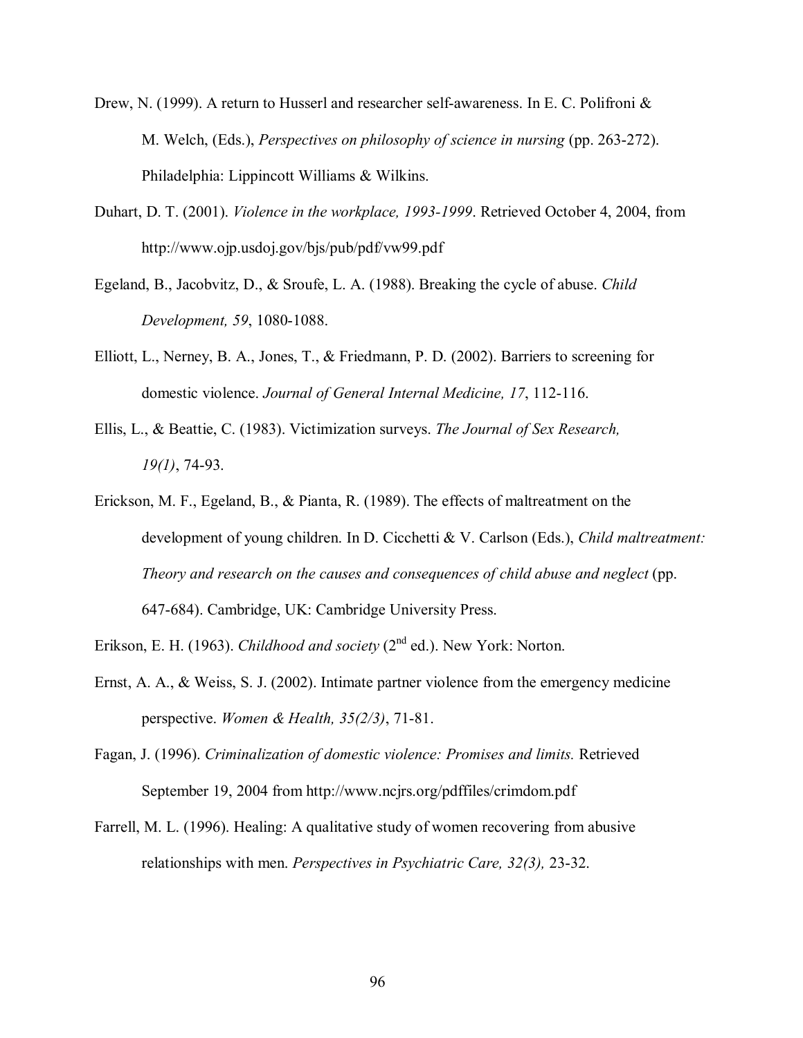Drew, N. (1999). A return to Husserl and researcher self-awareness. In E. C. Polifroni & M. Welch, (Eds.), *Perspectives on philosophy of science in nursing* (pp. 263-272). Philadelphia: Lippincott Williams & Wilkins.

Duhart, D. T. (2001). *Violence in the workplace, 1993-1999*. Retrieved October 4, 2004, from http://www.ojp.usdoj.gov/bjs/pub/pdf/vw99.pdf

Egeland, B., Jacobvitz, D., & Sroufe, L. A. (1988). Breaking the cycle of abuse. *Child Development, 59*, 1080-1088.

Elliott, L., Nerney, B. A., Jones, T., & Friedmann, P. D. (2002). Barriers to screening for domestic violence. *Journal of General Internal Medicine, 17*, 112-116.

Ellis, L., & Beattie, C. (1983). Victimization surveys. *The Journal of Sex Research, 19(1)*, 74-93.

Erickson, M. F., Egeland, B., & Pianta, R. (1989). The effects of maltreatment on the development of young children. In D. Cicchetti & V. Carlson (Eds.), *Child maltreatment: Theory and research on the causes and consequences of child abuse and neglect* (pp. 647-684). Cambridge, UK: Cambridge University Press.

Erikson, E. H. (1963). *Childhood and society* (2nd ed.). New York: Norton.

Ernst, A. A., & Weiss, S. J. (2002). Intimate partner violence from the emergency medicine perspective. *Women & Health, 35(2/3)*, 71-81.

Fagan, J. (1996). *Criminalization of domestic violence: Promises and limits.* Retrieved September 19, 2004 from http://www.ncjrs.org/pdffiles/crimdom.pdf

Farrell, M. L. (1996). Healing: A qualitative study of women recovering from abusive relationships with men. *Perspectives in Psychiatric Care, 32(3),* 23-32.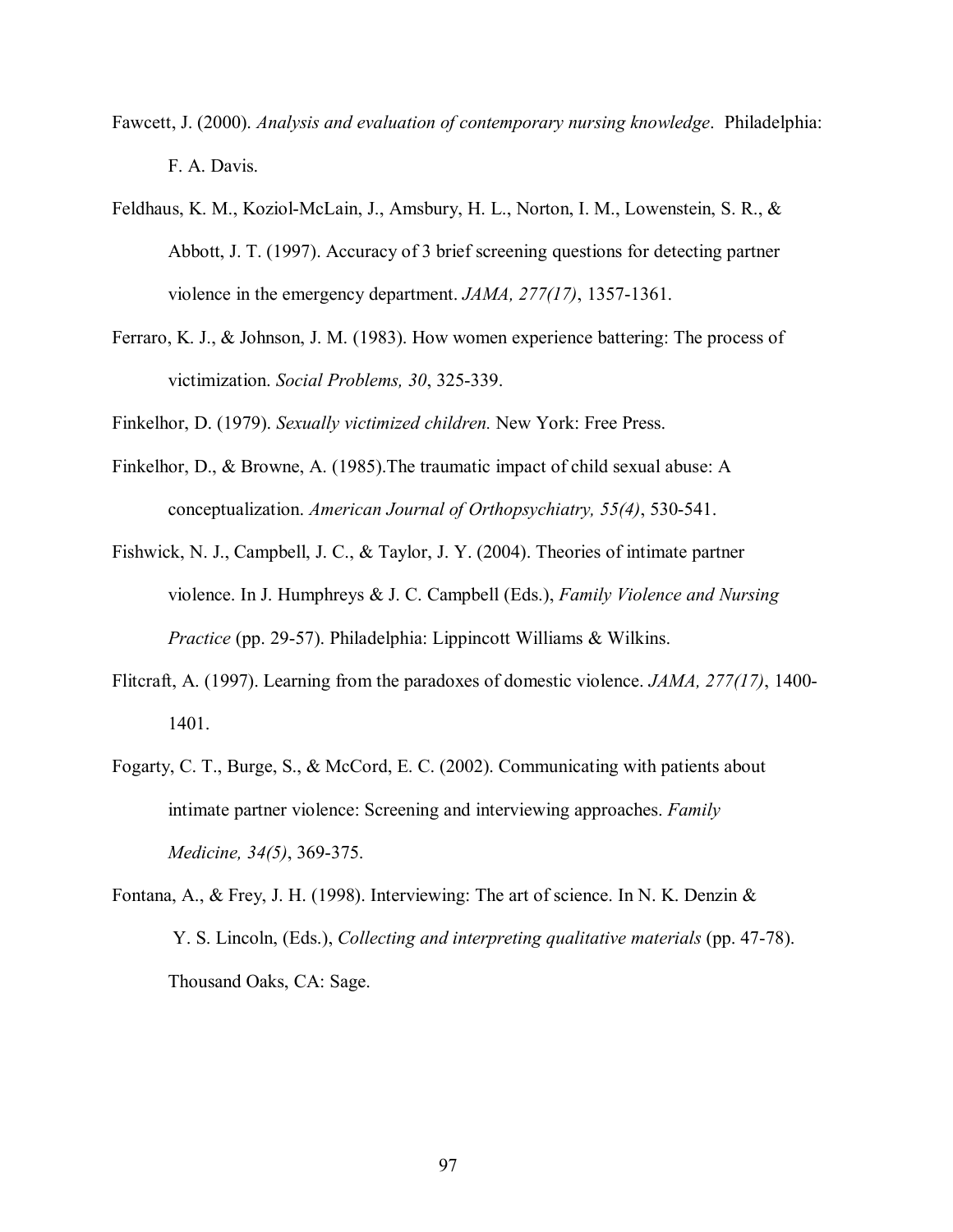Fawcett, J. (2000). *Analysis and evaluation of contemporary nursing knowledge*. Philadelphia: F. A. Davis.

Feldhaus, K. M., Koziol-McLain, J., Amsbury, H. L., Norton, I. M., Lowenstein, S. R., & Abbott, J. T. (1997). Accuracy of 3 brief screening questions for detecting partner violence in the emergency department. *JAMA, 277(17)*, 1357-1361.

Ferraro, K. J., & Johnson, J. M. (1983). How women experience battering: The process of victimization. *Social Problems, 30*, 325-339.

Finkelhor, D. (1979). *Sexually victimized children.* New York: Free Press.

Finkelhor, D., & Browne, A. (1985).The traumatic impact of child sexual abuse: A conceptualization. *American Journal of Orthopsychiatry, 55(4)*, 530-541.

Fishwick, N. J., Campbell, J. C., & Taylor, J. Y. (2004). Theories of intimate partner violence. In J. Humphreys & J. C. Campbell (Eds.), *Family Violence and Nursing Practice* (pp. 29-57). Philadelphia: Lippincott Williams & Wilkins.

Flitcraft, A. (1997). Learning from the paradoxes of domestic violence. *JAMA, 277(17)*, 1400-1401.

Fogarty, C. T., Burge, S., & McCord, E. C. (2002). Communicating with patients about intimate partner violence: Screening and interviewing approaches. *Family Medicine, 34(5)*, 369-375.

Fontana, A., & Frey, J. H. (1998). Interviewing: The art of science. In N. K. Denzin & Y. S. Lincoln, (Eds.), *Collecting and interpreting qualitative materials* (pp. 47-78). Thousand Oaks, CA: Sage.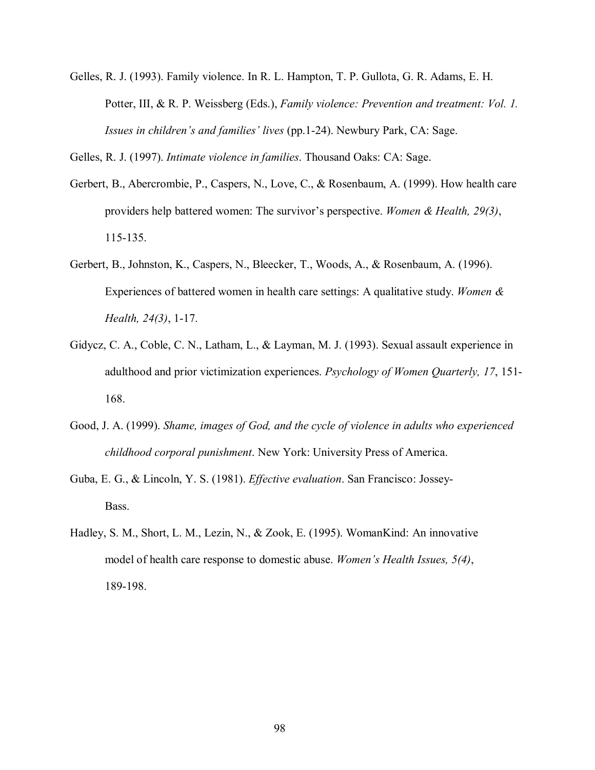Gelles, R. J. (1993). Family violence. In R. L. Hampton, T. P. Gullota, G. R. Adams, E. H. Potter, III, & R. P. Weissberg (Eds.), *Family violence: Prevention and treatment: Vol. 1. Issues in children's and families' lives* (pp.1-24). Newbury Park, CA: Sage.

Gelles, R. J. (1997). *Intimate violence in families*. Thousand Oaks: CA: Sage.

Gerbert, B., Abercrombie, P., Caspers, N., Love, C., & Rosenbaum, A. (1999). How health care providers help battered women: The survivor's perspective. *Women & Health, 29(3)*, 115-135.

Gerbert, B., Johnston, K., Caspers, N., Bleecker, T., Woods, A., & Rosenbaum, A. (1996). Experiences of battered women in health care settings: A qualitative study. *Women & Health, 24(3)*, 1-17.

Gidycz, C. A., Coble, C. N., Latham, L., & Layman, M. J. (1993). Sexual assault experience in adulthood and prior victimization experiences. *Psychology of Women Quarterly, 17*, 151-168.

Good, J. A. (1999). *Shame, images of God, and the cycle of violence in adults who experienced childhood corporal punishment*. New York: University Press of America.

Guba, E. G., & Lincoln, Y. S. (1981). *Effective evaluation*. San Francisco: Jossey-Bass.

Hadley, S. M., Short, L. M., Lezin, N., & Zook, E. (1995). WomanKind: An innovative model of health care response to domestic abuse. *Women's Health Issues, 5(4)*, 189-198.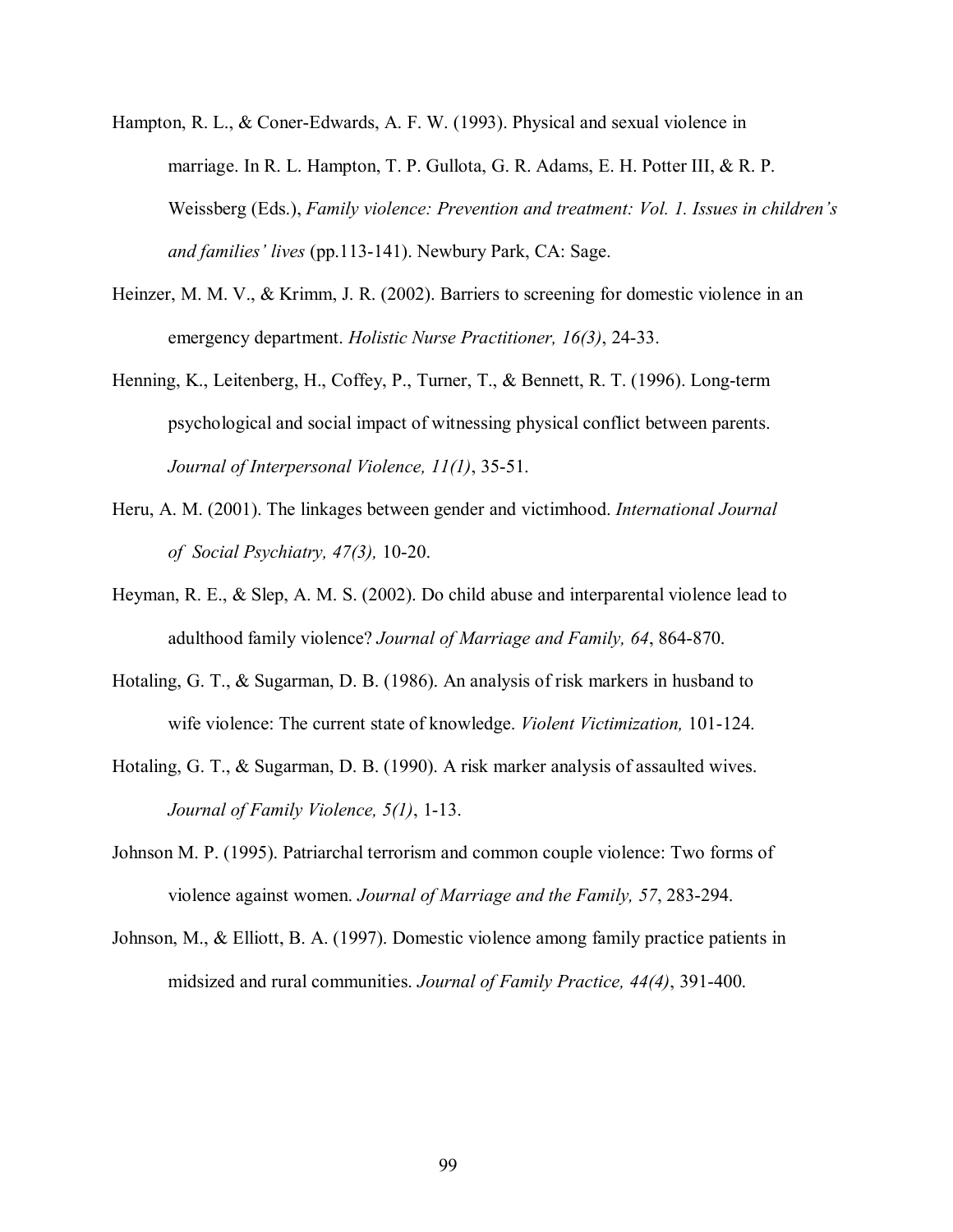Hampton, R. L., & Coner-Edwards, A. F. W. (1993). Physical and sexual violence in marriage. In R. L. Hampton, T. P. Gullota, G. R. Adams, E. H. Potter III, & R. P. Weissberg (Eds.), *Family violence: Prevention and treatment: Vol. 1. Issues in children's and families' lives* (pp.113-141). Newbury Park, CA: Sage.

Heinzer, M. M. V., & Krimm, J. R. (2002). Barriers to screening for domestic violence in an emergency department. *Holistic Nurse Practitioner, 16(3)*, 24-33.

Henning, K., Leitenberg, H., Coffey, P., Turner, T., & Bennett, R. T. (1996). Long-term psychological and social impact of witnessing physical conflict between parents. *Journal of Interpersonal Violence, 11(1)*, 35-51.

Heru, A. M. (2001). The linkages between gender and victimhood. *International Journal of Social Psychiatry, 47(3),* 10-20.

Heyman, R. E., & Slep, A. M. S. (2002). Do child abuse and interparental violence lead to adulthood family violence? *Journal of Marriage and Family, 64*, 864-870.

Hotaling, G. T., & Sugarman, D. B. (1986). An analysis of risk markers in husband to wife violence: The current state of knowledge. *Violent Victimization,* 101-124.

Hotaling, G. T., & Sugarman, D. B. (1990). A risk marker analysis of assaulted wives. *Journal of Family Violence, 5(1)*, 1-13.

Johnson M. P. (1995). Patriarchal terrorism and common couple violence: Two forms of violence against women. *Journal of Marriage and the Family, 57*, 283-294.

Johnson, M., & Elliott, B. A. (1997). Domestic violence among family practice patients in midsized and rural communities. *Journal of Family Practice, 44(4)*, 391-400.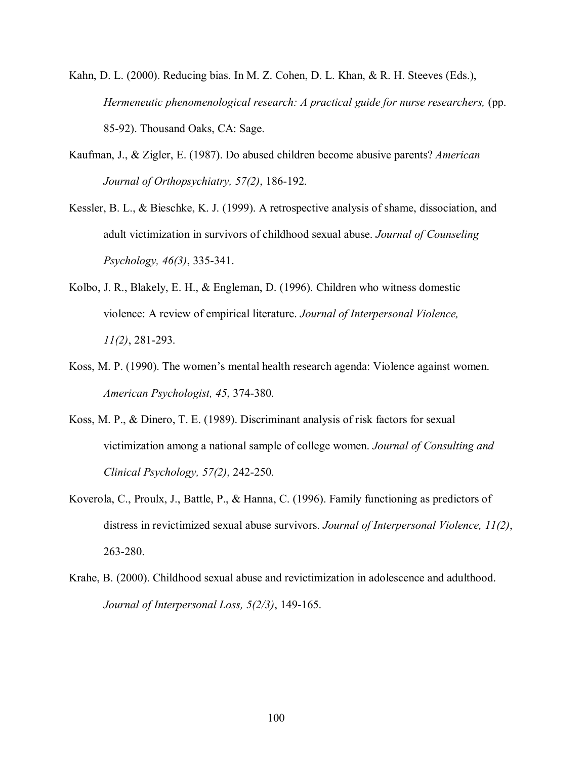Kahn, D. L. (2000). Reducing bias. In M. Z. Cohen, D. L. Khan, & R. H. Steeves (Eds.), *Hermeneutic phenomenological research: A practical guide for nurse researchers,* (pp. 85-92). Thousand Oaks, CA: Sage.

Kaufman, J., & Zigler, E. (1987). Do abused children become abusive parents? *American Journal of Orthopsychiatry, 57(2)*, 186-192.

Kessler, B. L., & Bieschke, K. J. (1999). A retrospective analysis of shame, dissociation, and adult victimization in survivors of childhood sexual abuse. *Journal of Counseling Psychology, 46(3)*, 335-341.

Kolbo, J. R., Blakely, E. H., & Engleman, D. (1996). Children who witness domestic violence: A review of empirical literature. *Journal of Interpersonal Violence, 11(2)*, 281-293.

Koss, M. P. (1990). The women's mental health research agenda: Violence against women. *American Psychologist, 45*, 374-380.

Koss, M. P., & Dinero, T. E. (1989). Discriminant analysis of risk factors for sexual victimization among a national sample of college women. *Journal of Consulting and Clinical Psychology, 57(2)*, 242-250.

Koverola, C., Proulx, J., Battle, P., & Hanna, C. (1996). Family functioning as predictors of distress in revictimized sexual abuse survivors. *Journal of Interpersonal Violence, 11(2)*, 263-280.

Krahe, B. (2000). Childhood sexual abuse and revictimization in adolescence and adulthood. *Journal of Interpersonal Loss, 5(2/3)*, 149-165.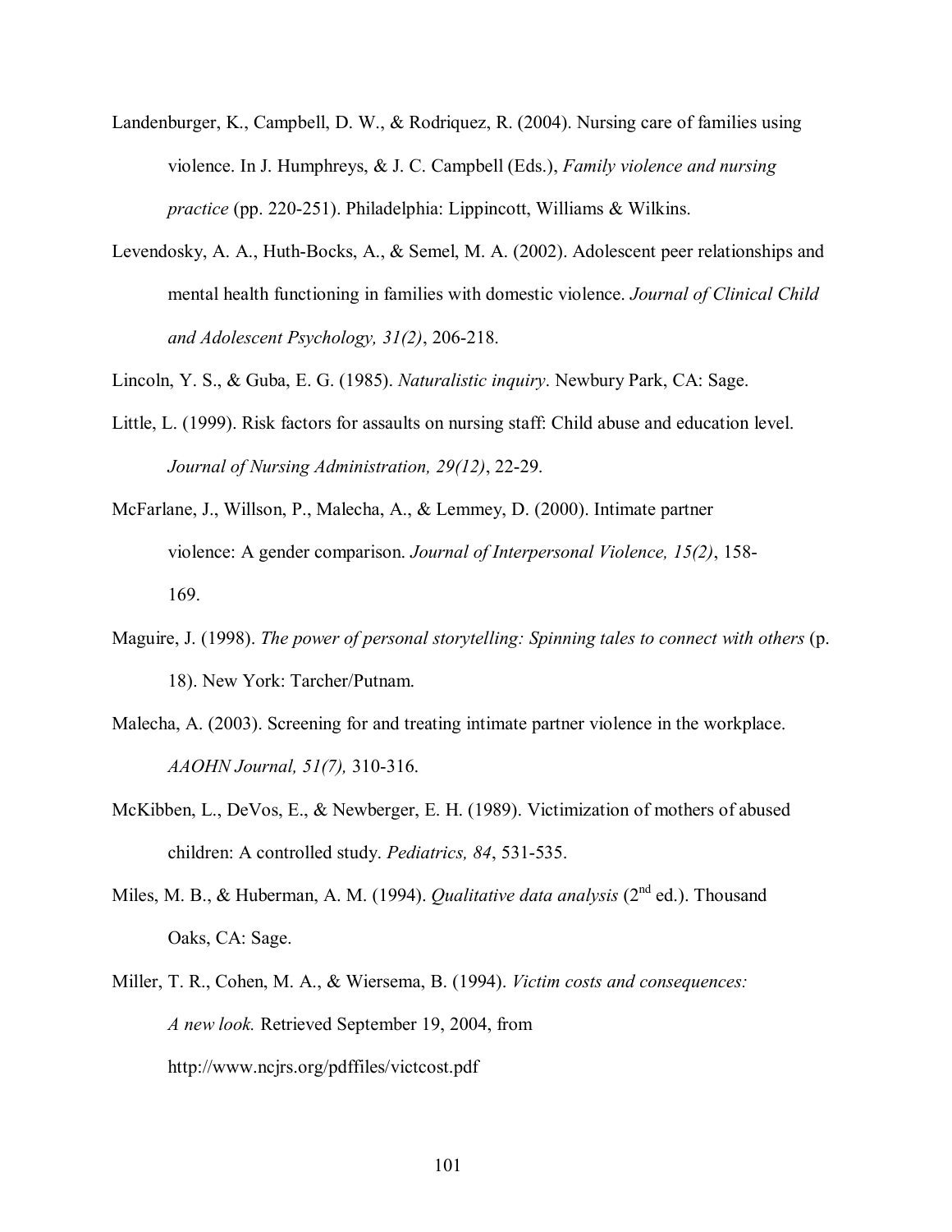Landenburger, K., Campbell, D. W., & Rodriquez, R. (2004). Nursing care of families using violence. In J. Humphreys, & J. C. Campbell (Eds.), *Family violence and nursing practice* (pp. 220-251). Philadelphia: Lippincott, Williams & Wilkins.

Levendosky, A. A., Huth-Bocks, A., & Semel, M. A. (2002). Adolescent peer relationships and mental health functioning in families with domestic violence. *Journal of Clinical Child and Adolescent Psychology, 31(2)*, 206-218.

Lincoln, Y. S., & Guba, E. G. (1985). *Naturalistic inquiry*. Newbury Park, CA: Sage.

Little, L. (1999). Risk factors for assaults on nursing staff: Child abuse and education level. *Journal of Nursing Administration, 29(12)*, 22-29.

McFarlane, J., Willson, P., Malecha, A., & Lemmey, D. (2000). Intimate partner violence: A gender comparison. *Journal of Interpersonal Violence, 15(2)*, 158-169.

Maguire, J. (1998). *The power of personal storytelling: Spinning tales to connect with others* (p. 18). New York: Tarcher/Putnam.

Malecha, A. (2003). Screening for and treating intimate partner violence in the workplace. *AAOHN Journal, 51(7),* 310-316.

McKibben, L., DeVos, E., & Newberger, E. H. (1989). Victimization of mothers of abused children: A controlled study. *Pediatrics, 84*, 531-535.

Miles, M. B., & Huberman, A. M. (1994). *Qualitative data analysis* (2nd ed.). Thousand Oaks, CA: Sage.

Miller, T. R., Cohen, M. A., & Wiersema, B. (1994). *Victim costs and consequences: A new look.* Retrieved September 19, 2004, from http://www.ncjrs.org/pdffiles/victcost.pdf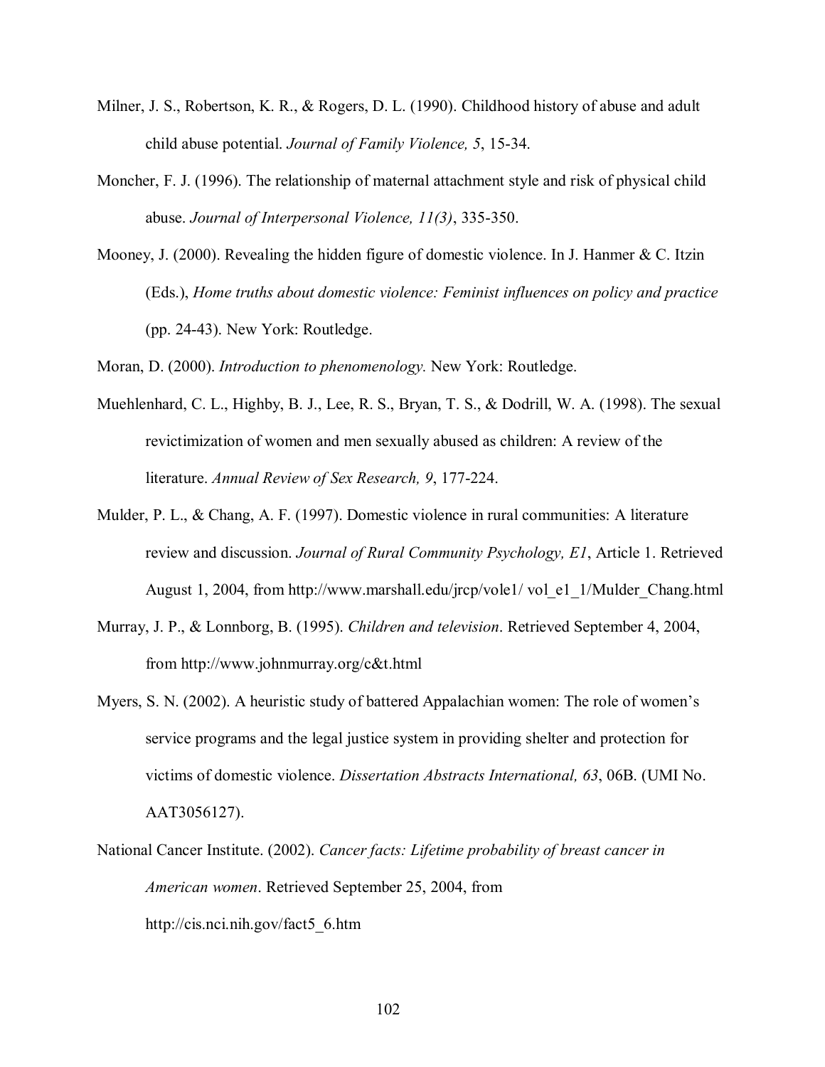Milner, J. S., Robertson, K. R., & Rogers, D. L. (1990). Childhood history of abuse and adult child abuse potential. *Journal of Family Violence, 5*, 15-34.

Moncher, F. J. (1996). The relationship of maternal attachment style and risk of physical child abuse. *Journal of Interpersonal Violence, 11(3)*, 335-350.

Mooney, J. (2000). Revealing the hidden figure of domestic violence. In J. Hanmer & C. Itzin (Eds.), *Home truths about domestic violence: Feminist influences on policy and practice* (pp. 24-43). New York: Routledge.

Moran, D. (2000). *Introduction to phenomenology.* New York: Routledge.

Muehlenhard, C. L., Highby, B. J., Lee, R. S., Bryan, T. S., & Dodrill, W. A. (1998). The sexual revictimization of women and men sexually abused as children: A review of the literature. *Annual Review of Sex Research, 9*, 177-224.

Mulder, P. L., & Chang, A. F. (1997). Domestic violence in rural communities: A literature review and discussion. *Journal of Rural Community Psychology, E1*, Article 1. Retrieved August 1, 2004, from http://www.marshall.edu/jrcp/vole1/ vol_e1_1/Mulder_Chang.html

Murray, J. P., & Lonnborg, B. (1995). *Children and television*. Retrieved September 4, 2004, from http://www.johnmurray.org/c&t.html

Myers, S. N. (2002). A heuristic study of battered Appalachian women: The role of women's service programs and the legal justice system in providing shelter and protection for victims of domestic violence. *Dissertation Abstracts International, 63*, 06B. (UMI No. AAT3056127).

National Cancer Institute. (2002). *Cancer facts: Lifetime probability of breast cancer in American women*. Retrieved September 25, 2004, from http://cis.nci.nih.gov/fact5_6.htm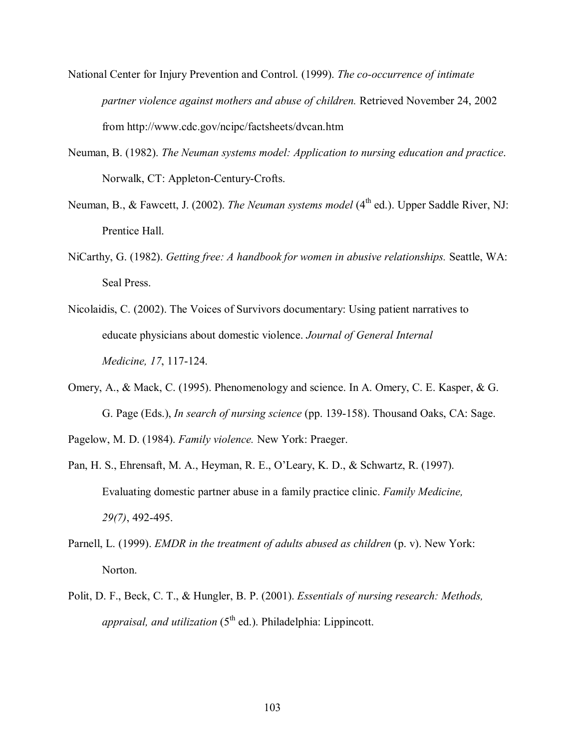National Center for Injury Prevention and Control. (1999). *The co-occurrence of intimate partner violence against mothers and abuse of children.* Retrieved November 24, 2002 from http://www.cdc.gov/ncipc/factsheets/dvcan.htm

Neuman, B. (1982). *The Neuman systems model: Application to nursing education and practice*. Norwalk, CT: Appleton-Century-Crofts.

Neuman, B., & Fawcett, J. (2002). *The Neuman systems model* (4th ed.). Upper Saddle River, NJ: Prentice Hall.

NiCarthy, G. (1982). *Getting free: A handbook for women in abusive relationships.* Seattle, WA: Seal Press.

Nicolaidis, C. (2002). The Voices of Survivors documentary: Using patient narratives to educate physicians about domestic violence. *Journal of General Internal Medicine, 17*, 117-124.

Omery, A., & Mack, C. (1995). Phenomenology and science. In A. Omery, C. E. Kasper, & G. G. Page (Eds.), *In search of nursing science* (pp. 139-158). Thousand Oaks, CA: Sage.

Pagelow, M. D. (1984). *Family violence.* New York: Praeger.

Pan, H. S., Ehrensaft, M. A., Heyman, R. E., O'Leary, K. D., & Schwartz, R. (1997). Evaluating domestic partner abuse in a family practice clinic. *Family Medicine, 29(7)*, 492-495.

Parnell, L. (1999). *EMDR in the treatment of adults abused as children* (p. v). New York: Norton.

Polit, D. F., Beck, C. T., & Hungler, B. P. (2001). *Essentials of nursing research: Methods, appraisal, and utilization* (5th ed.). Philadelphia: Lippincott.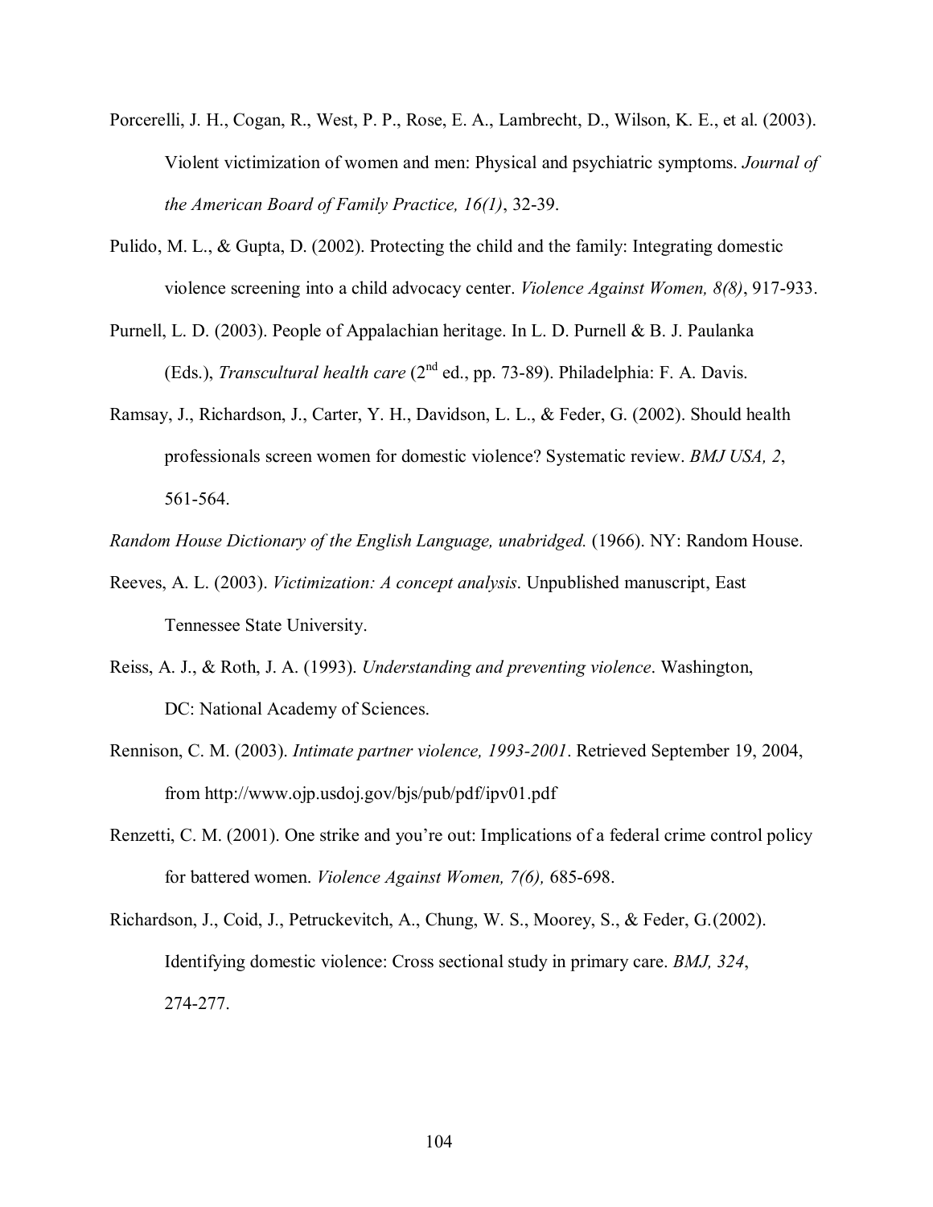Porcerelli, J. H., Cogan, R., West, P. P., Rose, E. A., Lambrecht, D., Wilson, K. E., et al. (2003). Violent victimization of women and men: Physical and psychiatric symptoms. *Journal of the American Board of Family Practice, 16(1)*, 32-39.

Pulido, M. L., & Gupta, D. (2002). Protecting the child and the family: Integrating domestic violence screening into a child advocacy center. *Violence Against Women, 8(8)*, 917-933.

Purnell, L. D. (2003). People of Appalachian heritage. In L. D. Purnell & B. J. Paulanka (Eds.), *Transcultural health care* (2nd ed., pp. 73-89). Philadelphia: F. A. Davis.

Ramsay, J., Richardson, J., Carter, Y. H., Davidson, L. L., & Feder, G. (2002). Should health professionals screen women for domestic violence? Systematic review. *BMJ USA, 2*, 561-564.

*Random House Dictionary of the English Language, unabridged.* (1966). NY: Random House.

Reeves, A. L. (2003). *Victimization: A concept analysis*. Unpublished manuscript, East Tennessee State University.

Reiss, A. J., & Roth, J. A. (1993). *Understanding and preventing violence*. Washington, DC: National Academy of Sciences.

Rennison, C. M. (2003). *Intimate partner violence, 1993-2001*. Retrieved September 19, 2004, from http://www.ojp.usdoj.gov/bjs/pub/pdf/ipv01.pdf

Renzetti, C. M. (2001). One strike and you're out: Implications of a federal crime control policy for battered women. *Violence Against Women, 7(6),* 685-698.

Richardson, J., Coid, J., Petruckevitch, A., Chung, W. S., Moorey, S., & Feder, G.(2002). Identifying domestic violence: Cross sectional study in primary care. *BMJ, 324*, 274-277.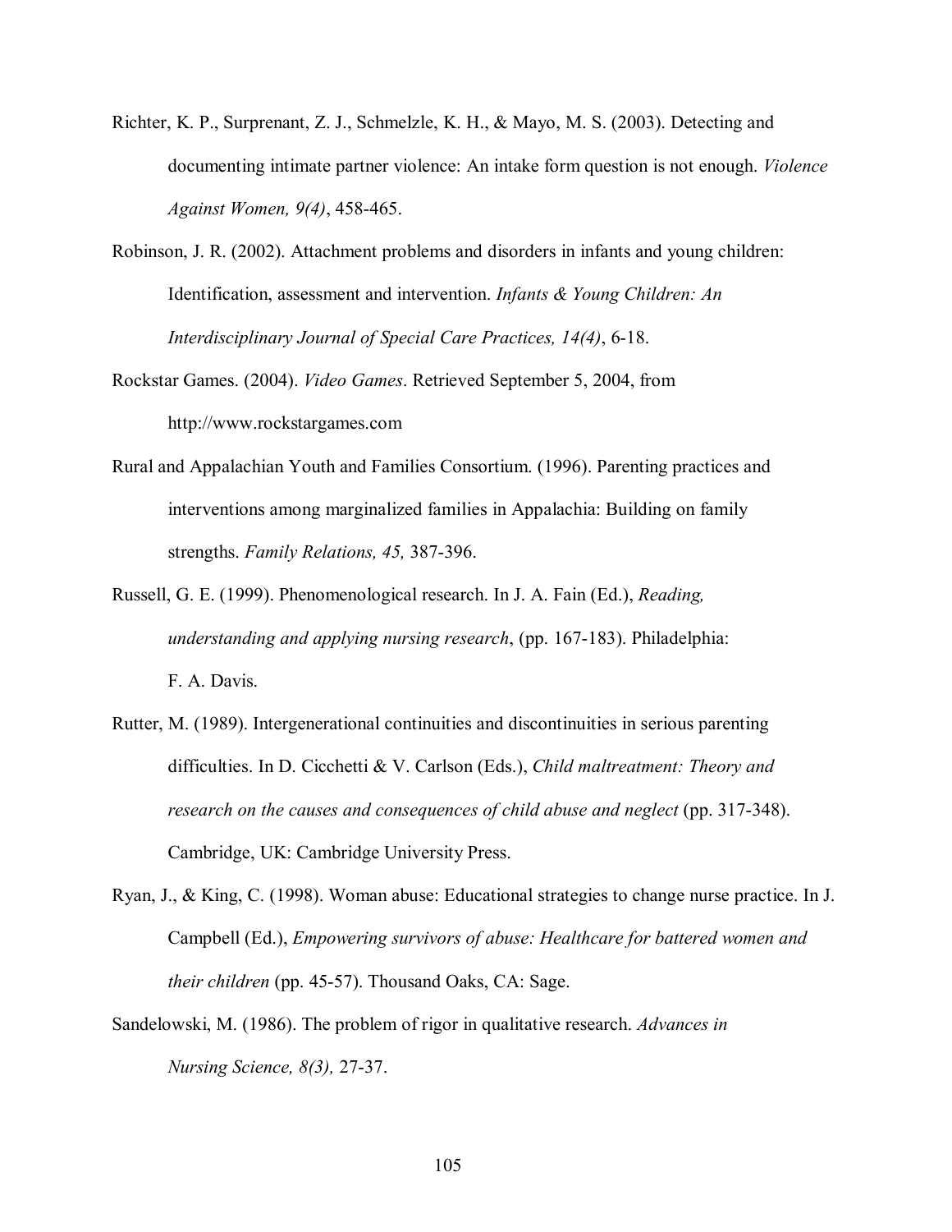Richter, K. P., Surprenant, Z. J., Schmelzle, K. H., & Mayo, M. S. (2003). Detecting and documenting intimate partner violence: An intake form question is not enough. *Violence Against Women, 9(4)*, 458-465.

Robinson, J. R. (2002). Attachment problems and disorders in infants and young children: Identification, assessment and intervention. *Infants & Young Children: An Interdisciplinary Journal of Special Care Practices, 14(4)*, 6-18.

Rockstar Games. (2004). *Video Games*. Retrieved September 5, 2004, from http://www.rockstargames.com

Rural and Appalachian Youth and Families Consortium. (1996). Parenting practices and interventions among marginalized families in Appalachia: Building on family strengths. *Family Relations, 45,* 387-396.

Russell, G. E. (1999). Phenomenological research. In J. A. Fain (Ed.), *Reading, understanding and applying nursing research*, (pp. 167-183). Philadelphia: F. A. Davis.

Rutter, M. (1989). Intergenerational continuities and discontinuities in serious parenting difficulties. In D. Cicchetti & V. Carlson (Eds.), *Child maltreatment: Theory and research on the causes and consequences of child abuse and neglect* (pp. 317-348). Cambridge, UK: Cambridge University Press.

Ryan, J., & King, C. (1998). Woman abuse: Educational strategies to change nurse practice. In J. Campbell (Ed.), *Empowering survivors of abuse: Healthcare for battered women and their children* (pp. 45-57). Thousand Oaks, CA: Sage.

Sandelowski, M. (1986). The problem of rigor in qualitative research. *Advances in Nursing Science, 8(3),* 27-37.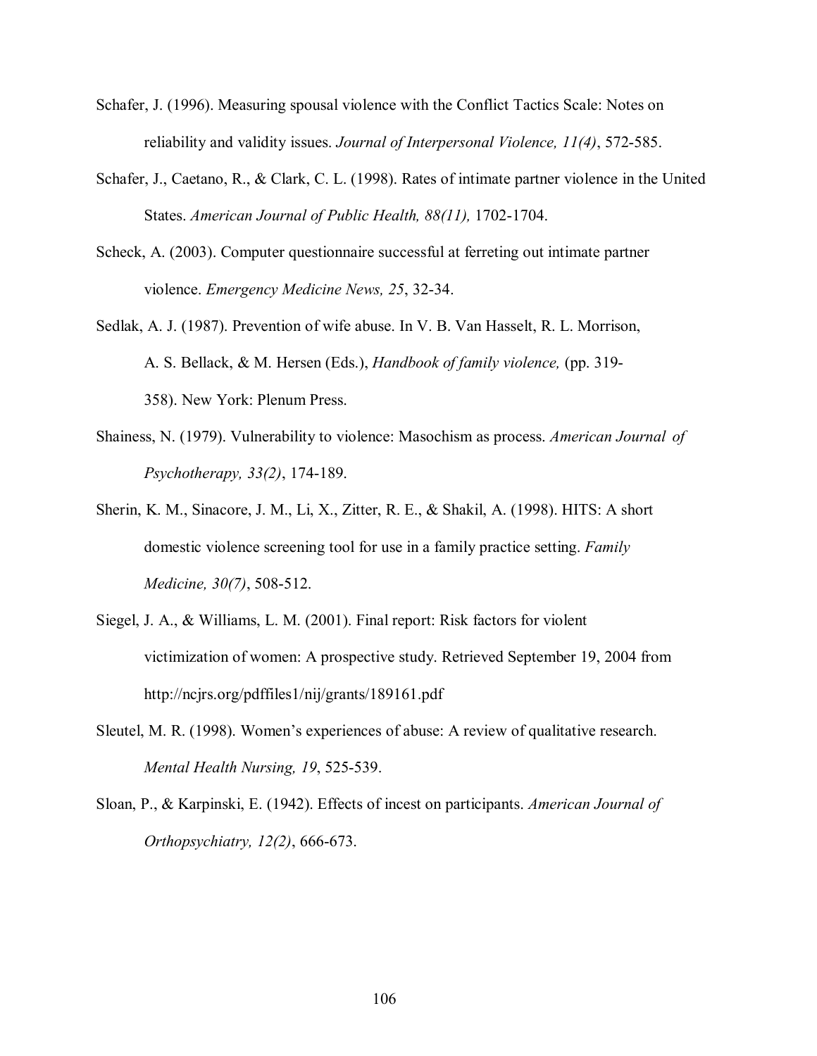Schafer, J. (1996). Measuring spousal violence with the Conflict Tactics Scale: Notes on reliability and validity issues. *Journal of Interpersonal Violence, 11(4)*, 572-585.

Schafer, J., Caetano, R., & Clark, C. L. (1998). Rates of intimate partner violence in the United States. *American Journal of Public Health, 88(11),* 1702-1704.

Scheck, A. (2003). Computer questionnaire successful at ferreting out intimate partner violence. *Emergency Medicine News, 25*, 32-34.

Sedlak, A. J. (1987). Prevention of wife abuse. In V. B. Van Hasselt, R. L. Morrison, A. S. Bellack, & M. Hersen (Eds.), *Handbook of family violence,* (pp. 319-358). New York: Plenum Press.

Shainess, N. (1979). Vulnerability to violence: Masochism as process. *American Journal of Psychotherapy, 33(2)*, 174-189.

Sherin, K. M., Sinacore, J. M., Li, X., Zitter, R. E., & Shakil, A. (1998). HITS: A short domestic violence screening tool for use in a family practice setting. *Family Medicine, 30(7)*, 508-512.

Siegel, J. A., & Williams, L. M. (2001). Final report: Risk factors for violent victimization of women: A prospective study. Retrieved September 19, 2004 from http://ncjrs.org/pdffiles1/nij/grants/189161.pdf

Sleutel, M. R. (1998). Women's experiences of abuse: A review of qualitative research. *Mental Health Nursing, 19*, 525-539.

Sloan, P., & Karpinski, E. (1942). Effects of incest on participants. *American Journal of Orthopsychiatry, 12(2)*, 666-673.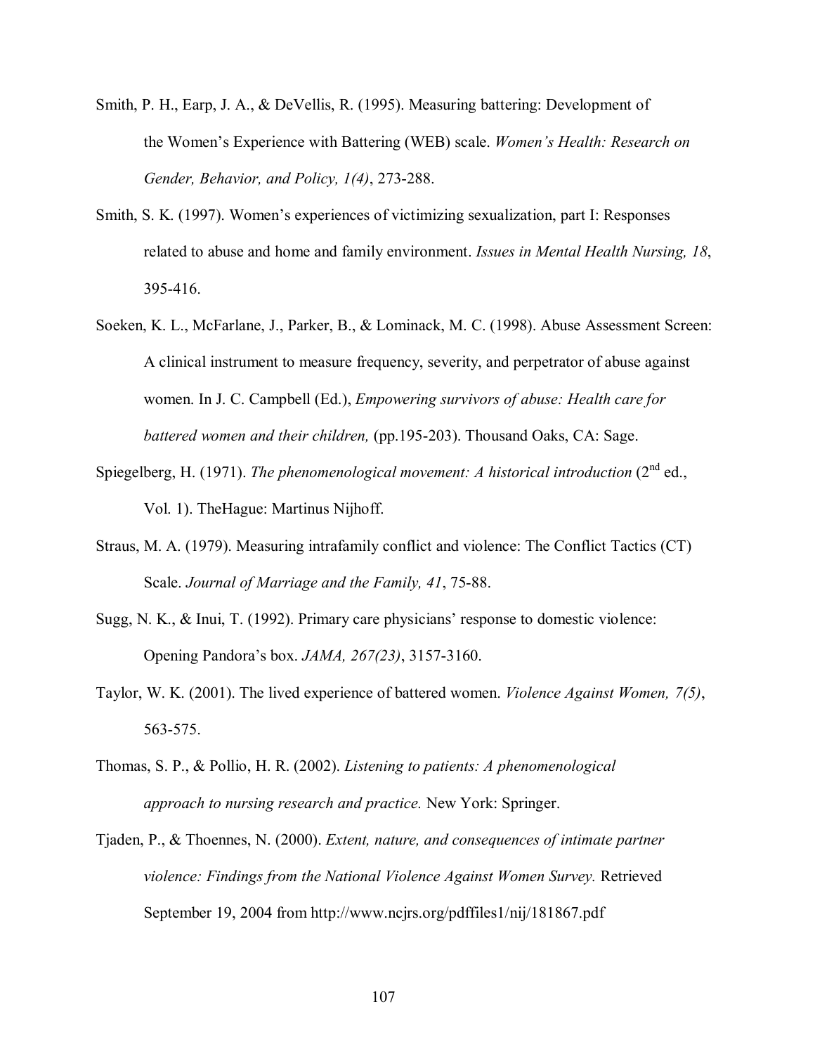Smith, P. H., Earp, J. A., & DeVellis, R. (1995). Measuring battering: Development of the Women's Experience with Battering (WEB) scale. *Women's Health: Research on Gender, Behavior, and Policy, 1(4)*, 273-288.

Smith, S. K. (1997). Women's experiences of victimizing sexualization, part I: Responses related to abuse and home and family environment. *Issues in Mental Health Nursing, 18*, 395-416.

Soeken, K. L., McFarlane, J., Parker, B., & Lominack, M. C. (1998). Abuse Assessment Screen: A clinical instrument to measure frequency, severity, and perpetrator of abuse against women. In J. C. Campbell (Ed.), *Empowering survivors of abuse: Health care for battered women and their children,* (pp.195-203). Thousand Oaks, CA: Sage.

Spiegelberg, H. (1971). *The phenomenological movement: A historical introduction* (2nd ed., Vol. 1). TheHague: Martinus Nijhoff.

Straus, M. A. (1979). Measuring intrafamily conflict and violence: The Conflict Tactics (CT) Scale. *Journal of Marriage and the Family, 41*, 75-88.

Sugg, N. K., & Inui, T. (1992). Primary care physicians' response to domestic violence: Opening Pandora's box. *JAMA, 267(23)*, 3157-3160.

Taylor, W. K. (2001). The lived experience of battered women. *Violence Against Women, 7(5)*, 563-575.

Thomas, S. P., & Pollio, H. R. (2002). *Listening to patients: A phenomenological approach to nursing research and practice.* New York: Springer.

Tjaden, P., & Thoennes, N. (2000). *Extent, nature, and consequences of intimate partner violence: Findings from the National Violence Against Women Survey.* Retrieved September 19, 2004 from http://www.ncjrs.org/pdffiles1/nij/181867.pdf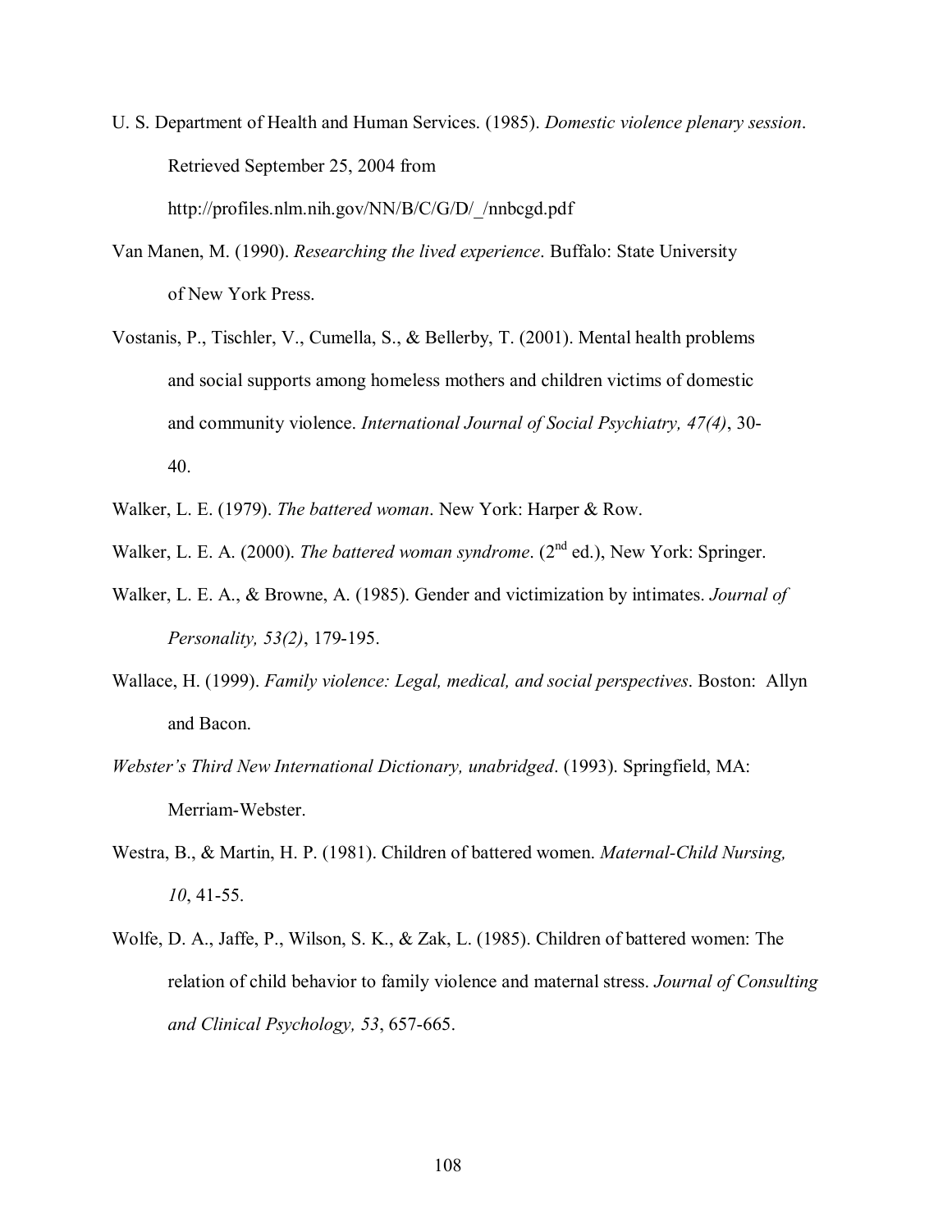U. S. Department of Health and Human Services. (1985). *Domestic violence plenary session*. Retrieved September 25, 2004 from http://profiles.nlm.nih.gov/NN/B/C/G/D/_/nnbcgd.pdf

Van Manen, M. (1990). *Researching the lived experience*. Buffalo: State University of New York Press.

Vostanis, P., Tischler, V., Cumella, S., & Bellerby, T. (2001). Mental health problems and social supports among homeless mothers and children victims of domestic and community violence. *International Journal of Social Psychiatry, 47(4)*, 30-40.

Walker, L. E. (1979). *The battered woman*. New York: Harper & Row.

Walker, L. E. A. (2000). *The battered woman syndrome*. (2nd ed.), New York: Springer.

Walker, L. E. A., & Browne, A. (1985). Gender and victimization by intimates. *Journal of Personality, 53(2)*, 179-195.

Wallace, H. (1999). *Family violence: Legal, medical, and social perspectives*. Boston: Allyn and Bacon.

*Webster's Third New International Dictionary, unabridged*. (1993). Springfield, MA: Merriam-Webster.

Westra, B., & Martin, H. P. (1981). Children of battered women. *Maternal-Child Nursing, 10*, 41-55.

Wolfe, D. A., Jaffe, P., Wilson, S. K., & Zak, L. (1985). Children of battered women: The relation of child behavior to family violence and maternal stress. *Journal of Consulting and Clinical Psychology, 53*, 657-665.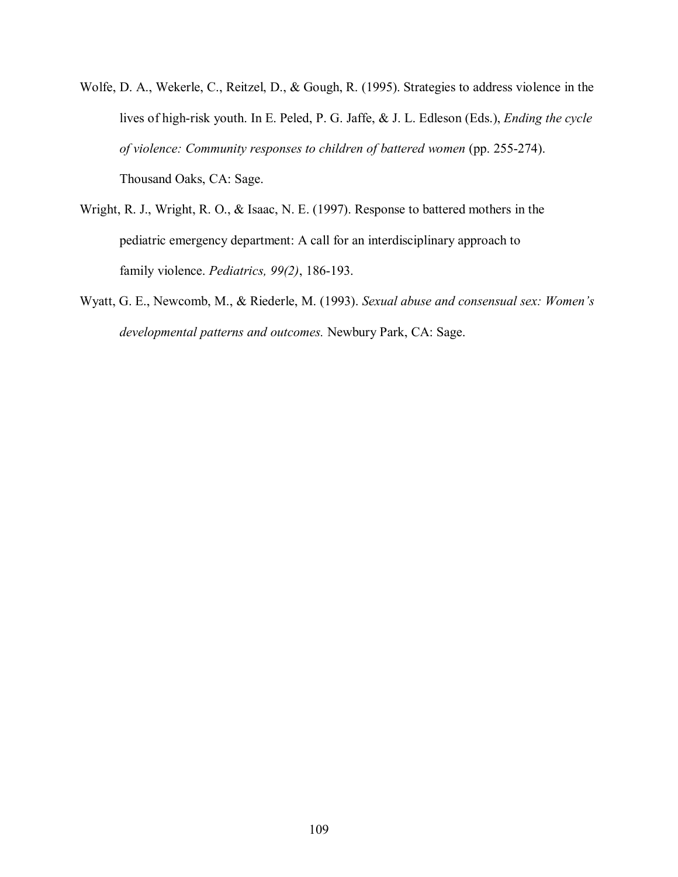Wolfe, D. A., Wekerle, C., Reitzel, D., & Gough, R. (1995). Strategies to address violence in the lives of high-risk youth. In E. Peled, P. G. Jaffe, & J. L. Edleson (Eds.), *Ending the cycle of violence: Community responses to children of battered women* (pp. 255-274). Thousand Oaks, CA: Sage.

Wright, R. J., Wright, R. O., & Isaac, N. E. (1997). Response to battered mothers in the pediatric emergency department: A call for an interdisciplinary approach to family violence. *Pediatrics, 99(2)*, 186-193.

Wyatt, G. E., Newcomb, M., & Riederle, M. (1993). *Sexual abuse and consensual sex: Women's developmental patterns and outcomes.* Newbury Park, CA: Sage.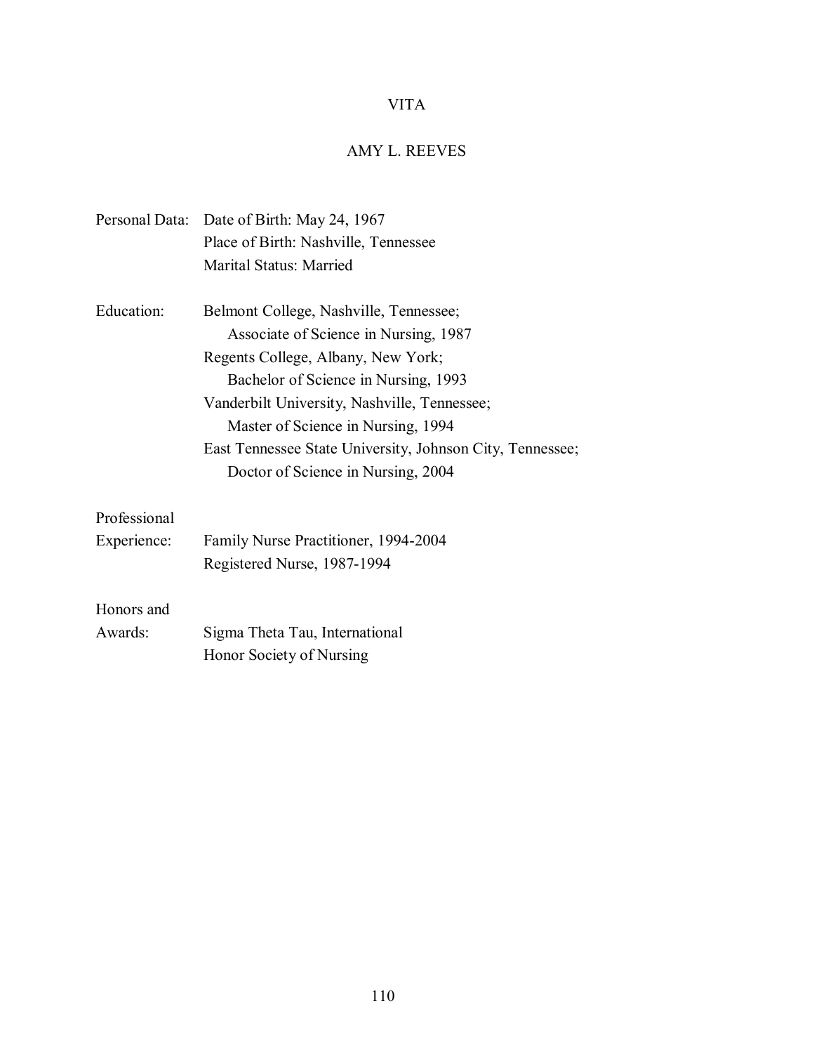# VITA

## AMY L. REEVES

| | |
|---|---|
| Personal Data: | Date of Birth: May 24, 1967 |
| | Place of Birth: Nashville, Tennessee |
| | Marital Status: Married |
| Education: | Belmont College, Nashville, Tennessee; Associate of Science in Nursing, 1987 |
| | Regents College, Albany, New York; Bachelor of Science in Nursing, 1993 |
| | Vanderbilt University, Nashville, Tennessee; Master of Science in Nursing, 1994 |
| | East Tennessee State University, Johnson City, Tennessee; Doctor of Science in Nursing, 2004 |
| Professional Experience: | Family Nurse Practitioner, 1994-2004 |
| | Registered Nurse, 1987-1994 |
| Honors and Awards: | Sigma Theta Tau, International Honor Society of Nursing |